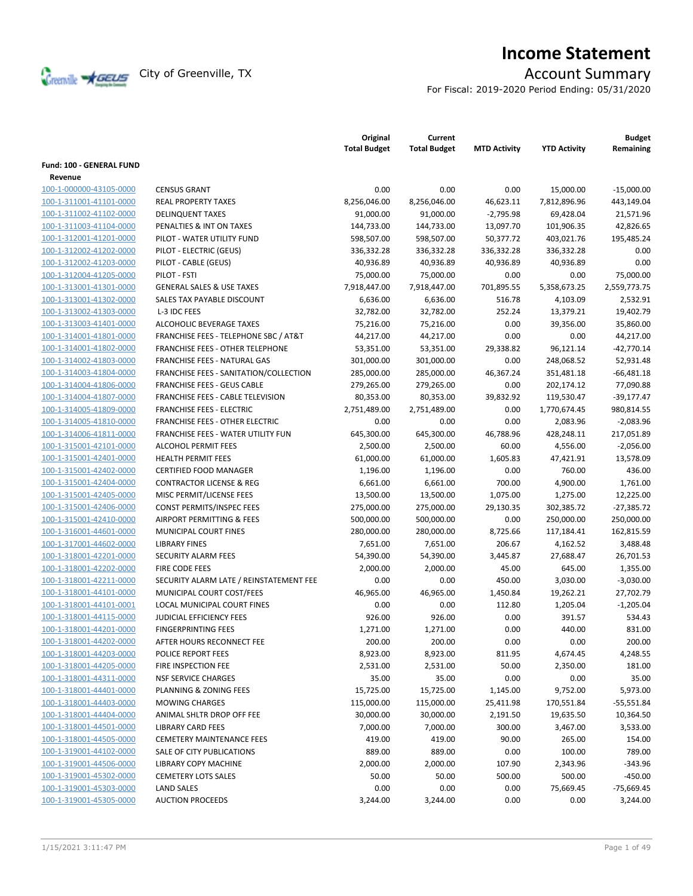# Income Statement

City of Greenville, TX

## Account Summary

For Fiscal: 2019-2020 Period Ending: 05/31/2020

| | | Original Total Budget | Current Total Budget | MTD Activity | YTD Activity | Budget Remaining |
|---|---|---|---|---|---|---|
| **Fund: 100 - GENERAL FUND** | | | | | | |
| **Revenue** | | | | | | |
| 100-1-000000-43105-0000 | CENSUS GRANT | 0.00 | 0.00 | 0.00 | 15,000.00 | -15,000.00 |
| 100-1-311001-41101-0000 | REAL PROPERTY TAXES | 8,256,046.00 | 8,256,046.00 | 46,623.11 | 7,812,896.96 | 443,149.04 |
| 100-1-311002-41102-0000 | DELINQUENT TAXES | 91,000.00 | 91,000.00 | -2,795.98 | 69,428.04 | 21,571.96 |
| 100-1-311003-41104-0000 | PENALTIES & INT ON TAXES | 144,733.00 | 144,733.00 | 13,097.70 | 101,906.35 | 42,826.65 |
| 100-1-312001-41201-0000 | PILOT - WATER UTILITY FUND | 598,507.00 | 598,507.00 | 50,377.72 | 403,021.76 | 195,485.24 |
| 100-1-312002-41202-0000 | PILOT - ELECTRIC (GEUS) | 336,332.28 | 336,332.28 | 336,332.28 | 336,332.28 | 0.00 |
| 100-1-312002-41203-0000 | PILOT - CABLE (GEUS) | 40,936.89 | 40,936.89 | 40,936.89 | 40,936.89 | 0.00 |
| 100-1-312004-41205-0000 | PILOT - FSTI | 75,000.00 | 75,000.00 | 0.00 | 0.00 | 75,000.00 |
| 100-1-313001-41301-0000 | GENERAL SALES & USE TAXES | 7,918,447.00 | 7,918,447.00 | 701,895.55 | 5,358,673.25 | 2,559,773.75 |
| 100-1-313001-41302-0000 | SALES TAX PAYABLE DISCOUNT | 6,636.00 | 6,636.00 | 516.78 | 4,103.09 | 2,532.91 |
| 100-1-313002-41303-0000 | L-3 IDC FEES | 32,782.00 | 32,782.00 | 252.24 | 13,379.21 | 19,402.79 |
| 100-1-313003-41401-0000 | ALCOHOLIC BEVERAGE TAXES | 75,216.00 | 75,216.00 | 0.00 | 39,356.00 | 35,860.00 |
| 100-1-314001-41801-0000 | FRANCHISE FEES - TELEPHONE SBC / AT&T | 44,217.00 | 44,217.00 | 0.00 | 0.00 | 44,217.00 |
| 100-1-314001-41802-0000 | FRANCHISE FEES - OTHER TELEPHONE | 53,351.00 | 53,351.00 | 29,338.82 | 96,121.14 | -42,770.14 |
| 100-1-314002-41803-0000 | FRANCHISE FEES - NATURAL GAS | 301,000.00 | 301,000.00 | 0.00 | 248,068.52 | 52,931.48 |
| 100-1-314003-41804-0000 | FRANCHISE FEES - SANITATION/COLLECTION | 285,000.00 | 285,000.00 | 46,367.24 | 351,481.18 | -66,481.18 |
| 100-1-314004-41806-0000 | FRANCHISE FEES - GEUS CABLE | 279,265.00 | 279,265.00 | 0.00 | 202,174.12 | 77,090.88 |
| 100-1-314004-41807-0000 | FRANCHISE FEES - CABLE TELEVISION | 80,353.00 | 80,353.00 | 39,832.92 | 119,530.47 | -39,177.47 |
| 100-1-314005-41809-0000 | FRANCHISE FEES - ELECTRIC | 2,751,489.00 | 2,751,489.00 | 0.00 | 1,770,674.45 | 980,814.55 |
| 100-1-314005-41810-0000 | FRANCHISE FEES - OTHER ELECTRIC | 0.00 | 0.00 | 0.00 | 2,083.96 | -2,083.96 |
| 100-1-314006-41811-0000 | FRANCHISE FEES - WATER UTILITY FUN | 645,300.00 | 645,300.00 | 46,788.96 | 428,248.11 | 217,051.89 |
| 100-1-315001-42101-0000 | ALCOHOL PERMIT FEES | 2,500.00 | 2,500.00 | 60.00 | 4,556.00 | -2,056.00 |
| 100-1-315001-42401-0000 | HEALTH PERMIT FEES | 61,000.00 | 61,000.00 | 1,605.83 | 47,421.91 | 13,578.09 |
| 100-1-315001-42402-0000 | CERTIFIED FOOD MANAGER | 1,196.00 | 1,196.00 | 0.00 | 760.00 | 436.00 |
| 100-1-315001-42404-0000 | CONTRACTOR LICENSE & REG | 6,661.00 | 6,661.00 | 700.00 | 4,900.00 | 1,761.00 |
| 100-1-315001-42405-0000 | MISC PERMIT/LICENSE FEES | 13,500.00 | 13,500.00 | 1,075.00 | 1,275.00 | 12,225.00 |
| 100-1-315001-42406-0000 | CONST PERMITS/INSPEC FEES | 275,000.00 | 275,000.00 | 29,130.35 | 302,385.72 | -27,385.72 |
| 100-1-315001-42410-0000 | AIRPORT PERMITTING & FEES | 500,000.00 | 500,000.00 | 0.00 | 250,000.00 | 250,000.00 |
| 100-1-316001-44601-0000 | MUNICIPAL COURT FINES | 280,000.00 | 280,000.00 | 8,725.66 | 117,184.41 | 162,815.59 |
| 100-1-317001-44602-0000 | LIBRARY FINES | 7,651.00 | 7,651.00 | 206.67 | 4,162.52 | 3,488.48 |
| 100-1-318001-42201-0000 | SECURITY ALARM FEES | 54,390.00 | 54,390.00 | 3,445.87 | 27,688.47 | 26,701.53 |
| 100-1-318001-42202-0000 | FIRE CODE FEES | 2,000.00 | 2,000.00 | 45.00 | 645.00 | 1,355.00 |
| 100-1-318001-42211-0000 | SECURITY ALARM LATE / REINSTATEMENT FEE | 0.00 | 0.00 | 450.00 | 3,030.00 | -3,030.00 |
| 100-1-318001-44101-0000 | MUNICIPAL COURT COST/FEES | 46,965.00 | 46,965.00 | 1,450.84 | 19,262.21 | 27,702.79 |
| 100-1-318001-44101-0001 | LOCAL MUNICIPAL COURT FINES | 0.00 | 0.00 | 112.80 | 1,205.04 | -1,205.04 |
| 100-1-318001-44115-0000 | JUDICIAL EFFICIENCY FEES | 926.00 | 926.00 | 0.00 | 391.57 | 534.43 |
| 100-1-318001-44201-0000 | FINGERPRINTING FEES | 1,271.00 | 1,271.00 | 0.00 | 440.00 | 831.00 |
| 100-1-318001-44202-0000 | AFTER HOURS RECONNECT FEE | 200.00 | 200.00 | 0.00 | 0.00 | 200.00 |
| 100-1-318001-44203-0000 | POLICE REPORT FEES | 8,923.00 | 8,923.00 | 811.95 | 4,674.45 | 4,248.55 |
| 100-1-318001-44205-0000 | FIRE INSPECTION FEE | 2,531.00 | 2,531.00 | 50.00 | 2,350.00 | 181.00 |
| 100-1-318001-44311-0000 | NSF SERVICE CHARGES | 35.00 | 35.00 | 0.00 | 0.00 | 35.00 |
| 100-1-318001-44401-0000 | PLANNING & ZONING FEES | 15,725.00 | 15,725.00 | 1,145.00 | 9,752.00 | 5,973.00 |
| 100-1-318001-44403-0000 | MOWING CHARGES | 115,000.00 | 115,000.00 | 25,411.98 | 170,551.84 | -55,551.84 |
| 100-1-318001-44404-0000 | ANIMAL SHLTR DROP OFF FEE | 30,000.00 | 30,000.00 | 2,191.50 | 19,635.50 | 10,364.50 |
| 100-1-318001-44501-0000 | LIBRARY CARD FEES | 7,000.00 | 7,000.00 | 300.00 | 3,467.00 | 3,533.00 |
| 100-1-318001-44505-0000 | CEMETERY MAINTENANCE FEES | 419.00 | 419.00 | 90.00 | 265.00 | 154.00 |
| 100-1-319001-44102-0000 | SALE OF CITY PUBLICATIONS | 889.00 | 889.00 | 0.00 | 100.00 | 789.00 |
| 100-1-319001-44506-0000 | LIBRARY COPY MACHINE | 2,000.00 | 2,000.00 | 107.90 | 2,343.96 | -343.96 |
| 100-1-319001-45302-0000 | CEMETERY LOTS SALES | 50.00 | 50.00 | 500.00 | 500.00 | -450.00 |
| 100-1-319001-45303-0000 | LAND SALES | 0.00 | 0.00 | 0.00 | 75,669.45 | -75,669.45 |
| 100-1-319001-45305-0000 | AUCTION PROCEEDS | 3,244.00 | 3,244.00 | 0.00 | 0.00 | 3,244.00 |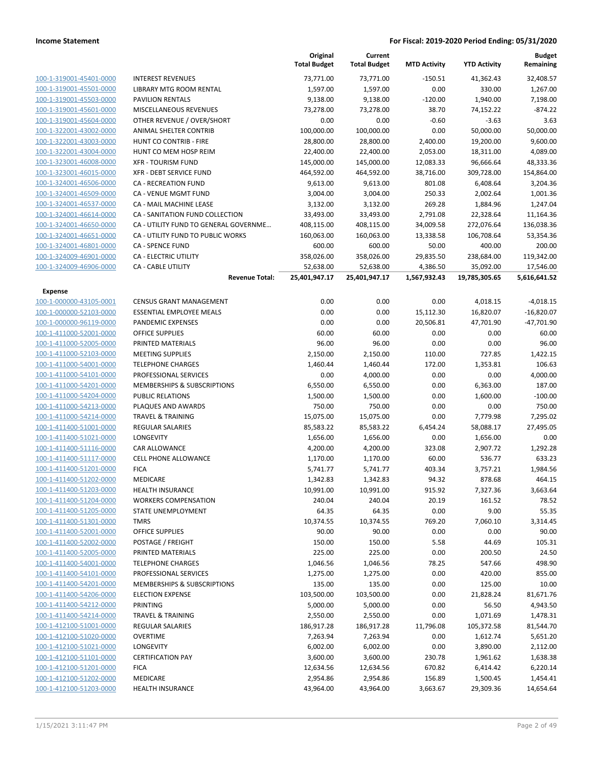| | | Original Total Budget | Current Total Budget | MTD Activity | YTD Activity | Budget Remaining |
|---|---|---|---|---|---|---|
| 100-1-319001-45401-0000 | INTEREST REVENUES | 73,771.00 | 73,771.00 | -150.51 | 41,362.43 | 32,408.57 |
| 100-1-319001-45501-0000 | LIBRARY MTG ROOM RENTAL | 1,597.00 | 1,597.00 | 0.00 | 330.00 | 1,267.00 |
| 100-1-319001-45503-0000 | PAVILION RENTALS | 9,138.00 | 9,138.00 | -120.00 | 1,940.00 | 7,198.00 |
| 100-1-319001-45601-0000 | MISCELLANEOUS REVENUES | 73,278.00 | 73,278.00 | 38.70 | 74,152.22 | -874.22 |
| 100-1-319001-45604-0000 | OTHER REVENUE / OVER/SHORT | 0.00 | 0.00 | -0.60 | -3.63 | 3.63 |
| 100-1-322001-43002-0000 | ANIMAL SHELTER CONTRIB | 100,000.00 | 100,000.00 | 0.00 | 50,000.00 | 50,000.00 |
| 100-1-322001-43003-0000 | HUNT CO CONTRIB - FIRE | 28,800.00 | 28,800.00 | 2,400.00 | 19,200.00 | 9,600.00 |
| 100-1-322001-43004-0000 | HUNT CO MEM HOSP REIM | 22,400.00 | 22,400.00 | 2,053.00 | 18,311.00 | 4,089.00 |
| 100-1-323001-46008-0000 | XFR - TOURISM FUND | 145,000.00 | 145,000.00 | 12,083.33 | 96,666.64 | 48,333.36 |
| 100-1-323001-46015-0000 | XFR - DEBT SERVICE FUND | 464,592.00 | 464,592.00 | 38,716.00 | 309,728.00 | 154,864.00 |
| 100-1-324001-46506-0000 | CA - RECREATION FUND | 9,613.00 | 9,613.00 | 801.08 | 6,408.64 | 3,204.36 |
| 100-1-324001-46509-0000 | CA - VENUE MGMT FUND | 3,004.00 | 3,004.00 | 250.33 | 2,002.64 | 1,001.36 |
| 100-1-324001-46537-0000 | CA - MAIL MACHINE LEASE | 3,132.00 | 3,132.00 | 269.28 | 1,884.96 | 1,247.04 |
| 100-1-324001-46614-0000 | CA - SANITATION FUND COLLECTION | 33,493.00 | 33,493.00 | 2,791.08 | 22,328.64 | 11,164.36 |
| 100-1-324001-46650-0000 | CA - UTILITY FUND TO GENERAL GOVERNME… | 408,115.00 | 408,115.00 | 34,009.58 | 272,076.64 | 136,038.36 |
| 100-1-324001-46651-0000 | CA - UTILITY FUND TO PUBLIC WORKS | 160,063.00 | 160,063.00 | 13,338.58 | 106,708.64 | 53,354.36 |
| 100-1-324001-46801-0000 | CA - SPENCE FUND | 600.00 | 600.00 | 50.00 | 400.00 | 200.00 |
| 100-1-324009-46901-0000 | CA - ELECTRIC UTILITY | 358,026.00 | 358,026.00 | 29,835.50 | 238,684.00 | 119,342.00 |
| 100-1-324009-46906-0000 | CA - CABLE UTILITY | 52,638.00 | 52,638.00 | 4,386.50 | 35,092.00 | 17,546.00 |
| | **Revenue Total:** | **25,401,947.17** | **25,401,947.17** | **1,567,932.43** | **19,785,305.65** | **5,616,641.52** |
| **Expense** | | | | | | |
| 100-1-000000-43105-0001 | CENSUS GRANT MANAGEMENT | 0.00 | 0.00 | 0.00 | 4,018.15 | -4,018.15 |
| 100-1-000000-52103-0000 | ESSENTIAL EMPLOYEE MEALS | 0.00 | 0.00 | 15,112.30 | 16,820.07 | -16,820.07 |
| 100-1-000000-96119-0000 | PANDEMIC EXPENSES | 0.00 | 0.00 | 20,506.81 | 47,701.90 | -47,701.90 |
| 100-1-411000-52001-0000 | OFFICE SUPPLIES | 60.00 | 60.00 | 0.00 | 0.00 | 60.00 |
| 100-1-411000-52005-0000 | PRINTED MATERIALS | 96.00 | 96.00 | 0.00 | 0.00 | 96.00 |
| 100-1-411000-52103-0000 | MEETING SUPPLIES | 2,150.00 | 2,150.00 | 110.00 | 727.85 | 1,422.15 |
| 100-1-411000-54001-0000 | TELEPHONE CHARGES | 1,460.44 | 1,460.44 | 172.00 | 1,353.81 | 106.63 |
| 100-1-411000-54101-0000 | PROFESSIONAL SERVICES | 0.00 | 4,000.00 | 0.00 | 0.00 | 4,000.00 |
| 100-1-411000-54201-0000 | MEMBERSHIPS & SUBSCRIPTIONS | 6,550.00 | 6,550.00 | 0.00 | 6,363.00 | 187.00 |
| 100-1-411000-54204-0000 | PUBLIC RELATIONS | 1,500.00 | 1,500.00 | 0.00 | 1,600.00 | -100.00 |
| 100-1-411000-54213-0000 | PLAQUES AND AWARDS | 750.00 | 750.00 | 0.00 | 0.00 | 750.00 |
| 100-1-411000-54214-0000 | TRAVEL & TRAINING | 15,075.00 | 15,075.00 | 0.00 | 7,779.98 | 7,295.02 |
| 100-1-411400-51001-0000 | REGULAR SALARIES | 85,583.22 | 85,583.22 | 6,454.24 | 58,088.17 | 27,495.05 |
| 100-1-411400-51021-0000 | LONGEVITY | 1,656.00 | 1,656.00 | 0.00 | 1,656.00 | 0.00 |
| 100-1-411400-51116-0000 | CAR ALLOWANCE | 4,200.00 | 4,200.00 | 323.08 | 2,907.72 | 1,292.28 |
| 100-1-411400-51117-0000 | CELL PHONE ALLOWANCE | 1,170.00 | 1,170.00 | 60.00 | 536.77 | 633.23 |
| 100-1-411400-51201-0000 | FICA | 5,741.77 | 5,741.77 | 403.34 | 3,757.21 | 1,984.56 |
| 100-1-411400-51202-0000 | MEDICARE | 1,342.83 | 1,342.83 | 94.32 | 878.68 | 464.15 |
| 100-1-411400-51203-0000 | HEALTH INSURANCE | 10,991.00 | 10,991.00 | 915.92 | 7,327.36 | 3,663.64 |
| 100-1-411400-51204-0000 | WORKERS COMPENSATION | 240.04 | 240.04 | 20.19 | 161.52 | 78.52 |
| 100-1-411400-51205-0000 | STATE UNEMPLOYMENT | 64.35 | 64.35 | 0.00 | 9.00 | 55.35 |
| 100-1-411400-51301-0000 | TMRS | 10,374.55 | 10,374.55 | 769.20 | 7,060.10 | 3,314.45 |
| 100-1-411400-52001-0000 | OFFICE SUPPLIES | 90.00 | 90.00 | 0.00 | 0.00 | 90.00 |
| 100-1-411400-52002-0000 | POSTAGE / FREIGHT | 150.00 | 150.00 | 5.58 | 44.69 | 105.31 |
| 100-1-411400-52005-0000 | PRINTED MATERIALS | 225.00 | 225.00 | 0.00 | 200.50 | 24.50 |
| 100-1-411400-54001-0000 | TELEPHONE CHARGES | 1,046.56 | 1,046.56 | 78.25 | 547.66 | 498.90 |
| 100-1-411400-54101-0000 | PROFESSIONAL SERVICES | 1,275.00 | 1,275.00 | 0.00 | 420.00 | 855.00 |
| 100-1-411400-54201-0000 | MEMBERSHIPS & SUBSCRIPTIONS | 135.00 | 135.00 | 0.00 | 125.00 | 10.00 |
| 100-1-411400-54206-0000 | ELECTION EXPENSE | 103,500.00 | 103,500.00 | 0.00 | 21,828.24 | 81,671.76 |
| 100-1-411400-54212-0000 | PRINTING | 5,000.00 | 5,000.00 | 0.00 | 56.50 | 4,943.50 |
| 100-1-411400-54214-0000 | TRAVEL & TRAINING | 2,550.00 | 2,550.00 | 0.00 | 1,071.69 | 1,478.31 |
| 100-1-412100-51001-0000 | REGULAR SALARIES | 186,917.28 | 186,917.28 | 11,796.08 | 105,372.58 | 81,544.70 |
| 100-1-412100-51020-0000 | OVERTIME | 7,263.94 | 7,263.94 | 0.00 | 1,612.74 | 5,651.20 |
| 100-1-412100-51021-0000 | LONGEVITY | 6,002.00 | 6,002.00 | 0.00 | 3,890.00 | 2,112.00 |
| 100-1-412100-51101-0000 | CERTIFICATION PAY | 3,600.00 | 3,600.00 | 230.78 | 1,961.62 | 1,638.38 |
| 100-1-412100-51201-0000 | FICA | 12,634.56 | 12,634.56 | 670.82 | 6,414.42 | 6,220.14 |
| 100-1-412100-51202-0000 | MEDICARE | 2,954.86 | 2,954.86 | 156.89 | 1,500.45 | 1,454.41 |
| 100-1-412100-51203-0000 | HEALTH INSURANCE | 43,964.00 | 43,964.00 | 3,663.67 | 29,309.36 | 14,654.64 |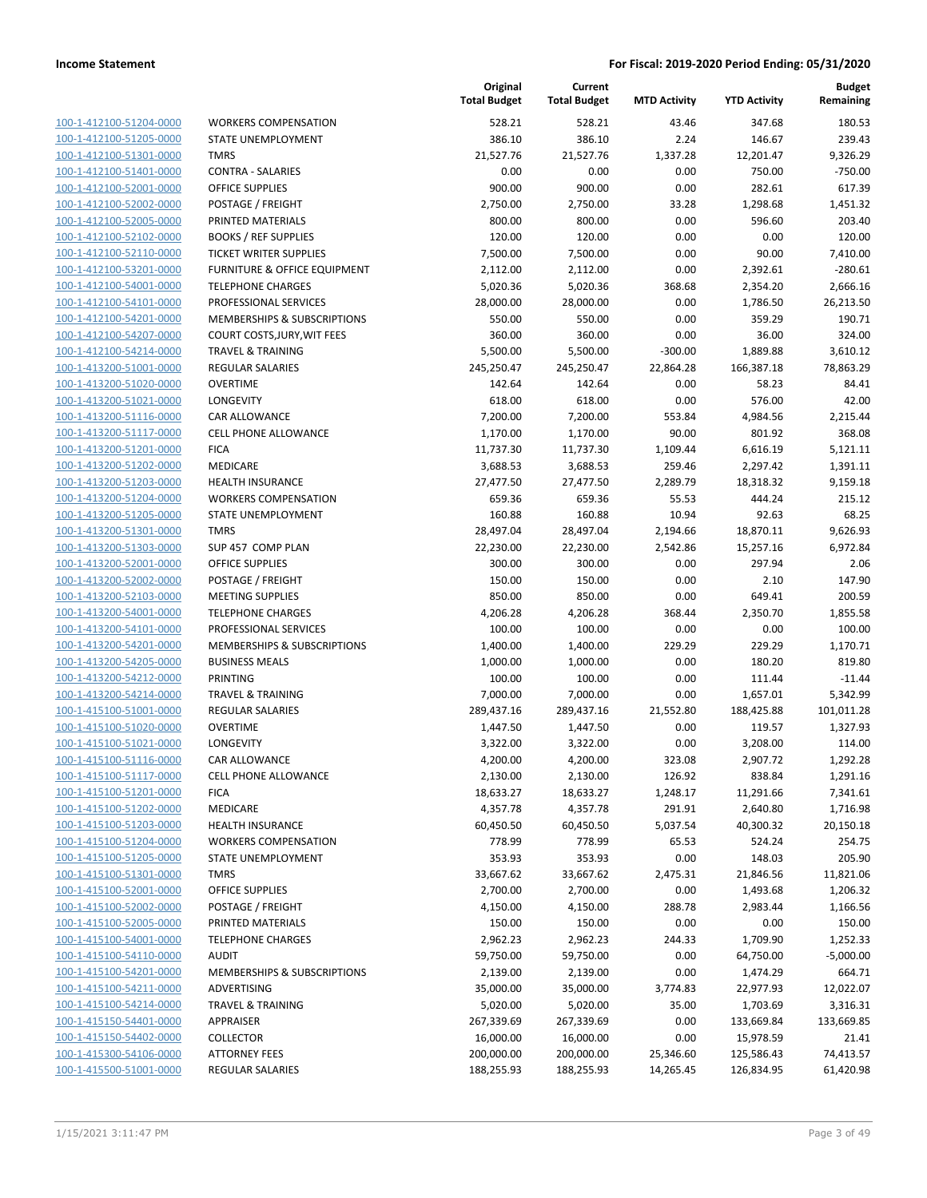| | | Original Total Budget | Current Total Budget | MTD Activity | YTD Activity | Budget Remaining |
|---|---|---|---|---|---|---|
| 100-1-412100-51204-0000 | WORKERS COMPENSATION | 528.21 | 528.21 | 43.46 | 347.68 | 180.53 |
| 100-1-412100-51205-0000 | STATE UNEMPLOYMENT | 386.10 | 386.10 | 2.24 | 146.67 | 239.43 |
| 100-1-412100-51301-0000 | TMRS | 21,527.76 | 21,527.76 | 1,337.28 | 12,201.47 | 9,326.29 |
| 100-1-412100-51401-0000 | CONTRA - SALARIES | 0.00 | 0.00 | 0.00 | 750.00 | -750.00 |
| 100-1-412100-52001-0000 | OFFICE SUPPLIES | 900.00 | 900.00 | 0.00 | 282.61 | 617.39 |
| 100-1-412100-52002-0000 | POSTAGE / FREIGHT | 2,750.00 | 2,750.00 | 33.28 | 1,298.68 | 1,451.32 |
| 100-1-412100-52005-0000 | PRINTED MATERIALS | 800.00 | 800.00 | 0.00 | 596.60 | 203.40 |
| 100-1-412100-52102-0000 | BOOKS / REF SUPPLIES | 120.00 | 120.00 | 0.00 | 0.00 | 120.00 |
| 100-1-412100-52110-0000 | TICKET WRITER SUPPLIES | 7,500.00 | 7,500.00 | 0.00 | 90.00 | 7,410.00 |
| 100-1-412100-53201-0000 | FURNITURE & OFFICE EQUIPMENT | 2,112.00 | 2,112.00 | 0.00 | 2,392.61 | -280.61 |
| 100-1-412100-54001-0000 | TELEPHONE CHARGES | 5,020.36 | 5,020.36 | 368.68 | 2,354.20 | 2,666.16 |
| 100-1-412100-54101-0000 | PROFESSIONAL SERVICES | 28,000.00 | 28,000.00 | 0.00 | 1,786.50 | 26,213.50 |
| 100-1-412100-54201-0000 | MEMBERSHIPS & SUBSCRIPTIONS | 550.00 | 550.00 | 0.00 | 359.29 | 190.71 |
| 100-1-412100-54207-0000 | COURT COSTS,JURY,WIT FEES | 360.00 | 360.00 | 0.00 | 36.00 | 324.00 |
| 100-1-412100-54214-0000 | TRAVEL & TRAINING | 5,500.00 | 5,500.00 | -300.00 | 1,889.88 | 3,610.12 |
| 100-1-413200-51001-0000 | REGULAR SALARIES | 245,250.47 | 245,250.47 | 22,864.28 | 166,387.18 | 78,863.29 |
| 100-1-413200-51020-0000 | OVERTIME | 142.64 | 142.64 | 0.00 | 58.23 | 84.41 |
| 100-1-413200-51021-0000 | LONGEVITY | 618.00 | 618.00 | 0.00 | 576.00 | 42.00 |
| 100-1-413200-51116-0000 | CAR ALLOWANCE | 7,200.00 | 7,200.00 | 553.84 | 4,984.56 | 2,215.44 |
| 100-1-413200-51117-0000 | CELL PHONE ALLOWANCE | 1,170.00 | 1,170.00 | 90.00 | 801.92 | 368.08 |
| 100-1-413200-51201-0000 | FICA | 11,737.30 | 11,737.30 | 1,109.44 | 6,616.19 | 5,121.11 |
| 100-1-413200-51202-0000 | MEDICARE | 3,688.53 | 3,688.53 | 259.46 | 2,297.42 | 1,391.11 |
| 100-1-413200-51203-0000 | HEALTH INSURANCE | 27,477.50 | 27,477.50 | 2,289.79 | 18,318.32 | 9,159.18 |
| 100-1-413200-51204-0000 | WORKERS COMPENSATION | 659.36 | 659.36 | 55.53 | 444.24 | 215.12 |
| 100-1-413200-51205-0000 | STATE UNEMPLOYMENT | 160.88 | 160.88 | 10.94 | 92.63 | 68.25 |
| 100-1-413200-51301-0000 | TMRS | 28,497.04 | 28,497.04 | 2,194.66 | 18,870.11 | 9,626.93 |
| 100-1-413200-51303-0000 | SUP 457 COMP PLAN | 22,230.00 | 22,230.00 | 2,542.86 | 15,257.16 | 6,972.84 |
| 100-1-413200-52001-0000 | OFFICE SUPPLIES | 300.00 | 300.00 | 0.00 | 297.94 | 2.06 |
| 100-1-413200-52002-0000 | POSTAGE / FREIGHT | 150.00 | 150.00 | 0.00 | 2.10 | 147.90 |
| 100-1-413200-52103-0000 | MEETING SUPPLIES | 850.00 | 850.00 | 0.00 | 649.41 | 200.59 |
| 100-1-413200-54001-0000 | TELEPHONE CHARGES | 4,206.28 | 4,206.28 | 368.44 | 2,350.70 | 1,855.58 |
| 100-1-413200-54101-0000 | PROFESSIONAL SERVICES | 100.00 | 100.00 | 0.00 | 0.00 | 100.00 |
| 100-1-413200-54201-0000 | MEMBERSHIPS & SUBSCRIPTIONS | 1,400.00 | 1,400.00 | 229.29 | 229.29 | 1,170.71 |
| 100-1-413200-54205-0000 | BUSINESS MEALS | 1,000.00 | 1,000.00 | 0.00 | 180.20 | 819.80 |
| 100-1-413200-54212-0000 | PRINTING | 100.00 | 100.00 | 0.00 | 111.44 | -11.44 |
| 100-1-413200-54214-0000 | TRAVEL & TRAINING | 7,000.00 | 7,000.00 | 0.00 | 1,657.01 | 5,342.99 |
| 100-1-415100-51001-0000 | REGULAR SALARIES | 289,437.16 | 289,437.16 | 21,552.80 | 188,425.88 | 101,011.28 |
| 100-1-415100-51020-0000 | OVERTIME | 1,447.50 | 1,447.50 | 0.00 | 119.57 | 1,327.93 |
| 100-1-415100-51021-0000 | LONGEVITY | 3,322.00 | 3,322.00 | 0.00 | 3,208.00 | 114.00 |
| 100-1-415100-51116-0000 | CAR ALLOWANCE | 4,200.00 | 4,200.00 | 323.08 | 2,907.72 | 1,292.28 |
| 100-1-415100-51117-0000 | CELL PHONE ALLOWANCE | 2,130.00 | 2,130.00 | 126.92 | 838.84 | 1,291.16 |
| 100-1-415100-51201-0000 | FICA | 18,633.27 | 18,633.27 | 1,248.17 | 11,291.66 | 7,341.61 |
| 100-1-415100-51202-0000 | MEDICARE | 4,357.78 | 4,357.78 | 291.91 | 2,640.80 | 1,716.98 |
| 100-1-415100-51203-0000 | HEALTH INSURANCE | 60,450.50 | 60,450.50 | 5,037.54 | 40,300.32 | 20,150.18 |
| 100-1-415100-51204-0000 | WORKERS COMPENSATION | 778.99 | 778.99 | 65.53 | 524.24 | 254.75 |
| 100-1-415100-51205-0000 | STATE UNEMPLOYMENT | 353.93 | 353.93 | 0.00 | 148.03 | 205.90 |
| 100-1-415100-51301-0000 | TMRS | 33,667.62 | 33,667.62 | 2,475.31 | 21,846.56 | 11,821.06 |
| 100-1-415100-52001-0000 | OFFICE SUPPLIES | 2,700.00 | 2,700.00 | 0.00 | 1,493.68 | 1,206.32 |
| 100-1-415100-52002-0000 | POSTAGE / FREIGHT | 4,150.00 | 4,150.00 | 288.78 | 2,983.44 | 1,166.56 |
| 100-1-415100-52005-0000 | PRINTED MATERIALS | 150.00 | 150.00 | 0.00 | 0.00 | 150.00 |
| 100-1-415100-54001-0000 | TELEPHONE CHARGES | 2,962.23 | 2,962.23 | 244.33 | 1,709.90 | 1,252.33 |
| 100-1-415100-54110-0000 | AUDIT | 59,750.00 | 59,750.00 | 0.00 | 64,750.00 | -5,000.00 |
| 100-1-415100-54201-0000 | MEMBERSHIPS & SUBSCRIPTIONS | 2,139.00 | 2,139.00 | 0.00 | 1,474.29 | 664.71 |
| 100-1-415100-54211-0000 | ADVERTISING | 35,000.00 | 35,000.00 | 3,774.83 | 22,977.93 | 12,022.07 |
| 100-1-415100-54214-0000 | TRAVEL & TRAINING | 5,020.00 | 5,020.00 | 35.00 | 1,703.69 | 3,316.31 |
| 100-1-415150-54401-0000 | APPRAISER | 267,339.69 | 267,339.69 | 0.00 | 133,669.84 | 133,669.85 |
| 100-1-415150-54402-0000 | COLLECTOR | 16,000.00 | 16,000.00 | 0.00 | 15,978.59 | 21.41 |
| 100-1-415300-54106-0000 | ATTORNEY FEES | 200,000.00 | 200,000.00 | 25,346.60 | 125,586.43 | 74,413.57 |
| 100-1-415500-51001-0000 | REGULAR SALARIES | 188,255.93 | 188,255.93 | 14,265.45 | 126,834.95 | 61,420.98 |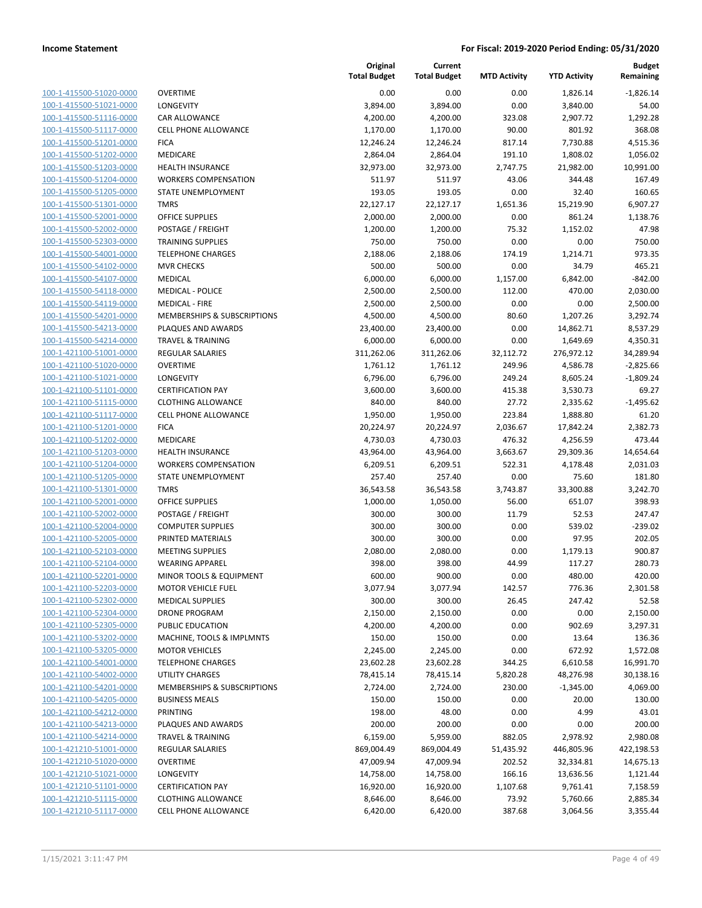| | | Original Total Budget | Current Total Budget | MTD Activity | YTD Activity | Budget Remaining |
|---|---|---|---|---|---|---|
| 100-1-415500-51020-0000 | OVERTIME | 0.00 | 0.00 | 0.00 | 1,826.14 | -1,826.14 |
| 100-1-415500-51021-0000 | LONGEVITY | 3,894.00 | 3,894.00 | 0.00 | 3,840.00 | 54.00 |
| 100-1-415500-51116-0000 | CAR ALLOWANCE | 4,200.00 | 4,200.00 | 323.08 | 2,907.72 | 1,292.28 |
| 100-1-415500-51117-0000 | CELL PHONE ALLOWANCE | 1,170.00 | 1,170.00 | 90.00 | 801.92 | 368.08 |
| 100-1-415500-51201-0000 | FICA | 12,246.24 | 12,246.24 | 817.14 | 7,730.88 | 4,515.36 |
| 100-1-415500-51202-0000 | MEDICARE | 2,864.04 | 2,864.04 | 191.10 | 1,808.02 | 1,056.02 |
| 100-1-415500-51203-0000 | HEALTH INSURANCE | 32,973.00 | 32,973.00 | 2,747.75 | 21,982.00 | 10,991.00 |
| 100-1-415500-51204-0000 | WORKERS COMPENSATION | 511.97 | 511.97 | 43.06 | 344.48 | 167.49 |
| 100-1-415500-51205-0000 | STATE UNEMPLOYMENT | 193.05 | 193.05 | 0.00 | 32.40 | 160.65 |
| 100-1-415500-51301-0000 | TMRS | 22,127.17 | 22,127.17 | 1,651.36 | 15,219.90 | 6,907.27 |
| 100-1-415500-52001-0000 | OFFICE SUPPLIES | 2,000.00 | 2,000.00 | 0.00 | 861.24 | 1,138.76 |
| 100-1-415500-52002-0000 | POSTAGE / FREIGHT | 1,200.00 | 1,200.00 | 75.32 | 1,152.02 | 47.98 |
| 100-1-415500-52303-0000 | TRAINING SUPPLIES | 750.00 | 750.00 | 0.00 | 0.00 | 750.00 |
| 100-1-415500-54001-0000 | TELEPHONE CHARGES | 2,188.06 | 2,188.06 | 174.19 | 1,214.71 | 973.35 |
| 100-1-415500-54102-0000 | MVR CHECKS | 500.00 | 500.00 | 0.00 | 34.79 | 465.21 |
| 100-1-415500-54107-0000 | MEDICAL | 6,000.00 | 6,000.00 | 1,157.00 | 6,842.00 | -842.00 |
| 100-1-415500-54118-0000 | MEDICAL - POLICE | 2,500.00 | 2,500.00 | 112.00 | 470.00 | 2,030.00 |
| 100-1-415500-54119-0000 | MEDICAL - FIRE | 2,500.00 | 2,500.00 | 0.00 | 0.00 | 2,500.00 |
| 100-1-415500-54201-0000 | MEMBERSHIPS & SUBSCRIPTIONS | 4,500.00 | 4,500.00 | 80.60 | 1,207.26 | 3,292.74 |
| 100-1-415500-54213-0000 | PLAQUES AND AWARDS | 23,400.00 | 23,400.00 | 0.00 | 14,862.71 | 8,537.29 |
| 100-1-415500-54214-0000 | TRAVEL & TRAINING | 6,000.00 | 6,000.00 | 0.00 | 1,649.69 | 4,350.31 |
| 100-1-421100-51001-0000 | REGULAR SALARIES | 311,262.06 | 311,262.06 | 32,112.72 | 276,972.12 | 34,289.94 |
| 100-1-421100-51020-0000 | OVERTIME | 1,761.12 | 1,761.12 | 249.96 | 4,586.78 | -2,825.66 |
| 100-1-421100-51021-0000 | LONGEVITY | 6,796.00 | 6,796.00 | 249.24 | 8,605.24 | -1,809.24 |
| 100-1-421100-51101-0000 | CERTIFICATION PAY | 3,600.00 | 3,600.00 | 415.38 | 3,530.73 | 69.27 |
| 100-1-421100-51115-0000 | CLOTHING ALLOWANCE | 840.00 | 840.00 | 27.72 | 2,335.62 | -1,495.62 |
| 100-1-421100-51117-0000 | CELL PHONE ALLOWANCE | 1,950.00 | 1,950.00 | 223.84 | 1,888.80 | 61.20 |
| 100-1-421100-51201-0000 | FICA | 20,224.97 | 20,224.97 | 2,036.67 | 17,842.24 | 2,382.73 |
| 100-1-421100-51202-0000 | MEDICARE | 4,730.03 | 4,730.03 | 476.32 | 4,256.59 | 473.44 |
| 100-1-421100-51203-0000 | HEALTH INSURANCE | 43,964.00 | 43,964.00 | 3,663.67 | 29,309.36 | 14,654.64 |
| 100-1-421100-51204-0000 | WORKERS COMPENSATION | 6,209.51 | 6,209.51 | 522.31 | 4,178.48 | 2,031.03 |
| 100-1-421100-51205-0000 | STATE UNEMPLOYMENT | 257.40 | 257.40 | 0.00 | 75.60 | 181.80 |
| 100-1-421100-51301-0000 | TMRS | 36,543.58 | 36,543.58 | 3,743.87 | 33,300.88 | 3,242.70 |
| 100-1-421100-52001-0000 | OFFICE SUPPLIES | 1,000.00 | 1,050.00 | 56.00 | 651.07 | 398.93 |
| 100-1-421100-52002-0000 | POSTAGE / FREIGHT | 300.00 | 300.00 | 11.79 | 52.53 | 247.47 |
| 100-1-421100-52004-0000 | COMPUTER SUPPLIES | 300.00 | 300.00 | 0.00 | 539.02 | -239.02 |
| 100-1-421100-52005-0000 | PRINTED MATERIALS | 300.00 | 300.00 | 0.00 | 97.95 | 202.05 |
| 100-1-421100-52103-0000 | MEETING SUPPLIES | 2,080.00 | 2,080.00 | 0.00 | 1,179.13 | 900.87 |
| 100-1-421100-52104-0000 | WEARING APPAREL | 398.00 | 398.00 | 44.99 | 117.27 | 280.73 |
| 100-1-421100-52201-0000 | MINOR TOOLS & EQUIPMENT | 600.00 | 900.00 | 0.00 | 480.00 | 420.00 |
| 100-1-421100-52203-0000 | MOTOR VEHICLE FUEL | 3,077.94 | 3,077.94 | 142.57 | 776.36 | 2,301.58 |
| 100-1-421100-52302-0000 | MEDICAL SUPPLIES | 300.00 | 300.00 | 26.45 | 247.42 | 52.58 |
| 100-1-421100-52304-0000 | DRONE PROGRAM | 2,150.00 | 2,150.00 | 0.00 | 0.00 | 2,150.00 |
| 100-1-421100-52305-0000 | PUBLIC EDUCATION | 4,200.00 | 4,200.00 | 0.00 | 902.69 | 3,297.31 |
| 100-1-421100-53202-0000 | MACHINE, TOOLS & IMPLMNTS | 150.00 | 150.00 | 0.00 | 13.64 | 136.36 |
| 100-1-421100-53205-0000 | MOTOR VEHICLES | 2,245.00 | 2,245.00 | 0.00 | 672.92 | 1,572.08 |
| 100-1-421100-54001-0000 | TELEPHONE CHARGES | 23,602.28 | 23,602.28 | 344.25 | 6,610.58 | 16,991.70 |
| 100-1-421100-54002-0000 | UTILITY CHARGES | 78,415.14 | 78,415.14 | 5,820.28 | 48,276.98 | 30,138.16 |
| 100-1-421100-54201-0000 | MEMBERSHIPS & SUBSCRIPTIONS | 2,724.00 | 2,724.00 | 230.00 | -1,345.00 | 4,069.00 |
| 100-1-421100-54205-0000 | BUSINESS MEALS | 150.00 | 150.00 | 0.00 | 20.00 | 130.00 |
| 100-1-421100-54212-0000 | PRINTING | 198.00 | 48.00 | 0.00 | 4.99 | 43.01 |
| 100-1-421100-54213-0000 | PLAQUES AND AWARDS | 200.00 | 200.00 | 0.00 | 0.00 | 200.00 |
| 100-1-421100-54214-0000 | TRAVEL & TRAINING | 6,159.00 | 5,959.00 | 882.05 | 2,978.92 | 2,980.08 |
| 100-1-421210-51001-0000 | REGULAR SALARIES | 869,004.49 | 869,004.49 | 51,435.92 | 446,805.96 | 422,198.53 |
| 100-1-421210-51020-0000 | OVERTIME | 47,009.94 | 47,009.94 | 202.52 | 32,334.81 | 14,675.13 |
| 100-1-421210-51021-0000 | LONGEVITY | 14,758.00 | 14,758.00 | 166.16 | 13,636.56 | 1,121.44 |
| 100-1-421210-51101-0000 | CERTIFICATION PAY | 16,920.00 | 16,920.00 | 1,107.68 | 9,761.41 | 7,158.59 |
| 100-1-421210-51115-0000 | CLOTHING ALLOWANCE | 8,646.00 | 8,646.00 | 73.92 | 5,760.66 | 2,885.34 |
| 100-1-421210-51117-0000 | CELL PHONE ALLOWANCE | 6,420.00 | 6,420.00 | 387.68 | 3,064.56 | 3,355.44 |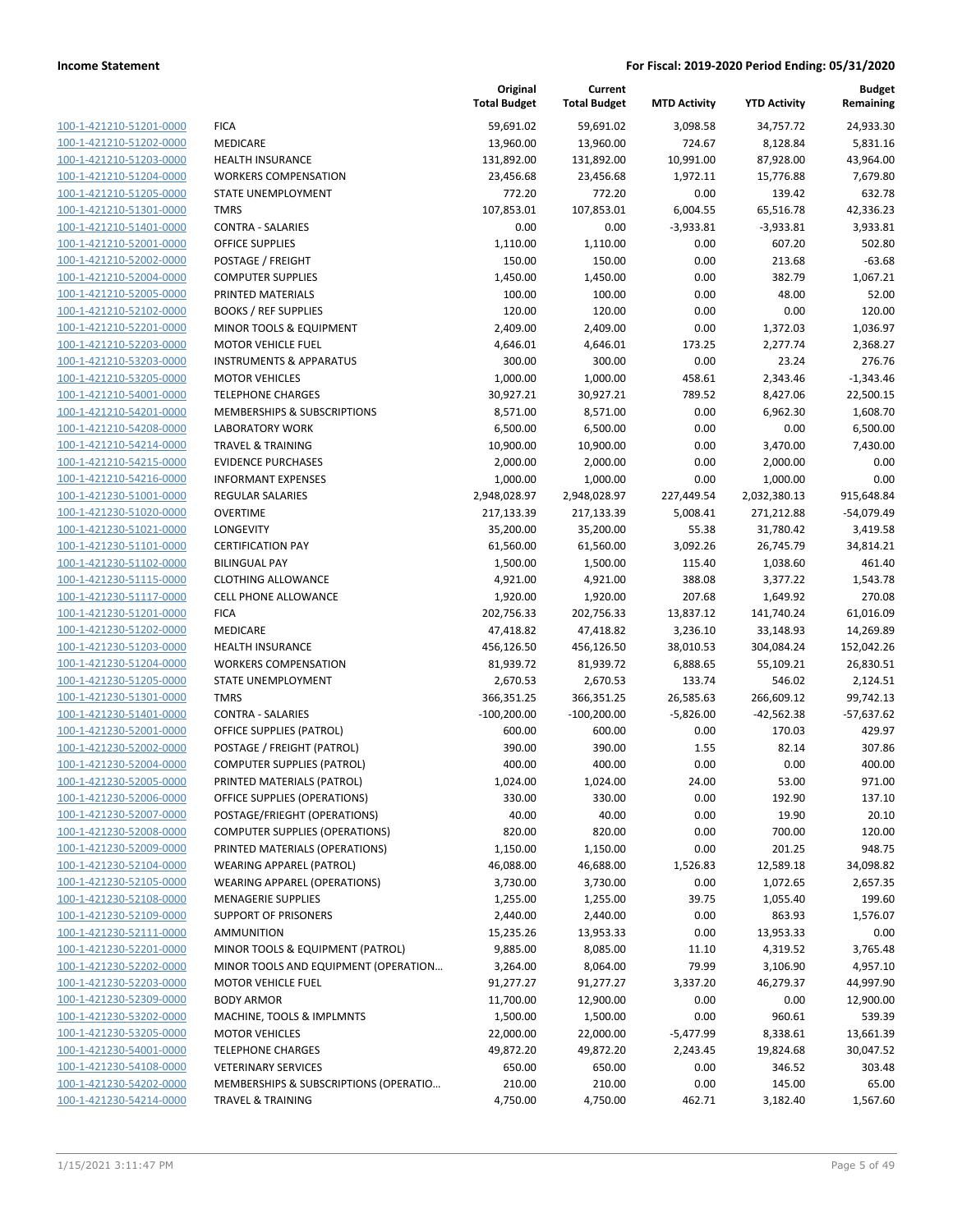| | | Original Total Budget | Current Total Budget | MTD Activity | YTD Activity | Budget Remaining |
|---|---|---|---|---|---|---|
| 100-1-421210-51201-0000 | FICA | 59,691.02 | 59,691.02 | 3,098.58 | 34,757.72 | 24,933.30 |
| 100-1-421210-51202-0000 | MEDICARE | 13,960.00 | 13,960.00 | 724.67 | 8,128.84 | 5,831.16 |
| 100-1-421210-51203-0000 | HEALTH INSURANCE | 131,892.00 | 131,892.00 | 10,991.00 | 87,928.00 | 43,964.00 |
| 100-1-421210-51204-0000 | WORKERS COMPENSATION | 23,456.68 | 23,456.68 | 1,972.11 | 15,776.88 | 7,679.80 |
| 100-1-421210-51205-0000 | STATE UNEMPLOYMENT | 772.20 | 772.20 | 0.00 | 139.42 | 632.78 |
| 100-1-421210-51301-0000 | TMRS | 107,853.01 | 107,853.01 | 6,004.55 | 65,516.78 | 42,336.23 |
| 100-1-421210-51401-0000 | CONTRA - SALARIES | 0.00 | 0.00 | -3,933.81 | -3,933.81 | 3,933.81 |
| 100-1-421210-52001-0000 | OFFICE SUPPLIES | 1,110.00 | 1,110.00 | 0.00 | 607.20 | 502.80 |
| 100-1-421210-52002-0000 | POSTAGE / FREIGHT | 150.00 | 150.00 | 0.00 | 213.68 | -63.68 |
| 100-1-421210-52004-0000 | COMPUTER SUPPLIES | 1,450.00 | 1,450.00 | 0.00 | 382.79 | 1,067.21 |
| 100-1-421210-52005-0000 | PRINTED MATERIALS | 100.00 | 100.00 | 0.00 | 48.00 | 52.00 |
| 100-1-421210-52102-0000 | BOOKS / REF SUPPLIES | 120.00 | 120.00 | 0.00 | 0.00 | 120.00 |
| 100-1-421210-52201-0000 | MINOR TOOLS & EQUIPMENT | 2,409.00 | 2,409.00 | 0.00 | 1,372.03 | 1,036.97 |
| 100-1-421210-52203-0000 | MOTOR VEHICLE FUEL | 4,646.01 | 4,646.01 | 173.25 | 2,277.74 | 2,368.27 |
| 100-1-421210-53203-0000 | INSTRUMENTS & APPARATUS | 300.00 | 300.00 | 0.00 | 23.24 | 276.76 |
| 100-1-421210-53205-0000 | MOTOR VEHICLES | 1,000.00 | 1,000.00 | 458.61 | 2,343.46 | -1,343.46 |
| 100-1-421210-54001-0000 | TELEPHONE CHARGES | 30,927.21 | 30,927.21 | 789.52 | 8,427.06 | 22,500.15 |
| 100-1-421210-54201-0000 | MEMBERSHIPS & SUBSCRIPTIONS | 8,571.00 | 8,571.00 | 0.00 | 6,962.30 | 1,608.70 |
| 100-1-421210-54208-0000 | LABORATORY WORK | 6,500.00 | 6,500.00 | 0.00 | 0.00 | 6,500.00 |
| 100-1-421210-54214-0000 | TRAVEL & TRAINING | 10,900.00 | 10,900.00 | 0.00 | 3,470.00 | 7,430.00 |
| 100-1-421210-54215-0000 | EVIDENCE PURCHASES | 2,000.00 | 2,000.00 | 0.00 | 2,000.00 | 0.00 |
| 100-1-421210-54216-0000 | INFORMANT EXPENSES | 1,000.00 | 1,000.00 | 0.00 | 1,000.00 | 0.00 |
| 100-1-421230-51001-0000 | REGULAR SALARIES | 2,948,028.97 | 2,948,028.97 | 227,449.54 | 2,032,380.13 | 915,648.84 |
| 100-1-421230-51020-0000 | OVERTIME | 217,133.39 | 217,133.39 | 5,008.41 | 271,212.88 | -54,079.49 |
| 100-1-421230-51021-0000 | LONGEVITY | 35,200.00 | 35,200.00 | 55.38 | 31,780.42 | 3,419.58 |
| 100-1-421230-51101-0000 | CERTIFICATION PAY | 61,560.00 | 61,560.00 | 3,092.26 | 26,745.79 | 34,814.21 |
| 100-1-421230-51102-0000 | BILINGUAL PAY | 1,500.00 | 1,500.00 | 115.40 | 1,038.60 | 461.40 |
| 100-1-421230-51115-0000 | CLOTHING ALLOWANCE | 4,921.00 | 4,921.00 | 388.08 | 3,377.22 | 1,543.78 |
| 100-1-421230-51117-0000 | CELL PHONE ALLOWANCE | 1,920.00 | 1,920.00 | 207.68 | 1,649.92 | 270.08 |
| 100-1-421230-51201-0000 | FICA | 202,756.33 | 202,756.33 | 13,837.12 | 141,740.24 | 61,016.09 |
| 100-1-421230-51202-0000 | MEDICARE | 47,418.82 | 47,418.82 | 3,236.10 | 33,148.93 | 14,269.89 |
| 100-1-421230-51203-0000 | HEALTH INSURANCE | 456,126.50 | 456,126.50 | 38,010.53 | 304,084.24 | 152,042.26 |
| 100-1-421230-51204-0000 | WORKERS COMPENSATION | 81,939.72 | 81,939.72 | 6,888.65 | 55,109.21 | 26,830.51 |
| 100-1-421230-51205-0000 | STATE UNEMPLOYMENT | 2,670.53 | 2,670.53 | 133.74 | 546.02 | 2,124.51 |
| 100-1-421230-51301-0000 | TMRS | 366,351.25 | 366,351.25 | 26,585.63 | 266,609.12 | 99,742.13 |
| 100-1-421230-51401-0000 | CONTRA - SALARIES | -100,200.00 | -100,200.00 | -5,826.00 | -42,562.38 | -57,637.62 |
| 100-1-421230-52001-0000 | OFFICE SUPPLIES (PATROL) | 600.00 | 600.00 | 0.00 | 170.03 | 429.97 |
| 100-1-421230-52002-0000 | POSTAGE / FREIGHT (PATROL) | 390.00 | 390.00 | 1.55 | 82.14 | 307.86 |
| 100-1-421230-52004-0000 | COMPUTER SUPPLIES (PATROL) | 400.00 | 400.00 | 0.00 | 0.00 | 400.00 |
| 100-1-421230-52005-0000 | PRINTED MATERIALS (PATROL) | 1,024.00 | 1,024.00 | 24.00 | 53.00 | 971.00 |
| 100-1-421230-52006-0000 | OFFICE SUPPLIES (OPERATIONS) | 330.00 | 330.00 | 0.00 | 192.90 | 137.10 |
| 100-1-421230-52007-0000 | POSTAGE/FRIEGHT (OPERATIONS) | 40.00 | 40.00 | 0.00 | 19.90 | 20.10 |
| 100-1-421230-52008-0000 | COMPUTER SUPPLIES (OPERATIONS) | 820.00 | 820.00 | 0.00 | 700.00 | 120.00 |
| 100-1-421230-52009-0000 | PRINTED MATERIALS (OPERATIONS) | 1,150.00 | 1,150.00 | 0.00 | 201.25 | 948.75 |
| 100-1-421230-52104-0000 | WEARING APPAREL (PATROL) | 46,088.00 | 46,688.00 | 1,526.83 | 12,589.18 | 34,098.82 |
| 100-1-421230-52105-0000 | WEARING APPAREL (OPERATIONS) | 3,730.00 | 3,730.00 | 0.00 | 1,072.65 | 2,657.35 |
| 100-1-421230-52108-0000 | MENAGERIE SUPPLIES | 1,255.00 | 1,255.00 | 39.75 | 1,055.40 | 199.60 |
| 100-1-421230-52109-0000 | SUPPORT OF PRISONERS | 2,440.00 | 2,440.00 | 0.00 | 863.93 | 1,576.07 |
| 100-1-421230-52111-0000 | AMMUNITION | 15,235.26 | 13,953.33 | 0.00 | 13,953.33 | 0.00 |
| 100-1-421230-52201-0000 | MINOR TOOLS & EQUIPMENT (PATROL) | 9,885.00 | 8,085.00 | 11.10 | 4,319.52 | 3,765.48 |
| 100-1-421230-52202-0000 | MINOR TOOLS AND EQUIPMENT (OPERATION… | 3,264.00 | 8,064.00 | 79.99 | 3,106.90 | 4,957.10 |
| 100-1-421230-52203-0000 | MOTOR VEHICLE FUEL | 91,277.27 | 91,277.27 | 3,337.20 | 46,279.37 | 44,997.90 |
| 100-1-421230-52309-0000 | BODY ARMOR | 11,700.00 | 12,900.00 | 0.00 | 0.00 | 12,900.00 |
| 100-1-421230-53202-0000 | MACHINE, TOOLS & IMPLMNTS | 1,500.00 | 1,500.00 | 0.00 | 960.61 | 539.39 |
| 100-1-421230-53205-0000 | MOTOR VEHICLES | 22,000.00 | 22,000.00 | -5,477.99 | 8,338.61 | 13,661.39 |
| 100-1-421230-54001-0000 | TELEPHONE CHARGES | 49,872.20 | 49,872.20 | 2,243.45 | 19,824.68 | 30,047.52 |
| 100-1-421230-54108-0000 | VETERINARY SERVICES | 650.00 | 650.00 | 0.00 | 346.52 | 303.48 |
| 100-1-421230-54202-0000 | MEMBERSHIPS & SUBSCRIPTIONS (OPERATIO… | 210.00 | 210.00 | 0.00 | 145.00 | 65.00 |
| 100-1-421230-54214-0000 | TRAVEL & TRAINING | 4,750.00 | 4,750.00 | 462.71 | 3,182.40 | 1,567.60 |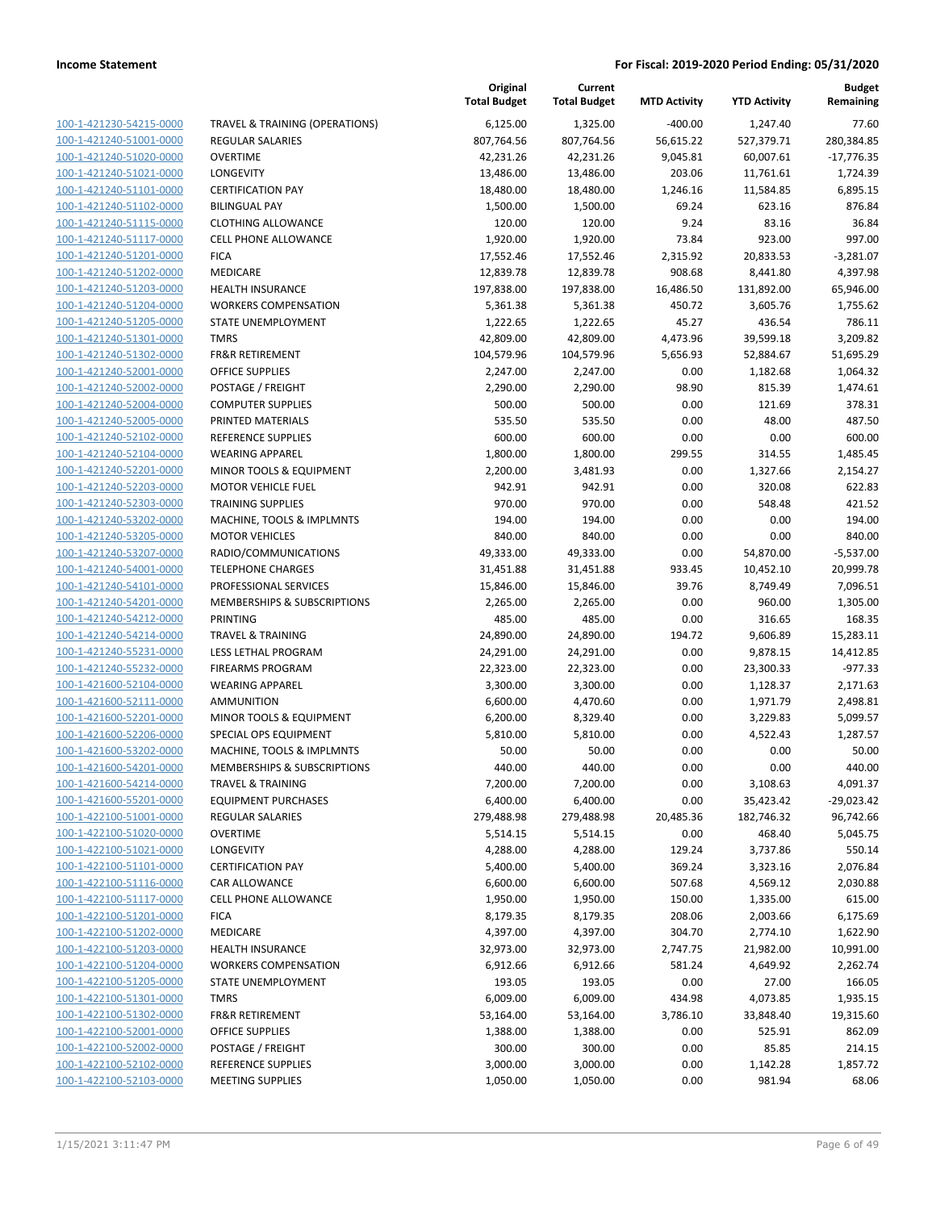| | | Original Total Budget | Current Total Budget | MTD Activity | YTD Activity | Budget Remaining |
|---|---|---|---|---|---|---|
| 100-1-421230-54215-0000 | TRAVEL & TRAINING (OPERATIONS) | 6,125.00 | 1,325.00 | -400.00 | 1,247.40 | 77.60 |
| 100-1-421240-51001-0000 | REGULAR SALARIES | 807,764.56 | 807,764.56 | 56,615.22 | 527,379.71 | 280,384.85 |
| 100-1-421240-51020-0000 | OVERTIME | 42,231.26 | 42,231.26 | 9,045.81 | 60,007.61 | -17,776.35 |
| 100-1-421240-51021-0000 | LONGEVITY | 13,486.00 | 13,486.00 | 203.06 | 11,761.61 | 1,724.39 |
| 100-1-421240-51101-0000 | CERTIFICATION PAY | 18,480.00 | 18,480.00 | 1,246.16 | 11,584.85 | 6,895.15 |
| 100-1-421240-51102-0000 | BILINGUAL PAY | 1,500.00 | 1,500.00 | 69.24 | 623.16 | 876.84 |
| 100-1-421240-51115-0000 | CLOTHING ALLOWANCE | 120.00 | 120.00 | 9.24 | 83.16 | 36.84 |
| 100-1-421240-51117-0000 | CELL PHONE ALLOWANCE | 1,920.00 | 1,920.00 | 73.84 | 923.00 | 997.00 |
| 100-1-421240-51201-0000 | FICA | 17,552.46 | 17,552.46 | 2,315.92 | 20,833.53 | -3,281.07 |
| 100-1-421240-51202-0000 | MEDICARE | 12,839.78 | 12,839.78 | 908.68 | 8,441.80 | 4,397.98 |
| 100-1-421240-51203-0000 | HEALTH INSURANCE | 197,838.00 | 197,838.00 | 16,486.50 | 131,892.00 | 65,946.00 |
| 100-1-421240-51204-0000 | WORKERS COMPENSATION | 5,361.38 | 5,361.38 | 450.72 | 3,605.76 | 1,755.62 |
| 100-1-421240-51205-0000 | STATE UNEMPLOYMENT | 1,222.65 | 1,222.65 | 45.27 | 436.54 | 786.11 |
| 100-1-421240-51301-0000 | TMRS | 42,809.00 | 42,809.00 | 4,473.96 | 39,599.18 | 3,209.82 |
| 100-1-421240-51302-0000 | FR&R RETIREMENT | 104,579.96 | 104,579.96 | 5,656.93 | 52,884.67 | 51,695.29 |
| 100-1-421240-52001-0000 | OFFICE SUPPLIES | 2,247.00 | 2,247.00 | 0.00 | 1,182.68 | 1,064.32 |
| 100-1-421240-52002-0000 | POSTAGE / FREIGHT | 2,290.00 | 2,290.00 | 98.90 | 815.39 | 1,474.61 |
| 100-1-421240-52004-0000 | COMPUTER SUPPLIES | 500.00 | 500.00 | 0.00 | 121.69 | 378.31 |
| 100-1-421240-52005-0000 | PRINTED MATERIALS | 535.50 | 535.50 | 0.00 | 48.00 | 487.50 |
| 100-1-421240-52102-0000 | REFERENCE SUPPLIES | 600.00 | 600.00 | 0.00 | 0.00 | 600.00 |
| 100-1-421240-52104-0000 | WEARING APPAREL | 1,800.00 | 1,800.00 | 299.55 | 314.55 | 1,485.45 |
| 100-1-421240-52201-0000 | MINOR TOOLS & EQUIPMENT | 2,200.00 | 3,481.93 | 0.00 | 1,327.66 | 2,154.27 |
| 100-1-421240-52203-0000 | MOTOR VEHICLE FUEL | 942.91 | 942.91 | 0.00 | 320.08 | 622.83 |
| 100-1-421240-52303-0000 | TRAINING SUPPLIES | 970.00 | 970.00 | 0.00 | 548.48 | 421.52 |
| 100-1-421240-53202-0000 | MACHINE, TOOLS & IMPLMNTS | 194.00 | 194.00 | 0.00 | 0.00 | 194.00 |
| 100-1-421240-53205-0000 | MOTOR VEHICLES | 840.00 | 840.00 | 0.00 | 0.00 | 840.00 |
| 100-1-421240-53207-0000 | RADIO/COMMUNICATIONS | 49,333.00 | 49,333.00 | 0.00 | 54,870.00 | -5,537.00 |
| 100-1-421240-54001-0000 | TELEPHONE CHARGES | 31,451.88 | 31,451.88 | 933.45 | 10,452.10 | 20,999.78 |
| 100-1-421240-54101-0000 | PROFESSIONAL SERVICES | 15,846.00 | 15,846.00 | 39.76 | 8,749.49 | 7,096.51 |
| 100-1-421240-54201-0000 | MEMBERSHIPS & SUBSCRIPTIONS | 2,265.00 | 2,265.00 | 0.00 | 960.00 | 1,305.00 |
| 100-1-421240-54212-0000 | PRINTING | 485.00 | 485.00 | 0.00 | 316.65 | 168.35 |
| 100-1-421240-54214-0000 | TRAVEL & TRAINING | 24,890.00 | 24,890.00 | 194.72 | 9,606.89 | 15,283.11 |
| 100-1-421240-55231-0000 | LESS LETHAL PROGRAM | 24,291.00 | 24,291.00 | 0.00 | 9,878.15 | 14,412.85 |
| 100-1-421240-55232-0000 | FIREARMS PROGRAM | 22,323.00 | 22,323.00 | 0.00 | 23,300.33 | -977.33 |
| 100-1-421600-52104-0000 | WEARING APPAREL | 3,300.00 | 3,300.00 | 0.00 | 1,128.37 | 2,171.63 |
| 100-1-421600-52111-0000 | AMMUNITION | 6,600.00 | 4,470.60 | 0.00 | 1,971.79 | 2,498.81 |
| 100-1-421600-52201-0000 | MINOR TOOLS & EQUIPMENT | 6,200.00 | 8,329.40 | 0.00 | 3,229.83 | 5,099.57 |
| 100-1-421600-52206-0000 | SPECIAL OPS EQUIPMENT | 5,810.00 | 5,810.00 | 0.00 | 4,522.43 | 1,287.57 |
| 100-1-421600-53202-0000 | MACHINE, TOOLS & IMPLMNTS | 50.00 | 50.00 | 0.00 | 0.00 | 50.00 |
| 100-1-421600-54201-0000 | MEMBERSHIPS & SUBSCRIPTIONS | 440.00 | 440.00 | 0.00 | 0.00 | 440.00 |
| 100-1-421600-54214-0000 | TRAVEL & TRAINING | 7,200.00 | 7,200.00 | 0.00 | 3,108.63 | 4,091.37 |
| 100-1-421600-55201-0000 | EQUIPMENT PURCHASES | 6,400.00 | 6,400.00 | 0.00 | 35,423.42 | -29,023.42 |
| 100-1-422100-51001-0000 | REGULAR SALARIES | 279,488.98 | 279,488.98 | 20,485.36 | 182,746.32 | 96,742.66 |
| 100-1-422100-51020-0000 | OVERTIME | 5,514.15 | 5,514.15 | 0.00 | 468.40 | 5,045.75 |
| 100-1-422100-51021-0000 | LONGEVITY | 4,288.00 | 4,288.00 | 129.24 | 3,737.86 | 550.14 |
| 100-1-422100-51101-0000 | CERTIFICATION PAY | 5,400.00 | 5,400.00 | 369.24 | 3,323.16 | 2,076.84 |
| 100-1-422100-51116-0000 | CAR ALLOWANCE | 6,600.00 | 6,600.00 | 507.68 | 4,569.12 | 2,030.88 |
| 100-1-422100-51117-0000 | CELL PHONE ALLOWANCE | 1,950.00 | 1,950.00 | 150.00 | 1,335.00 | 615.00 |
| 100-1-422100-51201-0000 | FICA | 8,179.35 | 8,179.35 | 208.06 | 2,003.66 | 6,175.69 |
| 100-1-422100-51202-0000 | MEDICARE | 4,397.00 | 4,397.00 | 304.70 | 2,774.10 | 1,622.90 |
| 100-1-422100-51203-0000 | HEALTH INSURANCE | 32,973.00 | 32,973.00 | 2,747.75 | 21,982.00 | 10,991.00 |
| 100-1-422100-51204-0000 | WORKERS COMPENSATION | 6,912.66 | 6,912.66 | 581.24 | 4,649.92 | 2,262.74 |
| 100-1-422100-51205-0000 | STATE UNEMPLOYMENT | 193.05 | 193.05 | 0.00 | 27.00 | 166.05 |
| 100-1-422100-51301-0000 | TMRS | 6,009.00 | 6,009.00 | 434.98 | 4,073.85 | 1,935.15 |
| 100-1-422100-51302-0000 | FR&R RETIREMENT | 53,164.00 | 53,164.00 | 3,786.10 | 33,848.40 | 19,315.60 |
| 100-1-422100-52001-0000 | OFFICE SUPPLIES | 1,388.00 | 1,388.00 | 0.00 | 525.91 | 862.09 |
| 100-1-422100-52002-0000 | POSTAGE / FREIGHT | 300.00 | 300.00 | 0.00 | 85.85 | 214.15 |
| 100-1-422100-52102-0000 | REFERENCE SUPPLIES | 3,000.00 | 3,000.00 | 0.00 | 1,142.28 | 1,857.72 |
| 100-1-422100-52103-0000 | MEETING SUPPLIES | 1,050.00 | 1,050.00 | 0.00 | 981.94 | 68.06 |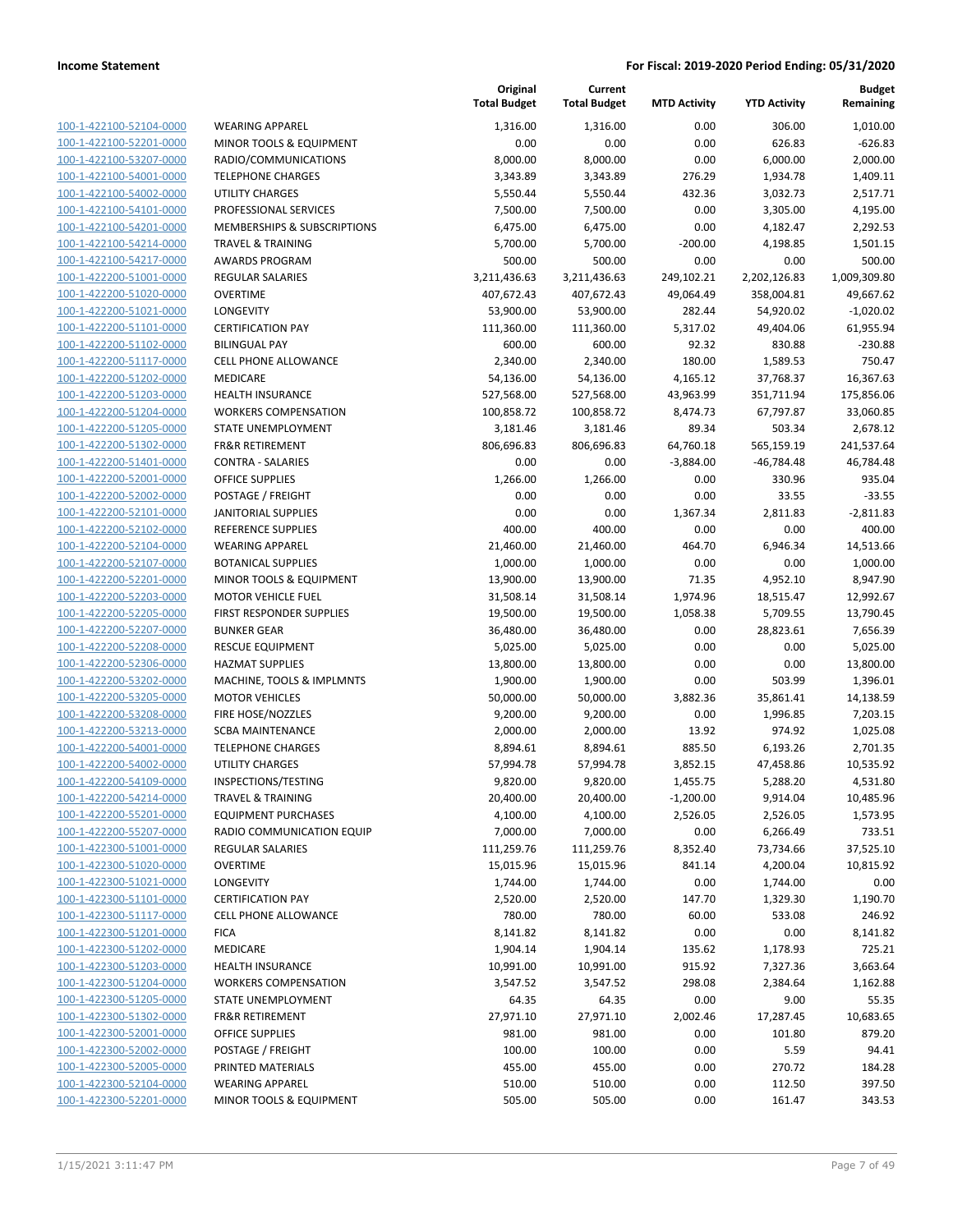| | | Original Total Budget | Current Total Budget | MTD Activity | YTD Activity | Budget Remaining |
|---|---|---|---|---|---|---|
| 100-1-422100-52104-0000 | WEARING APPAREL | 1,316.00 | 1,316.00 | 0.00 | 306.00 | 1,010.00 |
| 100-1-422100-52201-0000 | MINOR TOOLS & EQUIPMENT | 0.00 | 0.00 | 0.00 | 626.83 | -626.83 |
| 100-1-422100-53207-0000 | RADIO/COMMUNICATIONS | 8,000.00 | 8,000.00 | 0.00 | 6,000.00 | 2,000.00 |
| 100-1-422100-54001-0000 | TELEPHONE CHARGES | 3,343.89 | 3,343.89 | 276.29 | 1,934.78 | 1,409.11 |
| 100-1-422100-54002-0000 | UTILITY CHARGES | 5,550.44 | 5,550.44 | 432.36 | 3,032.73 | 2,517.71 |
| 100-1-422100-54101-0000 | PROFESSIONAL SERVICES | 7,500.00 | 7,500.00 | 0.00 | 3,305.00 | 4,195.00 |
| 100-1-422100-54201-0000 | MEMBERSHIPS & SUBSCRIPTIONS | 6,475.00 | 6,475.00 | 0.00 | 4,182.47 | 2,292.53 |
| 100-1-422100-54214-0000 | TRAVEL & TRAINING | 5,700.00 | 5,700.00 | -200.00 | 4,198.85 | 1,501.15 |
| 100-1-422100-54217-0000 | AWARDS PROGRAM | 500.00 | 500.00 | 0.00 | 0.00 | 500.00 |
| 100-1-422200-51001-0000 | REGULAR SALARIES | 3,211,436.63 | 3,211,436.63 | 249,102.21 | 2,202,126.83 | 1,009,309.80 |
| 100-1-422200-51020-0000 | OVERTIME | 407,672.43 | 407,672.43 | 49,064.49 | 358,004.81 | 49,667.62 |
| 100-1-422200-51021-0000 | LONGEVITY | 53,900.00 | 53,900.00 | 282.44 | 54,920.02 | -1,020.02 |
| 100-1-422200-51101-0000 | CERTIFICATION PAY | 111,360.00 | 111,360.00 | 5,317.02 | 49,404.06 | 61,955.94 |
| 100-1-422200-51102-0000 | BILINGUAL PAY | 600.00 | 600.00 | 92.32 | 830.88 | -230.88 |
| 100-1-422200-51117-0000 | CELL PHONE ALLOWANCE | 2,340.00 | 2,340.00 | 180.00 | 1,589.53 | 750.47 |
| 100-1-422200-51202-0000 | MEDICARE | 54,136.00 | 54,136.00 | 4,165.12 | 37,768.37 | 16,367.63 |
| 100-1-422200-51203-0000 | HEALTH INSURANCE | 527,568.00 | 527,568.00 | 43,963.99 | 351,711.94 | 175,856.06 |
| 100-1-422200-51204-0000 | WORKERS COMPENSATION | 100,858.72 | 100,858.72 | 8,474.73 | 67,797.87 | 33,060.85 |
| 100-1-422200-51205-0000 | STATE UNEMPLOYMENT | 3,181.46 | 3,181.46 | 89.34 | 503.34 | 2,678.12 |
| 100-1-422200-51302-0000 | FR&R RETIREMENT | 806,696.83 | 806,696.83 | 64,760.18 | 565,159.19 | 241,537.64 |
| 100-1-422200-51401-0000 | CONTRA - SALARIES | 0.00 | 0.00 | -3,884.00 | -46,784.48 | 46,784.48 |
| 100-1-422200-52001-0000 | OFFICE SUPPLIES | 1,266.00 | 1,266.00 | 0.00 | 330.96 | 935.04 |
| 100-1-422200-52002-0000 | POSTAGE / FREIGHT | 0.00 | 0.00 | 0.00 | 33.55 | -33.55 |
| 100-1-422200-52101-0000 | JANITORIAL SUPPLIES | 0.00 | 0.00 | 1,367.34 | 2,811.83 | -2,811.83 |
| 100-1-422200-52102-0000 | REFERENCE SUPPLIES | 400.00 | 400.00 | 0.00 | 0.00 | 400.00 |
| 100-1-422200-52104-0000 | WEARING APPAREL | 21,460.00 | 21,460.00 | 464.70 | 6,946.34 | 14,513.66 |
| 100-1-422200-52107-0000 | BOTANICAL SUPPLIES | 1,000.00 | 1,000.00 | 0.00 | 0.00 | 1,000.00 |
| 100-1-422200-52201-0000 | MINOR TOOLS & EQUIPMENT | 13,900.00 | 13,900.00 | 71.35 | 4,952.10 | 8,947.90 |
| 100-1-422200-52203-0000 | MOTOR VEHICLE FUEL | 31,508.14 | 31,508.14 | 1,974.96 | 18,515.47 | 12,992.67 |
| 100-1-422200-52205-0000 | FIRST RESPONDER SUPPLIES | 19,500.00 | 19,500.00 | 1,058.38 | 5,709.55 | 13,790.45 |
| 100-1-422200-52207-0000 | BUNKER GEAR | 36,480.00 | 36,480.00 | 0.00 | 28,823.61 | 7,656.39 |
| 100-1-422200-52208-0000 | RESCUE EQUIPMENT | 5,025.00 | 5,025.00 | 0.00 | 0.00 | 5,025.00 |
| 100-1-422200-52306-0000 | HAZMAT SUPPLIES | 13,800.00 | 13,800.00 | 0.00 | 0.00 | 13,800.00 |
| 100-1-422200-53202-0000 | MACHINE, TOOLS & IMPLMNTS | 1,900.00 | 1,900.00 | 0.00 | 503.99 | 1,396.01 |
| 100-1-422200-53205-0000 | MOTOR VEHICLES | 50,000.00 | 50,000.00 | 3,882.36 | 35,861.41 | 14,138.59 |
| 100-1-422200-53208-0000 | FIRE HOSE/NOZZLES | 9,200.00 | 9,200.00 | 0.00 | 1,996.85 | 7,203.15 |
| 100-1-422200-53213-0000 | SCBA MAINTENANCE | 2,000.00 | 2,000.00 | 13.92 | 974.92 | 1,025.08 |
| 100-1-422200-54001-0000 | TELEPHONE CHARGES | 8,894.61 | 8,894.61 | 885.50 | 6,193.26 | 2,701.35 |
| 100-1-422200-54002-0000 | UTILITY CHARGES | 57,994.78 | 57,994.78 | 3,852.15 | 47,458.86 | 10,535.92 |
| 100-1-422200-54109-0000 | INSPECTIONS/TESTING | 9,820.00 | 9,820.00 | 1,455.75 | 5,288.20 | 4,531.80 |
| 100-1-422200-54214-0000 | TRAVEL & TRAINING | 20,400.00 | 20,400.00 | -1,200.00 | 9,914.04 | 10,485.96 |
| 100-1-422200-55201-0000 | EQUIPMENT PURCHASES | 4,100.00 | 4,100.00 | 2,526.05 | 2,526.05 | 1,573.95 |
| 100-1-422200-55207-0000 | RADIO COMMUNICATION EQUIP | 7,000.00 | 7,000.00 | 0.00 | 6,266.49 | 733.51 |
| 100-1-422300-51001-0000 | REGULAR SALARIES | 111,259.76 | 111,259.76 | 8,352.40 | 73,734.66 | 37,525.10 |
| 100-1-422300-51020-0000 | OVERTIME | 15,015.96 | 15,015.96 | 841.14 | 4,200.04 | 10,815.92 |
| 100-1-422300-51021-0000 | LONGEVITY | 1,744.00 | 1,744.00 | 0.00 | 1,744.00 | 0.00 |
| 100-1-422300-51101-0000 | CERTIFICATION PAY | 2,520.00 | 2,520.00 | 147.70 | 1,329.30 | 1,190.70 |
| 100-1-422300-51117-0000 | CELL PHONE ALLOWANCE | 780.00 | 780.00 | 60.00 | 533.08 | 246.92 |
| 100-1-422300-51201-0000 | FICA | 8,141.82 | 8,141.82 | 0.00 | 0.00 | 8,141.82 |
| 100-1-422300-51202-0000 | MEDICARE | 1,904.14 | 1,904.14 | 135.62 | 1,178.93 | 725.21 |
| 100-1-422300-51203-0000 | HEALTH INSURANCE | 10,991.00 | 10,991.00 | 915.92 | 7,327.36 | 3,663.64 |
| 100-1-422300-51204-0000 | WORKERS COMPENSATION | 3,547.52 | 3,547.52 | 298.08 | 2,384.64 | 1,162.88 |
| 100-1-422300-51205-0000 | STATE UNEMPLOYMENT | 64.35 | 64.35 | 0.00 | 9.00 | 55.35 |
| 100-1-422300-51302-0000 | FR&R RETIREMENT | 27,971.10 | 27,971.10 | 2,002.46 | 17,287.45 | 10,683.65 |
| 100-1-422300-52001-0000 | OFFICE SUPPLIES | 981.00 | 981.00 | 0.00 | 101.80 | 879.20 |
| 100-1-422300-52002-0000 | POSTAGE / FREIGHT | 100.00 | 100.00 | 0.00 | 5.59 | 94.41 |
| 100-1-422300-52005-0000 | PRINTED MATERIALS | 455.00 | 455.00 | 0.00 | 270.72 | 184.28 |
| 100-1-422300-52104-0000 | WEARING APPAREL | 510.00 | 510.00 | 0.00 | 112.50 | 397.50 |
| 100-1-422300-52201-0000 | MINOR TOOLS & EQUIPMENT | 505.00 | 505.00 | 0.00 | 161.47 | 343.53 |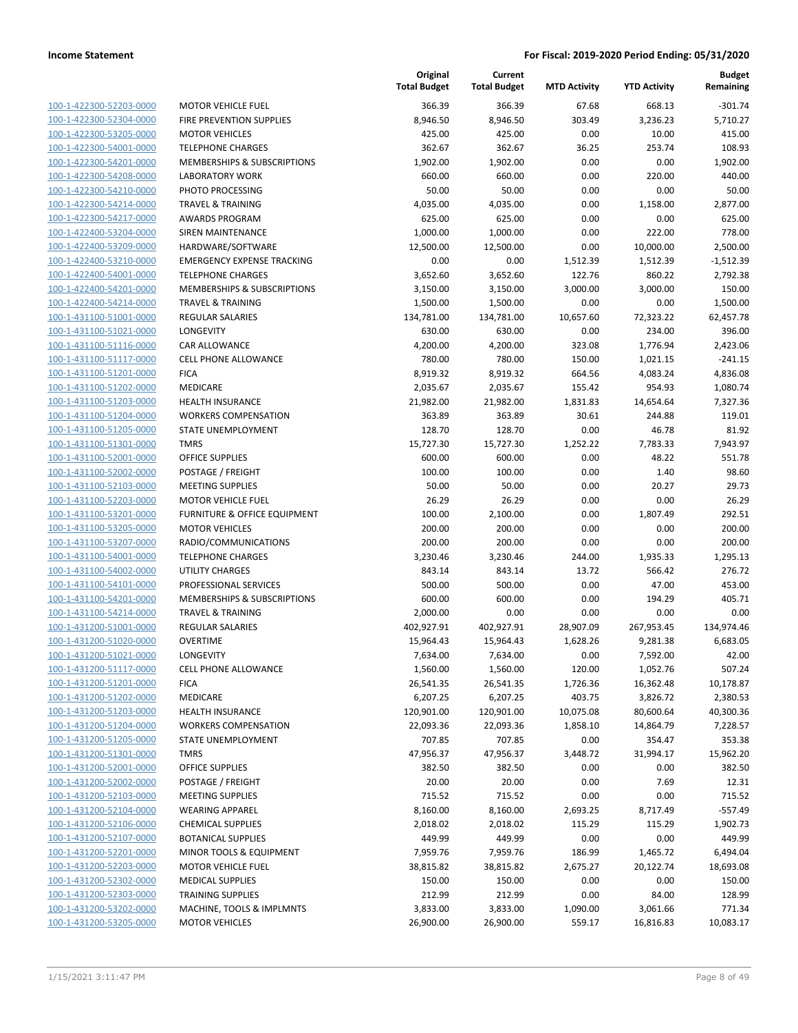| | | Original Total Budget | Current Total Budget | MTD Activity | YTD Activity | Budget Remaining |
|---|---|---|---|---|---|---|
| 100-1-422300-52203-0000 | MOTOR VEHICLE FUEL | 366.39 | 366.39 | 67.68 | 668.13 | -301.74 |
| 100-1-422300-52304-0000 | FIRE PREVENTION SUPPLIES | 8,946.50 | 8,946.50 | 303.49 | 3,236.23 | 5,710.27 |
| 100-1-422300-53205-0000 | MOTOR VEHICLES | 425.00 | 425.00 | 0.00 | 10.00 | 415.00 |
| 100-1-422300-54001-0000 | TELEPHONE CHARGES | 362.67 | 362.67 | 36.25 | 253.74 | 108.93 |
| 100-1-422300-54201-0000 | MEMBERSHIPS & SUBSCRIPTIONS | 1,902.00 | 1,902.00 | 0.00 | 0.00 | 1,902.00 |
| 100-1-422300-54208-0000 | LABORATORY WORK | 660.00 | 660.00 | 0.00 | 220.00 | 440.00 |
| 100-1-422300-54210-0000 | PHOTO PROCESSING | 50.00 | 50.00 | 0.00 | 0.00 | 50.00 |
| 100-1-422300-54214-0000 | TRAVEL & TRAINING | 4,035.00 | 4,035.00 | 0.00 | 1,158.00 | 2,877.00 |
| 100-1-422300-54217-0000 | AWARDS PROGRAM | 625.00 | 625.00 | 0.00 | 0.00 | 625.00 |
| 100-1-422400-53204-0000 | SIREN MAINTENANCE | 1,000.00 | 1,000.00 | 0.00 | 222.00 | 778.00 |
| 100-1-422400-53209-0000 | HARDWARE/SOFTWARE | 12,500.00 | 12,500.00 | 0.00 | 10,000.00 | 2,500.00 |
| 100-1-422400-53210-0000 | EMERGENCY EXPENSE TRACKING | 0.00 | 0.00 | 1,512.39 | 1,512.39 | -1,512.39 |
| 100-1-422400-54001-0000 | TELEPHONE CHARGES | 3,652.60 | 3,652.60 | 122.76 | 860.22 | 2,792.38 |
| 100-1-422400-54201-0000 | MEMBERSHIPS & SUBSCRIPTIONS | 3,150.00 | 3,150.00 | 3,000.00 | 3,000.00 | 150.00 |
| 100-1-422400-54214-0000 | TRAVEL & TRAINING | 1,500.00 | 1,500.00 | 0.00 | 0.00 | 1,500.00 |
| 100-1-431100-51001-0000 | REGULAR SALARIES | 134,781.00 | 134,781.00 | 10,657.60 | 72,323.22 | 62,457.78 |
| 100-1-431100-51021-0000 | LONGEVITY | 630.00 | 630.00 | 0.00 | 234.00 | 396.00 |
| 100-1-431100-51116-0000 | CAR ALLOWANCE | 4,200.00 | 4,200.00 | 323.08 | 1,776.94 | 2,423.06 |
| 100-1-431100-51117-0000 | CELL PHONE ALLOWANCE | 780.00 | 780.00 | 150.00 | 1,021.15 | -241.15 |
| 100-1-431100-51201-0000 | FICA | 8,919.32 | 8,919.32 | 664.56 | 4,083.24 | 4,836.08 |
| 100-1-431100-51202-0000 | MEDICARE | 2,035.67 | 2,035.67 | 155.42 | 954.93 | 1,080.74 |
| 100-1-431100-51203-0000 | HEALTH INSURANCE | 21,982.00 | 21,982.00 | 1,831.83 | 14,654.64 | 7,327.36 |
| 100-1-431100-51204-0000 | WORKERS COMPENSATION | 363.89 | 363.89 | 30.61 | 244.88 | 119.01 |
| 100-1-431100-51205-0000 | STATE UNEMPLOYMENT | 128.70 | 128.70 | 0.00 | 46.78 | 81.92 |
| 100-1-431100-51301-0000 | TMRS | 15,727.30 | 15,727.30 | 1,252.22 | 7,783.33 | 7,943.97 |
| 100-1-431100-52001-0000 | OFFICE SUPPLIES | 600.00 | 600.00 | 0.00 | 48.22 | 551.78 |
| 100-1-431100-52002-0000 | POSTAGE / FREIGHT | 100.00 | 100.00 | 0.00 | 1.40 | 98.60 |
| 100-1-431100-52103-0000 | MEETING SUPPLIES | 50.00 | 50.00 | 0.00 | 20.27 | 29.73 |
| 100-1-431100-52203-0000 | MOTOR VEHICLE FUEL | 26.29 | 26.29 | 0.00 | 0.00 | 26.29 |
| 100-1-431100-53201-0000 | FURNITURE & OFFICE EQUIPMENT | 100.00 | 2,100.00 | 0.00 | 1,807.49 | 292.51 |
| 100-1-431100-53205-0000 | MOTOR VEHICLES | 200.00 | 200.00 | 0.00 | 0.00 | 200.00 |
| 100-1-431100-53207-0000 | RADIO/COMMUNICATIONS | 200.00 | 200.00 | 0.00 | 0.00 | 200.00 |
| 100-1-431100-54001-0000 | TELEPHONE CHARGES | 3,230.46 | 3,230.46 | 244.00 | 1,935.33 | 1,295.13 |
| 100-1-431100-54002-0000 | UTILITY CHARGES | 843.14 | 843.14 | 13.72 | 566.42 | 276.72 |
| 100-1-431100-54101-0000 | PROFESSIONAL SERVICES | 500.00 | 500.00 | 0.00 | 47.00 | 453.00 |
| 100-1-431100-54201-0000 | MEMBERSHIPS & SUBSCRIPTIONS | 600.00 | 600.00 | 0.00 | 194.29 | 405.71 |
| 100-1-431100-54214-0000 | TRAVEL & TRAINING | 2,000.00 | 0.00 | 0.00 | 0.00 | 0.00 |
| 100-1-431200-51001-0000 | REGULAR SALARIES | 402,927.91 | 402,927.91 | 28,907.09 | 267,953.45 | 134,974.46 |
| 100-1-431200-51020-0000 | OVERTIME | 15,964.43 | 15,964.43 | 1,628.26 | 9,281.38 | 6,683.05 |
| 100-1-431200-51021-0000 | LONGEVITY | 7,634.00 | 7,634.00 | 0.00 | 7,592.00 | 42.00 |
| 100-1-431200-51117-0000 | CELL PHONE ALLOWANCE | 1,560.00 | 1,560.00 | 120.00 | 1,052.76 | 507.24 |
| 100-1-431200-51201-0000 | FICA | 26,541.35 | 26,541.35 | 1,726.36 | 16,362.48 | 10,178.87 |
| 100-1-431200-51202-0000 | MEDICARE | 6,207.25 | 6,207.25 | 403.75 | 3,826.72 | 2,380.53 |
| 100-1-431200-51203-0000 | HEALTH INSURANCE | 120,901.00 | 120,901.00 | 10,075.08 | 80,600.64 | 40,300.36 |
| 100-1-431200-51204-0000 | WORKERS COMPENSATION | 22,093.36 | 22,093.36 | 1,858.10 | 14,864.79 | 7,228.57 |
| 100-1-431200-51205-0000 | STATE UNEMPLOYMENT | 707.85 | 707.85 | 0.00 | 354.47 | 353.38 |
| 100-1-431200-51301-0000 | TMRS | 47,956.37 | 47,956.37 | 3,448.72 | 31,994.17 | 15,962.20 |
| 100-1-431200-52001-0000 | OFFICE SUPPLIES | 382.50 | 382.50 | 0.00 | 0.00 | 382.50 |
| 100-1-431200-52002-0000 | POSTAGE / FREIGHT | 20.00 | 20.00 | 0.00 | 7.69 | 12.31 |
| 100-1-431200-52103-0000 | MEETING SUPPLIES | 715.52 | 715.52 | 0.00 | 0.00 | 715.52 |
| 100-1-431200-52104-0000 | WEARING APPAREL | 8,160.00 | 8,160.00 | 2,693.25 | 8,717.49 | -557.49 |
| 100-1-431200-52106-0000 | CHEMICAL SUPPLIES | 2,018.02 | 2,018.02 | 115.29 | 115.29 | 1,902.73 |
| 100-1-431200-52107-0000 | BOTANICAL SUPPLIES | 449.99 | 449.99 | 0.00 | 0.00 | 449.99 |
| 100-1-431200-52201-0000 | MINOR TOOLS & EQUIPMENT | 7,959.76 | 7,959.76 | 186.99 | 1,465.72 | 6,494.04 |
| 100-1-431200-52203-0000 | MOTOR VEHICLE FUEL | 38,815.82 | 38,815.82 | 2,675.27 | 20,122.74 | 18,693.08 |
| 100-1-431200-52302-0000 | MEDICAL SUPPLIES | 150.00 | 150.00 | 0.00 | 0.00 | 150.00 |
| 100-1-431200-52303-0000 | TRAINING SUPPLIES | 212.99 | 212.99 | 0.00 | 84.00 | 128.99 |
| 100-1-431200-53202-0000 | MACHINE, TOOLS & IMPLMNTS | 3,833.00 | 3,833.00 | 1,090.00 | 3,061.66 | 771.34 |
| 100-1-431200-53205-0000 | MOTOR VEHICLES | 26,900.00 | 26,900.00 | 559.17 | 16,816.83 | 10,083.17 |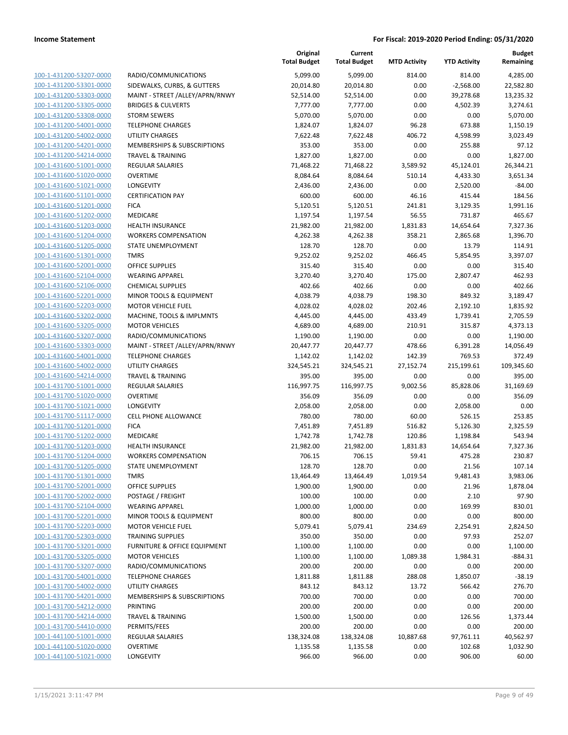| | | Original Total Budget | Current Total Budget | MTD Activity | YTD Activity | Budget Remaining |
|---|---|---|---|---|---|---|
| 100-1-431200-53207-0000 | RADIO/COMMUNICATIONS | 5,099.00 | 5,099.00 | 814.00 | 814.00 | 4,285.00 |
| 100-1-431200-53301-0000 | SIDEWALKS, CURBS, & GUTTERS | 20,014.80 | 20,014.80 | 0.00 | -2,568.00 | 22,582.80 |
| 100-1-431200-53303-0000 | MAINT - STREET /ALLEY/APRN/RNWY | 52,514.00 | 52,514.00 | 0.00 | 39,278.68 | 13,235.32 |
| 100-1-431200-53305-0000 | BRIDGES & CULVERTS | 7,777.00 | 7,777.00 | 0.00 | 4,502.39 | 3,274.61 |
| 100-1-431200-53308-0000 | STORM SEWERS | 5,070.00 | 5,070.00 | 0.00 | 0.00 | 5,070.00 |
| 100-1-431200-54001-0000 | TELEPHONE CHARGES | 1,824.07 | 1,824.07 | 96.28 | 673.88 | 1,150.19 |
| 100-1-431200-54002-0000 | UTILITY CHARGES | 7,622.48 | 7,622.48 | 406.72 | 4,598.99 | 3,023.49 |
| 100-1-431200-54201-0000 | MEMBERSHIPS & SUBSCRIPTIONS | 353.00 | 353.00 | 0.00 | 255.88 | 97.12 |
| 100-1-431200-54214-0000 | TRAVEL & TRAINING | 1,827.00 | 1,827.00 | 0.00 | 0.00 | 1,827.00 |
| 100-1-431600-51001-0000 | REGULAR SALARIES | 71,468.22 | 71,468.22 | 3,589.92 | 45,124.01 | 26,344.21 |
| 100-1-431600-51020-0000 | OVERTIME | 8,084.64 | 8,084.64 | 510.14 | 4,433.30 | 3,651.34 |
| 100-1-431600-51021-0000 | LONGEVITY | 2,436.00 | 2,436.00 | 0.00 | 2,520.00 | -84.00 |
| 100-1-431600-51101-0000 | CERTIFICATION PAY | 600.00 | 600.00 | 46.16 | 415.44 | 184.56 |
| 100-1-431600-51201-0000 | FICA | 5,120.51 | 5,120.51 | 241.81 | 3,129.35 | 1,991.16 |
| 100-1-431600-51202-0000 | MEDICARE | 1,197.54 | 1,197.54 | 56.55 | 731.87 | 465.67 |
| 100-1-431600-51203-0000 | HEALTH INSURANCE | 21,982.00 | 21,982.00 | 1,831.83 | 14,654.64 | 7,327.36 |
| 100-1-431600-51204-0000 | WORKERS COMPENSATION | 4,262.38 | 4,262.38 | 358.21 | 2,865.68 | 1,396.70 |
| 100-1-431600-51205-0000 | STATE UNEMPLOYMENT | 128.70 | 128.70 | 0.00 | 13.79 | 114.91 |
| 100-1-431600-51301-0000 | TMRS | 9,252.02 | 9,252.02 | 466.45 | 5,854.95 | 3,397.07 |
| 100-1-431600-52001-0000 | OFFICE SUPPLIES | 315.40 | 315.40 | 0.00 | 0.00 | 315.40 |
| 100-1-431600-52104-0000 | WEARING APPAREL | 3,270.40 | 3,270.40 | 175.00 | 2,807.47 | 462.93 |
| 100-1-431600-52106-0000 | CHEMICAL SUPPLIES | 402.66 | 402.66 | 0.00 | 0.00 | 402.66 |
| 100-1-431600-52201-0000 | MINOR TOOLS & EQUIPMENT | 4,038.79 | 4,038.79 | 198.30 | 849.32 | 3,189.47 |
| 100-1-431600-52203-0000 | MOTOR VEHICLE FUEL | 4,028.02 | 4,028.02 | 202.46 | 2,192.10 | 1,835.92 |
| 100-1-431600-53202-0000 | MACHINE, TOOLS & IMPLMNTS | 4,445.00 | 4,445.00 | 433.49 | 1,739.41 | 2,705.59 |
| 100-1-431600-53205-0000 | MOTOR VEHICLES | 4,689.00 | 4,689.00 | 210.91 | 315.87 | 4,373.13 |
| 100-1-431600-53207-0000 | RADIO/COMMUNICATIONS | 1,190.00 | 1,190.00 | 0.00 | 0.00 | 1,190.00 |
| 100-1-431600-53303-0000 | MAINT - STREET /ALLEY/APRN/RNWY | 20,447.77 | 20,447.77 | 478.66 | 6,391.28 | 14,056.49 |
| 100-1-431600-54001-0000 | TELEPHONE CHARGES | 1,142.02 | 1,142.02 | 142.39 | 769.53 | 372.49 |
| 100-1-431600-54002-0000 | UTILITY CHARGES | 324,545.21 | 324,545.21 | 27,152.74 | 215,199.61 | 109,345.60 |
| 100-1-431600-54214-0000 | TRAVEL & TRAINING | 395.00 | 395.00 | 0.00 | 0.00 | 395.00 |
| 100-1-431700-51001-0000 | REGULAR SALARIES | 116,997.75 | 116,997.75 | 9,002.56 | 85,828.06 | 31,169.69 |
| 100-1-431700-51020-0000 | OVERTIME | 356.09 | 356.09 | 0.00 | 0.00 | 356.09 |
| 100-1-431700-51021-0000 | LONGEVITY | 2,058.00 | 2,058.00 | 0.00 | 2,058.00 | 0.00 |
| 100-1-431700-51117-0000 | CELL PHONE ALLOWANCE | 780.00 | 780.00 | 60.00 | 526.15 | 253.85 |
| 100-1-431700-51201-0000 | FICA | 7,451.89 | 7,451.89 | 516.82 | 5,126.30 | 2,325.59 |
| 100-1-431700-51202-0000 | MEDICARE | 1,742.78 | 1,742.78 | 120.86 | 1,198.84 | 543.94 |
| 100-1-431700-51203-0000 | HEALTH INSURANCE | 21,982.00 | 21,982.00 | 1,831.83 | 14,654.64 | 7,327.36 |
| 100-1-431700-51204-0000 | WORKERS COMPENSATION | 706.15 | 706.15 | 59.41 | 475.28 | 230.87 |
| 100-1-431700-51205-0000 | STATE UNEMPLOYMENT | 128.70 | 128.70 | 0.00 | 21.56 | 107.14 |
| 100-1-431700-51301-0000 | TMRS | 13,464.49 | 13,464.49 | 1,019.54 | 9,481.43 | 3,983.06 |
| 100-1-431700-52001-0000 | OFFICE SUPPLIES | 1,900.00 | 1,900.00 | 0.00 | 21.96 | 1,878.04 |
| 100-1-431700-52002-0000 | POSTAGE / FREIGHT | 100.00 | 100.00 | 0.00 | 2.10 | 97.90 |
| 100-1-431700-52104-0000 | WEARING APPAREL | 1,000.00 | 1,000.00 | 0.00 | 169.99 | 830.01 |
| 100-1-431700-52201-0000 | MINOR TOOLS & EQUIPMENT | 800.00 | 800.00 | 0.00 | 0.00 | 800.00 |
| 100-1-431700-52203-0000 | MOTOR VEHICLE FUEL | 5,079.41 | 5,079.41 | 234.69 | 2,254.91 | 2,824.50 |
| 100-1-431700-52303-0000 | TRAINING SUPPLIES | 350.00 | 350.00 | 0.00 | 97.93 | 252.07 |
| 100-1-431700-53201-0000 | FURNITURE & OFFICE EQUIPMENT | 1,100.00 | 1,100.00 | 0.00 | 0.00 | 1,100.00 |
| 100-1-431700-53205-0000 | MOTOR VEHICLES | 1,100.00 | 1,100.00 | 1,089.38 | 1,984.31 | -884.31 |
| 100-1-431700-53207-0000 | RADIO/COMMUNICATIONS | 200.00 | 200.00 | 0.00 | 0.00 | 200.00 |
| 100-1-431700-54001-0000 | TELEPHONE CHARGES | 1,811.88 | 1,811.88 | 288.08 | 1,850.07 | -38.19 |
| 100-1-431700-54002-0000 | UTILITY CHARGES | 843.12 | 843.12 | 13.72 | 566.42 | 276.70 |
| 100-1-431700-54201-0000 | MEMBERSHIPS & SUBSCRIPTIONS | 700.00 | 700.00 | 0.00 | 0.00 | 700.00 |
| 100-1-431700-54212-0000 | PRINTING | 200.00 | 200.00 | 0.00 | 0.00 | 200.00 |
| 100-1-431700-54214-0000 | TRAVEL & TRAINING | 1,500.00 | 1,500.00 | 0.00 | 126.56 | 1,373.44 |
| 100-1-431700-54410-0000 | PERMITS/FEES | 200.00 | 200.00 | 0.00 | 0.00 | 200.00 |
| 100-1-441100-51001-0000 | REGULAR SALARIES | 138,324.08 | 138,324.08 | 10,887.68 | 97,761.11 | 40,562.97 |
| 100-1-441100-51020-0000 | OVERTIME | 1,135.58 | 1,135.58 | 0.00 | 102.68 | 1,032.90 |
| 100-1-441100-51021-0000 | LONGEVITY | 966.00 | 966.00 | 0.00 | 906.00 | 60.00 |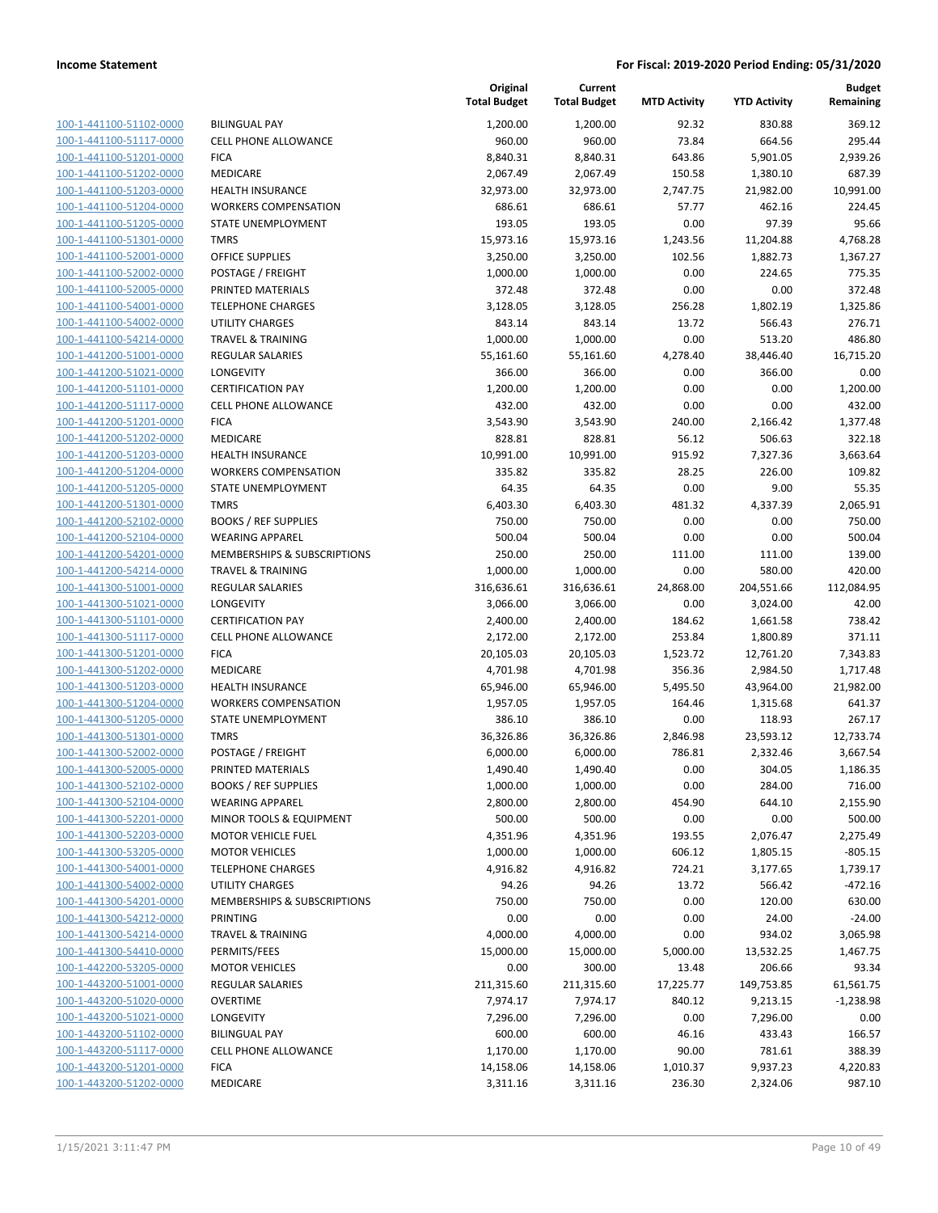| | | Original Total Budget | Current Total Budget | MTD Activity | YTD Activity | Budget Remaining |
|---|---|---|---|---|---|---|
| 100-1-441100-51102-0000 | BILINGUAL PAY | 1,200.00 | 1,200.00 | 92.32 | 830.88 | 369.12 |
| 100-1-441100-51117-0000 | CELL PHONE ALLOWANCE | 960.00 | 960.00 | 73.84 | 664.56 | 295.44 |
| 100-1-441100-51201-0000 | FICA | 8,840.31 | 8,840.31 | 643.86 | 5,901.05 | 2,939.26 |
| 100-1-441100-51202-0000 | MEDICARE | 2,067.49 | 2,067.49 | 150.58 | 1,380.10 | 687.39 |
| 100-1-441100-51203-0000 | HEALTH INSURANCE | 32,973.00 | 32,973.00 | 2,747.75 | 21,982.00 | 10,991.00 |
| 100-1-441100-51204-0000 | WORKERS COMPENSATION | 686.61 | 686.61 | 57.77 | 462.16 | 224.45 |
| 100-1-441100-51205-0000 | STATE UNEMPLOYMENT | 193.05 | 193.05 | 0.00 | 97.39 | 95.66 |
| 100-1-441100-51301-0000 | TMRS | 15,973.16 | 15,973.16 | 1,243.56 | 11,204.88 | 4,768.28 |
| 100-1-441100-52001-0000 | OFFICE SUPPLIES | 3,250.00 | 3,250.00 | 102.56 | 1,882.73 | 1,367.27 |
| 100-1-441100-52002-0000 | POSTAGE / FREIGHT | 1,000.00 | 1,000.00 | 0.00 | 224.65 | 775.35 |
| 100-1-441100-52005-0000 | PRINTED MATERIALS | 372.48 | 372.48 | 0.00 | 0.00 | 372.48 |
| 100-1-441100-54001-0000 | TELEPHONE CHARGES | 3,128.05 | 3,128.05 | 256.28 | 1,802.19 | 1,325.86 |
| 100-1-441100-54002-0000 | UTILITY CHARGES | 843.14 | 843.14 | 13.72 | 566.43 | 276.71 |
| 100-1-441100-54214-0000 | TRAVEL & TRAINING | 1,000.00 | 1,000.00 | 0.00 | 513.20 | 486.80 |
| 100-1-441200-51001-0000 | REGULAR SALARIES | 55,161.60 | 55,161.60 | 4,278.40 | 38,446.40 | 16,715.20 |
| 100-1-441200-51021-0000 | LONGEVITY | 366.00 | 366.00 | 0.00 | 366.00 | 0.00 |
| 100-1-441200-51101-0000 | CERTIFICATION PAY | 1,200.00 | 1,200.00 | 0.00 | 0.00 | 1,200.00 |
| 100-1-441200-51117-0000 | CELL PHONE ALLOWANCE | 432.00 | 432.00 | 0.00 | 0.00 | 432.00 |
| 100-1-441200-51201-0000 | FICA | 3,543.90 | 3,543.90 | 240.00 | 2,166.42 | 1,377.48 |
| 100-1-441200-51202-0000 | MEDICARE | 828.81 | 828.81 | 56.12 | 506.63 | 322.18 |
| 100-1-441200-51203-0000 | HEALTH INSURANCE | 10,991.00 | 10,991.00 | 915.92 | 7,327.36 | 3,663.64 |
| 100-1-441200-51204-0000 | WORKERS COMPENSATION | 335.82 | 335.82 | 28.25 | 226.00 | 109.82 |
| 100-1-441200-51205-0000 | STATE UNEMPLOYMENT | 64.35 | 64.35 | 0.00 | 9.00 | 55.35 |
| 100-1-441200-51301-0000 | TMRS | 6,403.30 | 6,403.30 | 481.32 | 4,337.39 | 2,065.91 |
| 100-1-441200-52102-0000 | BOOKS / REF SUPPLIES | 750.00 | 750.00 | 0.00 | 0.00 | 750.00 |
| 100-1-441200-52104-0000 | WEARING APPAREL | 500.04 | 500.04 | 0.00 | 0.00 | 500.04 |
| 100-1-441200-54201-0000 | MEMBERSHIPS & SUBSCRIPTIONS | 250.00 | 250.00 | 111.00 | 111.00 | 139.00 |
| 100-1-441200-54214-0000 | TRAVEL & TRAINING | 1,000.00 | 1,000.00 | 0.00 | 580.00 | 420.00 |
| 100-1-441300-51001-0000 | REGULAR SALARIES | 316,636.61 | 316,636.61 | 24,868.00 | 204,551.66 | 112,084.95 |
| 100-1-441300-51021-0000 | LONGEVITY | 3,066.00 | 3,066.00 | 0.00 | 3,024.00 | 42.00 |
| 100-1-441300-51101-0000 | CERTIFICATION PAY | 2,400.00 | 2,400.00 | 184.62 | 1,661.58 | 738.42 |
| 100-1-441300-51117-0000 | CELL PHONE ALLOWANCE | 2,172.00 | 2,172.00 | 253.84 | 1,800.89 | 371.11 |
| 100-1-441300-51201-0000 | FICA | 20,105.03 | 20,105.03 | 1,523.72 | 12,761.20 | 7,343.83 |
| 100-1-441300-51202-0000 | MEDICARE | 4,701.98 | 4,701.98 | 356.36 | 2,984.50 | 1,717.48 |
| 100-1-441300-51203-0000 | HEALTH INSURANCE | 65,946.00 | 65,946.00 | 5,495.50 | 43,964.00 | 21,982.00 |
| 100-1-441300-51204-0000 | WORKERS COMPENSATION | 1,957.05 | 1,957.05 | 164.46 | 1,315.68 | 641.37 |
| 100-1-441300-51205-0000 | STATE UNEMPLOYMENT | 386.10 | 386.10 | 0.00 | 118.93 | 267.17 |
| 100-1-441300-51301-0000 | TMRS | 36,326.86 | 36,326.86 | 2,846.98 | 23,593.12 | 12,733.74 |
| 100-1-441300-52002-0000 | POSTAGE / FREIGHT | 6,000.00 | 6,000.00 | 786.81 | 2,332.46 | 3,667.54 |
| 100-1-441300-52005-0000 | PRINTED MATERIALS | 1,490.40 | 1,490.40 | 0.00 | 304.05 | 1,186.35 |
| 100-1-441300-52102-0000 | BOOKS / REF SUPPLIES | 1,000.00 | 1,000.00 | 0.00 | 284.00 | 716.00 |
| 100-1-441300-52104-0000 | WEARING APPAREL | 2,800.00 | 2,800.00 | 454.90 | 644.10 | 2,155.90 |
| 100-1-441300-52201-0000 | MINOR TOOLS & EQUIPMENT | 500.00 | 500.00 | 0.00 | 0.00 | 500.00 |
| 100-1-441300-52203-0000 | MOTOR VEHICLE FUEL | 4,351.96 | 4,351.96 | 193.55 | 2,076.47 | 2,275.49 |
| 100-1-441300-53205-0000 | MOTOR VEHICLES | 1,000.00 | 1,000.00 | 606.12 | 1,805.15 | -805.15 |
| 100-1-441300-54001-0000 | TELEPHONE CHARGES | 4,916.82 | 4,916.82 | 724.21 | 3,177.65 | 1,739.17 |
| 100-1-441300-54002-0000 | UTILITY CHARGES | 94.26 | 94.26 | 13.72 | 566.42 | -472.16 |
| 100-1-441300-54201-0000 | MEMBERSHIPS & SUBSCRIPTIONS | 750.00 | 750.00 | 0.00 | 120.00 | 630.00 |
| 100-1-441300-54212-0000 | PRINTING | 0.00 | 0.00 | 0.00 | 24.00 | -24.00 |
| 100-1-441300-54214-0000 | TRAVEL & TRAINING | 4,000.00 | 4,000.00 | 0.00 | 934.02 | 3,065.98 |
| 100-1-441300-54410-0000 | PERMITS/FEES | 15,000.00 | 15,000.00 | 5,000.00 | 13,532.25 | 1,467.75 |
| 100-1-442200-53205-0000 | MOTOR VEHICLES | 0.00 | 300.00 | 13.48 | 206.66 | 93.34 |
| 100-1-443200-51001-0000 | REGULAR SALARIES | 211,315.60 | 211,315.60 | 17,225.77 | 149,753.85 | 61,561.75 |
| 100-1-443200-51020-0000 | OVERTIME | 7,974.17 | 7,974.17 | 840.12 | 9,213.15 | -1,238.98 |
| 100-1-443200-51021-0000 | LONGEVITY | 7,296.00 | 7,296.00 | 0.00 | 7,296.00 | 0.00 |
| 100-1-443200-51102-0000 | BILINGUAL PAY | 600.00 | 600.00 | 46.16 | 433.43 | 166.57 |
| 100-1-443200-51117-0000 | CELL PHONE ALLOWANCE | 1,170.00 | 1,170.00 | 90.00 | 781.61 | 388.39 |
| 100-1-443200-51201-0000 | FICA | 14,158.06 | 14,158.06 | 1,010.37 | 9,937.23 | 4,220.83 |
| 100-1-443200-51202-0000 | MEDICARE | 3,311.16 | 3,311.16 | 236.30 | 2,324.06 | 987.10 |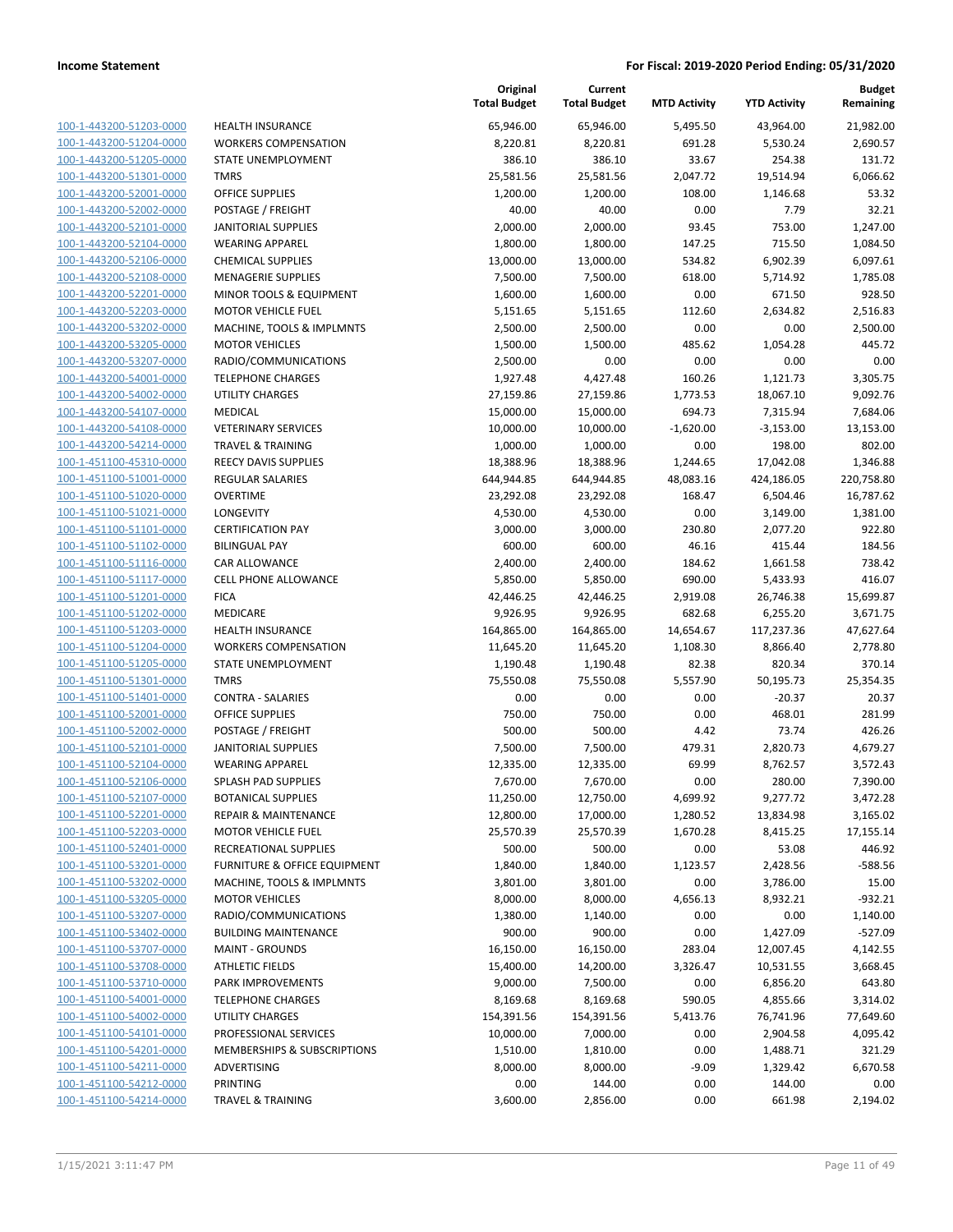| | | Original Total Budget | Current Total Budget | MTD Activity | YTD Activity | Budget Remaining |
|---|---|---|---|---|---|---|
| 100-1-443200-51203-0000 | HEALTH INSURANCE | 65,946.00 | 65,946.00 | 5,495.50 | 43,964.00 | 21,982.00 |
| 100-1-443200-51204-0000 | WORKERS COMPENSATION | 8,220.81 | 8,220.81 | 691.28 | 5,530.24 | 2,690.57 |
| 100-1-443200-51205-0000 | STATE UNEMPLOYMENT | 386.10 | 386.10 | 33.67 | 254.38 | 131.72 |
| 100-1-443200-51301-0000 | TMRS | 25,581.56 | 25,581.56 | 2,047.72 | 19,514.94 | 6,066.62 |
| 100-1-443200-52001-0000 | OFFICE SUPPLIES | 1,200.00 | 1,200.00 | 108.00 | 1,146.68 | 53.32 |
| 100-1-443200-52002-0000 | POSTAGE / FREIGHT | 40.00 | 40.00 | 0.00 | 7.79 | 32.21 |
| 100-1-443200-52101-0000 | JANITORIAL SUPPLIES | 2,000.00 | 2,000.00 | 93.45 | 753.00 | 1,247.00 |
| 100-1-443200-52104-0000 | WEARING APPAREL | 1,800.00 | 1,800.00 | 147.25 | 715.50 | 1,084.50 |
| 100-1-443200-52106-0000 | CHEMICAL SUPPLIES | 13,000.00 | 13,000.00 | 534.82 | 6,902.39 | 6,097.61 |
| 100-1-443200-52108-0000 | MENAGERIE SUPPLIES | 7,500.00 | 7,500.00 | 618.00 | 5,714.92 | 1,785.08 |
| 100-1-443200-52201-0000 | MINOR TOOLS & EQUIPMENT | 1,600.00 | 1,600.00 | 0.00 | 671.50 | 928.50 |
| 100-1-443200-52203-0000 | MOTOR VEHICLE FUEL | 5,151.65 | 5,151.65 | 112.60 | 2,634.82 | 2,516.83 |
| 100-1-443200-53202-0000 | MACHINE, TOOLS & IMPLMNTS | 2,500.00 | 2,500.00 | 0.00 | 0.00 | 2,500.00 |
| 100-1-443200-53205-0000 | MOTOR VEHICLES | 1,500.00 | 1,500.00 | 485.62 | 1,054.28 | 445.72 |
| 100-1-443200-53207-0000 | RADIO/COMMUNICATIONS | 2,500.00 | 0.00 | 0.00 | 0.00 | 0.00 |
| 100-1-443200-54001-0000 | TELEPHONE CHARGES | 1,927.48 | 4,427.48 | 160.26 | 1,121.73 | 3,305.75 |
| 100-1-443200-54002-0000 | UTILITY CHARGES | 27,159.86 | 27,159.86 | 1,773.53 | 18,067.10 | 9,092.76 |
| 100-1-443200-54107-0000 | MEDICAL | 15,000.00 | 15,000.00 | 694.73 | 7,315.94 | 7,684.06 |
| 100-1-443200-54108-0000 | VETERINARY SERVICES | 10,000.00 | 10,000.00 | -1,620.00 | -3,153.00 | 13,153.00 |
| 100-1-443200-54214-0000 | TRAVEL & TRAINING | 1,000.00 | 1,000.00 | 0.00 | 198.00 | 802.00 |
| 100-1-451100-45310-0000 | REECY DAVIS SUPPLIES | 18,388.96 | 18,388.96 | 1,244.65 | 17,042.08 | 1,346.88 |
| 100-1-451100-51001-0000 | REGULAR SALARIES | 644,944.85 | 644,944.85 | 48,083.16 | 424,186.05 | 220,758.80 |
| 100-1-451100-51020-0000 | OVERTIME | 23,292.08 | 23,292.08 | 168.47 | 6,504.46 | 16,787.62 |
| 100-1-451100-51021-0000 | LONGEVITY | 4,530.00 | 4,530.00 | 0.00 | 3,149.00 | 1,381.00 |
| 100-1-451100-51101-0000 | CERTIFICATION PAY | 3,000.00 | 3,000.00 | 230.80 | 2,077.20 | 922.80 |
| 100-1-451100-51102-0000 | BILINGUAL PAY | 600.00 | 600.00 | 46.16 | 415.44 | 184.56 |
| 100-1-451100-51116-0000 | CAR ALLOWANCE | 2,400.00 | 2,400.00 | 184.62 | 1,661.58 | 738.42 |
| 100-1-451100-51117-0000 | CELL PHONE ALLOWANCE | 5,850.00 | 5,850.00 | 690.00 | 5,433.93 | 416.07 |
| 100-1-451100-51201-0000 | FICA | 42,446.25 | 42,446.25 | 2,919.08 | 26,746.38 | 15,699.87 |
| 100-1-451100-51202-0000 | MEDICARE | 9,926.95 | 9,926.95 | 682.68 | 6,255.20 | 3,671.75 |
| 100-1-451100-51203-0000 | HEALTH INSURANCE | 164,865.00 | 164,865.00 | 14,654.67 | 117,237.36 | 47,627.64 |
| 100-1-451100-51204-0000 | WORKERS COMPENSATION | 11,645.20 | 11,645.20 | 1,108.30 | 8,866.40 | 2,778.80 |
| 100-1-451100-51205-0000 | STATE UNEMPLOYMENT | 1,190.48 | 1,190.48 | 82.38 | 820.34 | 370.14 |
| 100-1-451100-51301-0000 | TMRS | 75,550.08 | 75,550.08 | 5,557.90 | 50,195.73 | 25,354.35 |
| 100-1-451100-51401-0000 | CONTRA - SALARIES | 0.00 | 0.00 | 0.00 | -20.37 | 20.37 |
| 100-1-451100-52001-0000 | OFFICE SUPPLIES | 750.00 | 750.00 | 0.00 | 468.01 | 281.99 |
| 100-1-451100-52002-0000 | POSTAGE / FREIGHT | 500.00 | 500.00 | 4.42 | 73.74 | 426.26 |
| 100-1-451100-52101-0000 | JANITORIAL SUPPLIES | 7,500.00 | 7,500.00 | 479.31 | 2,820.73 | 4,679.27 |
| 100-1-451100-52104-0000 | WEARING APPAREL | 12,335.00 | 12,335.00 | 69.99 | 8,762.57 | 3,572.43 |
| 100-1-451100-52106-0000 | SPLASH PAD SUPPLIES | 7,670.00 | 7,670.00 | 0.00 | 280.00 | 7,390.00 |
| 100-1-451100-52107-0000 | BOTANICAL SUPPLIES | 11,250.00 | 12,750.00 | 4,699.92 | 9,277.72 | 3,472.28 |
| 100-1-451100-52201-0000 | REPAIR & MAINTENANCE | 12,800.00 | 17,000.00 | 1,280.52 | 13,834.98 | 3,165.02 |
| 100-1-451100-52203-0000 | MOTOR VEHICLE FUEL | 25,570.39 | 25,570.39 | 1,670.28 | 8,415.25 | 17,155.14 |
| 100-1-451100-52401-0000 | RECREATIONAL SUPPLIES | 500.00 | 500.00 | 0.00 | 53.08 | 446.92 |
| 100-1-451100-53201-0000 | FURNITURE & OFFICE EQUIPMENT | 1,840.00 | 1,840.00 | 1,123.57 | 2,428.56 | -588.56 |
| 100-1-451100-53202-0000 | MACHINE, TOOLS & IMPLMNTS | 3,801.00 | 3,801.00 | 0.00 | 3,786.00 | 15.00 |
| 100-1-451100-53205-0000 | MOTOR VEHICLES | 8,000.00 | 8,000.00 | 4,656.13 | 8,932.21 | -932.21 |
| 100-1-451100-53207-0000 | RADIO/COMMUNICATIONS | 1,380.00 | 1,140.00 | 0.00 | 0.00 | 1,140.00 |
| 100-1-451100-53402-0000 | BUILDING MAINTENANCE | 900.00 | 900.00 | 0.00 | 1,427.09 | -527.09 |
| 100-1-451100-53707-0000 | MAINT - GROUNDS | 16,150.00 | 16,150.00 | 283.04 | 12,007.45 | 4,142.55 |
| 100-1-451100-53708-0000 | ATHLETIC FIELDS | 15,400.00 | 14,200.00 | 3,326.47 | 10,531.55 | 3,668.45 |
| 100-1-451100-53710-0000 | PARK IMPROVEMENTS | 9,000.00 | 7,500.00 | 0.00 | 6,856.20 | 643.80 |
| 100-1-451100-54001-0000 | TELEPHONE CHARGES | 8,169.68 | 8,169.68 | 590.05 | 4,855.66 | 3,314.02 |
| 100-1-451100-54002-0000 | UTILITY CHARGES | 154,391.56 | 154,391.56 | 5,413.76 | 76,741.96 | 77,649.60 |
| 100-1-451100-54101-0000 | PROFESSIONAL SERVICES | 10,000.00 | 7,000.00 | 0.00 | 2,904.58 | 4,095.42 |
| 100-1-451100-54201-0000 | MEMBERSHIPS & SUBSCRIPTIONS | 1,510.00 | 1,810.00 | 0.00 | 1,488.71 | 321.29 |
| 100-1-451100-54211-0000 | ADVERTISING | 8,000.00 | 8,000.00 | -9.09 | 1,329.42 | 6,670.58 |
| 100-1-451100-54212-0000 | PRINTING | 0.00 | 144.00 | 0.00 | 144.00 | 0.00 |
| 100-1-451100-54214-0000 | TRAVEL & TRAINING | 3,600.00 | 2,856.00 | 0.00 | 661.98 | 2,194.02 |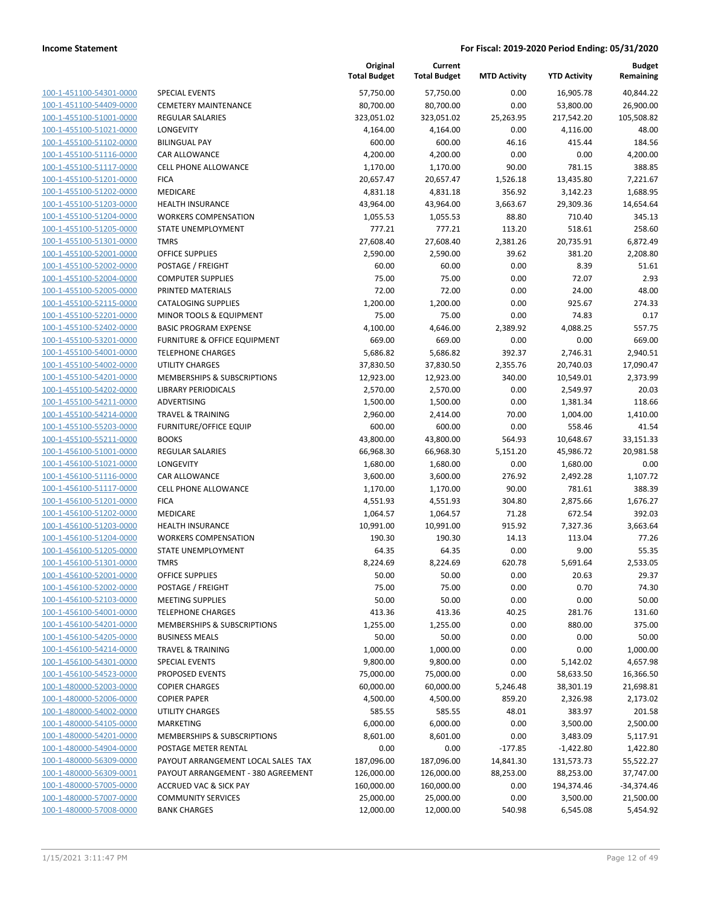| | | Original Total Budget | Current Total Budget | MTD Activity | YTD Activity | Budget Remaining |
|---|---|---|---|---|---|---|
| 100-1-451100-54301-0000 | SPECIAL EVENTS | 57,750.00 | 57,750.00 | 0.00 | 16,905.78 | 40,844.22 |
| 100-1-451100-54409-0000 | CEMETERY MAINTENANCE | 80,700.00 | 80,700.00 | 0.00 | 53,800.00 | 26,900.00 |
| 100-1-455100-51001-0000 | REGULAR SALARIES | 323,051.02 | 323,051.02 | 25,263.95 | 217,542.20 | 105,508.82 |
| 100-1-455100-51021-0000 | LONGEVITY | 4,164.00 | 4,164.00 | 0.00 | 4,116.00 | 48.00 |
| 100-1-455100-51102-0000 | BILINGUAL PAY | 600.00 | 600.00 | 46.16 | 415.44 | 184.56 |
| 100-1-455100-51116-0000 | CAR ALLOWANCE | 4,200.00 | 4,200.00 | 0.00 | 0.00 | 4,200.00 |
| 100-1-455100-51117-0000 | CELL PHONE ALLOWANCE | 1,170.00 | 1,170.00 | 90.00 | 781.15 | 388.85 |
| 100-1-455100-51201-0000 | FICA | 20,657.47 | 20,657.47 | 1,526.18 | 13,435.80 | 7,221.67 |
| 100-1-455100-51202-0000 | MEDICARE | 4,831.18 | 4,831.18 | 356.92 | 3,142.23 | 1,688.95 |
| 100-1-455100-51203-0000 | HEALTH INSURANCE | 43,964.00 | 43,964.00 | 3,663.67 | 29,309.36 | 14,654.64 |
| 100-1-455100-51204-0000 | WORKERS COMPENSATION | 1,055.53 | 1,055.53 | 88.80 | 710.40 | 345.13 |
| 100-1-455100-51205-0000 | STATE UNEMPLOYMENT | 777.21 | 777.21 | 113.20 | 518.61 | 258.60 |
| 100-1-455100-51301-0000 | TMRS | 27,608.40 | 27,608.40 | 2,381.26 | 20,735.91 | 6,872.49 |
| 100-1-455100-52001-0000 | OFFICE SUPPLIES | 2,590.00 | 2,590.00 | 39.62 | 381.20 | 2,208.80 |
| 100-1-455100-52002-0000 | POSTAGE / FREIGHT | 60.00 | 60.00 | 0.00 | 8.39 | 51.61 |
| 100-1-455100-52004-0000 | COMPUTER SUPPLIES | 75.00 | 75.00 | 0.00 | 72.07 | 2.93 |
| 100-1-455100-52005-0000 | PRINTED MATERIALS | 72.00 | 72.00 | 0.00 | 24.00 | 48.00 |
| 100-1-455100-52115-0000 | CATALOGING SUPPLIES | 1,200.00 | 1,200.00 | 0.00 | 925.67 | 274.33 |
| 100-1-455100-52201-0000 | MINOR TOOLS & EQUIPMENT | 75.00 | 75.00 | 0.00 | 74.83 | 0.17 |
| 100-1-455100-52402-0000 | BASIC PROGRAM EXPENSE | 4,100.00 | 4,646.00 | 2,389.92 | 4,088.25 | 557.75 |
| 100-1-455100-53201-0000 | FURNITURE & OFFICE EQUIPMENT | 669.00 | 669.00 | 0.00 | 0.00 | 669.00 |
| 100-1-455100-54001-0000 | TELEPHONE CHARGES | 5,686.82 | 5,686.82 | 392.37 | 2,746.31 | 2,940.51 |
| 100-1-455100-54002-0000 | UTILITY CHARGES | 37,830.50 | 37,830.50 | 2,355.76 | 20,740.03 | 17,090.47 |
| 100-1-455100-54201-0000 | MEMBERSHIPS & SUBSCRIPTIONS | 12,923.00 | 12,923.00 | 340.00 | 10,549.01 | 2,373.99 |
| 100-1-455100-54202-0000 | LIBRARY PERIODICALS | 2,570.00 | 2,570.00 | 0.00 | 2,549.97 | 20.03 |
| 100-1-455100-54211-0000 | ADVERTISING | 1,500.00 | 1,500.00 | 0.00 | 1,381.34 | 118.66 |
| 100-1-455100-54214-0000 | TRAVEL & TRAINING | 2,960.00 | 2,414.00 | 70.00 | 1,004.00 | 1,410.00 |
| 100-1-455100-55203-0000 | FURNITURE/OFFICE EQUIP | 600.00 | 600.00 | 0.00 | 558.46 | 41.54 |
| 100-1-455100-55211-0000 | BOOKS | 43,800.00 | 43,800.00 | 564.93 | 10,648.67 | 33,151.33 |
| 100-1-456100-51001-0000 | REGULAR SALARIES | 66,968.30 | 66,968.30 | 5,151.20 | 45,986.72 | 20,981.58 |
| 100-1-456100-51021-0000 | LONGEVITY | 1,680.00 | 1,680.00 | 0.00 | 1,680.00 | 0.00 |
| 100-1-456100-51116-0000 | CAR ALLOWANCE | 3,600.00 | 3,600.00 | 276.92 | 2,492.28 | 1,107.72 |
| 100-1-456100-51117-0000 | CELL PHONE ALLOWANCE | 1,170.00 | 1,170.00 | 90.00 | 781.61 | 388.39 |
| 100-1-456100-51201-0000 | FICA | 4,551.93 | 4,551.93 | 304.80 | 2,875.66 | 1,676.27 |
| 100-1-456100-51202-0000 | MEDICARE | 1,064.57 | 1,064.57 | 71.28 | 672.54 | 392.03 |
| 100-1-456100-51203-0000 | HEALTH INSURANCE | 10,991.00 | 10,991.00 | 915.92 | 7,327.36 | 3,663.64 |
| 100-1-456100-51204-0000 | WORKERS COMPENSATION | 190.30 | 190.30 | 14.13 | 113.04 | 77.26 |
| 100-1-456100-51205-0000 | STATE UNEMPLOYMENT | 64.35 | 64.35 | 0.00 | 9.00 | 55.35 |
| 100-1-456100-51301-0000 | TMRS | 8,224.69 | 8,224.69 | 620.78 | 5,691.64 | 2,533.05 |
| 100-1-456100-52001-0000 | OFFICE SUPPLIES | 50.00 | 50.00 | 0.00 | 20.63 | 29.37 |
| 100-1-456100-52002-0000 | POSTAGE / FREIGHT | 75.00 | 75.00 | 0.00 | 0.70 | 74.30 |
| 100-1-456100-52103-0000 | MEETING SUPPLIES | 50.00 | 50.00 | 0.00 | 0.00 | 50.00 |
| 100-1-456100-54001-0000 | TELEPHONE CHARGES | 413.36 | 413.36 | 40.25 | 281.76 | 131.60 |
| 100-1-456100-54201-0000 | MEMBERSHIPS & SUBSCRIPTIONS | 1,255.00 | 1,255.00 | 0.00 | 880.00 | 375.00 |
| 100-1-456100-54205-0000 | BUSINESS MEALS | 50.00 | 50.00 | 0.00 | 0.00 | 50.00 |
| 100-1-456100-54214-0000 | TRAVEL & TRAINING | 1,000.00 | 1,000.00 | 0.00 | 0.00 | 1,000.00 |
| 100-1-456100-54301-0000 | SPECIAL EVENTS | 9,800.00 | 9,800.00 | 0.00 | 5,142.02 | 4,657.98 |
| 100-1-456100-54523-0000 | PROPOSED EVENTS | 75,000.00 | 75,000.00 | 0.00 | 58,633.50 | 16,366.50 |
| 100-1-480000-52003-0000 | COPIER CHARGES | 60,000.00 | 60,000.00 | 5,246.48 | 38,301.19 | 21,698.81 |
| 100-1-480000-52006-0000 | COPIER PAPER | 4,500.00 | 4,500.00 | 859.20 | 2,326.98 | 2,173.02 |
| 100-1-480000-54002-0000 | UTILITY CHARGES | 585.55 | 585.55 | 48.01 | 383.97 | 201.58 |
| 100-1-480000-54105-0000 | MARKETING | 6,000.00 | 6,000.00 | 0.00 | 3,500.00 | 2,500.00 |
| 100-1-480000-54201-0000 | MEMBERSHIPS & SUBSCRIPTIONS | 8,601.00 | 8,601.00 | 0.00 | 3,483.09 | 5,117.91 |
| 100-1-480000-54904-0000 | POSTAGE METER RENTAL | 0.00 | 0.00 | -177.85 | -1,422.80 | 1,422.80 |
| 100-1-480000-56309-0000 | PAYOUT ARRANGEMENT LOCAL SALES TAX | 187,096.00 | 187,096.00 | 14,841.30 | 131,573.73 | 55,522.27 |
| 100-1-480000-56309-0001 | PAYOUT ARRANGEMENT - 380 AGREEMENT | 126,000.00 | 126,000.00 | 88,253.00 | 88,253.00 | 37,747.00 |
| 100-1-480000-57005-0000 | ACCRUED VAC & SICK PAY | 160,000.00 | 160,000.00 | 0.00 | 194,374.46 | -34,374.46 |
| 100-1-480000-57007-0000 | COMMUNITY SERVICES | 25,000.00 | 25,000.00 | 0.00 | 3,500.00 | 21,500.00 |
| 100-1-480000-57008-0000 | BANK CHARGES | 12,000.00 | 12,000.00 | 540.98 | 6,545.08 | 5,454.92 |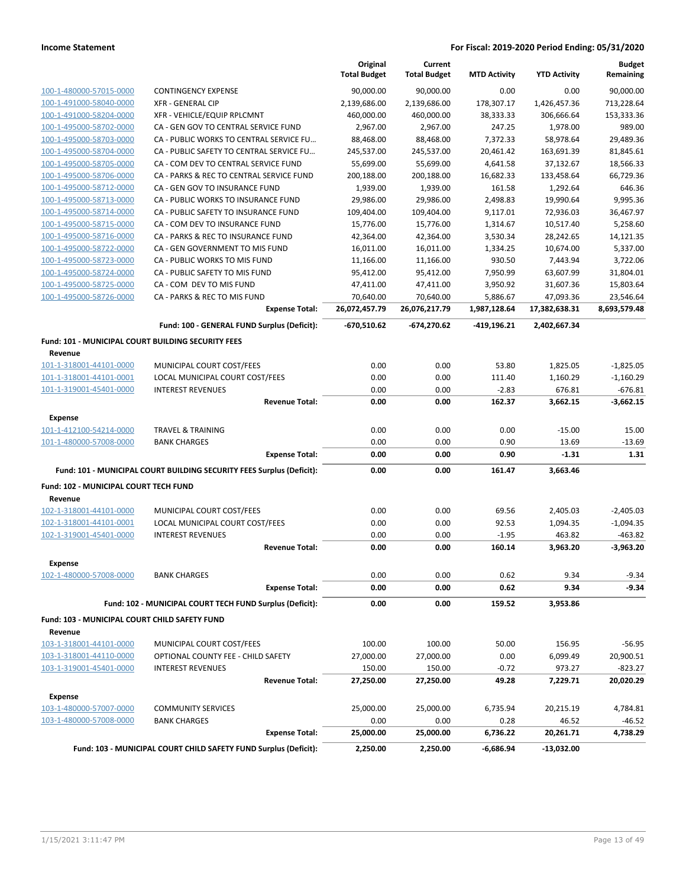**Income Statement** — For Fiscal: 2019-2020 Period Ending: 05/31/2020

| | | Original Total Budget | Current Total Budget | MTD Activity | YTD Activity | Budget Remaining |
|---|---|---|---|---|---|---|
| 100-1-480000-57015-0000 | CONTINGENCY EXPENSE | 90,000.00 | 90,000.00 | 0.00 | 0.00 | 90,000.00 |
| 100-1-491000-58040-0000 | XFR - GENERAL CIP | 2,139,686.00 | 2,139,686.00 | 178,307.17 | 1,426,457.36 | 713,228.64 |
| 100-1-491000-58204-0000 | XFR - VEHICLE/EQUIP RPLCMNT | 460,000.00 | 460,000.00 | 38,333.33 | 306,666.64 | 153,333.36 |
| 100-1-495000-58702-0000 | CA - GEN GOV TO CENTRAL SERVICE FUND | 2,967.00 | 2,967.00 | 247.25 | 1,978.00 | 989.00 |
| 100-1-495000-58703-0000 | CA - PUBLIC WORKS TO CENTRAL SERVICE FU… | 88,468.00 | 88,468.00 | 7,372.33 | 58,978.64 | 29,489.36 |
| 100-1-495000-58704-0000 | CA - PUBLIC SAFETY TO CENTRAL SERVICE FU… | 245,537.00 | 245,537.00 | 20,461.42 | 163,691.39 | 81,845.61 |
| 100-1-495000-58705-0000 | CA - COM DEV TO CENTRAL SERVICE FUND | 55,699.00 | 55,699.00 | 4,641.58 | 37,132.67 | 18,566.33 |
| 100-1-495000-58706-0000 | CA - PARKS & REC TO CENTRAL SERVICE FUND | 200,188.00 | 200,188.00 | 16,682.33 | 133,458.64 | 66,729.36 |
| 100-1-495000-58712-0000 | CA - GEN GOV TO INSURANCE FUND | 1,939.00 | 1,939.00 | 161.58 | 1,292.64 | 646.36 |
| 100-1-495000-58713-0000 | CA - PUBLIC WORKS TO INSURANCE FUND | 29,986.00 | 29,986.00 | 2,498.83 | 19,990.64 | 9,995.36 |
| 100-1-495000-58714-0000 | CA - PUBLIC SAFETY TO INSURANCE FUND | 109,404.00 | 109,404.00 | 9,117.01 | 72,936.03 | 36,467.97 |
| 100-1-495000-58715-0000 | CA - COM DEV TO INSURANCE FUND | 15,776.00 | 15,776.00 | 1,314.67 | 10,517.40 | 5,258.60 |
| 100-1-495000-58716-0000 | CA - PARKS & REC TO INSURANCE FUND | 42,364.00 | 42,364.00 | 3,530.34 | 28,242.65 | 14,121.35 |
| 100-1-495000-58722-0000 | CA - GEN GOVERNMENT TO MIS FUND | 16,011.00 | 16,011.00 | 1,334.25 | 10,674.00 | 5,337.00 |
| 100-1-495000-58723-0000 | CA - PUBLIC WORKS TO MIS FUND | 11,166.00 | 11,166.00 | 930.50 | 7,443.94 | 3,722.06 |
| 100-1-495000-58724-0000 | CA - PUBLIC SAFETY TO MIS FUND | 95,412.00 | 95,412.00 | 7,950.99 | 63,607.99 | 31,804.01 |
| 100-1-495000-58725-0000 | CA - COM DEV TO MIS FUND | 47,411.00 | 47,411.00 | 3,950.92 | 31,607.36 | 15,803.64 |
| 100-1-495000-58726-0000 | CA - PARKS & REC TO MIS FUND | 70,640.00 | 70,640.00 | 5,886.67 | 47,093.36 | 23,546.64 |
| | **Expense Total:** | **26,072,457.79** | **26,076,217.79** | **1,987,128.64** | **17,382,638.31** | **8,693,579.48** |
| | **Fund: 100 - GENERAL FUND Surplus (Deficit):** | **-670,510.62** | **-674,270.62** | **-419,196.21** | **2,402,667.34** | |
| **Fund: 101 - MUNICIPAL COURT BUILDING SECURITY FEES** | | | | | | |
| **Revenue** | | | | | | |
| 101-1-318001-44101-0000 | MUNICIPAL COURT COST/FEES | 0.00 | 0.00 | 53.80 | 1,825.05 | -1,825.05 |
| 101-1-318001-44101-0001 | LOCAL MUNICIPAL COURT COST/FEES | 0.00 | 0.00 | 111.40 | 1,160.29 | -1,160.29 |
| 101-1-319001-45401-0000 | INTEREST REVENUES | 0.00 | 0.00 | -2.83 | 676.81 | -676.81 |
| | **Revenue Total:** | **0.00** | **0.00** | **162.37** | **3,662.15** | **-3,662.15** |
| **Expense** | | | | | | |
| 101-1-412100-54214-0000 | TRAVEL & TRAINING | 0.00 | 0.00 | 0.00 | -15.00 | 15.00 |
| 101-1-480000-57008-0000 | BANK CHARGES | 0.00 | 0.00 | 0.90 | 13.69 | -13.69 |
| | **Expense Total:** | **0.00** | **0.00** | **0.90** | **-1.31** | **1.31** |
| | **Fund: 101 - MUNICIPAL COURT BUILDING SECURITY FEES Surplus (Deficit):** | **0.00** | **0.00** | **161.47** | **3,663.46** | |
| **Fund: 102 - MUNICIPAL COURT TECH FUND** | | | | | | |
| **Revenue** | | | | | | |
| 102-1-318001-44101-0000 | MUNICIPAL COURT COST/FEES | 0.00 | 0.00 | 69.56 | 2,405.03 | -2,405.03 |
| 102-1-318001-44101-0001 | LOCAL MUNICIPAL COURT COST/FEES | 0.00 | 0.00 | 92.53 | 1,094.35 | -1,094.35 |
| 102-1-319001-45401-0000 | INTEREST REVENUES | 0.00 | 0.00 | -1.95 | 463.82 | -463.82 |
| | **Revenue Total:** | **0.00** | **0.00** | **160.14** | **3,963.20** | **-3,963.20** |
| **Expense** | | | | | | |
| 102-1-480000-57008-0000 | BANK CHARGES | 0.00 | 0.00 | 0.62 | 9.34 | -9.34 |
| | **Expense Total:** | **0.00** | **0.00** | **0.62** | **9.34** | **-9.34** |
| | **Fund: 102 - MUNICIPAL COURT TECH FUND Surplus (Deficit):** | **0.00** | **0.00** | **159.52** | **3,953.86** | |
| **Fund: 103 - MUNICIPAL COURT CHILD SAFETY FUND** | | | | | | |
| **Revenue** | | | | | | |
| 103-1-318001-44101-0000 | MUNICIPAL COURT COST/FEES | 100.00 | 100.00 | 50.00 | 156.95 | -56.95 |
| 103-1-318001-44110-0000 | OPTIONAL COUNTY FEE - CHILD SAFETY | 27,000.00 | 27,000.00 | 0.00 | 6,099.49 | 20,900.51 |
| 103-1-319001-45401-0000 | INTEREST REVENUES | 150.00 | 150.00 | -0.72 | 973.27 | -823.27 |
| | **Revenue Total:** | **27,250.00** | **27,250.00** | **49.28** | **7,229.71** | **20,020.29** |
| **Expense** | | | | | | |
| 103-1-480000-57007-0000 | COMMUNITY SERVICES | 25,000.00 | 25,000.00 | 6,735.94 | 20,215.19 | 4,784.81 |
| 103-1-480000-57008-0000 | BANK CHARGES | 0.00 | 0.00 | 0.28 | 46.52 | -46.52 |
| | **Expense Total:** | **25,000.00** | **25,000.00** | **6,736.22** | **20,261.71** | **4,738.29** |
| | **Fund: 103 - MUNICIPAL COURT CHILD SAFETY FUND Surplus (Deficit):** | **2,250.00** | **2,250.00** | **-6,686.94** | **-13,032.00** | |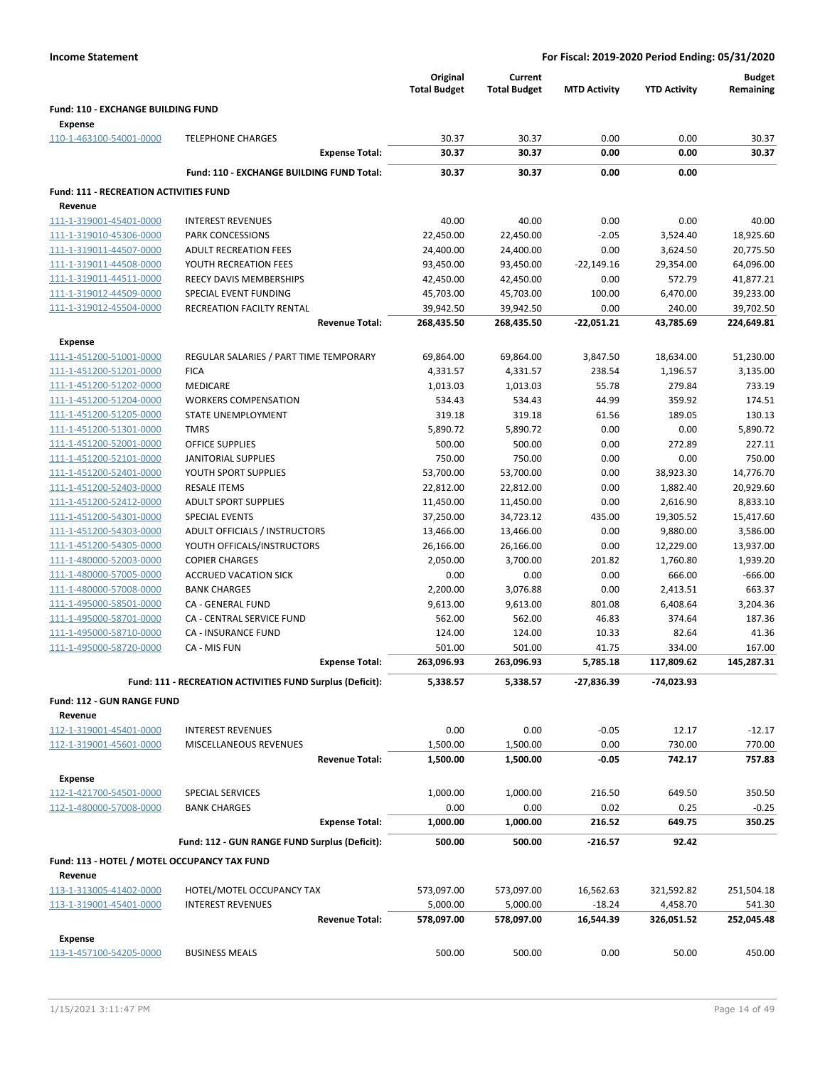**Income Statement** — For Fiscal: 2019-2020 Period Ending: 05/31/2020

| | | Original Total Budget | Current Total Budget | MTD Activity | YTD Activity | Budget Remaining |
|---|---|---|---|---|---|---|
| **Fund: 110 - EXCHANGE BUILDING FUND** | | | | | | |
| **Expense** | | | | | | |
| 110-1-463100-54001-0000 | TELEPHONE CHARGES | 30.37 | 30.37 | 0.00 | 0.00 | 30.37 |
| | **Expense Total:** | **30.37** | **30.37** | **0.00** | **0.00** | **30.37** |
| | **Fund: 110 - EXCHANGE BUILDING FUND Total:** | **30.37** | **30.37** | **0.00** | **0.00** | |
| **Fund: 111 - RECREATION ACTIVITIES FUND** | | | | | | |
| **Revenue** | | | | | | |
| 111-1-319001-45401-0000 | INTEREST REVENUES | 40.00 | 40.00 | 0.00 | 0.00 | 40.00 |
| 111-1-319010-45306-0000 | PARK CONCESSIONS | 22,450.00 | 22,450.00 | -2.05 | 3,524.40 | 18,925.60 |
| 111-1-319011-44507-0000 | ADULT RECREATION FEES | 24,400.00 | 24,400.00 | 0.00 | 3,624.50 | 20,775.50 |
| 111-1-319011-44508-0000 | YOUTH RECREATION FEES | 93,450.00 | 93,450.00 | -22,149.16 | 29,354.00 | 64,096.00 |
| 111-1-319011-44511-0000 | REECY DAVIS MEMBERSHIPS | 42,450.00 | 42,450.00 | 0.00 | 572.79 | 41,877.21 |
| 111-1-319012-44509-0000 | SPECIAL EVENT FUNDING | 45,703.00 | 45,703.00 | 100.00 | 6,470.00 | 39,233.00 |
| 111-1-319012-45504-0000 | RECREATION FACILTY RENTAL | 39,942.50 | 39,942.50 | 0.00 | 240.00 | 39,702.50 |
| | **Revenue Total:** | **268,435.50** | **268,435.50** | **-22,051.21** | **43,785.69** | **224,649.81** |
| **Expense** | | | | | | |
| 111-1-451200-51001-0000 | REGULAR SALARIES / PART TIME TEMPORARY | 69,864.00 | 69,864.00 | 3,847.50 | 18,634.00 | 51,230.00 |
| 111-1-451200-51201-0000 | FICA | 4,331.57 | 4,331.57 | 238.54 | 1,196.57 | 3,135.00 |
| 111-1-451200-51202-0000 | MEDICARE | 1,013.03 | 1,013.03 | 55.78 | 279.84 | 733.19 |
| 111-1-451200-51204-0000 | WORKERS COMPENSATION | 534.43 | 534.43 | 44.99 | 359.92 | 174.51 |
| 111-1-451200-51205-0000 | STATE UNEMPLOYMENT | 319.18 | 319.18 | 61.56 | 189.05 | 130.13 |
| 111-1-451200-51301-0000 | TMRS | 5,890.72 | 5,890.72 | 0.00 | 0.00 | 5,890.72 |
| 111-1-451200-52001-0000 | OFFICE SUPPLIES | 500.00 | 500.00 | 0.00 | 272.89 | 227.11 |
| 111-1-451200-52101-0000 | JANITORIAL SUPPLIES | 750.00 | 750.00 | 0.00 | 0.00 | 750.00 |
| 111-1-451200-52401-0000 | YOUTH SPORT SUPPLIES | 53,700.00 | 53,700.00 | 0.00 | 38,923.30 | 14,776.70 |
| 111-1-451200-52403-0000 | RESALE ITEMS | 22,812.00 | 22,812.00 | 0.00 | 1,882.40 | 20,929.60 |
| 111-1-451200-52412-0000 | ADULT SPORT SUPPLIES | 11,450.00 | 11,450.00 | 0.00 | 2,616.90 | 8,833.10 |
| 111-1-451200-54301-0000 | SPECIAL EVENTS | 37,250.00 | 34,723.12 | 435.00 | 19,305.52 | 15,417.60 |
| 111-1-451200-54303-0000 | ADULT OFFICIALS / INSTRUCTORS | 13,466.00 | 13,466.00 | 0.00 | 9,880.00 | 3,586.00 |
| 111-1-451200-54305-0000 | YOUTH OFFICALS/INSTRUCTORS | 26,166.00 | 26,166.00 | 0.00 | 12,229.00 | 13,937.00 |
| 111-1-480000-52003-0000 | COPIER CHARGES | 2,050.00 | 3,700.00 | 201.82 | 1,760.80 | 1,939.20 |
| 111-1-480000-57005-0000 | ACCRUED VACATION SICK | 0.00 | 0.00 | 0.00 | 666.00 | -666.00 |
| 111-1-480000-57008-0000 | BANK CHARGES | 2,200.00 | 3,076.88 | 0.00 | 2,413.51 | 663.37 |
| 111-1-495000-58501-0000 | CA - GENERAL FUND | 9,613.00 | 9,613.00 | 801.08 | 6,408.64 | 3,204.36 |
| 111-1-495000-58701-0000 | CA - CENTRAL SERVICE FUND | 562.00 | 562.00 | 46.83 | 374.64 | 187.36 |
| 111-1-495000-58710-0000 | CA - INSURANCE FUND | 124.00 | 124.00 | 10.33 | 82.64 | 41.36 |
| 111-1-495000-58720-0000 | CA - MIS FUN | 501.00 | 501.00 | 41.75 | 334.00 | 167.00 |
| | **Expense Total:** | **263,096.93** | **263,096.93** | **5,785.18** | **117,809.62** | **145,287.31** |
| | **Fund: 111 - RECREATION ACTIVITIES FUND Surplus (Deficit):** | **5,338.57** | **5,338.57** | **-27,836.39** | **-74,023.93** | |
| **Fund: 112 - GUN RANGE FUND** | | | | | | |
| **Revenue** | | | | | | |
| 112-1-319001-45401-0000 | INTEREST REVENUES | 0.00 | 0.00 | -0.05 | 12.17 | -12.17 |
| 112-1-319001-45601-0000 | MISCELLANEOUS REVENUES | 1,500.00 | 1,500.00 | 0.00 | 730.00 | 770.00 |
| | **Revenue Total:** | **1,500.00** | **1,500.00** | **-0.05** | **742.17** | **757.83** |
| **Expense** | | | | | | |
| 112-1-421700-54501-0000 | SPECIAL SERVICES | 1,000.00 | 1,000.00 | 216.50 | 649.50 | 350.50 |
| 112-1-480000-57008-0000 | BANK CHARGES | 0.00 | 0.00 | 0.02 | 0.25 | -0.25 |
| | **Expense Total:** | **1,000.00** | **1,000.00** | **216.52** | **649.75** | **350.25** |
| | **Fund: 112 - GUN RANGE FUND Surplus (Deficit):** | **500.00** | **500.00** | **-216.57** | **92.42** | |
| **Fund: 113 - HOTEL / MOTEL OCCUPANCY TAX FUND** | | | | | | |
| **Revenue** | | | | | | |
| 113-1-313005-41402-0000 | HOTEL/MOTEL OCCUPANCY TAX | 573,097.00 | 573,097.00 | 16,562.63 | 321,592.82 | 251,504.18 |
| 113-1-319001-45401-0000 | INTEREST REVENUES | 5,000.00 | 5,000.00 | -18.24 | 4,458.70 | 541.30 |
| | **Revenue Total:** | **578,097.00** | **578,097.00** | **16,544.39** | **326,051.52** | **252,045.48** |
| **Expense** | | | | | | |
| 113-1-457100-54205-0000 | BUSINESS MEALS | 500.00 | 500.00 | 0.00 | 50.00 | 450.00 |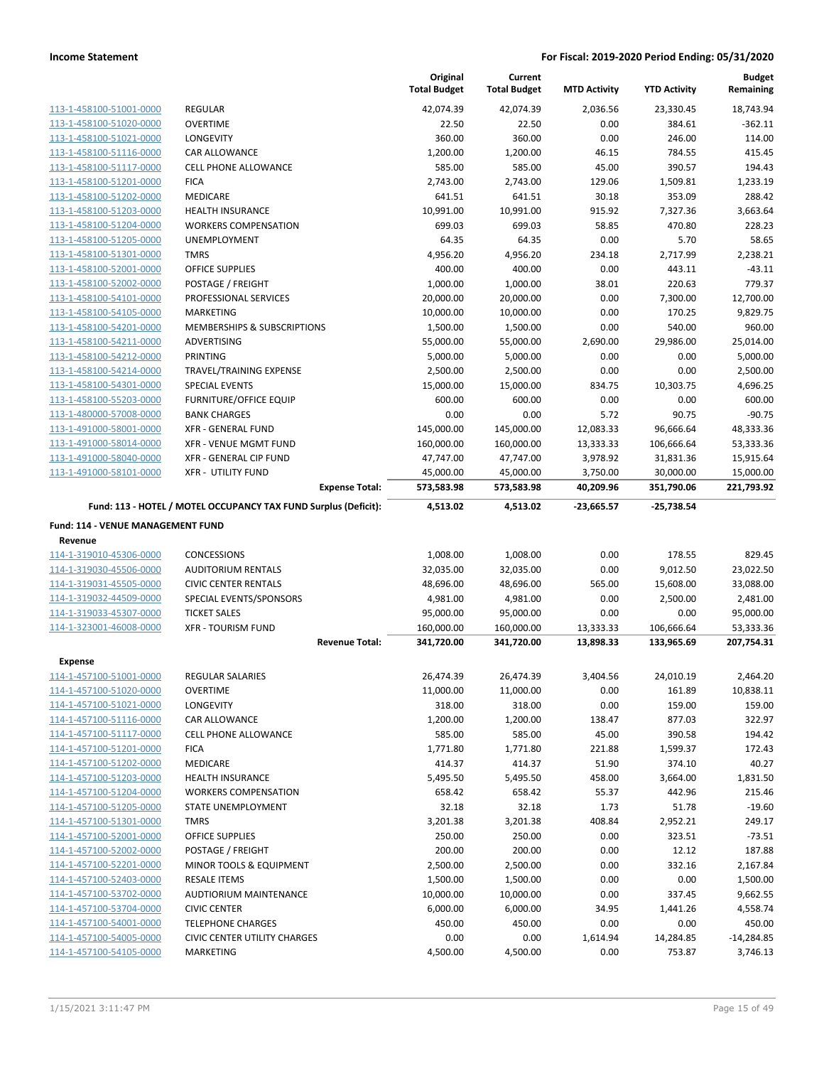| | | Original Total Budget | Current Total Budget | MTD Activity | YTD Activity | Budget Remaining |
|---|---|---|---|---|---|---|
| 113-1-458100-51001-0000 | REGULAR | 42,074.39 | 42,074.39 | 2,036.56 | 23,330.45 | 18,743.94 |
| 113-1-458100-51020-0000 | OVERTIME | 22.50 | 22.50 | 0.00 | 384.61 | -362.11 |
| 113-1-458100-51021-0000 | LONGEVITY | 360.00 | 360.00 | 0.00 | 246.00 | 114.00 |
| 113-1-458100-51116-0000 | CAR ALLOWANCE | 1,200.00 | 1,200.00 | 46.15 | 784.55 | 415.45 |
| 113-1-458100-51117-0000 | CELL PHONE ALLOWANCE | 585.00 | 585.00 | 45.00 | 390.57 | 194.43 |
| 113-1-458100-51201-0000 | FICA | 2,743.00 | 2,743.00 | 129.06 | 1,509.81 | 1,233.19 |
| 113-1-458100-51202-0000 | MEDICARE | 641.51 | 641.51 | 30.18 | 353.09 | 288.42 |
| 113-1-458100-51203-0000 | HEALTH INSURANCE | 10,991.00 | 10,991.00 | 915.92 | 7,327.36 | 3,663.64 |
| 113-1-458100-51204-0000 | WORKERS COMPENSATION | 699.03 | 699.03 | 58.85 | 470.80 | 228.23 |
| 113-1-458100-51205-0000 | UNEMPLOYMENT | 64.35 | 64.35 | 0.00 | 5.70 | 58.65 |
| 113-1-458100-51301-0000 | TMRS | 4,956.20 | 4,956.20 | 234.18 | 2,717.99 | 2,238.21 |
| 113-1-458100-52001-0000 | OFFICE SUPPLIES | 400.00 | 400.00 | 0.00 | 443.11 | -43.11 |
| 113-1-458100-52002-0000 | POSTAGE / FREIGHT | 1,000.00 | 1,000.00 | 38.01 | 220.63 | 779.37 |
| 113-1-458100-54101-0000 | PROFESSIONAL SERVICES | 20,000.00 | 20,000.00 | 0.00 | 7,300.00 | 12,700.00 |
| 113-1-458100-54105-0000 | MARKETING | 10,000.00 | 10,000.00 | 0.00 | 170.25 | 9,829.75 |
| 113-1-458100-54201-0000 | MEMBERSHIPS & SUBSCRIPTIONS | 1,500.00 | 1,500.00 | 0.00 | 540.00 | 960.00 |
| 113-1-458100-54211-0000 | ADVERTISING | 55,000.00 | 55,000.00 | 2,690.00 | 29,986.00 | 25,014.00 |
| 113-1-458100-54212-0000 | PRINTING | 5,000.00 | 5,000.00 | 0.00 | 0.00 | 5,000.00 |
| 113-1-458100-54214-0000 | TRAVEL/TRAINING EXPENSE | 2,500.00 | 2,500.00 | 0.00 | 0.00 | 2,500.00 |
| 113-1-458100-54301-0000 | SPECIAL EVENTS | 15,000.00 | 15,000.00 | 834.75 | 10,303.75 | 4,696.25 |
| 113-1-458100-55203-0000 | FURNITURE/OFFICE EQUIP | 600.00 | 600.00 | 0.00 | 0.00 | 600.00 |
| 113-1-480000-57008-0000 | BANK CHARGES | 0.00 | 0.00 | 5.72 | 90.75 | -90.75 |
| 113-1-491000-58001-0000 | XFR - GENERAL FUND | 145,000.00 | 145,000.00 | 12,083.33 | 96,666.64 | 48,333.36 |
| 113-1-491000-58014-0000 | XFR - VENUE MGMT FUND | 160,000.00 | 160,000.00 | 13,333.33 | 106,666.64 | 53,333.36 |
| 113-1-491000-58040-0000 | XFR - GENERAL CIP FUND | 47,747.00 | 47,747.00 | 3,978.92 | 31,831.36 | 15,915.64 |
| 113-1-491000-58101-0000 | XFR - UTILITY FUND | 45,000.00 | 45,000.00 | 3,750.00 | 30,000.00 | 15,000.00 |
| | **Expense Total:** | **573,583.98** | **573,583.98** | **40,209.96** | **351,790.06** | **221,793.92** |
| | **Fund: 113 - HOTEL / MOTEL OCCUPANCY TAX FUND Surplus (Deficit):** | **4,513.02** | **4,513.02** | **-23,665.57** | **-25,738.54** | |

**Fund: 114 - VENUE MANAGEMENT FUND**

**Revenue**

| | | Original Total Budget | Current Total Budget | MTD Activity | YTD Activity | Budget Remaining |
|---|---|---|---|---|---|---|
| 114-1-319010-45306-0000 | CONCESSIONS | 1,008.00 | 1,008.00 | 0.00 | 178.55 | 829.45 |
| 114-1-319030-45506-0000 | AUDITORIUM RENTALS | 32,035.00 | 32,035.00 | 0.00 | 9,012.50 | 23,022.50 |
| 114-1-319031-45505-0000 | CIVIC CENTER RENTALS | 48,696.00 | 48,696.00 | 565.00 | 15,608.00 | 33,088.00 |
| 114-1-319032-44509-0000 | SPECIAL EVENTS/SPONSORS | 4,981.00 | 4,981.00 | 0.00 | 2,500.00 | 2,481.00 |
| 114-1-319033-45307-0000 | TICKET SALES | 95,000.00 | 95,000.00 | 0.00 | 0.00 | 95,000.00 |
| 114-1-323001-46008-0000 | XFR - TOURISM FUND | 160,000.00 | 160,000.00 | 13,333.33 | 106,666.64 | 53,333.36 |
| | **Revenue Total:** | **341,720.00** | **341,720.00** | **13,898.33** | **133,965.69** | **207,754.31** |

**Expense**

| | | Original Total Budget | Current Total Budget | MTD Activity | YTD Activity | Budget Remaining |
|---|---|---|---|---|---|---|
| 114-1-457100-51001-0000 | REGULAR SALARIES | 26,474.39 | 26,474.39 | 3,404.56 | 24,010.19 | 2,464.20 |
| 114-1-457100-51020-0000 | OVERTIME | 11,000.00 | 11,000.00 | 0.00 | 161.89 | 10,838.11 |
| 114-1-457100-51021-0000 | LONGEVITY | 318.00 | 318.00 | 0.00 | 159.00 | 159.00 |
| 114-1-457100-51116-0000 | CAR ALLOWANCE | 1,200.00 | 1,200.00 | 138.47 | 877.03 | 322.97 |
| 114-1-457100-51117-0000 | CELL PHONE ALLOWANCE | 585.00 | 585.00 | 45.00 | 390.58 | 194.42 |
| 114-1-457100-51201-0000 | FICA | 1,771.80 | 1,771.80 | 221.88 | 1,599.37 | 172.43 |
| 114-1-457100-51202-0000 | MEDICARE | 414.37 | 414.37 | 51.90 | 374.10 | 40.27 |
| 114-1-457100-51203-0000 | HEALTH INSURANCE | 5,495.50 | 5,495.50 | 458.00 | 3,664.00 | 1,831.50 |
| 114-1-457100-51204-0000 | WORKERS COMPENSATION | 658.42 | 658.42 | 55.37 | 442.96 | 215.46 |
| 114-1-457100-51205-0000 | STATE UNEMPLOYMENT | 32.18 | 32.18 | 1.73 | 51.78 | -19.60 |
| 114-1-457100-51301-0000 | TMRS | 3,201.38 | 3,201.38 | 408.84 | 2,952.21 | 249.17 |
| 114-1-457100-52001-0000 | OFFICE SUPPLIES | 250.00 | 250.00 | 0.00 | 323.51 | -73.51 |
| 114-1-457100-52002-0000 | POSTAGE / FREIGHT | 200.00 | 200.00 | 0.00 | 12.12 | 187.88 |
| 114-1-457100-52201-0000 | MINOR TOOLS & EQUIPMENT | 2,500.00 | 2,500.00 | 0.00 | 332.16 | 2,167.84 |
| 114-1-457100-52403-0000 | RESALE ITEMS | 1,500.00 | 1,500.00 | 0.00 | 0.00 | 1,500.00 |
| 114-1-457100-53702-0000 | AUDITORIUM MAINTENANCE | 10,000.00 | 10,000.00 | 0.00 | 337.45 | 9,662.55 |
| 114-1-457100-53704-0000 | CIVIC CENTER | 6,000.00 | 6,000.00 | 34.95 | 1,441.26 | 4,558.74 |
| 114-1-457100-54001-0000 | TELEPHONE CHARGES | 450.00 | 450.00 | 0.00 | 0.00 | 450.00 |
| 114-1-457100-54005-0000 | CIVIC CENTER UTILITY CHARGES | 0.00 | 0.00 | 1,614.94 | 14,284.85 | -14,284.85 |
| 114-1-457100-54105-0000 | MARKETING | 4,500.00 | 4,500.00 | 0.00 | 753.87 | 3,746.13 |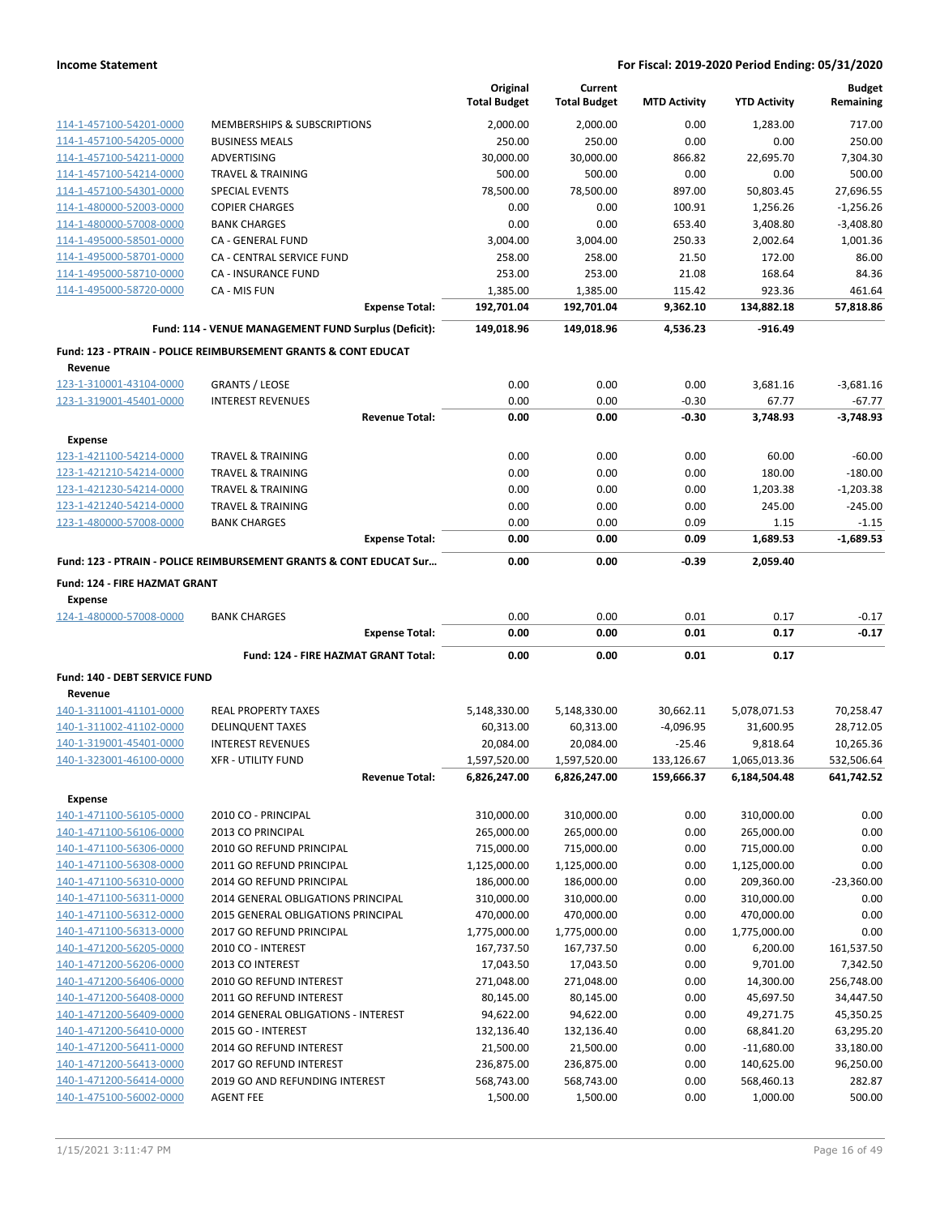| | | Original Total Budget | Current Total Budget | MTD Activity | YTD Activity | Budget Remaining |
|---|---|---|---|---|---|---|
| 114-1-457100-54201-0000 | MEMBERSHIPS & SUBSCRIPTIONS | 2,000.00 | 2,000.00 | 0.00 | 1,283.00 | 717.00 |
| 114-1-457100-54205-0000 | BUSINESS MEALS | 250.00 | 250.00 | 0.00 | 0.00 | 250.00 |
| 114-1-457100-54211-0000 | ADVERTISING | 30,000.00 | 30,000.00 | 866.82 | 22,695.70 | 7,304.30 |
| 114-1-457100-54214-0000 | TRAVEL & TRAINING | 500.00 | 500.00 | 0.00 | 0.00 | 500.00 |
| 114-1-457100-54301-0000 | SPECIAL EVENTS | 78,500.00 | 78,500.00 | 897.00 | 50,803.45 | 27,696.55 |
| 114-1-480000-52003-0000 | COPIER CHARGES | 0.00 | 0.00 | 100.91 | 1,256.26 | -1,256.26 |
| 114-1-480000-57008-0000 | BANK CHARGES | 0.00 | 0.00 | 653.40 | 3,408.80 | -3,408.80 |
| 114-1-495000-58501-0000 | CA - GENERAL FUND | 3,004.00 | 3,004.00 | 250.33 | 2,002.64 | 1,001.36 |
| 114-1-495000-58701-0000 | CA - CENTRAL SERVICE FUND | 258.00 | 258.00 | 21.50 | 172.00 | 86.00 |
| 114-1-495000-58710-0000 | CA - INSURANCE FUND | 253.00 | 253.00 | 21.08 | 168.64 | 84.36 |
| 114-1-495000-58720-0000 | CA - MIS FUN | 1,385.00 | 1,385.00 | 115.42 | 923.36 | 461.64 |
| | **Expense Total:** | **192,701.04** | **192,701.04** | **9,362.10** | **134,882.18** | **57,818.86** |
| | **Fund: 114 - VENUE MANAGEMENT FUND Surplus (Deficit):** | **149,018.96** | **149,018.96** | **4,536.23** | **-916.49** | |
| **Fund: 123 - PTRAIN - POLICE REIMBURSEMENT GRANTS & CONT EDUCAT** | | | | | | |
| **Revenue** | | | | | | |
| 123-1-310001-43104-0000 | GRANTS / LEOSE | 0.00 | 0.00 | 0.00 | 3,681.16 | -3,681.16 |
| 123-1-319001-45401-0000 | INTEREST REVENUES | 0.00 | 0.00 | -0.30 | 67.77 | -67.77 |
| | **Revenue Total:** | **0.00** | **0.00** | **-0.30** | **3,748.93** | **-3,748.93** |
| **Expense** | | | | | | |
| 123-1-421100-54214-0000 | TRAVEL & TRAINING | 0.00 | 0.00 | 0.00 | 60.00 | -60.00 |
| 123-1-421210-54214-0000 | TRAVEL & TRAINING | 0.00 | 0.00 | 0.00 | 180.00 | -180.00 |
| 123-1-421230-54214-0000 | TRAVEL & TRAINING | 0.00 | 0.00 | 0.00 | 1,203.38 | -1,203.38 |
| 123-1-421240-54214-0000 | TRAVEL & TRAINING | 0.00 | 0.00 | 0.00 | 245.00 | -245.00 |
| 123-1-480000-57008-0000 | BANK CHARGES | 0.00 | 0.00 | 0.09 | 1.15 | -1.15 |
| | **Expense Total:** | **0.00** | **0.00** | **0.09** | **1,689.53** | **-1,689.53** |
| **Fund: 123 - PTRAIN - POLICE REIMBURSEMENT GRANTS & CONT EDUCAT Sur...** | | **0.00** | **0.00** | **-0.39** | **2,059.40** | |
| **Fund: 124 - FIRE HAZMAT GRANT** | | | | | | |
| **Expense** | | | | | | |
| 124-1-480000-57008-0000 | BANK CHARGES | 0.00 | 0.00 | 0.01 | 0.17 | -0.17 |
| | **Expense Total:** | **0.00** | **0.00** | **0.01** | **0.17** | **-0.17** |
| | **Fund: 124 - FIRE HAZMAT GRANT Total:** | **0.00** | **0.00** | **0.01** | **0.17** | |
| **Fund: 140 - DEBT SERVICE FUND** | | | | | | |
| **Revenue** | | | | | | |
| 140-1-311001-41101-0000 | REAL PROPERTY TAXES | 5,148,330.00 | 5,148,330.00 | 30,662.11 | 5,078,071.53 | 70,258.47 |
| 140-1-311002-41102-0000 | DELINQUENT TAXES | 60,313.00 | 60,313.00 | -4,096.95 | 31,600.95 | 28,712.05 |
| 140-1-319001-45401-0000 | INTEREST REVENUES | 20,084.00 | 20,084.00 | -25.46 | 9,818.64 | 10,265.36 |
| 140-1-323001-46100-0000 | XFR - UTILITY FUND | 1,597,520.00 | 1,597,520.00 | 133,126.67 | 1,065,013.36 | 532,506.64 |
| | **Revenue Total:** | **6,826,247.00** | **6,826,247.00** | **159,666.37** | **6,184,504.48** | **641,742.52** |
| **Expense** | | | | | | |
| 140-1-471100-56105-0000 | 2010 CO - PRINCIPAL | 310,000.00 | 310,000.00 | 0.00 | 310,000.00 | 0.00 |
| 140-1-471100-56106-0000 | 2013 CO PRINCIPAL | 265,000.00 | 265,000.00 | 0.00 | 265,000.00 | 0.00 |
| 140-1-471100-56306-0000 | 2010 GO REFUND PRINCIPAL | 715,000.00 | 715,000.00 | 0.00 | 715,000.00 | 0.00 |
| 140-1-471100-56308-0000 | 2011 GO REFUND PRINCIPAL | 1,125,000.00 | 1,125,000.00 | 0.00 | 1,125,000.00 | 0.00 |
| 140-1-471100-56310-0000 | 2014 GO REFUND PRINCIPAL | 186,000.00 | 186,000.00 | 0.00 | 209,360.00 | -23,360.00 |
| 140-1-471100-56311-0000 | 2014 GENERAL OBLIGATIONS PRINCIPAL | 310,000.00 | 310,000.00 | 0.00 | 310,000.00 | 0.00 |
| 140-1-471100-56312-0000 | 2015 GENERAL OBLIGATIONS PRINCIPAL | 470,000.00 | 470,000.00 | 0.00 | 470,000.00 | 0.00 |
| 140-1-471100-56313-0000 | 2017 GO REFUND PRINCIPAL | 1,775,000.00 | 1,775,000.00 | 0.00 | 1,775,000.00 | 0.00 |
| 140-1-471200-56205-0000 | 2010 CO - INTEREST | 167,737.50 | 167,737.50 | 0.00 | 6,200.00 | 161,537.50 |
| 140-1-471200-56206-0000 | 2013 CO INTEREST | 17,043.50 | 17,043.50 | 0.00 | 9,701.00 | 7,342.50 |
| 140-1-471200-56406-0000 | 2010 GO REFUND INTEREST | 271,048.00 | 271,048.00 | 0.00 | 14,300.00 | 256,748.00 |
| 140-1-471200-56408-0000 | 2011 GO REFUND INTEREST | 80,145.00 | 80,145.00 | 0.00 | 45,697.50 | 34,447.50 |
| 140-1-471200-56409-0000 | 2014 GENERAL OBLIGATIONS - INTEREST | 94,622.00 | 94,622.00 | 0.00 | 49,271.75 | 45,350.25 |
| 140-1-471200-56410-0000 | 2015 GO - INTEREST | 132,136.40 | 132,136.40 | 0.00 | 68,841.20 | 63,295.20 |
| 140-1-471200-56411-0000 | 2014 GO REFUND INTEREST | 21,500.00 | 21,500.00 | 0.00 | -11,680.00 | 33,180.00 |
| 140-1-471200-56413-0000 | 2017 GO REFUND INTEREST | 236,875.00 | 236,875.00 | 0.00 | 140,625.00 | 96,250.00 |
| 140-1-471200-56414-0000 | 2019 GO AND REFUNDING INTEREST | 568,743.00 | 568,743.00 | 0.00 | 568,460.13 | 282.87 |
| 140-1-475100-56002-0000 | AGENT FEE | 1,500.00 | 1,500.00 | 0.00 | 1,000.00 | 500.00 |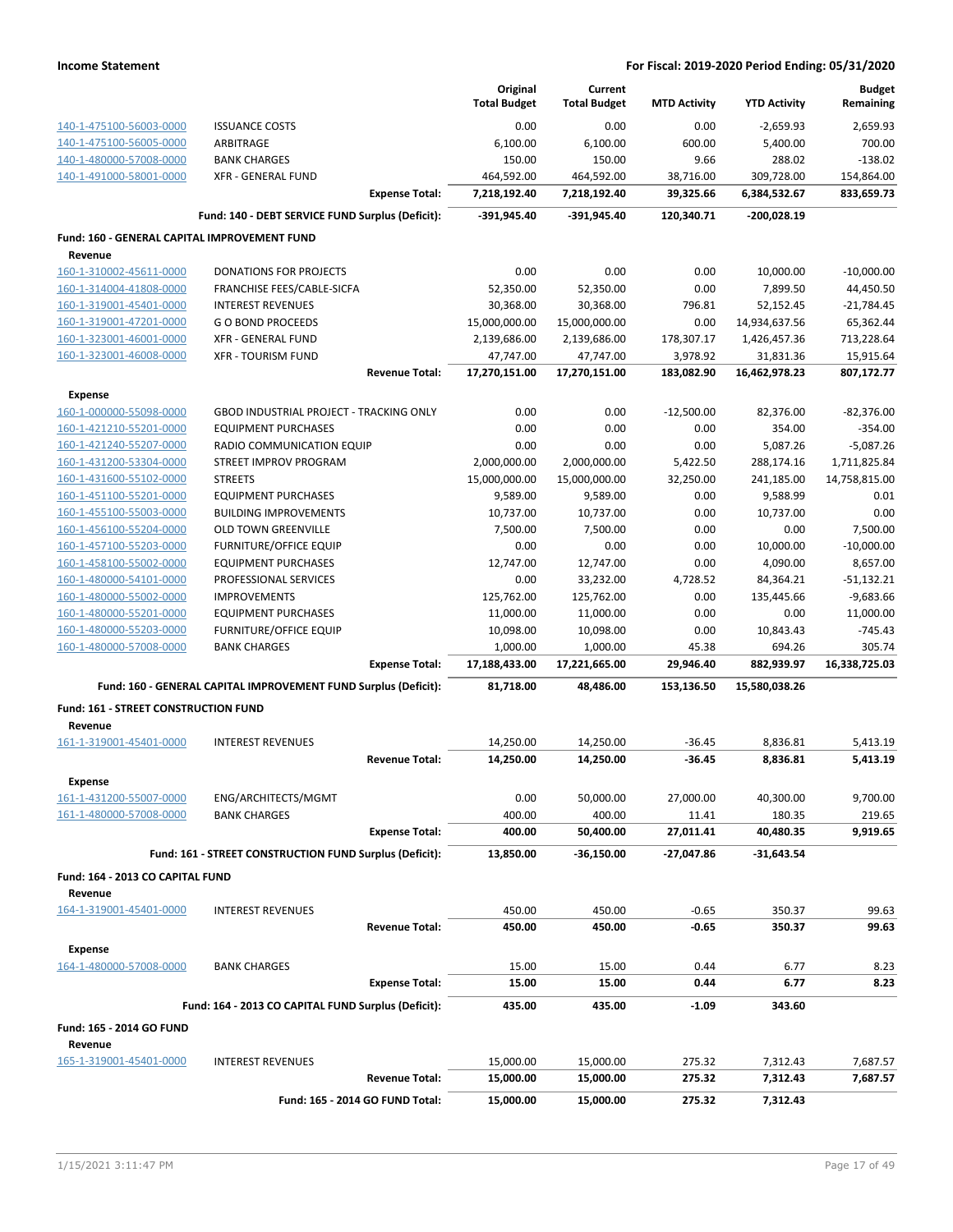| | | Original Total Budget | Current Total Budget | MTD Activity | YTD Activity | Budget Remaining |
|---|---|---|---|---|---|---|
| 140-1-475100-56003-0000 | ISSUANCE COSTS | 0.00 | 0.00 | 0.00 | -2,659.93 | 2,659.93 |
| 140-1-475100-56005-0000 | ARBITRAGE | 6,100.00 | 6,100.00 | 600.00 | 5,400.00 | 700.00 |
| 140-1-480000-57008-0000 | BANK CHARGES | 150.00 | 150.00 | 9.66 | 288.02 | -138.02 |
| 140-1-491000-58001-0000 | XFR - GENERAL FUND | 464,592.00 | 464,592.00 | 38,716.00 | 309,728.00 | 154,864.00 |
| | **Expense Total:** | **7,218,192.40** | **7,218,192.40** | **39,325.66** | **6,384,532.67** | **833,659.73** |
| | **Fund: 140 - DEBT SERVICE FUND Surplus (Deficit):** | **-391,945.40** | **-391,945.40** | **120,340.71** | **-200,028.19** | |
| **Fund: 160 - GENERAL CAPITAL IMPROVEMENT FUND** | | | | | | |
| **Revenue** | | | | | | |
| 160-1-310002-45611-0000 | DONATIONS FOR PROJECTS | 0.00 | 0.00 | 0.00 | 10,000.00 | -10,000.00 |
| 160-1-314004-41808-0000 | FRANCHISE FEES/CABLE-SICFA | 52,350.00 | 52,350.00 | 0.00 | 7,899.50 | 44,450.50 |
| 160-1-319001-45401-0000 | INTEREST REVENUES | 30,368.00 | 30,368.00 | 796.81 | 52,152.45 | -21,784.45 |
| 160-1-319001-47201-0000 | G O BOND PROCEEDS | 15,000,000.00 | 15,000,000.00 | 0.00 | 14,934,637.56 | 65,362.44 |
| 160-1-323001-46001-0000 | XFR - GENERAL FUND | 2,139,686.00 | 2,139,686.00 | 178,307.17 | 1,426,457.36 | 713,228.64 |
| 160-1-323001-46008-0000 | XFR - TOURISM FUND | 47,747.00 | 47,747.00 | 3,978.92 | 31,831.36 | 15,915.64 |
| | **Revenue Total:** | **17,270,151.00** | **17,270,151.00** | **183,082.90** | **16,462,978.23** | **807,172.77** |
| **Expense** | | | | | | |
| 160-1-000000-55098-0000 | GBOD INDUSTRIAL PROJECT - TRACKING ONLY | 0.00 | 0.00 | -12,500.00 | 82,376.00 | -82,376.00 |
| 160-1-421210-55201-0000 | EQUIPMENT PURCHASES | 0.00 | 0.00 | 0.00 | 354.00 | -354.00 |
| 160-1-421240-55207-0000 | RADIO COMMUNICATION EQUIP | 0.00 | 0.00 | 0.00 | 5,087.26 | -5,087.26 |
| 160-1-431200-53304-0000 | STREET IMPROV PROGRAM | 2,000,000.00 | 2,000,000.00 | 5,422.50 | 288,174.16 | 1,711,825.84 |
| 160-1-431600-55102-0000 | STREETS | 15,000,000.00 | 15,000,000.00 | 32,250.00 | 241,185.00 | 14,758,815.00 |
| 160-1-451100-55201-0000 | EQUIPMENT PURCHASES | 9,589.00 | 9,589.00 | 0.00 | 9,588.99 | 0.01 |
| 160-1-455100-55003-0000 | BUILDING IMPROVEMENTS | 10,737.00 | 10,737.00 | 0.00 | 10,737.00 | 0.00 |
| 160-1-456100-55204-0000 | OLD TOWN GREENVILLE | 7,500.00 | 7,500.00 | 0.00 | 0.00 | 7,500.00 |
| 160-1-457100-55203-0000 | FURNITURE/OFFICE EQUIP | 0.00 | 0.00 | 0.00 | 10,000.00 | -10,000.00 |
| 160-1-458100-55002-0000 | EQUIPMENT PURCHASES | 12,747.00 | 12,747.00 | 0.00 | 4,090.00 | 8,657.00 |
| 160-1-480000-54101-0000 | PROFESSIONAL SERVICES | 0.00 | 33,232.00 | 4,728.52 | 84,364.21 | -51,132.21 |
| 160-1-480000-55002-0000 | IMPROVEMENTS | 125,762.00 | 125,762.00 | 0.00 | 135,445.66 | -9,683.66 |
| 160-1-480000-55201-0000 | EQUIPMENT PURCHASES | 11,000.00 | 11,000.00 | 0.00 | 0.00 | 11,000.00 |
| 160-1-480000-55203-0000 | FURNITURE/OFFICE EQUIP | 10,098.00 | 10,098.00 | 0.00 | 10,843.43 | -745.43 |
| 160-1-480000-57008-0000 | BANK CHARGES | 1,000.00 | 1,000.00 | 45.38 | 694.26 | 305.74 |
| | **Expense Total:** | **17,188,433.00** | **17,221,665.00** | **29,946.40** | **882,939.97** | **16,338,725.03** |
| | **Fund: 160 - GENERAL CAPITAL IMPROVEMENT FUND Surplus (Deficit):** | **81,718.00** | **48,486.00** | **153,136.50** | **15,580,038.26** | |
| **Fund: 161 - STREET CONSTRUCTION FUND** | | | | | | |
| **Revenue** | | | | | | |
| 161-1-319001-45401-0000 | INTEREST REVENUES | 14,250.00 | 14,250.00 | -36.45 | 8,836.81 | 5,413.19 |
| | **Revenue Total:** | **14,250.00** | **14,250.00** | **-36.45** | **8,836.81** | **5,413.19** |
| **Expense** | | | | | | |
| 161-1-431200-55007-0000 | ENG/ARCHITECTS/MGMT | 0.00 | 50,000.00 | 27,000.00 | 40,300.00 | 9,700.00 |
| 161-1-480000-57008-0000 | BANK CHARGES | 400.00 | 400.00 | 11.41 | 180.35 | 219.65 |
| | **Expense Total:** | **400.00** | **50,400.00** | **27,011.41** | **40,480.35** | **9,919.65** |
| | **Fund: 161 - STREET CONSTRUCTION FUND Surplus (Deficit):** | **13,850.00** | **-36,150.00** | **-27,047.86** | **-31,643.54** | |
| **Fund: 164 - 2013 CO CAPITAL FUND** | | | | | | |
| **Revenue** | | | | | | |
| 164-1-319001-45401-0000 | INTEREST REVENUES | 450.00 | 450.00 | -0.65 | 350.37 | 99.63 |
| | **Revenue Total:** | **450.00** | **450.00** | **-0.65** | **350.37** | **99.63** |
| **Expense** | | | | | | |
| 164-1-480000-57008-0000 | BANK CHARGES | 15.00 | 15.00 | 0.44 | 6.77 | 8.23 |
| | **Expense Total:** | **15.00** | **15.00** | **0.44** | **6.77** | **8.23** |
| | **Fund: 164 - 2013 CO CAPITAL FUND Surplus (Deficit):** | **435.00** | **435.00** | **-1.09** | **343.60** | |
| **Fund: 165 - 2014 GO FUND** | | | | | | |
| **Revenue** | | | | | | |
| 165-1-319001-45401-0000 | INTEREST REVENUES | 15,000.00 | 15,000.00 | 275.32 | 7,312.43 | 7,687.57 |
| | **Revenue Total:** | **15,000.00** | **15,000.00** | **275.32** | **7,312.43** | **7,687.57** |
| | **Fund: 165 - 2014 GO FUND Total:** | **15,000.00** | **15,000.00** | **275.32** | **7,312.43** | |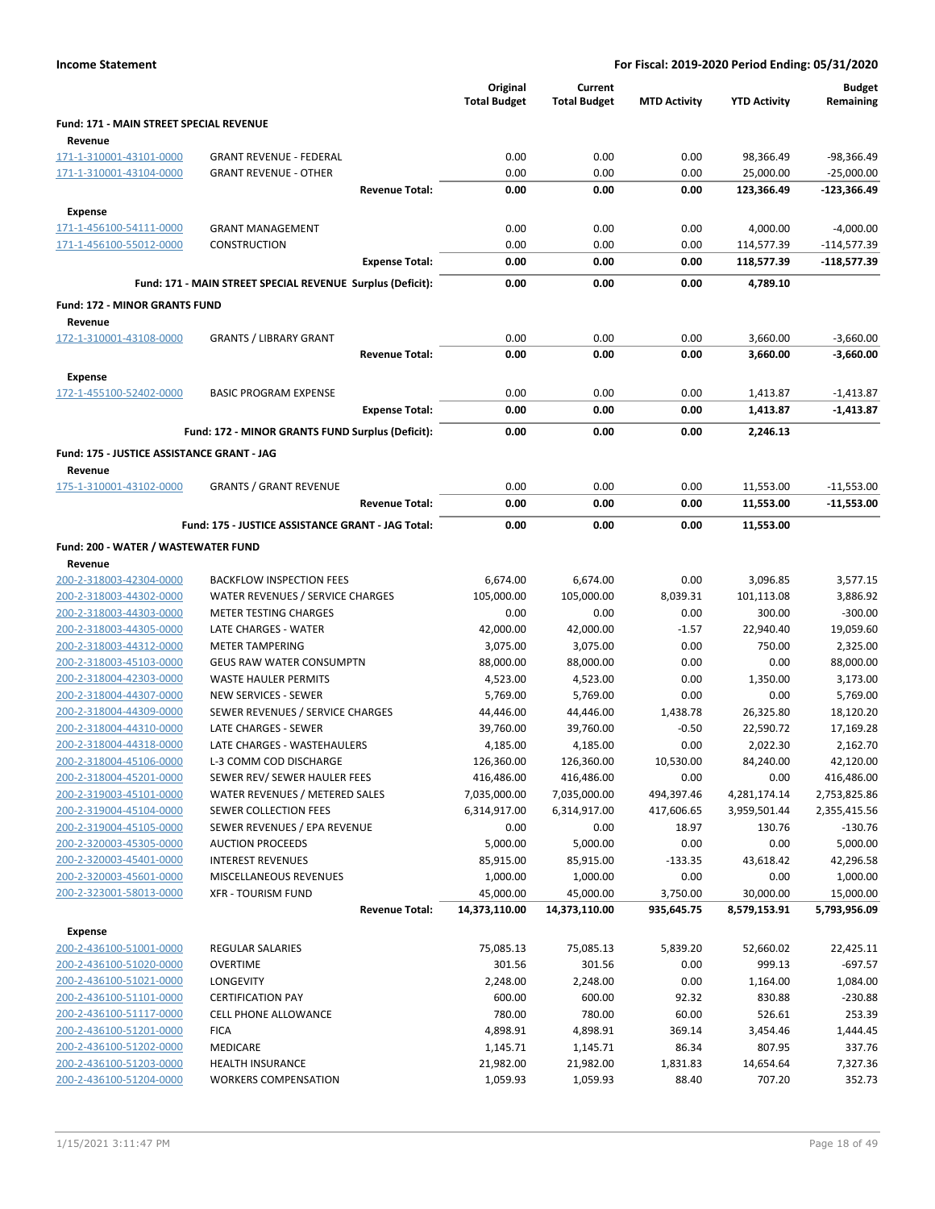**Income Statement** | **For Fiscal: 2019-2020 Period Ending: 05/31/2020**

| | | Original Total Budget | Current Total Budget | MTD Activity | YTD Activity | Budget Remaining |
|---|---|---|---|---|---|---|
| **Fund: 171 - MAIN STREET SPECIAL REVENUE** | | | | | | |
| **Revenue** | | | | | | |
| 171-1-310001-43101-0000 | GRANT REVENUE - FEDERAL | 0.00 | 0.00 | 0.00 | 98,366.49 | -98,366.49 |
| 171-1-310001-43104-0000 | GRANT REVENUE - OTHER | 0.00 | 0.00 | 0.00 | 25,000.00 | -25,000.00 |
| | **Revenue Total:** | **0.00** | **0.00** | **0.00** | **123,366.49** | **-123,366.49** |
| **Expense** | | | | | | |
| 171-1-456100-54111-0000 | GRANT MANAGEMENT | 0.00 | 0.00 | 0.00 | 4,000.00 | -4,000.00 |
| 171-1-456100-55012-0000 | CONSTRUCTION | 0.00 | 0.00 | 0.00 | 114,577.39 | -114,577.39 |
| | **Expense Total:** | **0.00** | **0.00** | **0.00** | **118,577.39** | **-118,577.39** |
| | **Fund: 171 - MAIN STREET SPECIAL REVENUE Surplus (Deficit):** | **0.00** | **0.00** | **0.00** | **4,789.10** | |
| **Fund: 172 - MINOR GRANTS FUND** | | | | | | |
| **Revenue** | | | | | | |
| 172-1-310001-43108-0000 | GRANTS / LIBRARY GRANT | 0.00 | 0.00 | 0.00 | 3,660.00 | -3,660.00 |
| | **Revenue Total:** | **0.00** | **0.00** | **0.00** | **3,660.00** | **-3,660.00** |
| **Expense** | | | | | | |
| 172-1-455100-52402-0000 | BASIC PROGRAM EXPENSE | 0.00 | 0.00 | 0.00 | 1,413.87 | -1,413.87 |
| | **Expense Total:** | **0.00** | **0.00** | **0.00** | **1,413.87** | **-1,413.87** |
| | **Fund: 172 - MINOR GRANTS FUND Surplus (Deficit):** | **0.00** | **0.00** | **0.00** | **2,246.13** | |
| **Fund: 175 - JUSTICE ASSISTANCE GRANT - JAG** | | | | | | |
| **Revenue** | | | | | | |
| 175-1-310001-43102-0000 | GRANTS / GRANT REVENUE | 0.00 | 0.00 | 0.00 | 11,553.00 | -11,553.00 |
| | **Revenue Total:** | **0.00** | **0.00** | **0.00** | **11,553.00** | **-11,553.00** |
| | **Fund: 175 - JUSTICE ASSISTANCE GRANT - JAG Total:** | **0.00** | **0.00** | **0.00** | **11,553.00** | |
| **Fund: 200 - WATER / WASTEWATER FUND** | | | | | | |
| **Revenue** | | | | | | |
| 200-2-318003-42304-0000 | BACKFLOW INSPECTION FEES | 6,674.00 | 6,674.00 | 0.00 | 3,096.85 | 3,577.15 |
| 200-2-318003-44302-0000 | WATER REVENUES / SERVICE CHARGES | 105,000.00 | 105,000.00 | 8,039.31 | 101,113.08 | 3,886.92 |
| 200-2-318003-44303-0000 | METER TESTING CHARGES | 0.00 | 0.00 | 0.00 | 300.00 | -300.00 |
| 200-2-318003-44305-0000 | LATE CHARGES - WATER | 42,000.00 | 42,000.00 | -1.57 | 22,940.40 | 19,059.60 |
| 200-2-318003-44312-0000 | METER TAMPERING | 3,075.00 | 3,075.00 | 0.00 | 750.00 | 2,325.00 |
| 200-2-318003-45103-0000 | GEUS RAW WATER CONSUMPTN | 88,000.00 | 88,000.00 | 0.00 | 0.00 | 88,000.00 |
| 200-2-318004-42303-0000 | WASTE HAULER PERMITS | 4,523.00 | 4,523.00 | 0.00 | 1,350.00 | 3,173.00 |
| 200-2-318004-44307-0000 | NEW SERVICES - SEWER | 5,769.00 | 5,769.00 | 0.00 | 0.00 | 5,769.00 |
| 200-2-318004-44309-0000 | SEWER REVENUES / SERVICE CHARGES | 44,446.00 | 44,446.00 | 1,438.78 | 26,325.80 | 18,120.20 |
| 200-2-318004-44310-0000 | LATE CHARGES - SEWER | 39,760.00 | 39,760.00 | -0.50 | 22,590.72 | 17,169.28 |
| 200-2-318004-44318-0000 | LATE CHARGES - WASTEHAULERS | 4,185.00 | 4,185.00 | 0.00 | 2,022.30 | 2,162.70 |
| 200-2-318004-45106-0000 | L-3 COMM COD DISCHARGE | 126,360.00 | 126,360.00 | 10,530.00 | 84,240.00 | 42,120.00 |
| 200-2-318004-45201-0000 | SEWER REV/ SEWER HAULER FEES | 416,486.00 | 416,486.00 | 0.00 | 0.00 | 416,486.00 |
| 200-2-319003-45101-0000 | WATER REVENUES / METERED SALES | 7,035,000.00 | 7,035,000.00 | 494,397.46 | 4,281,174.14 | 2,753,825.86 |
| 200-2-319004-45104-0000 | SEWER COLLECTION FEES | 6,314,917.00 | 6,314,917.00 | 417,606.65 | 3,959,501.44 | 2,355,415.56 |
| 200-2-319004-45105-0000 | SEWER REVENUES / EPA REVENUE | 0.00 | 0.00 | 18.97 | 130.76 | -130.76 |
| 200-2-320003-45305-0000 | AUCTION PROCEEDS | 5,000.00 | 5,000.00 | 0.00 | 0.00 | 5,000.00 |
| 200-2-320003-45401-0000 | INTEREST REVENUES | 85,915.00 | 85,915.00 | -133.35 | 43,618.42 | 42,296.58 |
| 200-2-320003-45601-0000 | MISCELLANEOUS REVENUES | 1,000.00 | 1,000.00 | 0.00 | 0.00 | 1,000.00 |
| 200-2-323001-58013-0000 | XFR - TOURISM FUND | 45,000.00 | 45,000.00 | 3,750.00 | 30,000.00 | 15,000.00 |
| | **Revenue Total:** | **14,373,110.00** | **14,373,110.00** | **935,645.75** | **8,579,153.91** | **5,793,956.09** |
| **Expense** | | | | | | |
| 200-2-436100-51001-0000 | REGULAR SALARIES | 75,085.13 | 75,085.13 | 5,839.20 | 52,660.02 | 22,425.11 |
| 200-2-436100-51020-0000 | OVERTIME | 301.56 | 301.56 | 0.00 | 999.13 | -697.57 |
| 200-2-436100-51021-0000 | LONGEVITY | 2,248.00 | 2,248.00 | 0.00 | 1,164.00 | 1,084.00 |
| 200-2-436100-51101-0000 | CERTIFICATION PAY | 600.00 | 600.00 | 92.32 | 830.88 | -230.88 |
| 200-2-436100-51117-0000 | CELL PHONE ALLOWANCE | 780.00 | 780.00 | 60.00 | 526.61 | 253.39 |
| 200-2-436100-51201-0000 | FICA | 4,898.91 | 4,898.91 | 369.14 | 3,454.46 | 1,444.45 |
| 200-2-436100-51202-0000 | MEDICARE | 1,145.71 | 1,145.71 | 86.34 | 807.95 | 337.76 |
| 200-2-436100-51203-0000 | HEALTH INSURANCE | 21,982.00 | 21,982.00 | 1,831.83 | 14,654.64 | 7,327.36 |
| 200-2-436100-51204-0000 | WORKERS COMPENSATION | 1,059.93 | 1,059.93 | 88.40 | 707.20 | 352.73 |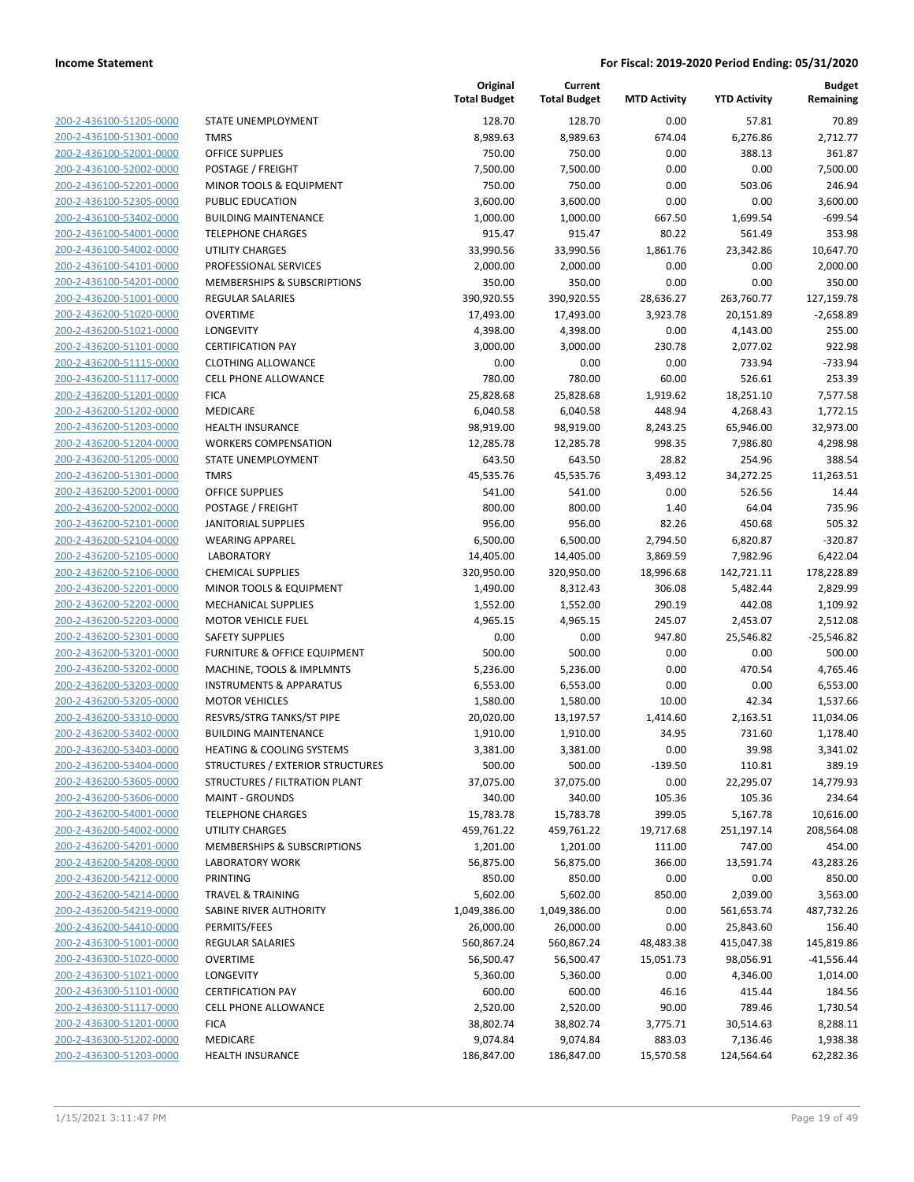| | | Original Total Budget | Current Total Budget | MTD Activity | YTD Activity | Budget Remaining |
|---|---|---|---|---|---|---|
| 200-2-436100-51205-0000 | STATE UNEMPLOYMENT | 128.70 | 128.70 | 0.00 | 57.81 | 70.89 |
| 200-2-436100-51301-0000 | TMRS | 8,989.63 | 8,989.63 | 674.04 | 6,276.86 | 2,712.77 |
| 200-2-436100-52001-0000 | OFFICE SUPPLIES | 750.00 | 750.00 | 0.00 | 388.13 | 361.87 |
| 200-2-436100-52002-0000 | POSTAGE / FREIGHT | 7,500.00 | 7,500.00 | 0.00 | 0.00 | 7,500.00 |
| 200-2-436100-52201-0000 | MINOR TOOLS & EQUIPMENT | 750.00 | 750.00 | 0.00 | 503.06 | 246.94 |
| 200-2-436100-52305-0000 | PUBLIC EDUCATION | 3,600.00 | 3,600.00 | 0.00 | 0.00 | 3,600.00 |
| 200-2-436100-53402-0000 | BUILDING MAINTENANCE | 1,000.00 | 1,000.00 | 667.50 | 1,699.54 | -699.54 |
| 200-2-436100-54001-0000 | TELEPHONE CHARGES | 915.47 | 915.47 | 80.22 | 561.49 | 353.98 |
| 200-2-436100-54002-0000 | UTILITY CHARGES | 33,990.56 | 33,990.56 | 1,861.76 | 23,342.86 | 10,647.70 |
| 200-2-436100-54101-0000 | PROFESSIONAL SERVICES | 2,000.00 | 2,000.00 | 0.00 | 0.00 | 2,000.00 |
| 200-2-436100-54201-0000 | MEMBERSHIPS & SUBSCRIPTIONS | 350.00 | 350.00 | 0.00 | 0.00 | 350.00 |
| 200-2-436200-51001-0000 | REGULAR SALARIES | 390,920.55 | 390,920.55 | 28,636.27 | 263,760.77 | 127,159.78 |
| 200-2-436200-51020-0000 | OVERTIME | 17,493.00 | 17,493.00 | 3,923.78 | 20,151.89 | -2,658.89 |
| 200-2-436200-51021-0000 | LONGEVITY | 4,398.00 | 4,398.00 | 0.00 | 4,143.00 | 255.00 |
| 200-2-436200-51101-0000 | CERTIFICATION PAY | 3,000.00 | 3,000.00 | 230.78 | 2,077.02 | 922.98 |
| 200-2-436200-51115-0000 | CLOTHING ALLOWANCE | 0.00 | 0.00 | 0.00 | 733.94 | -733.94 |
| 200-2-436200-51117-0000 | CELL PHONE ALLOWANCE | 780.00 | 780.00 | 60.00 | 526.61 | 253.39 |
| 200-2-436200-51201-0000 | FICA | 25,828.68 | 25,828.68 | 1,919.62 | 18,251.10 | 7,577.58 |
| 200-2-436200-51202-0000 | MEDICARE | 6,040.58 | 6,040.58 | 448.94 | 4,268.43 | 1,772.15 |
| 200-2-436200-51203-0000 | HEALTH INSURANCE | 98,919.00 | 98,919.00 | 8,243.25 | 65,946.00 | 32,973.00 |
| 200-2-436200-51204-0000 | WORKERS COMPENSATION | 12,285.78 | 12,285.78 | 998.35 | 7,986.80 | 4,298.98 |
| 200-2-436200-51205-0000 | STATE UNEMPLOYMENT | 643.50 | 643.50 | 28.82 | 254.96 | 388.54 |
| 200-2-436200-51301-0000 | TMRS | 45,535.76 | 45,535.76 | 3,493.12 | 34,272.25 | 11,263.51 |
| 200-2-436200-52001-0000 | OFFICE SUPPLIES | 541.00 | 541.00 | 0.00 | 526.56 | 14.44 |
| 200-2-436200-52002-0000 | POSTAGE / FREIGHT | 800.00 | 800.00 | 1.40 | 64.04 | 735.96 |
| 200-2-436200-52101-0000 | JANITORIAL SUPPLIES | 956.00 | 956.00 | 82.26 | 450.68 | 505.32 |
| 200-2-436200-52104-0000 | WEARING APPAREL | 6,500.00 | 6,500.00 | 2,794.50 | 6,820.87 | -320.87 |
| 200-2-436200-52105-0000 | LABORATORY | 14,405.00 | 14,405.00 | 3,869.59 | 7,982.96 | 6,422.04 |
| 200-2-436200-52106-0000 | CHEMICAL SUPPLIES | 320,950.00 | 320,950.00 | 18,996.68 | 142,721.11 | 178,228.89 |
| 200-2-436200-52201-0000 | MINOR TOOLS & EQUIPMENT | 1,490.00 | 8,312.43 | 306.08 | 5,482.44 | 2,829.99 |
| 200-2-436200-52202-0000 | MECHANICAL SUPPLIES | 1,552.00 | 1,552.00 | 290.19 | 442.08 | 1,109.92 |
| 200-2-436200-52203-0000 | MOTOR VEHICLE FUEL | 4,965.15 | 4,965.15 | 245.07 | 2,453.07 | 2,512.08 |
| 200-2-436200-52301-0000 | SAFETY SUPPLIES | 0.00 | 0.00 | 947.80 | 25,546.82 | -25,546.82 |
| 200-2-436200-53201-0000 | FURNITURE & OFFICE EQUIPMENT | 500.00 | 500.00 | 0.00 | 0.00 | 500.00 |
| 200-2-436200-53202-0000 | MACHINE, TOOLS & IMPLMNTS | 5,236.00 | 5,236.00 | 0.00 | 470.54 | 4,765.46 |
| 200-2-436200-53203-0000 | INSTRUMENTS & APPARATUS | 6,553.00 | 6,553.00 | 0.00 | 0.00 | 6,553.00 |
| 200-2-436200-53205-0000 | MOTOR VEHICLES | 1,580.00 | 1,580.00 | 10.00 | 42.34 | 1,537.66 |
| 200-2-436200-53310-0000 | RESVRS/STRG TANKS/ST PIPE | 20,020.00 | 13,197.57 | 1,414.60 | 2,163.51 | 11,034.06 |
| 200-2-436200-53402-0000 | BUILDING MAINTENANCE | 1,910.00 | 1,910.00 | 34.95 | 731.60 | 1,178.40 |
| 200-2-436200-53403-0000 | HEATING & COOLING SYSTEMS | 3,381.00 | 3,381.00 | 0.00 | 39.98 | 3,341.02 |
| 200-2-436200-53404-0000 | STRUCTURES / EXTERIOR STRUCTURES | 500.00 | 500.00 | -139.50 | 110.81 | 389.19 |
| 200-2-436200-53605-0000 | STRUCTURES / FILTRATION PLANT | 37,075.00 | 37,075.00 | 0.00 | 22,295.07 | 14,779.93 |
| 200-2-436200-53606-0000 | MAINT - GROUNDS | 340.00 | 340.00 | 105.36 | 105.36 | 234.64 |
| 200-2-436200-54001-0000 | TELEPHONE CHARGES | 15,783.78 | 15,783.78 | 399.05 | 5,167.78 | 10,616.00 |
| 200-2-436200-54002-0000 | UTILITY CHARGES | 459,761.22 | 459,761.22 | 19,717.68 | 251,197.14 | 208,564.08 |
| 200-2-436200-54201-0000 | MEMBERSHIPS & SUBSCRIPTIONS | 1,201.00 | 1,201.00 | 111.00 | 747.00 | 454.00 |
| 200-2-436200-54208-0000 | LABORATORY WORK | 56,875.00 | 56,875.00 | 366.00 | 13,591.74 | 43,283.26 |
| 200-2-436200-54212-0000 | PRINTING | 850.00 | 850.00 | 0.00 | 0.00 | 850.00 |
| 200-2-436200-54214-0000 | TRAVEL & TRAINING | 5,602.00 | 5,602.00 | 850.00 | 2,039.00 | 3,563.00 |
| 200-2-436200-54219-0000 | SABINE RIVER AUTHORITY | 1,049,386.00 | 1,049,386.00 | 0.00 | 561,653.74 | 487,732.26 |
| 200-2-436200-54410-0000 | PERMITS/FEES | 26,000.00 | 26,000.00 | 0.00 | 25,843.60 | 156.40 |
| 200-2-436300-51001-0000 | REGULAR SALARIES | 560,867.24 | 560,867.24 | 48,483.38 | 415,047.38 | 145,819.86 |
| 200-2-436300-51020-0000 | OVERTIME | 56,500.47 | 56,500.47 | 15,051.73 | 98,056.91 | -41,556.44 |
| 200-2-436300-51021-0000 | LONGEVITY | 5,360.00 | 5,360.00 | 0.00 | 4,346.00 | 1,014.00 |
| 200-2-436300-51101-0000 | CERTIFICATION PAY | 600.00 | 600.00 | 46.16 | 415.44 | 184.56 |
| 200-2-436300-51117-0000 | CELL PHONE ALLOWANCE | 2,520.00 | 2,520.00 | 90.00 | 789.46 | 1,730.54 |
| 200-2-436300-51201-0000 | FICA | 38,802.74 | 38,802.74 | 3,775.71 | 30,514.63 | 8,288.11 |
| 200-2-436300-51202-0000 | MEDICARE | 9,074.84 | 9,074.84 | 883.03 | 7,136.46 | 1,938.38 |
| 200-2-436300-51203-0000 | HEALTH INSURANCE | 186,847.00 | 186,847.00 | 15,570.58 | 124,564.64 | 62,282.36 |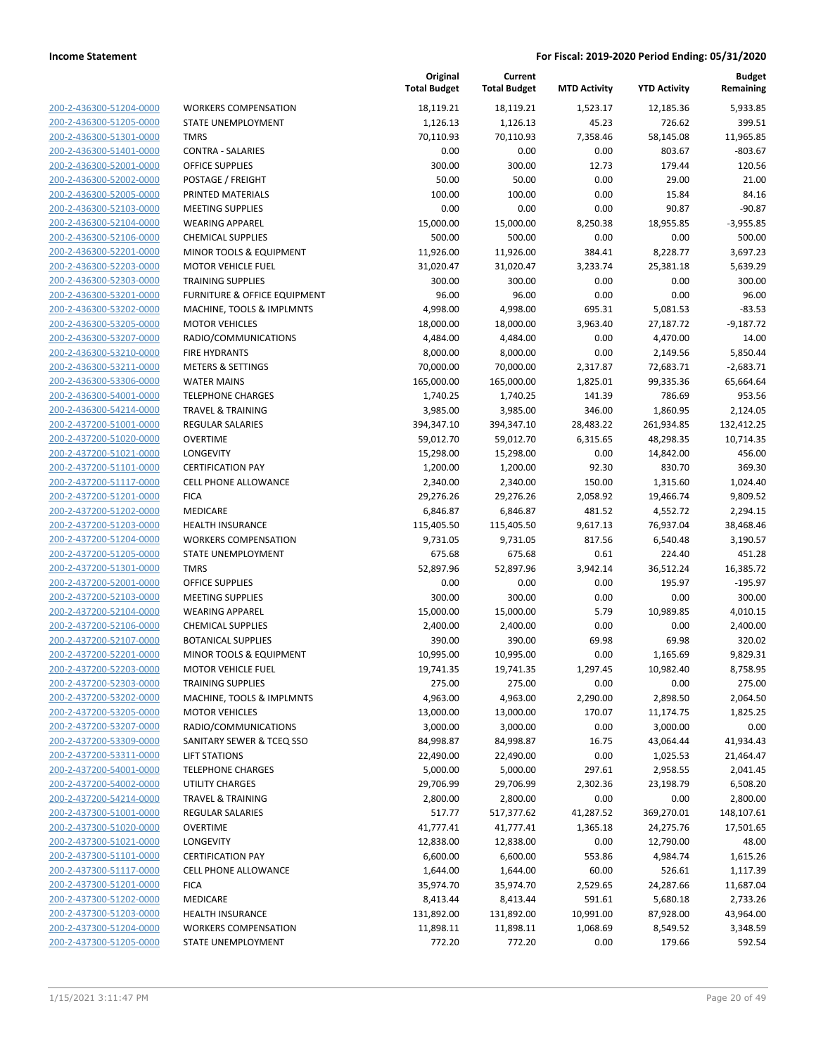**Income Statement** — **For Fiscal: 2019-2020 Period Ending: 05/31/2020**

| | | Original Total Budget | Current Total Budget | MTD Activity | YTD Activity | Budget Remaining |
|---|---|---|---|---|---|---|
| 200-2-436300-51204-0000 | WORKERS COMPENSATION | 18,119.21 | 18,119.21 | 1,523.17 | 12,185.36 | 5,933.85 |
| 200-2-436300-51205-0000 | STATE UNEMPLOYMENT | 1,126.13 | 1,126.13 | 45.23 | 726.62 | 399.51 |
| 200-2-436300-51301-0000 | TMRS | 70,110.93 | 70,110.93 | 7,358.46 | 58,145.08 | 11,965.85 |
| 200-2-436300-51401-0000 | CONTRA - SALARIES | 0.00 | 0.00 | 0.00 | 803.67 | -803.67 |
| 200-2-436300-52001-0000 | OFFICE SUPPLIES | 300.00 | 300.00 | 12.73 | 179.44 | 120.56 |
| 200-2-436300-52002-0000 | POSTAGE / FREIGHT | 50.00 | 50.00 | 0.00 | 29.00 | 21.00 |
| 200-2-436300-52005-0000 | PRINTED MATERIALS | 100.00 | 100.00 | 0.00 | 15.84 | 84.16 |
| 200-2-436300-52103-0000 | MEETING SUPPLIES | 0.00 | 0.00 | 0.00 | 90.87 | -90.87 |
| 200-2-436300-52104-0000 | WEARING APPAREL | 15,000.00 | 15,000.00 | 8,250.38 | 18,955.85 | -3,955.85 |
| 200-2-436300-52106-0000 | CHEMICAL SUPPLIES | 500.00 | 500.00 | 0.00 | 0.00 | 500.00 |
| 200-2-436300-52201-0000 | MINOR TOOLS & EQUIPMENT | 11,926.00 | 11,926.00 | 384.41 | 8,228.77 | 3,697.23 |
| 200-2-436300-52203-0000 | MOTOR VEHICLE FUEL | 31,020.47 | 31,020.47 | 3,233.74 | 25,381.18 | 5,639.29 |
| 200-2-436300-52303-0000 | TRAINING SUPPLIES | 300.00 | 300.00 | 0.00 | 0.00 | 300.00 |
| 200-2-436300-53201-0000 | FURNITURE & OFFICE EQUIPMENT | 96.00 | 96.00 | 0.00 | 0.00 | 96.00 |
| 200-2-436300-53202-0000 | MACHINE, TOOLS & IMPLMNTS | 4,998.00 | 4,998.00 | 695.31 | 5,081.53 | -83.53 |
| 200-2-436300-53205-0000 | MOTOR VEHICLES | 18,000.00 | 18,000.00 | 3,963.40 | 27,187.72 | -9,187.72 |
| 200-2-436300-53207-0000 | RADIO/COMMUNICATIONS | 4,484.00 | 4,484.00 | 0.00 | 4,470.00 | 14.00 |
| 200-2-436300-53210-0000 | FIRE HYDRANTS | 8,000.00 | 8,000.00 | 0.00 | 2,149.56 | 5,850.44 |
| 200-2-436300-53211-0000 | METERS & SETTINGS | 70,000.00 | 70,000.00 | 2,317.87 | 72,683.71 | -2,683.71 |
| 200-2-436300-53306-0000 | WATER MAINS | 165,000.00 | 165,000.00 | 1,825.01 | 99,335.36 | 65,664.64 |
| 200-2-436300-54001-0000 | TELEPHONE CHARGES | 1,740.25 | 1,740.25 | 141.39 | 786.69 | 953.56 |
| 200-2-436300-54214-0000 | TRAVEL & TRAINING | 3,985.00 | 3,985.00 | 346.00 | 1,860.95 | 2,124.05 |
| 200-2-437200-51001-0000 | REGULAR SALARIES | 394,347.10 | 394,347.10 | 28,483.22 | 261,934.85 | 132,412.25 |
| 200-2-437200-51020-0000 | OVERTIME | 59,012.70 | 59,012.70 | 6,315.65 | 48,298.35 | 10,714.35 |
| 200-2-437200-51021-0000 | LONGEVITY | 15,298.00 | 15,298.00 | 0.00 | 14,842.00 | 456.00 |
| 200-2-437200-51101-0000 | CERTIFICATION PAY | 1,200.00 | 1,200.00 | 92.30 | 830.70 | 369.30 |
| 200-2-437200-51117-0000 | CELL PHONE ALLOWANCE | 2,340.00 | 2,340.00 | 150.00 | 1,315.60 | 1,024.40 |
| 200-2-437200-51201-0000 | FICA | 29,276.26 | 29,276.26 | 2,058.92 | 19,466.74 | 9,809.52 |
| 200-2-437200-51202-0000 | MEDICARE | 6,846.87 | 6,846.87 | 481.52 | 4,552.72 | 2,294.15 |
| 200-2-437200-51203-0000 | HEALTH INSURANCE | 115,405.50 | 115,405.50 | 9,617.13 | 76,937.04 | 38,468.46 |
| 200-2-437200-51204-0000 | WORKERS COMPENSATION | 9,731.05 | 9,731.05 | 817.56 | 6,540.48 | 3,190.57 |
| 200-2-437200-51205-0000 | STATE UNEMPLOYMENT | 675.68 | 675.68 | 0.61 | 224.40 | 451.28 |
| 200-2-437200-51301-0000 | TMRS | 52,897.96 | 52,897.96 | 3,942.14 | 36,512.24 | 16,385.72 |
| 200-2-437200-52001-0000 | OFFICE SUPPLIES | 0.00 | 0.00 | 0.00 | 195.97 | -195.97 |
| 200-2-437200-52103-0000 | MEETING SUPPLIES | 300.00 | 300.00 | 0.00 | 0.00 | 300.00 |
| 200-2-437200-52104-0000 | WEARING APPAREL | 15,000.00 | 15,000.00 | 5.79 | 10,989.85 | 4,010.15 |
| 200-2-437200-52106-0000 | CHEMICAL SUPPLIES | 2,400.00 | 2,400.00 | 0.00 | 0.00 | 2,400.00 |
| 200-2-437200-52107-0000 | BOTANICAL SUPPLIES | 390.00 | 390.00 | 69.98 | 69.98 | 320.02 |
| 200-2-437200-52201-0000 | MINOR TOOLS & EQUIPMENT | 10,995.00 | 10,995.00 | 0.00 | 1,165.69 | 9,829.31 |
| 200-2-437200-52203-0000 | MOTOR VEHICLE FUEL | 19,741.35 | 19,741.35 | 1,297.45 | 10,982.40 | 8,758.95 |
| 200-2-437200-52303-0000 | TRAINING SUPPLIES | 275.00 | 275.00 | 0.00 | 0.00 | 275.00 |
| 200-2-437200-53202-0000 | MACHINE, TOOLS & IMPLMNTS | 4,963.00 | 4,963.00 | 2,290.00 | 2,898.50 | 2,064.50 |
| 200-2-437200-53205-0000 | MOTOR VEHICLES | 13,000.00 | 13,000.00 | 170.07 | 11,174.75 | 1,825.25 |
| 200-2-437200-53207-0000 | RADIO/COMMUNICATIONS | 3,000.00 | 3,000.00 | 0.00 | 3,000.00 | 0.00 |
| 200-2-437200-53309-0000 | SANITARY SEWER & TCEQ SSO | 84,998.87 | 84,998.87 | 16.75 | 43,064.44 | 41,934.43 |
| 200-2-437200-53311-0000 | LIFT STATIONS | 22,490.00 | 22,490.00 | 0.00 | 1,025.53 | 21,464.47 |
| 200-2-437200-54001-0000 | TELEPHONE CHARGES | 5,000.00 | 5,000.00 | 297.61 | 2,958.55 | 2,041.45 |
| 200-2-437200-54002-0000 | UTILITY CHARGES | 29,706.99 | 29,706.99 | 2,302.36 | 23,198.79 | 6,508.20 |
| 200-2-437200-54214-0000 | TRAVEL & TRAINING | 2,800.00 | 2,800.00 | 0.00 | 0.00 | 2,800.00 |
| 200-2-437300-51001-0000 | REGULAR SALARIES | 517.77 | 517,377.62 | 41,287.52 | 369,270.01 | 148,107.61 |
| 200-2-437300-51020-0000 | OVERTIME | 41,777.41 | 41,777.41 | 1,365.18 | 24,275.76 | 17,501.65 |
| 200-2-437300-51021-0000 | LONGEVITY | 12,838.00 | 12,838.00 | 0.00 | 12,790.00 | 48.00 |
| 200-2-437300-51101-0000 | CERTIFICATION PAY | 6,600.00 | 6,600.00 | 553.86 | 4,984.74 | 1,615.26 |
| 200-2-437300-51117-0000 | CELL PHONE ALLOWANCE | 1,644.00 | 1,644.00 | 60.00 | 526.61 | 1,117.39 |
| 200-2-437300-51201-0000 | FICA | 35,974.70 | 35,974.70 | 2,529.65 | 24,287.66 | 11,687.04 |
| 200-2-437300-51202-0000 | MEDICARE | 8,413.44 | 8,413.44 | 591.61 | 5,680.18 | 2,733.26 |
| 200-2-437300-51203-0000 | HEALTH INSURANCE | 131,892.00 | 131,892.00 | 10,991.00 | 87,928.00 | 43,964.00 |
| 200-2-437300-51204-0000 | WORKERS COMPENSATION | 11,898.11 | 11,898.11 | 1,068.69 | 8,549.52 | 3,348.59 |
| 200-2-437300-51205-0000 | STATE UNEMPLOYMENT | 772.20 | 772.20 | 0.00 | 179.66 | 592.54 |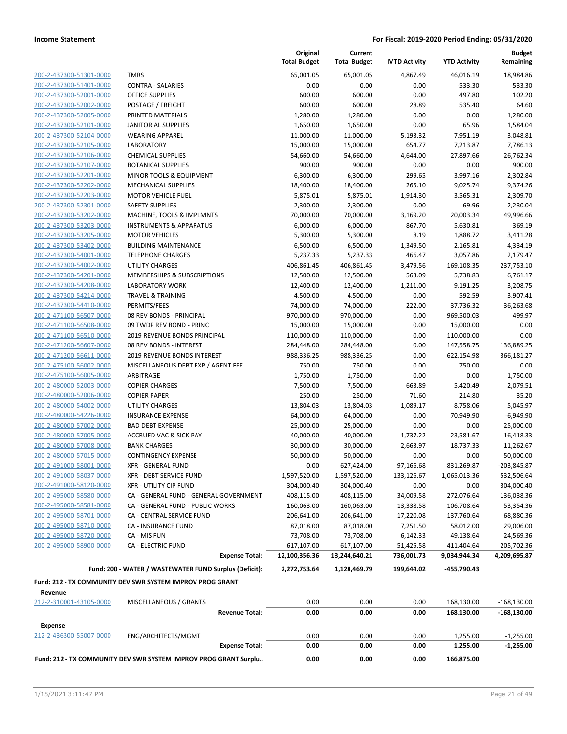| | | Original Total Budget | Current Total Budget | MTD Activity | YTD Activity | Budget Remaining |
|---|---|---|---|---|---|---|
| 200-2-437300-51301-0000 | TMRS | 65,001.05 | 65,001.05 | 4,867.49 | 46,016.19 | 18,984.86 |
| 200-2-437300-51401-0000 | CONTRA - SALARIES | 0.00 | 0.00 | 0.00 | -533.30 | 533.30 |
| 200-2-437300-52001-0000 | OFFICE SUPPLIES | 600.00 | 600.00 | 0.00 | 497.80 | 102.20 |
| 200-2-437300-52002-0000 | POSTAGE / FREIGHT | 600.00 | 600.00 | 28.89 | 535.40 | 64.60 |
| 200-2-437300-52005-0000 | PRINTED MATERIALS | 1,280.00 | 1,280.00 | 0.00 | 0.00 | 1,280.00 |
| 200-2-437300-52101-0000 | JANITORIAL SUPPLIES | 1,650.00 | 1,650.00 | 0.00 | 65.96 | 1,584.04 |
| 200-2-437300-52104-0000 | WEARING APPAREL | 11,000.00 | 11,000.00 | 5,193.32 | 7,951.19 | 3,048.81 |
| 200-2-437300-52105-0000 | LABORATORY | 15,000.00 | 15,000.00 | 654.77 | 7,213.87 | 7,786.13 |
| 200-2-437300-52106-0000 | CHEMICAL SUPPLIES | 54,660.00 | 54,660.00 | 4,644.00 | 27,897.66 | 26,762.34 |
| 200-2-437300-52107-0000 | BOTANICAL SUPPLIES | 900.00 | 900.00 | 0.00 | 0.00 | 900.00 |
| 200-2-437300-52201-0000 | MINOR TOOLS & EQUIPMENT | 6,300.00 | 6,300.00 | 299.65 | 3,997.16 | 2,302.84 |
| 200-2-437300-52202-0000 | MECHANICAL SUPPLIES | 18,400.00 | 18,400.00 | 265.10 | 9,025.74 | 9,374.26 |
| 200-2-437300-52203-0000 | MOTOR VEHICLE FUEL | 5,875.01 | 5,875.01 | 1,914.30 | 3,565.31 | 2,309.70 |
| 200-2-437300-52301-0000 | SAFETY SUPPLIES | 2,300.00 | 2,300.00 | 0.00 | 69.96 | 2,230.04 |
| 200-2-437300-53202-0000 | MACHINE, TOOLS & IMPLMNTS | 70,000.00 | 70,000.00 | 3,169.20 | 20,003.34 | 49,996.66 |
| 200-2-437300-53203-0000 | INSTRUMENTS & APPARATUS | 6,000.00 | 6,000.00 | 867.70 | 5,630.81 | 369.19 |
| 200-2-437300-53205-0000 | MOTOR VEHICLES | 5,300.00 | 5,300.00 | 8.19 | 1,888.72 | 3,411.28 |
| 200-2-437300-53402-0000 | BUILDING MAINTENANCE | 6,500.00 | 6,500.00 | 1,349.50 | 2,165.81 | 4,334.19 |
| 200-2-437300-54001-0000 | TELEPHONE CHARGES | 5,237.33 | 5,237.33 | 466.47 | 3,057.86 | 2,179.47 |
| 200-2-437300-54002-0000 | UTILITY CHARGES | 406,861.45 | 406,861.45 | 3,479.56 | 169,108.35 | 237,753.10 |
| 200-2-437300-54201-0000 | MEMBERSHIPS & SUBSCRIPTIONS | 12,500.00 | 12,500.00 | 563.09 | 5,738.83 | 6,761.17 |
| 200-2-437300-54208-0000 | LABORATORY WORK | 12,400.00 | 12,400.00 | 1,211.00 | 9,191.25 | 3,208.75 |
| 200-2-437300-54214-0000 | TRAVEL & TRAINING | 4,500.00 | 4,500.00 | 0.00 | 592.59 | 3,907.41 |
| 200-2-437300-54410-0000 | PERMITS/FEES | 74,000.00 | 74,000.00 | 222.00 | 37,736.32 | 36,263.68 |
| 200-2-471100-56507-0000 | 08 REV BONDS - PRINCIPAL | 970,000.00 | 970,000.00 | 0.00 | 969,500.03 | 499.97 |
| 200-2-471100-56508-0000 | 09 TWDP REV BOND - PRINC | 15,000.00 | 15,000.00 | 0.00 | 15,000.00 | 0.00 |
| 200-2-471100-56510-0000 | 2019 REVENUE BONDS PRINCIPAL | 110,000.00 | 110,000.00 | 0.00 | 110,000.00 | 0.00 |
| 200-2-471200-56607-0000 | 08 REV BONDS - INTEREST | 284,448.00 | 284,448.00 | 0.00 | 147,558.75 | 136,889.25 |
| 200-2-471200-56611-0000 | 2019 REVENUE BONDS INTEREST | 988,336.25 | 988,336.25 | 0.00 | 622,154.98 | 366,181.27 |
| 200-2-475100-56002-0000 | MISCELLANEOUS DEBT EXP / AGENT FEE | 750.00 | 750.00 | 0.00 | 750.00 | 0.00 |
| 200-2-475100-56005-0000 | ARBITRAGE | 1,750.00 | 1,750.00 | 0.00 | 0.00 | 1,750.00 |
| 200-2-480000-52003-0000 | COPIER CHARGES | 7,500.00 | 7,500.00 | 663.89 | 5,420.49 | 2,079.51 |
| 200-2-480000-52006-0000 | COPIER PAPER | 250.00 | 250.00 | 71.60 | 214.80 | 35.20 |
| 200-2-480000-54002-0000 | UTILITY CHARGES | 13,804.03 | 13,804.03 | 1,089.17 | 8,758.06 | 5,045.97 |
| 200-2-480000-54226-0000 | INSURANCE EXPENSE | 64,000.00 | 64,000.00 | 0.00 | 70,949.90 | -6,949.90 |
| 200-2-480000-57002-0000 | BAD DEBT EXPENSE | 25,000.00 | 25,000.00 | 0.00 | 0.00 | 25,000.00 |
| 200-2-480000-57005-0000 | ACCRUED VAC & SICK PAY | 40,000.00 | 40,000.00 | 1,737.22 | 23,581.67 | 16,418.33 |
| 200-2-480000-57008-0000 | BANK CHARGES | 30,000.00 | 30,000.00 | 2,663.97 | 18,737.33 | 11,262.67 |
| 200-2-480000-57015-0000 | CONTINGENCY EXPENSE | 50,000.00 | 50,000.00 | 0.00 | 0.00 | 50,000.00 |
| 200-2-491000-58001-0000 | XFR - GENERAL FUND | 0.00 | 627,424.00 | 97,166.68 | 831,269.87 | -203,845.87 |
| 200-2-491000-58037-0000 | XFR - DEBT SERVICE FUND | 1,597,520.00 | 1,597,520.00 | 133,126.67 | 1,065,013.36 | 532,506.64 |
| 200-2-491000-58120-0000 | XFR - UTILITY CIP FUND | 304,000.40 | 304,000.40 | 0.00 | 0.00 | 304,000.40 |
| 200-2-495000-58580-0000 | CA - GENERAL FUND - GENERAL GOVERNMENT | 408,115.00 | 408,115.00 | 34,009.58 | 272,076.64 | 136,038.36 |
| 200-2-495000-58581-0000 | CA - GENERAL FUND - PUBLIC WORKS | 160,063.00 | 160,063.00 | 13,338.58 | 106,708.64 | 53,354.36 |
| 200-2-495000-58701-0000 | CA - CENTRAL SERVICE FUND | 206,641.00 | 206,641.00 | 17,220.08 | 137,760.64 | 68,880.36 |
| 200-2-495000-58710-0000 | CA - INSURANCE FUND | 87,018.00 | 87,018.00 | 7,251.50 | 58,012.00 | 29,006.00 |
| 200-2-495000-58720-0000 | CA - MIS FUN | 73,708.00 | 73,708.00 | 6,142.33 | 49,138.64 | 24,569.36 |
| 200-2-495000-58900-0000 | CA - ELECTRIC FUND | 617,107.00 | 617,107.00 | 51,425.58 | 411,404.64 | 205,702.36 |
| | **Expense Total:** | **12,100,356.36** | **13,244,640.21** | **736,001.73** | **9,034,944.34** | **4,209,695.87** |
| | **Fund: 200 - WATER / WASTEWATER FUND Surplus (Deficit):** | **2,272,753.64** | **1,128,469.79** | **199,644.02** | **-455,790.43** | |

**Fund: 212 - TX COMMUNITY DEV SWR SYSTEM IMPROV PROG GRANT**

**Revenue**

| | | Original Total Budget | Current Total Budget | MTD Activity | YTD Activity | Budget Remaining |
|---|---|---|---|---|---|---|
| 212-2-310001-43105-0000 | MISCELLANEOUS / GRANTS | 0.00 | 0.00 | 0.00 | 168,130.00 | -168,130.00 |
| | **Revenue Total:** | **0.00** | **0.00** | **0.00** | **168,130.00** | **-168,130.00** |

**Expense**

| | | Original Total Budget | Current Total Budget | MTD Activity | YTD Activity | Budget Remaining |
|---|---|---|---|---|---|---|
| 212-2-436300-55007-0000 | ENG/ARCHITECTS/MGMT | 0.00 | 0.00 | 0.00 | 1,255.00 | -1,255.00 |
| | **Expense Total:** | **0.00** | **0.00** | **0.00** | **1,255.00** | **-1,255.00** |
| | **Fund: 212 - TX COMMUNITY DEV SWR SYSTEM IMPROV PROG GRANT Surplu..** | **0.00** | **0.00** | **0.00** | **166,875.00** | |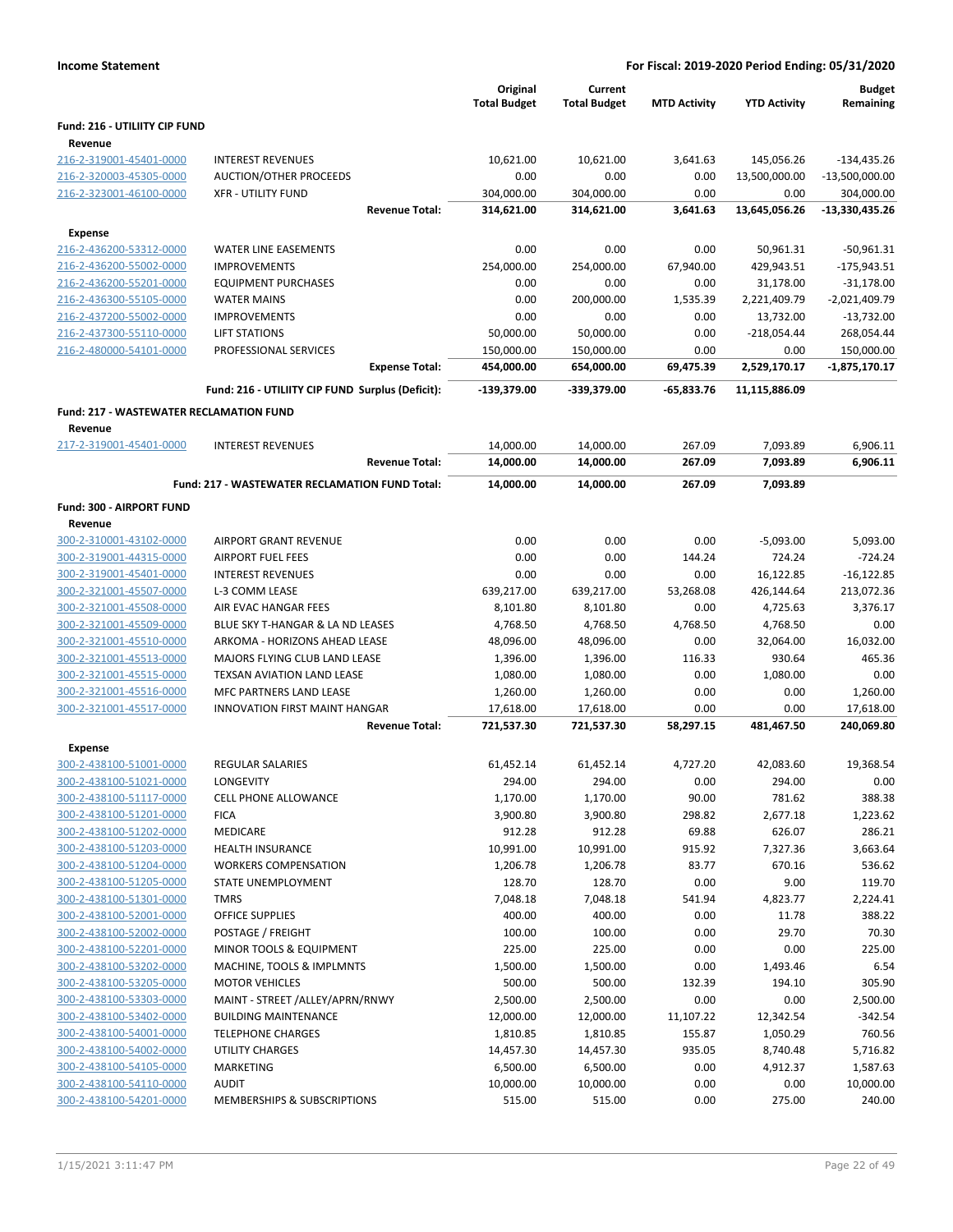**Income Statement** — **For Fiscal: 2019-2020 Period Ending: 05/31/2020**

| | | Original Total Budget | Current Total Budget | MTD Activity | YTD Activity | Budget Remaining |
|---|---|---|---|---|---|---|
| **Fund: 216 - UTILIITY CIP FUND** | | | | | | |
| **Revenue** | | | | | | |
| 216-2-319001-45401-0000 | INTEREST REVENUES | 10,621.00 | 10,621.00 | 3,641.63 | 145,056.26 | -134,435.26 |
| 216-2-320003-45305-0000 | AUCTION/OTHER PROCEEDS | 0.00 | 0.00 | 0.00 | 13,500,000.00 | -13,500,000.00 |
| 216-2-323001-46100-0000 | XFR - UTILITY FUND | 304,000.00 | 304,000.00 | 0.00 | 0.00 | 304,000.00 |
| | **Revenue Total:** | **314,621.00** | **314,621.00** | **3,641.63** | **13,645,056.26** | **-13,330,435.26** |
| **Expense** | | | | | | |
| 216-2-436200-53312-0000 | WATER LINE EASEMENTS | 0.00 | 0.00 | 0.00 | 50,961.31 | -50,961.31 |
| 216-2-436200-55002-0000 | IMPROVEMENTS | 254,000.00 | 254,000.00 | 67,940.00 | 429,943.51 | -175,943.51 |
| 216-2-436200-55201-0000 | EQUIPMENT PURCHASES | 0.00 | 0.00 | 0.00 | 31,178.00 | -31,178.00 |
| 216-2-436300-55105-0000 | WATER MAINS | 0.00 | 200,000.00 | 1,535.39 | 2,221,409.79 | -2,021,409.79 |
| 216-2-437200-55002-0000 | IMPROVEMENTS | 0.00 | 0.00 | 0.00 | 13,732.00 | -13,732.00 |
| 216-2-437300-55110-0000 | LIFT STATIONS | 50,000.00 | 50,000.00 | 0.00 | -218,054.44 | 268,054.44 |
| 216-2-480000-54101-0000 | PROFESSIONAL SERVICES | 150,000.00 | 150,000.00 | 0.00 | 0.00 | 150,000.00 |
| | **Expense Total:** | **454,000.00** | **654,000.00** | **69,475.39** | **2,529,170.17** | **-1,875,170.17** |
| | **Fund: 216 - UTILIITY CIP FUND Surplus (Deficit):** | **-139,379.00** | **-339,379.00** | **-65,833.76** | **11,115,886.09** | |
| **Fund: 217 - WASTEWATER RECLAMATION FUND** | | | | | | |
| **Revenue** | | | | | | |
| 217-2-319001-45401-0000 | INTEREST REVENUES | 14,000.00 | 14,000.00 | 267.09 | 7,093.89 | 6,906.11 |
| | **Revenue Total:** | **14,000.00** | **14,000.00** | **267.09** | **7,093.89** | **6,906.11** |
| | **Fund: 217 - WASTEWATER RECLAMATION FUND Total:** | **14,000.00** | **14,000.00** | **267.09** | **7,093.89** | |
| **Fund: 300 - AIRPORT FUND** | | | | | | |
| **Revenue** | | | | | | |
| 300-2-310001-43102-0000 | AIRPORT GRANT REVENUE | 0.00 | 0.00 | 0.00 | -5,093.00 | 5,093.00 |
| 300-2-319001-44315-0000 | AIRPORT FUEL FEES | 0.00 | 0.00 | 144.24 | 724.24 | -724.24 |
| 300-2-319001-45401-0000 | INTEREST REVENUES | 0.00 | 0.00 | 0.00 | 16,122.85 | -16,122.85 |
| 300-2-321001-45507-0000 | L-3 COMM LEASE | 639,217.00 | 639,217.00 | 53,268.08 | 426,144.64 | 213,072.36 |
| 300-2-321001-45508-0000 | AIR EVAC HANGAR FEES | 8,101.80 | 8,101.80 | 0.00 | 4,725.63 | 3,376.17 |
| 300-2-321001-45509-0000 | BLUE SKY T-HANGAR & LA ND LEASES | 4,768.50 | 4,768.50 | 4,768.50 | 4,768.50 | 0.00 |
| 300-2-321001-45510-0000 | ARKOMA - HORIZONS AHEAD LEASE | 48,096.00 | 48,096.00 | 0.00 | 32,064.00 | 16,032.00 |
| 300-2-321001-45513-0000 | MAJORS FLYING CLUB LAND LEASE | 1,396.00 | 1,396.00 | 116.33 | 930.64 | 465.36 |
| 300-2-321001-45515-0000 | TEXSAN AVIATION LAND LEASE | 1,080.00 | 1,080.00 | 0.00 | 1,080.00 | 0.00 |
| 300-2-321001-45516-0000 | MFC PARTNERS LAND LEASE | 1,260.00 | 1,260.00 | 0.00 | 0.00 | 1,260.00 |
| 300-2-321001-45517-0000 | INNOVATION FIRST MAINT HANGAR | 17,618.00 | 17,618.00 | 0.00 | 0.00 | 17,618.00 |
| | **Revenue Total:** | **721,537.30** | **721,537.30** | **58,297.15** | **481,467.50** | **240,069.80** |
| **Expense** | | | | | | |
| 300-2-438100-51001-0000 | REGULAR SALARIES | 61,452.14 | 61,452.14 | 4,727.20 | 42,083.60 | 19,368.54 |
| 300-2-438100-51021-0000 | LONGEVITY | 294.00 | 294.00 | 0.00 | 294.00 | 0.00 |
| 300-2-438100-51117-0000 | CELL PHONE ALLOWANCE | 1,170.00 | 1,170.00 | 90.00 | 781.62 | 388.38 |
| 300-2-438100-51201-0000 | FICA | 3,900.80 | 3,900.80 | 298.82 | 2,677.18 | 1,223.62 |
| 300-2-438100-51202-0000 | MEDICARE | 912.28 | 912.28 | 69.88 | 626.07 | 286.21 |
| 300-2-438100-51203-0000 | HEALTH INSURANCE | 10,991.00 | 10,991.00 | 915.92 | 7,327.36 | 3,663.64 |
| 300-2-438100-51204-0000 | WORKERS COMPENSATION | 1,206.78 | 1,206.78 | 83.77 | 670.16 | 536.62 |
| 300-2-438100-51205-0000 | STATE UNEMPLOYMENT | 128.70 | 128.70 | 0.00 | 9.00 | 119.70 |
| 300-2-438100-51301-0000 | TMRS | 7,048.18 | 7,048.18 | 541.94 | 4,823.77 | 2,224.41 |
| 300-2-438100-52001-0000 | OFFICE SUPPLIES | 400.00 | 400.00 | 0.00 | 11.78 | 388.22 |
| 300-2-438100-52002-0000 | POSTAGE / FREIGHT | 100.00 | 100.00 | 0.00 | 29.70 | 70.30 |
| 300-2-438100-52201-0000 | MINOR TOOLS & EQUIPMENT | 225.00 | 225.00 | 0.00 | 0.00 | 225.00 |
| 300-2-438100-53202-0000 | MACHINE, TOOLS & IMPLMNTS | 1,500.00 | 1,500.00 | 0.00 | 1,493.46 | 6.54 |
| 300-2-438100-53205-0000 | MOTOR VEHICLES | 500.00 | 500.00 | 132.39 | 194.10 | 305.90 |
| 300-2-438100-53303-0000 | MAINT - STREET /ALLEY/APRN/RNWY | 2,500.00 | 2,500.00 | 0.00 | 0.00 | 2,500.00 |
| 300-2-438100-53402-0000 | BUILDING MAINTENANCE | 12,000.00 | 12,000.00 | 11,107.22 | 12,342.54 | -342.54 |
| 300-2-438100-54001-0000 | TELEPHONE CHARGES | 1,810.85 | 1,810.85 | 155.87 | 1,050.29 | 760.56 |
| 300-2-438100-54002-0000 | UTILITY CHARGES | 14,457.30 | 14,457.30 | 935.05 | 8,740.48 | 5,716.82 |
| 300-2-438100-54105-0000 | MARKETING | 6,500.00 | 6,500.00 | 0.00 | 4,912.37 | 1,587.63 |
| 300-2-438100-54110-0000 | AUDIT | 10,000.00 | 10,000.00 | 0.00 | 0.00 | 10,000.00 |
| 300-2-438100-54201-0000 | MEMBERSHIPS & SUBSCRIPTIONS | 515.00 | 515.00 | 0.00 | 275.00 | 240.00 |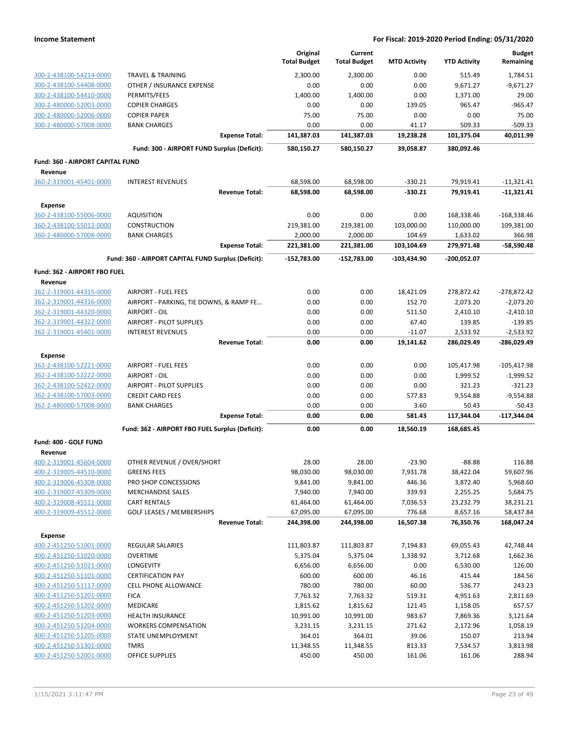| | | Original Total Budget | Current Total Budget | MTD Activity | YTD Activity | Budget Remaining |
|---|---|---|---|---|---|---|
| 300-2-438100-54214-0000 | TRAVEL & TRAINING | 2,300.00 | 2,300.00 | 0.00 | 515.49 | 1,784.51 |
| 300-2-438100-54408-0000 | OTHER / INSURANCE EXPENSE | 0.00 | 0.00 | 0.00 | 9,671.27 | -9,671.27 |
| 300-2-438100-54410-0000 | PERMITS/FEES | 1,400.00 | 1,400.00 | 0.00 | 1,371.00 | 29.00 |
| 300-2-480000-52003-0000 | COPIER CHARGES | 0.00 | 0.00 | 139.05 | 965.47 | -965.47 |
| 300-2-480000-52006-0000 | COPIER PAPER | 75.00 | 75.00 | 0.00 | 0.00 | 75.00 |
| 300-2-480000-57008-0000 | BANK CHARGES | 0.00 | 0.00 | 41.17 | 509.33 | -509.33 |
| | **Expense Total:** | **141,387.03** | **141,387.03** | **19,238.28** | **101,375.04** | **40,011.99** |
| | **Fund: 300 - AIRPORT FUND Surplus (Deficit):** | **580,150.27** | **580,150.27** | **39,058.87** | **380,092.46** | |
| **Fund: 360 - AIRPORT CAPITAL FUND** | | | | | | |
| **Revenue** | | | | | | |
| 360-2-319001-45401-0000 | INTEREST REVENUES | 68,598.00 | 68,598.00 | -330.21 | 79,919.41 | -11,321.41 |
| | **Revenue Total:** | **68,598.00** | **68,598.00** | **-330.21** | **79,919.41** | **-11,321.41** |
| **Expense** | | | | | | |
| 360-2-438100-55006-0000 | AQUISITION | 0.00 | 0.00 | 0.00 | 168,338.46 | -168,338.46 |
| 360-2-438100-55012-0000 | CONSTRUCTION | 219,381.00 | 219,381.00 | 103,000.00 | 110,000.00 | 109,381.00 |
| 360-2-480000-57008-0000 | BANK CHARGES | 2,000.00 | 2,000.00 | 104.69 | 1,633.02 | 366.98 |
| | **Expense Total:** | **221,381.00** | **221,381.00** | **103,104.69** | **279,971.48** | **-58,590.48** |
| | **Fund: 360 - AIRPORT CAPITAL FUND Surplus (Deficit):** | **-152,783.00** | **-152,783.00** | **-103,434.90** | **-200,052.07** | |
| **Fund: 362 - AIRPORT FBO FUEL** | | | | | | |
| **Revenue** | | | | | | |
| 362-2-319001-44315-0000 | AIRPORT - FUEL FEES | 0.00 | 0.00 | 18,421.09 | 278,872.42 | -278,872.42 |
| 362-2-319001-44316-0000 | AIRPORT - PARKING, TIE DOWNS, & RAMP FE... | 0.00 | 0.00 | 152.70 | 2,073.20 | -2,073.20 |
| 362-2-319001-44320-0000 | AIRPORT - OIL | 0.00 | 0.00 | 511.50 | 2,410.10 | -2,410.10 |
| 362-2-319001-44322-0000 | AIRPORT - PILOT SUPPLIES | 0.00 | 0.00 | 67.40 | 139.85 | -139.85 |
| 362-2-319001-45401-0000 | INTEREST REVENUES | 0.00 | 0.00 | -11.07 | 2,533.92 | -2,533.92 |
| | **Revenue Total:** | **0.00** | **0.00** | **19,141.62** | **286,029.49** | **-286,029.49** |
| **Expense** | | | | | | |
| 362-2-438100-52221-0000 | AIRPORT - FUEL FEES | 0.00 | 0.00 | 0.00 | 105,417.98 | -105,417.98 |
| 362-2-438100-52222-0000 | AIRPORT - OIL | 0.00 | 0.00 | 0.00 | 1,999.52 | -1,999.52 |
| 362-2-438100-52422-0000 | AIRPORT - PILOT SUPPLIES | 0.00 | 0.00 | 0.00 | 321.23 | -321.23 |
| 362-2-438100-57003-0000 | CREDIT CARD FEES | 0.00 | 0.00 | 577.83 | 9,554.88 | -9,554.88 |
| 362-2-480000-57008-0000 | BANK CHARGES | 0.00 | 0.00 | 3.60 | 50.43 | -50.43 |
| | **Expense Total:** | **0.00** | **0.00** | **581.43** | **117,344.04** | **-117,344.04** |
| | **Fund: 362 - AIRPORT FBO FUEL Surplus (Deficit):** | **0.00** | **0.00** | **18,560.19** | **168,685.45** | |
| **Fund: 400 - GOLF FUND** | | | | | | |
| **Revenue** | | | | | | |
| 400-2-319001-45604-0000 | OTHER REVENUE / OVER/SHORT | 28.00 | 28.00 | -23.90 | -88.88 | 116.88 |
| 400-2-319005-44510-0000 | GREENS FEES | 98,030.00 | 98,030.00 | 7,931.78 | 38,422.04 | 59,607.96 |
| 400-2-319006-45308-0000 | PRO SHOP CONCESSIONS | 9,841.00 | 9,841.00 | 446.36 | 3,872.40 | 5,968.60 |
| 400-2-319007-45309-0000 | MERCHANDISE SALES | 7,940.00 | 7,940.00 | 339.93 | 2,255.25 | 5,684.75 |
| 400-2-319008-45511-0000 | CART RENTALS | 61,464.00 | 61,464.00 | 7,036.53 | 23,232.79 | 38,231.21 |
| 400-2-319009-45512-0000 | GOLF LEASES / MEMBERSHIPS | 67,095.00 | 67,095.00 | 776.68 | 8,657.16 | 58,437.84 |
| | **Revenue Total:** | **244,398.00** | **244,398.00** | **16,507.38** | **76,350.76** | **168,047.24** |
| **Expense** | | | | | | |
| 400-2-451250-51001-0000 | REGULAR SALARIES | 111,803.87 | 111,803.87 | 7,194.83 | 69,055.43 | 42,748.44 |
| 400-2-451250-51020-0000 | OVERTIME | 5,375.04 | 5,375.04 | 1,338.92 | 3,712.68 | 1,662.36 |
| 400-2-451250-51021-0000 | LONGEVITY | 6,656.00 | 6,656.00 | 0.00 | 6,530.00 | 126.00 |
| 400-2-451250-51101-0000 | CERTIFICATION PAY | 600.00 | 600.00 | 46.16 | 415.44 | 184.56 |
| 400-2-451250-51117-0000 | CELL PHONE ALLOWANCE | 780.00 | 780.00 | 60.00 | 536.77 | 243.23 |
| 400-2-451250-51201-0000 | FICA | 7,763.32 | 7,763.32 | 519.31 | 4,951.63 | 2,811.69 |
| 400-2-451250-51202-0000 | MEDICARE | 1,815.62 | 1,815.62 | 121.45 | 1,158.05 | 657.57 |
| 400-2-451250-51203-0000 | HEALTH INSURANCE | 10,991.00 | 10,991.00 | 983.67 | 7,869.36 | 3,121.64 |
| 400-2-451250-51204-0000 | WORKERS COMPENSATION | 3,231.15 | 3,231.15 | 271.62 | 2,172.96 | 1,058.19 |
| 400-2-451250-51205-0000 | STATE UNEMPLOYMENT | 364.01 | 364.01 | 39.06 | 150.07 | 213.94 |
| 400-2-451250-51301-0000 | TMRS | 11,348.55 | 11,348.55 | 813.33 | 7,534.57 | 3,813.98 |
| 400-2-451250-52001-0000 | OFFICE SUPPLIES | 450.00 | 450.00 | 161.06 | 161.06 | 288.94 |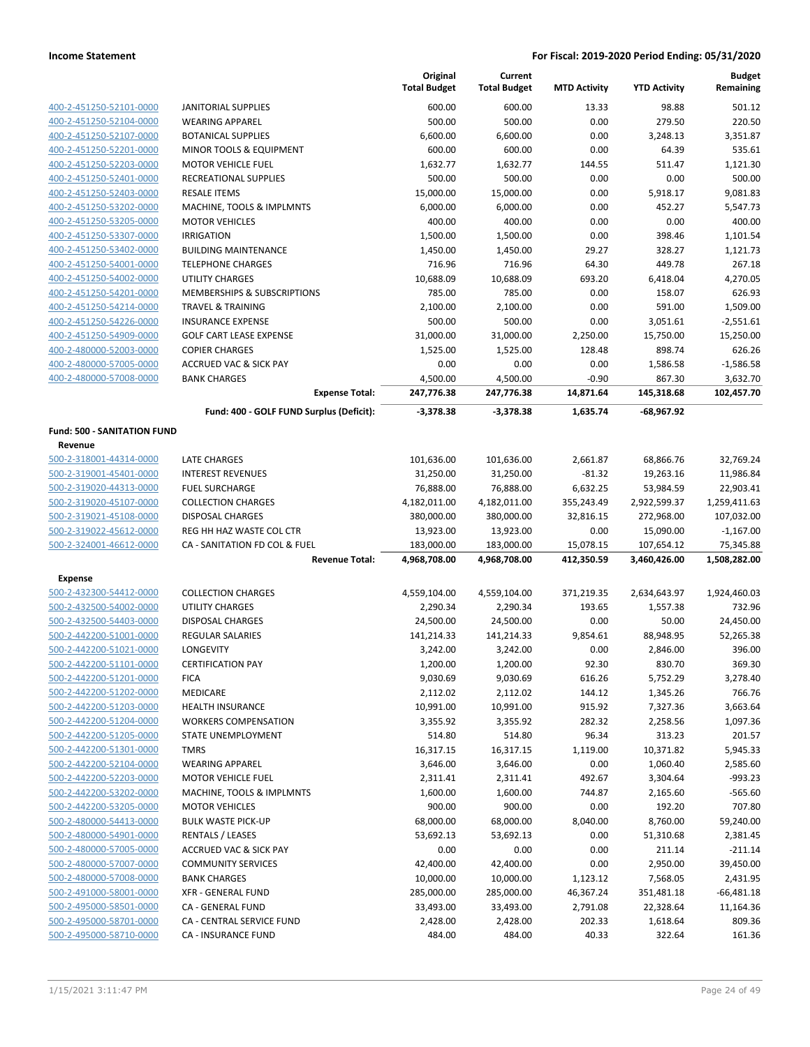| | | Original Total Budget | Current Total Budget | MTD Activity | YTD Activity | Budget Remaining |
|---|---|---|---|---|---|---|
| 400-2-451250-52101-0000 | JANITORIAL SUPPLIES | 600.00 | 600.00 | 13.33 | 98.88 | 501.12 |
| 400-2-451250-52104-0000 | WEARING APPAREL | 500.00 | 500.00 | 0.00 | 279.50 | 220.50 |
| 400-2-451250-52107-0000 | BOTANICAL SUPPLIES | 6,600.00 | 6,600.00 | 0.00 | 3,248.13 | 3,351.87 |
| 400-2-451250-52201-0000 | MINOR TOOLS & EQUIPMENT | 600.00 | 600.00 | 0.00 | 64.39 | 535.61 |
| 400-2-451250-52203-0000 | MOTOR VEHICLE FUEL | 1,632.77 | 1,632.77 | 144.55 | 511.47 | 1,121.30 |
| 400-2-451250-52401-0000 | RECREATIONAL SUPPLIES | 500.00 | 500.00 | 0.00 | 0.00 | 500.00 |
| 400-2-451250-52403-0000 | RESALE ITEMS | 15,000.00 | 15,000.00 | 0.00 | 5,918.17 | 9,081.83 |
| 400-2-451250-53202-0000 | MACHINE, TOOLS & IMPLMNTS | 6,000.00 | 6,000.00 | 0.00 | 452.27 | 5,547.73 |
| 400-2-451250-53205-0000 | MOTOR VEHICLES | 400.00 | 400.00 | 0.00 | 0.00 | 400.00 |
| 400-2-451250-53307-0000 | IRRIGATION | 1,500.00 | 1,500.00 | 0.00 | 398.46 | 1,101.54 |
| 400-2-451250-53402-0000 | BUILDING MAINTENANCE | 1,450.00 | 1,450.00 | 29.27 | 328.27 | 1,121.73 |
| 400-2-451250-54001-0000 | TELEPHONE CHARGES | 716.96 | 716.96 | 64.30 | 449.78 | 267.18 |
| 400-2-451250-54002-0000 | UTILITY CHARGES | 10,688.09 | 10,688.09 | 693.20 | 6,418.04 | 4,270.05 |
| 400-2-451250-54201-0000 | MEMBERSHIPS & SUBSCRIPTIONS | 785.00 | 785.00 | 0.00 | 158.07 | 626.93 |
| 400-2-451250-54214-0000 | TRAVEL & TRAINING | 2,100.00 | 2,100.00 | 0.00 | 591.00 | 1,509.00 |
| 400-2-451250-54226-0000 | INSURANCE EXPENSE | 500.00 | 500.00 | 0.00 | 3,051.61 | -2,551.61 |
| 400-2-451250-54909-0000 | GOLF CART LEASE EXPENSE | 31,000.00 | 31,000.00 | 2,250.00 | 15,750.00 | 15,250.00 |
| 400-2-480000-52003-0000 | COPIER CHARGES | 1,525.00 | 1,525.00 | 128.48 | 898.74 | 626.26 |
| 400-2-480000-57005-0000 | ACCRUED VAC & SICK PAY | 0.00 | 0.00 | 0.00 | 1,586.58 | -1,586.58 |
| 400-2-480000-57008-0000 | BANK CHARGES | 4,500.00 | 4,500.00 | -0.90 | 867.30 | 3,632.70 |
| | **Expense Total:** | **247,776.38** | **247,776.38** | **14,871.64** | **145,318.68** | **102,457.70** |
| | **Fund: 400 - GOLF FUND Surplus (Deficit):** | **-3,378.38** | **-3,378.38** | **1,635.74** | **-68,967.92** | |
| **Fund: 500 - SANITATION FUND** | | | | | | |
| **Revenue** | | | | | | |
| 500-2-318001-44314-0000 | LATE CHARGES | 101,636.00 | 101,636.00 | 2,661.87 | 68,866.76 | 32,769.24 |
| 500-2-319001-45401-0000 | INTEREST REVENUES | 31,250.00 | 31,250.00 | -81.32 | 19,263.16 | 11,986.84 |
| 500-2-319020-44313-0000 | FUEL SURCHARGE | 76,888.00 | 76,888.00 | 6,632.25 | 53,984.59 | 22,903.41 |
| 500-2-319020-45107-0000 | COLLECTION CHARGES | 4,182,011.00 | 4,182,011.00 | 355,243.49 | 2,922,599.37 | 1,259,411.63 |
| 500-2-319021-45108-0000 | DISPOSAL CHARGES | 380,000.00 | 380,000.00 | 32,816.15 | 272,968.00 | 107,032.00 |
| 500-2-319022-45612-0000 | REG HH HAZ WASTE COL CTR | 13,923.00 | 13,923.00 | 0.00 | 15,090.00 | -1,167.00 |
| 500-2-324001-46612-0000 | CA - SANITATION FD COL & FUEL | 183,000.00 | 183,000.00 | 15,078.15 | 107,654.12 | 75,345.88 |
| | **Revenue Total:** | **4,968,708.00** | **4,968,708.00** | **412,350.59** | **3,460,426.00** | **1,508,282.00** |
| **Expense** | | | | | | |
| 500-2-432300-54412-0000 | COLLECTION CHARGES | 4,559,104.00 | 4,559,104.00 | 371,219.35 | 2,634,643.97 | 1,924,460.03 |
| 500-2-432500-54002-0000 | UTILITY CHARGES | 2,290.34 | 2,290.34 | 193.65 | 1,557.38 | 732.96 |
| 500-2-432500-54403-0000 | DISPOSAL CHARGES | 24,500.00 | 24,500.00 | 0.00 | 50.00 | 24,450.00 |
| 500-2-442200-51001-0000 | REGULAR SALARIES | 141,214.33 | 141,214.33 | 9,854.61 | 88,948.95 | 52,265.38 |
| 500-2-442200-51021-0000 | LONGEVITY | 3,242.00 | 3,242.00 | 0.00 | 2,846.00 | 396.00 |
| 500-2-442200-51101-0000 | CERTIFICATION PAY | 1,200.00 | 1,200.00 | 92.30 | 830.70 | 369.30 |
| 500-2-442200-51201-0000 | FICA | 9,030.69 | 9,030.69 | 616.26 | 5,752.29 | 3,278.40 |
| 500-2-442200-51202-0000 | MEDICARE | 2,112.02 | 2,112.02 | 144.12 | 1,345.26 | 766.76 |
| 500-2-442200-51203-0000 | HEALTH INSURANCE | 10,991.00 | 10,991.00 | 915.92 | 7,327.36 | 3,663.64 |
| 500-2-442200-51204-0000 | WORKERS COMPENSATION | 3,355.92 | 3,355.92 | 282.32 | 2,258.56 | 1,097.36 |
| 500-2-442200-51205-0000 | STATE UNEMPLOYMENT | 514.80 | 514.80 | 96.34 | 313.23 | 201.57 |
| 500-2-442200-51301-0000 | TMRS | 16,317.15 | 16,317.15 | 1,119.00 | 10,371.82 | 5,945.33 |
| 500-2-442200-52104-0000 | WEARING APPAREL | 3,646.00 | 3,646.00 | 0.00 | 1,060.40 | 2,585.60 |
| 500-2-442200-52203-0000 | MOTOR VEHICLE FUEL | 2,311.41 | 2,311.41 | 492.67 | 3,304.64 | -993.23 |
| 500-2-442200-53202-0000 | MACHINE, TOOLS & IMPLMNTS | 1,600.00 | 1,600.00 | 744.87 | 2,165.60 | -565.60 |
| 500-2-442200-53205-0000 | MOTOR VEHICLES | 900.00 | 900.00 | 0.00 | 192.20 | 707.80 |
| 500-2-480000-54413-0000 | BULK WASTE PICK-UP | 68,000.00 | 68,000.00 | 8,040.00 | 8,760.00 | 59,240.00 |
| 500-2-480000-54901-0000 | RENTALS / LEASES | 53,692.13 | 53,692.13 | 0.00 | 51,310.68 | 2,381.45 |
| 500-2-480000-57005-0000 | ACCRUED VAC & SICK PAY | 0.00 | 0.00 | 0.00 | 211.14 | -211.14 |
| 500-2-480000-57007-0000 | COMMUNITY SERVICES | 42,400.00 | 42,400.00 | 0.00 | 2,950.00 | 39,450.00 |
| 500-2-480000-57008-0000 | BANK CHARGES | 10,000.00 | 10,000.00 | 1,123.12 | 7,568.05 | 2,431.95 |
| 500-2-491000-58001-0000 | XFR - GENERAL FUND | 285,000.00 | 285,000.00 | 46,367.24 | 351,481.18 | -66,481.18 |
| 500-2-495000-58501-0000 | CA - GENERAL FUND | 33,493.00 | 33,493.00 | 2,791.08 | 22,328.64 | 11,164.36 |
| 500-2-495000-58701-0000 | CA - CENTRAL SERVICE FUND | 2,428.00 | 2,428.00 | 202.33 | 1,618.64 | 809.36 |
| 500-2-495000-58710-0000 | CA - INSURANCE FUND | 484.00 | 484.00 | 40.33 | 322.64 | 161.36 |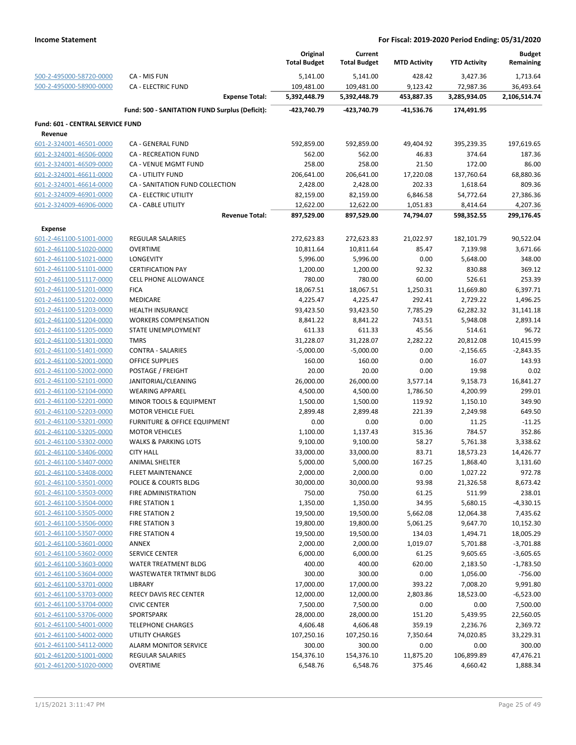| | | Original Total Budget | Current Total Budget | MTD Activity | YTD Activity | Budget Remaining |
|---|---|---|---|---|---|---|
| 500-2-495000-58720-0000 | CA - MIS FUN | 5,141.00 | 5,141.00 | 428.42 | 3,427.36 | 1,713.64 |
| 500-2-495000-58900-0000 | CA - ELECTRIC FUND | 109,481.00 | 109,481.00 | 9,123.42 | 72,987.36 | 36,493.64 |
| | **Expense Total:** | **5,392,448.79** | **5,392,448.79** | **453,887.35** | **3,285,934.05** | **2,106,514.74** |
| | **Fund: 500 - SANITATION FUND Surplus (Deficit):** | **-423,740.79** | **-423,740.79** | **-41,536.76** | **174,491.95** | |
| **Fund: 601 - CENTRAL SERVICE FUND** | | | | | | |
| **Revenue** | | | | | | |
| 601-2-324001-46501-0000 | CA - GENERAL FUND | 592,859.00 | 592,859.00 | 49,404.92 | 395,239.35 | 197,619.65 |
| 601-2-324001-46506-0000 | CA - RECREATION FUND | 562.00 | 562.00 | 46.83 | 374.64 | 187.36 |
| 601-2-324001-46509-0000 | CA - VENUE MGMT FUND | 258.00 | 258.00 | 21.50 | 172.00 | 86.00 |
| 601-2-324001-46611-0000 | CA - UTILITY FUND | 206,641.00 | 206,641.00 | 17,220.08 | 137,760.64 | 68,880.36 |
| 601-2-324001-46614-0000 | CA - SANITATION FUND COLLECTION | 2,428.00 | 2,428.00 | 202.33 | 1,618.64 | 809.36 |
| 601-2-324009-46901-0000 | CA - ELECTRIC UTILITY | 82,159.00 | 82,159.00 | 6,846.58 | 54,772.64 | 27,386.36 |
| 601-2-324009-46906-0000 | CA - CABLE UTILITY | 12,622.00 | 12,622.00 | 1,051.83 | 8,414.64 | 4,207.36 |
| | **Revenue Total:** | **897,529.00** | **897,529.00** | **74,794.07** | **598,352.55** | **299,176.45** |
| **Expense** | | | | | | |
| 601-2-461100-51001-0000 | REGULAR SALARIES | 272,623.83 | 272,623.83 | 21,022.97 | 182,101.79 | 90,522.04 |
| 601-2-461100-51020-0000 | OVERTIME | 10,811.64 | 10,811.64 | 85.47 | 7,139.98 | 3,671.66 |
| 601-2-461100-51021-0000 | LONGEVITY | 5,996.00 | 5,996.00 | 0.00 | 5,648.00 | 348.00 |
| 601-2-461100-51101-0000 | CERTIFICATION PAY | 1,200.00 | 1,200.00 | 92.32 | 830.88 | 369.12 |
| 601-2-461100-51117-0000 | CELL PHONE ALLOWANCE | 780.00 | 780.00 | 60.00 | 526.61 | 253.39 |
| 601-2-461100-51201-0000 | FICA | 18,067.51 | 18,067.51 | 1,250.31 | 11,669.80 | 6,397.71 |
| 601-2-461100-51202-0000 | MEDICARE | 4,225.47 | 4,225.47 | 292.41 | 2,729.22 | 1,496.25 |
| 601-2-461100-51203-0000 | HEALTH INSURANCE | 93,423.50 | 93,423.50 | 7,785.29 | 62,282.32 | 31,141.18 |
| 601-2-461100-51204-0000 | WORKERS COMPENSATION | 8,841.22 | 8,841.22 | 743.51 | 5,948.08 | 2,893.14 |
| 601-2-461100-51205-0000 | STATE UNEMPLOYMENT | 611.33 | 611.33 | 45.56 | 514.61 | 96.72 |
| 601-2-461100-51301-0000 | TMRS | 31,228.07 | 31,228.07 | 2,282.22 | 20,812.08 | 10,415.99 |
| 601-2-461100-51401-0000 | CONTRA - SALARIES | -5,000.00 | -5,000.00 | 0.00 | -2,156.65 | -2,843.35 |
| 601-2-461100-52001-0000 | OFFICE SUPPLIES | 160.00 | 160.00 | 0.00 | 16.07 | 143.93 |
| 601-2-461100-52002-0000 | POSTAGE / FREIGHT | 20.00 | 20.00 | 0.00 | 19.98 | 0.02 |
| 601-2-461100-52101-0000 | JANITORIAL/CLEANING | 26,000.00 | 26,000.00 | 3,577.14 | 9,158.73 | 16,841.27 |
| 601-2-461100-52104-0000 | WEARING APPAREL | 4,500.00 | 4,500.00 | 1,786.50 | 4,200.99 | 299.01 |
| 601-2-461100-52201-0000 | MINOR TOOLS & EQUIPMENT | 1,500.00 | 1,500.00 | 119.92 | 1,150.10 | 349.90 |
| 601-2-461100-52203-0000 | MOTOR VEHICLE FUEL | 2,899.48 | 2,899.48 | 221.39 | 2,249.98 | 649.50 |
| 601-2-461100-53201-0000 | FURNITURE & OFFICE EQUIPMENT | 0.00 | 0.00 | 0.00 | 11.25 | -11.25 |
| 601-2-461100-53205-0000 | MOTOR VEHICLES | 1,100.00 | 1,137.43 | 315.36 | 784.57 | 352.86 |
| 601-2-461100-53302-0000 | WALKS & PARKING LOTS | 9,100.00 | 9,100.00 | 58.27 | 5,761.38 | 3,338.62 |
| 601-2-461100-53406-0000 | CITY HALL | 33,000.00 | 33,000.00 | 83.71 | 18,573.23 | 14,426.77 |
| 601-2-461100-53407-0000 | ANIMAL SHELTER | 5,000.00 | 5,000.00 | 167.25 | 1,868.40 | 3,131.60 |
| 601-2-461100-53408-0000 | FLEET MAINTENANCE | 2,000.00 | 2,000.00 | 0.00 | 1,027.22 | 972.78 |
| 601-2-461100-53501-0000 | POLICE & COURTS BLDG | 30,000.00 | 30,000.00 | 93.98 | 21,326.58 | 8,673.42 |
| 601-2-461100-53503-0000 | FIRE ADMINISTRATION | 750.00 | 750.00 | 61.25 | 511.99 | 238.01 |
| 601-2-461100-53504-0000 | FIRE STATION 1 | 1,350.00 | 1,350.00 | 34.95 | 5,680.15 | -4,330.15 |
| 601-2-461100-53505-0000 | FIRE STATION 2 | 19,500.00 | 19,500.00 | 5,662.08 | 12,064.38 | 7,435.62 |
| 601-2-461100-53506-0000 | FIRE STATION 3 | 19,800.00 | 19,800.00 | 5,061.25 | 9,647.70 | 10,152.30 |
| 601-2-461100-53507-0000 | FIRE STATION 4 | 19,500.00 | 19,500.00 | 134.03 | 1,494.71 | 18,005.29 |
| 601-2-461100-53601-0000 | ANNEX | 2,000.00 | 2,000.00 | 1,019.07 | 5,701.88 | -3,701.88 |
| 601-2-461100-53602-0000 | SERVICE CENTER | 6,000.00 | 6,000.00 | 61.25 | 9,605.65 | -3,605.65 |
| 601-2-461100-53603-0000 | WATER TREATMENT BLDG | 400.00 | 400.00 | 620.00 | 2,183.50 | -1,783.50 |
| 601-2-461100-53604-0000 | WASTEWATER TRTMNT BLDG | 300.00 | 300.00 | 0.00 | 1,056.00 | -756.00 |
| 601-2-461100-53701-0000 | LIBRARY | 17,000.00 | 17,000.00 | 393.22 | 7,008.20 | 9,991.80 |
| 601-2-461100-53703-0000 | REECY DAVIS REC CENTER | 12,000.00 | 12,000.00 | 2,803.86 | 18,523.00 | -6,523.00 |
| 601-2-461100-53704-0000 | CIVIC CENTER | 7,500.00 | 7,500.00 | 0.00 | 0.00 | 7,500.00 |
| 601-2-461100-53706-0000 | SPORTSPARK | 28,000.00 | 28,000.00 | 151.20 | 5,439.95 | 22,560.05 |
| 601-2-461100-54001-0000 | TELEPHONE CHARGES | 4,606.48 | 4,606.48 | 359.19 | 2,236.76 | 2,369.72 |
| 601-2-461100-54002-0000 | UTILITY CHARGES | 107,250.16 | 107,250.16 | 7,350.64 | 74,020.85 | 33,229.31 |
| 601-2-461100-54112-0000 | ALARM MONITOR SERVICE | 300.00 | 300.00 | 0.00 | 0.00 | 300.00 |
| 601-2-461200-51001-0000 | REGULAR SALARIES | 154,376.10 | 154,376.10 | 11,875.20 | 106,899.89 | 47,476.21 |
| 601-2-461200-51020-0000 | OVERTIME | 6,548.76 | 6,548.76 | 375.46 | 4,660.42 | 1,888.34 |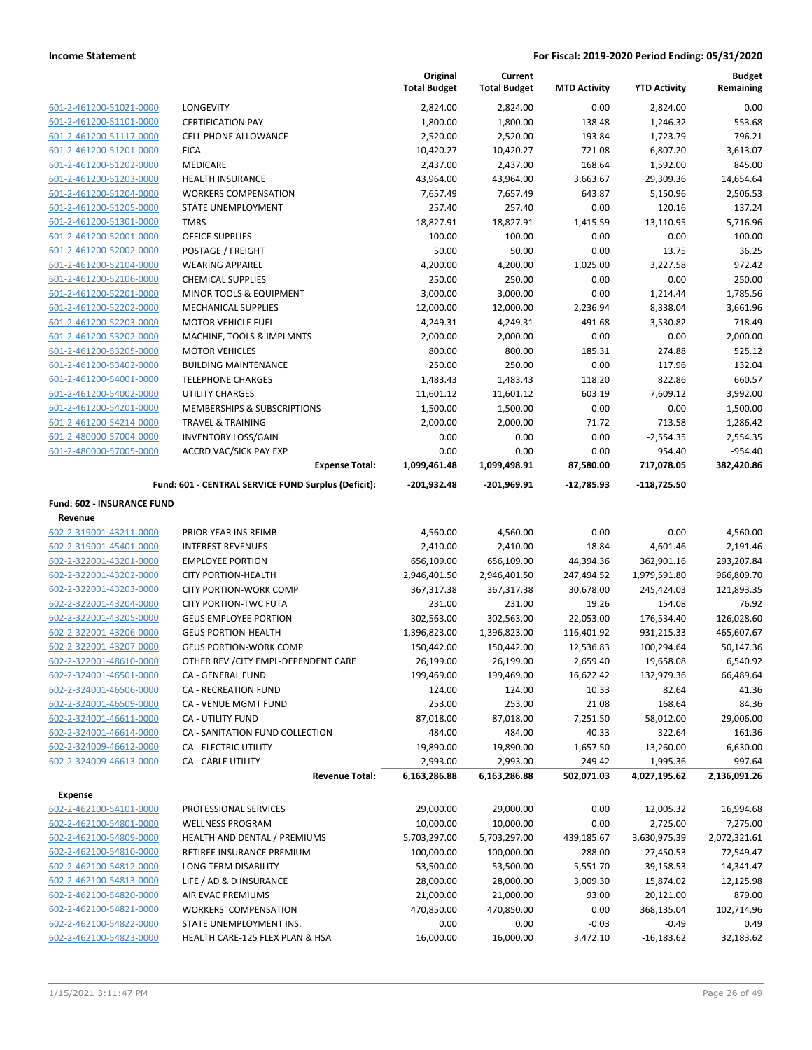| | | Original Total Budget | Current Total Budget | MTD Activity | YTD Activity | Budget Remaining |
|---|---|---|---|---|---|---|
| 601-2-461200-51021-0000 | LONGEVITY | 2,824.00 | 2,824.00 | 0.00 | 2,824.00 | 0.00 |
| 601-2-461200-51101-0000 | CERTIFICATION PAY | 1,800.00 | 1,800.00 | 138.48 | 1,246.32 | 553.68 |
| 601-2-461200-51117-0000 | CELL PHONE ALLOWANCE | 2,520.00 | 2,520.00 | 193.84 | 1,723.79 | 796.21 |
| 601-2-461200-51201-0000 | FICA | 10,420.27 | 10,420.27 | 721.08 | 6,807.20 | 3,613.07 |
| 601-2-461200-51202-0000 | MEDICARE | 2,437.00 | 2,437.00 | 168.64 | 1,592.00 | 845.00 |
| 601-2-461200-51203-0000 | HEALTH INSURANCE | 43,964.00 | 43,964.00 | 3,663.67 | 29,309.36 | 14,654.64 |
| 601-2-461200-51204-0000 | WORKERS COMPENSATION | 7,657.49 | 7,657.49 | 643.87 | 5,150.96 | 2,506.53 |
| 601-2-461200-51205-0000 | STATE UNEMPLOYMENT | 257.40 | 257.40 | 0.00 | 120.16 | 137.24 |
| 601-2-461200-51301-0000 | TMRS | 18,827.91 | 18,827.91 | 1,415.59 | 13,110.95 | 5,716.96 |
| 601-2-461200-52001-0000 | OFFICE SUPPLIES | 100.00 | 100.00 | 0.00 | 0.00 | 100.00 |
| 601-2-461200-52002-0000 | POSTAGE / FREIGHT | 50.00 | 50.00 | 0.00 | 13.75 | 36.25 |
| 601-2-461200-52104-0000 | WEARING APPAREL | 4,200.00 | 4,200.00 | 1,025.00 | 3,227.58 | 972.42 |
| 601-2-461200-52106-0000 | CHEMICAL SUPPLIES | 250.00 | 250.00 | 0.00 | 0.00 | 250.00 |
| 601-2-461200-52201-0000 | MINOR TOOLS & EQUIPMENT | 3,000.00 | 3,000.00 | 0.00 | 1,214.44 | 1,785.56 |
| 601-2-461200-52202-0000 | MECHANICAL SUPPLIES | 12,000.00 | 12,000.00 | 2,236.94 | 8,338.04 | 3,661.96 |
| 601-2-461200-52203-0000 | MOTOR VEHICLE FUEL | 4,249.31 | 4,249.31 | 491.68 | 3,530.82 | 718.49 |
| 601-2-461200-53202-0000 | MACHINE, TOOLS & IMPLMNTS | 2,000.00 | 2,000.00 | 0.00 | 0.00 | 2,000.00 |
| 601-2-461200-53205-0000 | MOTOR VEHICLES | 800.00 | 800.00 | 185.31 | 274.88 | 525.12 |
| 601-2-461200-53402-0000 | BUILDING MAINTENANCE | 250.00 | 250.00 | 0.00 | 117.96 | 132.04 |
| 601-2-461200-54001-0000 | TELEPHONE CHARGES | 1,483.43 | 1,483.43 | 118.20 | 822.86 | 660.57 |
| 601-2-461200-54002-0000 | UTILITY CHARGES | 11,601.12 | 11,601.12 | 603.19 | 7,609.12 | 3,992.00 |
| 601-2-461200-54201-0000 | MEMBERSHIPS & SUBSCRIPTIONS | 1,500.00 | 1,500.00 | 0.00 | 0.00 | 1,500.00 |
| 601-2-461200-54214-0000 | TRAVEL & TRAINING | 2,000.00 | 2,000.00 | -71.72 | 713.58 | 1,286.42 |
| 601-2-480000-57004-0000 | INVENTORY LOSS/GAIN | 0.00 | 0.00 | 0.00 | -2,554.35 | 2,554.35 |
| 601-2-480000-57005-0000 | ACCRD VAC/SICK PAY EXP | 0.00 | 0.00 | 0.00 | 954.40 | -954.40 |
| | **Expense Total:** | **1,099,461.48** | **1,099,498.91** | **87,580.00** | **717,078.05** | **382,420.86** |
| | **Fund: 601 - CENTRAL SERVICE FUND Surplus (Deficit):** | **-201,932.48** | **-201,969.91** | **-12,785.93** | **-118,725.50** | |
| **Fund: 602 - INSURANCE FUND** | | | | | | |
| **Revenue** | | | | | | |
| 602-2-319001-43211-0000 | PRIOR YEAR INS REIMB | 4,560.00 | 4,560.00 | 0.00 | 0.00 | 4,560.00 |
| 602-2-319001-45401-0000 | INTEREST REVENUES | 2,410.00 | 2,410.00 | -18.84 | 4,601.46 | -2,191.46 |
| 602-2-322001-43201-0000 | EMPLOYEE PORTION | 656,109.00 | 656,109.00 | 44,394.36 | 362,901.16 | 293,207.84 |
| 602-2-322001-43202-0000 | CITY PORTION-HEALTH | 2,946,401.50 | 2,946,401.50 | 247,494.52 | 1,979,591.80 | 966,809.70 |
| 602-2-322001-43203-0000 | CITY PORTION-WORK COMP | 367,317.38 | 367,317.38 | 30,678.00 | 245,424.03 | 121,893.35 |
| 602-2-322001-43204-0000 | CITY PORTION-TWC FUTA | 231.00 | 231.00 | 19.26 | 154.08 | 76.92 |
| 602-2-322001-43205-0000 | GEUS EMPLOYEE PORTION | 302,563.00 | 302,563.00 | 22,053.00 | 176,534.40 | 126,028.60 |
| 602-2-322001-43206-0000 | GEUS PORTION-HEALTH | 1,396,823.00 | 1,396,823.00 | 116,401.92 | 931,215.33 | 465,607.67 |
| 602-2-322001-43207-0000 | GEUS PORTION-WORK COMP | 150,442.00 | 150,442.00 | 12,536.83 | 100,294.64 | 50,147.36 |
| 602-2-322001-48610-0000 | OTHER REV /CITY EMPL-DEPENDENT CARE | 26,199.00 | 26,199.00 | 2,659.40 | 19,658.08 | 6,540.92 |
| 602-2-324001-46501-0000 | CA - GENERAL FUND | 199,469.00 | 199,469.00 | 16,622.42 | 132,979.36 | 66,489.64 |
| 602-2-324001-46506-0000 | CA - RECREATION FUND | 124.00 | 124.00 | 10.33 | 82.64 | 41.36 |
| 602-2-324001-46509-0000 | CA - VENUE MGMT FUND | 253.00 | 253.00 | 21.08 | 168.64 | 84.36 |
| 602-2-324001-46611-0000 | CA - UTILITY FUND | 87,018.00 | 87,018.00 | 7,251.50 | 58,012.00 | 29,006.00 |
| 602-2-324001-46614-0000 | CA - SANITATION FUND COLLECTION | 484.00 | 484.00 | 40.33 | 322.64 | 161.36 |
| 602-2-324009-46612-0000 | CA - ELECTRIC UTILITY | 19,890.00 | 19,890.00 | 1,657.50 | 13,260.00 | 6,630.00 |
| 602-2-324009-46613-0000 | CA - CABLE UTILITY | 2,993.00 | 2,993.00 | 249.42 | 1,995.36 | 997.64 |
| | **Revenue Total:** | **6,163,286.88** | **6,163,286.88** | **502,071.03** | **4,027,195.62** | **2,136,091.26** |
| **Expense** | | | | | | |
| 602-2-462100-54101-0000 | PROFESSIONAL SERVICES | 29,000.00 | 29,000.00 | 0.00 | 12,005.32 | 16,994.68 |
| 602-2-462100-54801-0000 | WELLNESS PROGRAM | 10,000.00 | 10,000.00 | 0.00 | 2,725.00 | 7,275.00 |
| 602-2-462100-54809-0000 | HEALTH AND DENTAL / PREMIUMS | 5,703,297.00 | 5,703,297.00 | 439,185.67 | 3,630,975.39 | 2,072,321.61 |
| 602-2-462100-54810-0000 | RETIREE INSURANCE PREMIUM | 100,000.00 | 100,000.00 | 288.00 | 27,450.53 | 72,549.47 |
| 602-2-462100-54812-0000 | LONG TERM DISABILITY | 53,500.00 | 53,500.00 | 5,551.70 | 39,158.53 | 14,341.47 |
| 602-2-462100-54813-0000 | LIFE / AD & D INSURANCE | 28,000.00 | 28,000.00 | 3,009.30 | 15,874.02 | 12,125.98 |
| 602-2-462100-54820-0000 | AIR EVAC PREMIUMS | 21,000.00 | 21,000.00 | 93.00 | 20,121.00 | 879.00 |
| 602-2-462100-54821-0000 | WORKERS' COMPENSATION | 470,850.00 | 470,850.00 | 0.00 | 368,135.04 | 102,714.96 |
| 602-2-462100-54822-0000 | STATE UNEMPLOYMENT INS. | 0.00 | 0.00 | -0.03 | -0.49 | 0.49 |
| 602-2-462100-54823-0000 | HEALTH CARE-125 FLEX PLAN & HSA | 16,000.00 | 16,000.00 | 3,472.10 | -16,183.62 | 32,183.62 |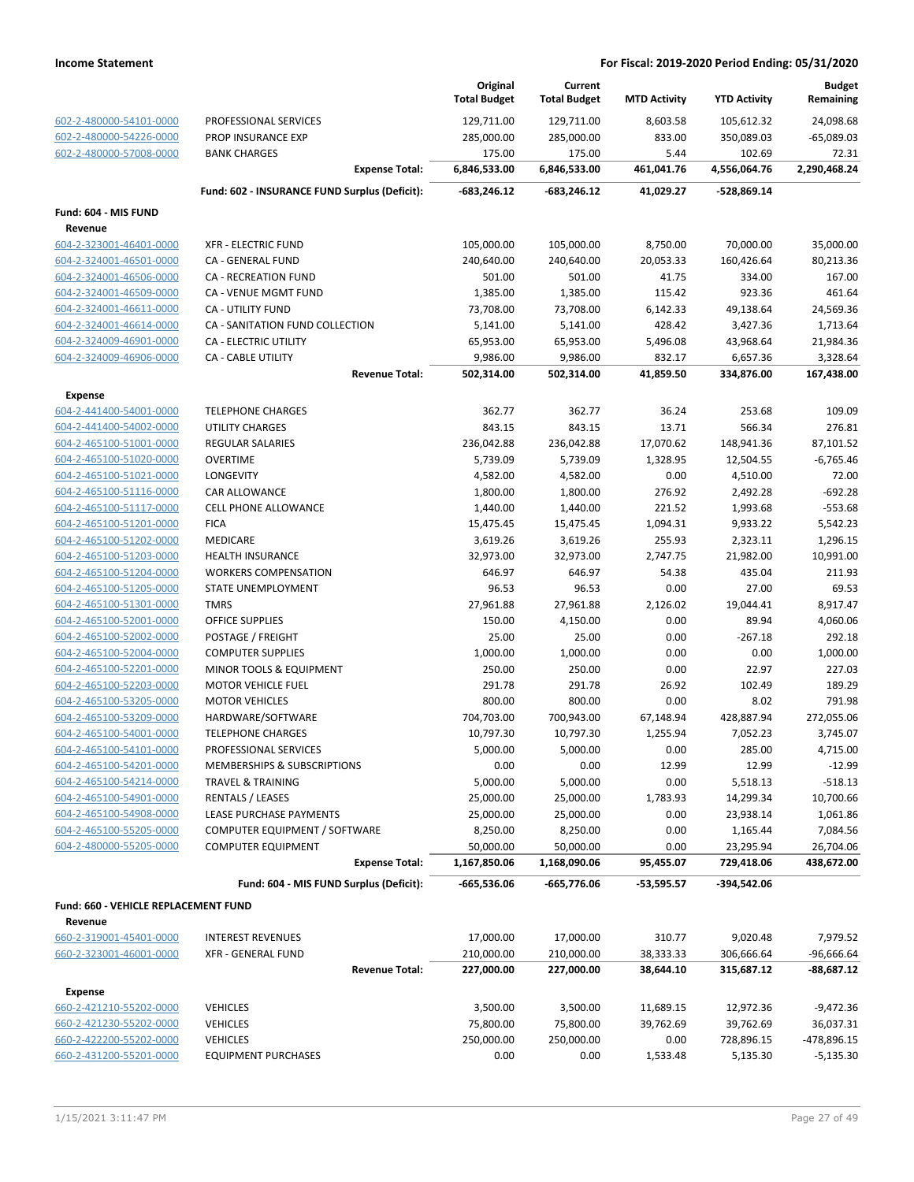| | | Original Total Budget | Current Total Budget | MTD Activity | YTD Activity | Budget Remaining |
|---|---|---|---|---|---|---|
| 602-2-480000-54101-0000 | PROFESSIONAL SERVICES | 129,711.00 | 129,711.00 | 8,603.58 | 105,612.32 | 24,098.68 |
| 602-2-480000-54226-0000 | PROP INSURANCE EXP | 285,000.00 | 285,000.00 | 833.00 | 350,089.03 | -65,089.03 |
| 602-2-480000-57008-0000 | BANK CHARGES | 175.00 | 175.00 | 5.44 | 102.69 | 72.31 |
| | **Expense Total:** | **6,846,533.00** | **6,846,533.00** | **461,041.76** | **4,556,064.76** | **2,290,468.24** |
| | **Fund: 602 - INSURANCE FUND Surplus (Deficit):** | **-683,246.12** | **-683,246.12** | **41,029.27** | **-528,869.14** | |
| **Fund: 604 - MIS FUND** | | | | | | |
| **Revenue** | | | | | | |
| 604-2-323001-46401-0000 | XFR - ELECTRIC FUND | 105,000.00 | 105,000.00 | 8,750.00 | 70,000.00 | 35,000.00 |
| 604-2-324001-46501-0000 | CA - GENERAL FUND | 240,640.00 | 240,640.00 | 20,053.33 | 160,426.64 | 80,213.36 |
| 604-2-324001-46506-0000 | CA - RECREATION FUND | 501.00 | 501.00 | 41.75 | 334.00 | 167.00 |
| 604-2-324001-46509-0000 | CA - VENUE MGMT FUND | 1,385.00 | 1,385.00 | 115.42 | 923.36 | 461.64 |
| 604-2-324001-46611-0000 | CA - UTILITY FUND | 73,708.00 | 73,708.00 | 6,142.33 | 49,138.64 | 24,569.36 |
| 604-2-324001-46614-0000 | CA - SANITATION FUND COLLECTION | 5,141.00 | 5,141.00 | 428.42 | 3,427.36 | 1,713.64 |
| 604-2-324009-46901-0000 | CA - ELECTRIC UTILITY | 65,953.00 | 65,953.00 | 5,496.08 | 43,968.64 | 21,984.36 |
| 604-2-324009-46906-0000 | CA - CABLE UTILITY | 9,986.00 | 9,986.00 | 832.17 | 6,657.36 | 3,328.64 |
| | **Revenue Total:** | **502,314.00** | **502,314.00** | **41,859.50** | **334,876.00** | **167,438.00** |
| **Expense** | | | | | | |
| 604-2-441400-54001-0000 | TELEPHONE CHARGES | 362.77 | 362.77 | 36.24 | 253.68 | 109.09 |
| 604-2-441400-54002-0000 | UTILITY CHARGES | 843.15 | 843.15 | 13.71 | 566.34 | 276.81 |
| 604-2-465100-51001-0000 | REGULAR SALARIES | 236,042.88 | 236,042.88 | 17,070.62 | 148,941.36 | 87,101.52 |
| 604-2-465100-51020-0000 | OVERTIME | 5,739.09 | 5,739.09 | 1,328.95 | 12,504.55 | -6,765.46 |
| 604-2-465100-51021-0000 | LONGEVITY | 4,582.00 | 4,582.00 | 0.00 | 4,510.00 | 72.00 |
| 604-2-465100-51116-0000 | CAR ALLOWANCE | 1,800.00 | 1,800.00 | 276.92 | 2,492.28 | -692.28 |
| 604-2-465100-51117-0000 | CELL PHONE ALLOWANCE | 1,440.00 | 1,440.00 | 221.52 | 1,993.68 | -553.68 |
| 604-2-465100-51201-0000 | FICA | 15,475.45 | 15,475.45 | 1,094.31 | 9,933.22 | 5,542.23 |
| 604-2-465100-51202-0000 | MEDICARE | 3,619.26 | 3,619.26 | 255.93 | 2,323.11 | 1,296.15 |
| 604-2-465100-51203-0000 | HEALTH INSURANCE | 32,973.00 | 32,973.00 | 2,747.75 | 21,982.00 | 10,991.00 |
| 604-2-465100-51204-0000 | WORKERS COMPENSATION | 646.97 | 646.97 | 54.38 | 435.04 | 211.93 |
| 604-2-465100-51205-0000 | STATE UNEMPLOYMENT | 96.53 | 96.53 | 0.00 | 27.00 | 69.53 |
| 604-2-465100-51301-0000 | TMRS | 27,961.88 | 27,961.88 | 2,126.02 | 19,044.41 | 8,917.47 |
| 604-2-465100-52001-0000 | OFFICE SUPPLIES | 150.00 | 4,150.00 | 0.00 | 89.94 | 4,060.06 |
| 604-2-465100-52002-0000 | POSTAGE / FREIGHT | 25.00 | 25.00 | 0.00 | -267.18 | 292.18 |
| 604-2-465100-52004-0000 | COMPUTER SUPPLIES | 1,000.00 | 1,000.00 | 0.00 | 0.00 | 1,000.00 |
| 604-2-465100-52201-0000 | MINOR TOOLS & EQUIPMENT | 250.00 | 250.00 | 0.00 | 22.97 | 227.03 |
| 604-2-465100-52203-0000 | MOTOR VEHICLE FUEL | 291.78 | 291.78 | 26.92 | 102.49 | 189.29 |
| 604-2-465100-53205-0000 | MOTOR VEHICLES | 800.00 | 800.00 | 0.00 | 8.02 | 791.98 |
| 604-2-465100-53209-0000 | HARDWARE/SOFTWARE | 704,703.00 | 700,943.00 | 67,148.94 | 428,887.94 | 272,055.06 |
| 604-2-465100-54001-0000 | TELEPHONE CHARGES | 10,797.30 | 10,797.30 | 1,255.94 | 7,052.23 | 3,745.07 |
| 604-2-465100-54101-0000 | PROFESSIONAL SERVICES | 5,000.00 | 5,000.00 | 0.00 | 285.00 | 4,715.00 |
| 604-2-465100-54201-0000 | MEMBERSHIPS & SUBSCRIPTIONS | 0.00 | 0.00 | 12.99 | 12.99 | -12.99 |
| 604-2-465100-54214-0000 | TRAVEL & TRAINING | 5,000.00 | 5,000.00 | 0.00 | 5,518.13 | -518.13 |
| 604-2-465100-54901-0000 | RENTALS / LEASES | 25,000.00 | 25,000.00 | 1,783.93 | 14,299.34 | 10,700.66 |
| 604-2-465100-54908-0000 | LEASE PURCHASE PAYMENTS | 25,000.00 | 25,000.00 | 0.00 | 23,938.14 | 1,061.86 |
| 604-2-465100-55205-0000 | COMPUTER EQUIPMENT / SOFTWARE | 8,250.00 | 8,250.00 | 0.00 | 1,165.44 | 7,084.56 |
| 604-2-480000-55205-0000 | COMPUTER EQUIPMENT | 50,000.00 | 50,000.00 | 0.00 | 23,295.94 | 26,704.06 |
| | **Expense Total:** | **1,167,850.06** | **1,168,090.06** | **95,455.07** | **729,418.06** | **438,672.00** |
| | **Fund: 604 - MIS FUND Surplus (Deficit):** | **-665,536.06** | **-665,776.06** | **-53,595.57** | **-394,542.06** | |
| **Fund: 660 - VEHICLE REPLACEMENT FUND** | | | | | | |
| **Revenue** | | | | | | |
| 660-2-319001-45401-0000 | INTEREST REVENUES | 17,000.00 | 17,000.00 | 310.77 | 9,020.48 | 7,979.52 |
| 660-2-323001-46001-0000 | XFR - GENERAL FUND | 210,000.00 | 210,000.00 | 38,333.33 | 306,666.64 | -96,666.64 |
| | **Revenue Total:** | **227,000.00** | **227,000.00** | **38,644.10** | **315,687.12** | **-88,687.12** |
| **Expense** | | | | | | |
| 660-2-421210-55202-0000 | VEHICLES | 3,500.00 | 3,500.00 | 11,689.15 | 12,972.36 | -9,472.36 |
| 660-2-421230-55202-0000 | VEHICLES | 75,800.00 | 75,800.00 | 39,762.69 | 39,762.69 | 36,037.31 |
| 660-2-422200-55202-0000 | VEHICLES | 250,000.00 | 250,000.00 | 0.00 | 728,896.15 | -478,896.15 |
| 660-2-431200-55201-0000 | EQUIPMENT PURCHASES | 0.00 | 0.00 | 1,533.48 | 5,135.30 | -5,135.30 |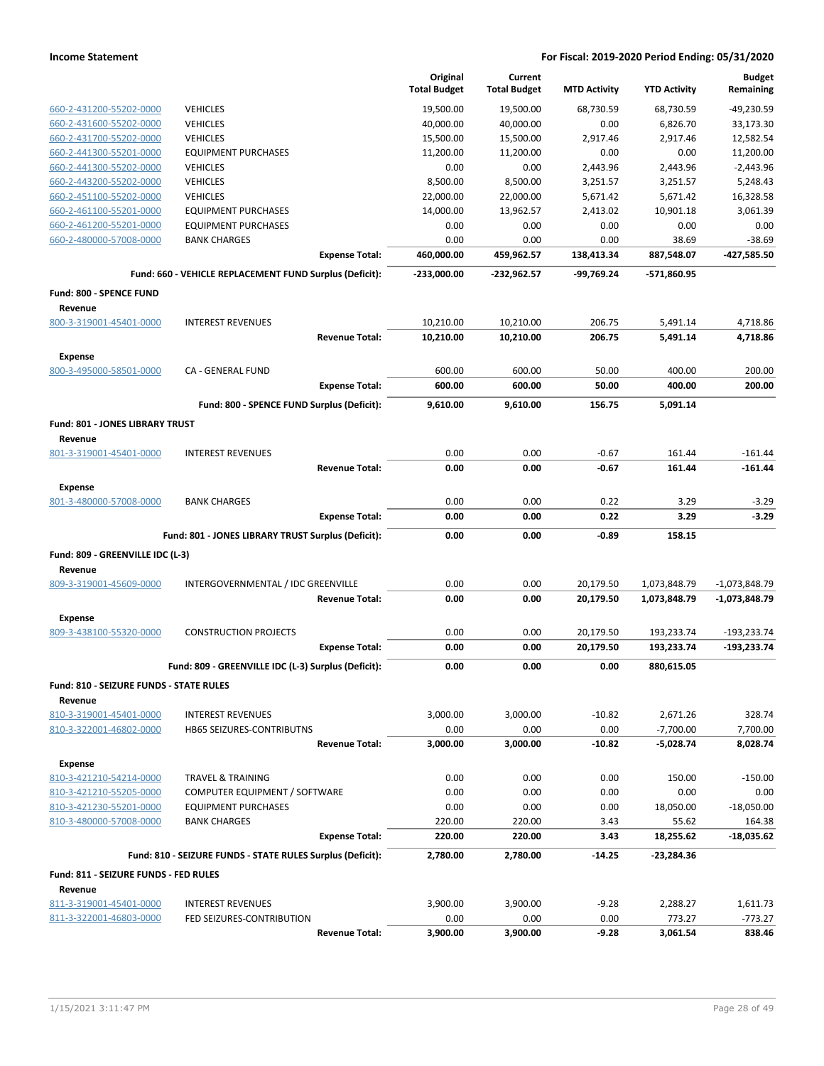| | | Original Total Budget | Current Total Budget | MTD Activity | YTD Activity | Budget Remaining |
|---|---|---|---|---|---|---|
| 660-2-431200-55202-0000 | VEHICLES | 19,500.00 | 19,500.00 | 68,730.59 | 68,730.59 | -49,230.59 |
| 660-2-431600-55202-0000 | VEHICLES | 40,000.00 | 40,000.00 | 0.00 | 6,826.70 | 33,173.30 |
| 660-2-431700-55202-0000 | VEHICLES | 15,500.00 | 15,500.00 | 2,917.46 | 2,917.46 | 12,582.54 |
| 660-2-441300-55201-0000 | EQUIPMENT PURCHASES | 11,200.00 | 11,200.00 | 0.00 | 0.00 | 11,200.00 |
| 660-2-441300-55202-0000 | VEHICLES | 0.00 | 0.00 | 2,443.96 | 2,443.96 | -2,443.96 |
| 660-2-443200-55202-0000 | VEHICLES | 8,500.00 | 8,500.00 | 3,251.57 | 3,251.57 | 5,248.43 |
| 660-2-451100-55202-0000 | VEHICLES | 22,000.00 | 22,000.00 | 5,671.42 | 5,671.42 | 16,328.58 |
| 660-2-461100-55201-0000 | EQUIPMENT PURCHASES | 14,000.00 | 13,962.57 | 2,413.02 | 10,901.18 | 3,061.39 |
| 660-2-461200-55201-0000 | EQUIPMENT PURCHASES | 0.00 | 0.00 | 0.00 | 0.00 | 0.00 |
| 660-2-480000-57008-0000 | BANK CHARGES | 0.00 | 0.00 | 0.00 | 38.69 | -38.69 |
| | **Expense Total:** | **460,000.00** | **459,962.57** | **138,413.34** | **887,548.07** | **-427,585.50** |
| | **Fund: 660 - VEHICLE REPLACEMENT FUND Surplus (Deficit):** | **-233,000.00** | **-232,962.57** | **-99,769.24** | **-571,860.95** | |
| **Fund: 800 - SPENCE FUND** | | | | | | |
| **Revenue** | | | | | | |
| 800-3-319001-45401-0000 | INTEREST REVENUES | 10,210.00 | 10,210.00 | 206.75 | 5,491.14 | 4,718.86 |
| | **Revenue Total:** | **10,210.00** | **10,210.00** | **206.75** | **5,491.14** | **4,718.86** |
| **Expense** | | | | | | |
| 800-3-495000-58501-0000 | CA - GENERAL FUND | 600.00 | 600.00 | 50.00 | 400.00 | 200.00 |
| | **Expense Total:** | **600.00** | **600.00** | **50.00** | **400.00** | **200.00** |
| | **Fund: 800 - SPENCE FUND Surplus (Deficit):** | **9,610.00** | **9,610.00** | **156.75** | **5,091.14** | |
| **Fund: 801 - JONES LIBRARY TRUST** | | | | | | |
| **Revenue** | | | | | | |
| 801-3-319001-45401-0000 | INTEREST REVENUES | 0.00 | 0.00 | -0.67 | 161.44 | -161.44 |
| | **Revenue Total:** | **0.00** | **0.00** | **-0.67** | **161.44** | **-161.44** |
| **Expense** | | | | | | |
| 801-3-480000-57008-0000 | BANK CHARGES | 0.00 | 0.00 | 0.22 | 3.29 | -3.29 |
| | **Expense Total:** | **0.00** | **0.00** | **0.22** | **3.29** | **-3.29** |
| | **Fund: 801 - JONES LIBRARY TRUST Surplus (Deficit):** | **0.00** | **0.00** | **-0.89** | **158.15** | |
| **Fund: 809 - GREENVILLE IDC (L-3)** | | | | | | |
| **Revenue** | | | | | | |
| 809-3-319001-45609-0000 | INTERGOVERNMENTAL / IDC GREENVILLE | 0.00 | 0.00 | 20,179.50 | 1,073,848.79 | -1,073,848.79 |
| | **Revenue Total:** | **0.00** | **0.00** | **20,179.50** | **1,073,848.79** | **-1,073,848.79** |
| **Expense** | | | | | | |
| 809-3-438100-55320-0000 | CONSTRUCTION PROJECTS | 0.00 | 0.00 | 20,179.50 | 193,233.74 | -193,233.74 |
| | **Expense Total:** | **0.00** | **0.00** | **20,179.50** | **193,233.74** | **-193,233.74** |
| | **Fund: 809 - GREENVILLE IDC (L-3) Surplus (Deficit):** | **0.00** | **0.00** | **0.00** | **880,615.05** | |
| **Fund: 810 - SEIZURE FUNDS - STATE RULES** | | | | | | |
| **Revenue** | | | | | | |
| 810-3-319001-45401-0000 | INTEREST REVENUES | 3,000.00 | 3,000.00 | -10.82 | 2,671.26 | 328.74 |
| 810-3-322001-46802-0000 | HB65 SEIZURES-CONTRIBUTNS | 0.00 | 0.00 | 0.00 | -7,700.00 | 7,700.00 |
| | **Revenue Total:** | **3,000.00** | **3,000.00** | **-10.82** | **-5,028.74** | **8,028.74** |
| **Expense** | | | | | | |
| 810-3-421210-54214-0000 | TRAVEL & TRAINING | 0.00 | 0.00 | 0.00 | 150.00 | -150.00 |
| 810-3-421210-55205-0000 | COMPUTER EQUIPMENT / SOFTWARE | 0.00 | 0.00 | 0.00 | 0.00 | 0.00 |
| 810-3-421230-55201-0000 | EQUIPMENT PURCHASES | 0.00 | 0.00 | 0.00 | 18,050.00 | -18,050.00 |
| 810-3-480000-57008-0000 | BANK CHARGES | 220.00 | 220.00 | 3.43 | 55.62 | 164.38 |
| | **Expense Total:** | **220.00** | **220.00** | **3.43** | **18,255.62** | **-18,035.62** |
| | **Fund: 810 - SEIZURE FUNDS - STATE RULES Surplus (Deficit):** | **2,780.00** | **2,780.00** | **-14.25** | **-23,284.36** | |
| **Fund: 811 - SEIZURE FUNDS - FED RULES** | | | | | | |
| **Revenue** | | | | | | |
| 811-3-319001-45401-0000 | INTEREST REVENUES | 3,900.00 | 3,900.00 | -9.28 | 2,288.27 | 1,611.73 |
| 811-3-322001-46803-0000 | FED SEIZURES-CONTRIBUTION | 0.00 | 0.00 | 0.00 | 773.27 | -773.27 |
| | **Revenue Total:** | **3,900.00** | **3,900.00** | **-9.28** | **3,061.54** | **838.46** |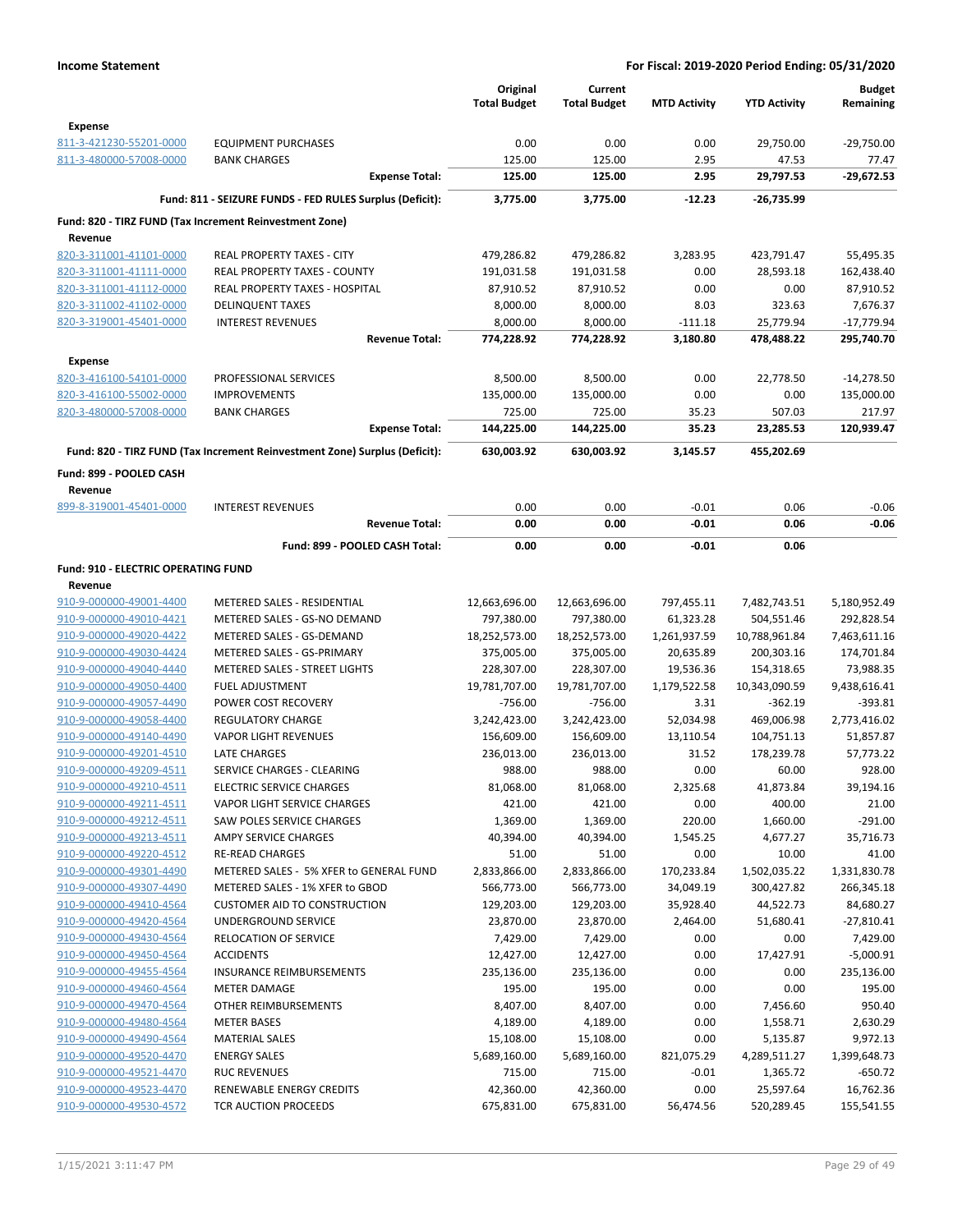**Income Statement** — For Fiscal: 2019-2020 Period Ending: 05/31/2020

| | | Original Total Budget | Current Total Budget | MTD Activity | YTD Activity | Budget Remaining |
|---|---|---|---|---|---|---|
| **Expense** | | | | | | |
| 811-3-421230-55201-0000 | EQUIPMENT PURCHASES | 0.00 | 0.00 | 0.00 | 29,750.00 | -29,750.00 |
| 811-3-480000-57008-0000 | BANK CHARGES | 125.00 | 125.00 | 2.95 | 47.53 | 77.47 |
| | **Expense Total:** | **125.00** | **125.00** | **2.95** | **29,797.53** | **-29,672.53** |
| | **Fund: 811 - SEIZURE FUNDS - FED RULES Surplus (Deficit):** | **3,775.00** | **3,775.00** | **-12.23** | **-26,735.99** | |
| **Fund: 820 - TIRZ FUND (Tax Increment Reinvestment Zone)** | | | | | | |
| **Revenue** | | | | | | |
| 820-3-311001-41101-0000 | REAL PROPERTY TAXES - CITY | 479,286.82 | 479,286.82 | 3,283.95 | 423,791.47 | 55,495.35 |
| 820-3-311001-41111-0000 | REAL PROPERTY TAXES - COUNTY | 191,031.58 | 191,031.58 | 0.00 | 28,593.18 | 162,438.40 |
| 820-3-311001-41112-0000 | REAL PROPERTY TAXES - HOSPITAL | 87,910.52 | 87,910.52 | 0.00 | 0.00 | 87,910.52 |
| 820-3-311002-41102-0000 | DELINQUENT TAXES | 8,000.00 | 8,000.00 | 8.03 | 323.63 | 7,676.37 |
| 820-3-319001-45401-0000 | INTEREST REVENUES | 8,000.00 | 8,000.00 | -111.18 | 25,779.94 | -17,779.94 |
| | **Revenue Total:** | **774,228.92** | **774,228.92** | **3,180.80** | **478,488.22** | **295,740.70** |
| **Expense** | | | | | | |
| 820-3-416100-54101-0000 | PROFESSIONAL SERVICES | 8,500.00 | 8,500.00 | 0.00 | 22,778.50 | -14,278.50 |
| 820-3-416100-55002-0000 | IMPROVEMENTS | 135,000.00 | 135,000.00 | 0.00 | 0.00 | 135,000.00 |
| 820-3-480000-57008-0000 | BANK CHARGES | 725.00 | 725.00 | 35.23 | 507.03 | 217.97 |
| | **Expense Total:** | **144,225.00** | **144,225.00** | **35.23** | **23,285.53** | **120,939.47** |
| | **Fund: 820 - TIRZ FUND (Tax Increment Reinvestment Zone) Surplus (Deficit):** | **630,003.92** | **630,003.92** | **3,145.57** | **455,202.69** | |
| **Fund: 899 - POOLED CASH** | | | | | | |
| **Revenue** | | | | | | |
| 899-8-319001-45401-0000 | INTEREST REVENUES | 0.00 | 0.00 | -0.01 | 0.06 | -0.06 |
| | **Revenue Total:** | **0.00** | **0.00** | **-0.01** | **0.06** | **-0.06** |
| | **Fund: 899 - POOLED CASH Total:** | **0.00** | **0.00** | **-0.01** | **0.06** | |
| **Fund: 910 - ELECTRIC OPERATING FUND** | | | | | | |
| **Revenue** | | | | | | |
| 910-9-000000-49001-4400 | METERED SALES - RESIDENTIAL | 12,663,696.00 | 12,663,696.00 | 797,455.11 | 7,482,743.51 | 5,180,952.49 |
| 910-9-000000-49010-4421 | METERED SALES - GS-NO DEMAND | 797,380.00 | 797,380.00 | 61,323.28 | 504,551.46 | 292,828.54 |
| 910-9-000000-49020-4422 | METERED SALES - GS-DEMAND | 18,252,573.00 | 18,252,573.00 | 1,261,937.59 | 10,788,961.84 | 7,463,611.16 |
| 910-9-000000-49030-4424 | METERED SALES - GS-PRIMARY | 375,005.00 | 375,005.00 | 20,635.89 | 200,303.16 | 174,701.84 |
| 910-9-000000-49040-4440 | METERED SALES - STREET LIGHTS | 228,307.00 | 228,307.00 | 19,536.36 | 154,318.65 | 73,988.35 |
| 910-9-000000-49050-4400 | FUEL ADJUSTMENT | 19,781,707.00 | 19,781,707.00 | 1,179,522.58 | 10,343,090.59 | 9,438,616.41 |
| 910-9-000000-49057-4490 | POWER COST RECOVERY | -756.00 | -756.00 | 3.31 | -362.19 | -393.81 |
| 910-9-000000-49058-4400 | REGULATORY CHARGE | 3,242,423.00 | 3,242,423.00 | 52,034.98 | 469,006.98 | 2,773,416.02 |
| 910-9-000000-49140-4490 | VAPOR LIGHT REVENUES | 156,609.00 | 156,609.00 | 13,110.54 | 104,751.13 | 51,857.87 |
| 910-9-000000-49201-4510 | LATE CHARGES | 236,013.00 | 236,013.00 | 31.52 | 178,239.78 | 57,773.22 |
| 910-9-000000-49209-4511 | SERVICE CHARGES - CLEARING | 988.00 | 988.00 | 0.00 | 60.00 | 928.00 |
| 910-9-000000-49210-4511 | ELECTRIC SERVICE CHARGES | 81,068.00 | 81,068.00 | 2,325.68 | 41,873.84 | 39,194.16 |
| 910-9-000000-49211-4511 | VAPOR LIGHT SERVICE CHARGES | 421.00 | 421.00 | 0.00 | 400.00 | 21.00 |
| 910-9-000000-49212-4511 | SAW POLES SERVICE CHARGES | 1,369.00 | 1,369.00 | 220.00 | 1,660.00 | -291.00 |
| 910-9-000000-49213-4511 | AMPY SERVICE CHARGES | 40,394.00 | 40,394.00 | 1,545.25 | 4,677.27 | 35,716.73 |
| 910-9-000000-49220-4512 | RE-READ CHARGES | 51.00 | 51.00 | 0.00 | 10.00 | 41.00 |
| 910-9-000000-49301-4490 | METERED SALES - 5% XFER to GENERAL FUND | 2,833,866.00 | 2,833,866.00 | 170,233.84 | 1,502,035.22 | 1,331,830.78 |
| 910-9-000000-49307-4490 | METERED SALES - 1% XFER to GBOD | 566,773.00 | 566,773.00 | 34,049.19 | 300,427.82 | 266,345.18 |
| 910-9-000000-49410-4564 | CUSTOMER AID TO CONSTRUCTION | 129,203.00 | 129,203.00 | 35,928.40 | 44,522.73 | 84,680.27 |
| 910-9-000000-49420-4564 | UNDERGROUND SERVICE | 23,870.00 | 23,870.00 | 2,464.00 | 51,680.41 | -27,810.41 |
| 910-9-000000-49430-4564 | RELOCATION OF SERVICE | 7,429.00 | 7,429.00 | 0.00 | 0.00 | 7,429.00 |
| 910-9-000000-49450-4564 | ACCIDENTS | 12,427.00 | 12,427.00 | 0.00 | 17,427.91 | -5,000.91 |
| 910-9-000000-49455-4564 | INSURANCE REIMBURSEMENTS | 235,136.00 | 235,136.00 | 0.00 | 0.00 | 235,136.00 |
| 910-9-000000-49460-4564 | METER DAMAGE | 195.00 | 195.00 | 0.00 | 0.00 | 195.00 |
| 910-9-000000-49470-4564 | OTHER REIMBURSEMENTS | 8,407.00 | 8,407.00 | 0.00 | 7,456.60 | 950.40 |
| 910-9-000000-49480-4564 | METER BASES | 4,189.00 | 4,189.00 | 0.00 | 1,558.71 | 2,630.29 |
| 910-9-000000-49490-4564 | MATERIAL SALES | 15,108.00 | 15,108.00 | 0.00 | 5,135.87 | 9,972.13 |
| 910-9-000000-49520-4470 | ENERGY SALES | 5,689,160.00 | 5,689,160.00 | 821,075.29 | 4,289,511.27 | 1,399,648.73 |
| 910-9-000000-49521-4470 | RUC REVENUES | 715.00 | 715.00 | -0.01 | 1,365.72 | -650.72 |
| 910-9-000000-49523-4470 | RENEWABLE ENERGY CREDITS | 42,360.00 | 42,360.00 | 0.00 | 25,597.64 | 16,762.36 |
| 910-9-000000-49530-4572 | TCR AUCTION PROCEEDS | 675,831.00 | 675,831.00 | 56,474.56 | 520,289.45 | 155,541.55 |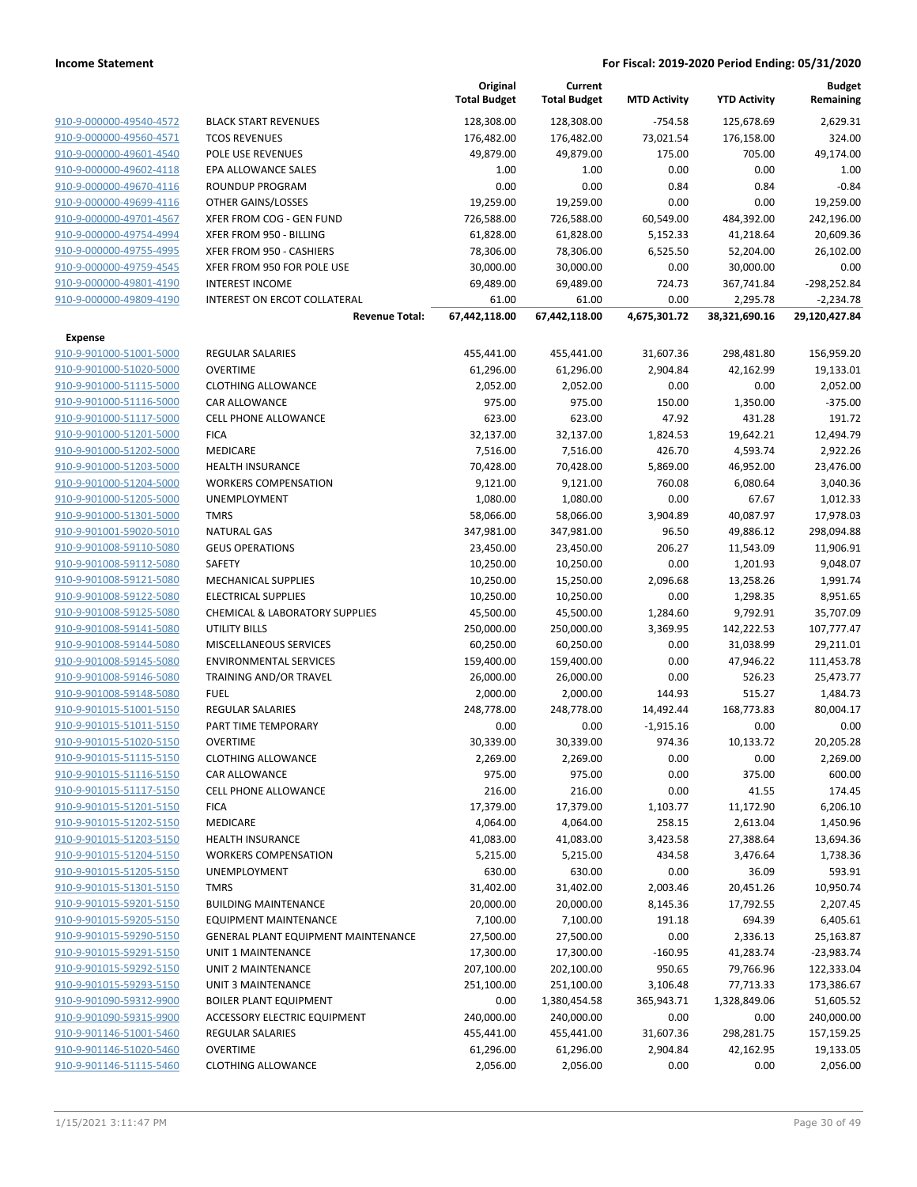| | | Original Total Budget | Current Total Budget | MTD Activity | YTD Activity | Budget Remaining |
|---|---|---|---|---|---|---|
| 910-9-000000-49540-4572 | BLACK START REVENUES | 128,308.00 | 128,308.00 | -754.58 | 125,678.69 | 2,629.31 |
| 910-9-000000-49560-4571 | TCOS REVENUES | 176,482.00 | 176,482.00 | 73,021.54 | 176,158.00 | 324.00 |
| 910-9-000000-49601-4540 | POLE USE REVENUES | 49,879.00 | 49,879.00 | 175.00 | 705.00 | 49,174.00 |
| 910-9-000000-49602-4118 | EPA ALLOWANCE SALES | 1.00 | 1.00 | 0.00 | 0.00 | 1.00 |
| 910-9-000000-49670-4116 | ROUNDUP PROGRAM | 0.00 | 0.00 | 0.84 | 0.84 | -0.84 |
| 910-9-000000-49699-4116 | OTHER GAINS/LOSSES | 19,259.00 | 19,259.00 | 0.00 | 0.00 | 19,259.00 |
| 910-9-000000-49701-4567 | XFER FROM COG - GEN FUND | 726,588.00 | 726,588.00 | 60,549.00 | 484,392.00 | 242,196.00 |
| 910-9-000000-49754-4994 | XFER FROM 950 - BILLING | 61,828.00 | 61,828.00 | 5,152.33 | 41,218.64 | 20,609.36 |
| 910-9-000000-49755-4995 | XFER FROM 950 - CASHIERS | 78,306.00 | 78,306.00 | 6,525.50 | 52,204.00 | 26,102.00 |
| 910-9-000000-49759-4545 | XFER FROM 950 FOR POLE USE | 30,000.00 | 30,000.00 | 0.00 | 30,000.00 | 0.00 |
| 910-9-000000-49801-4190 | INTEREST INCOME | 69,489.00 | 69,489.00 | 724.73 | 367,741.84 | -298,252.84 |
| 910-9-000000-49809-4190 | INTEREST ON ERCOT COLLATERAL | 61.00 | 61.00 | 0.00 | 2,295.78 | -2,234.78 |
| | **Revenue Total:** | **67,442,118.00** | **67,442,118.00** | **4,675,301.72** | **38,321,690.16** | **29,120,427.84** |
| **Expense** | | | | | | |
| 910-9-901000-51001-5000 | REGULAR SALARIES | 455,441.00 | 455,441.00 | 31,607.36 | 298,481.80 | 156,959.20 |
| 910-9-901000-51020-5000 | OVERTIME | 61,296.00 | 61,296.00 | 2,904.84 | 42,162.99 | 19,133.01 |
| 910-9-901000-51115-5000 | CLOTHING ALLOWANCE | 2,052.00 | 2,052.00 | 0.00 | 0.00 | 2,052.00 |
| 910-9-901000-51116-5000 | CAR ALLOWANCE | 975.00 | 975.00 | 150.00 | 1,350.00 | -375.00 |
| 910-9-901000-51117-5000 | CELL PHONE ALLOWANCE | 623.00 | 623.00 | 47.92 | 431.28 | 191.72 |
| 910-9-901000-51201-5000 | FICA | 32,137.00 | 32,137.00 | 1,824.53 | 19,642.21 | 12,494.79 |
| 910-9-901000-51202-5000 | MEDICARE | 7,516.00 | 7,516.00 | 426.70 | 4,593.74 | 2,922.26 |
| 910-9-901000-51203-5000 | HEALTH INSURANCE | 70,428.00 | 70,428.00 | 5,869.00 | 46,952.00 | 23,476.00 |
| 910-9-901000-51204-5000 | WORKERS COMPENSATION | 9,121.00 | 9,121.00 | 760.08 | 6,080.64 | 3,040.36 |
| 910-9-901000-51205-5000 | UNEMPLOYMENT | 1,080.00 | 1,080.00 | 0.00 | 67.67 | 1,012.33 |
| 910-9-901000-51301-5000 | TMRS | 58,066.00 | 58,066.00 | 3,904.89 | 40,087.97 | 17,978.03 |
| 910-9-901001-59020-5010 | NATURAL GAS | 347,981.00 | 347,981.00 | 96.50 | 49,886.12 | 298,094.88 |
| 910-9-901008-59110-5080 | GEUS OPERATIONS | 23,450.00 | 23,450.00 | 206.27 | 11,543.09 | 11,906.91 |
| 910-9-901008-59112-5080 | SAFETY | 10,250.00 | 10,250.00 | 0.00 | 1,201.93 | 9,048.07 |
| 910-9-901008-59121-5080 | MECHANICAL SUPPLIES | 10,250.00 | 15,250.00 | 2,096.68 | 13,258.26 | 1,991.74 |
| 910-9-901008-59122-5080 | ELECTRICAL SUPPLIES | 10,250.00 | 10,250.00 | 0.00 | 1,298.35 | 8,951.65 |
| 910-9-901008-59125-5080 | CHEMICAL & LABORATORY SUPPLIES | 45,500.00 | 45,500.00 | 1,284.60 | 9,792.91 | 35,707.09 |
| 910-9-901008-59141-5080 | UTILITY BILLS | 250,000.00 | 250,000.00 | 3,369.95 | 142,222.53 | 107,777.47 |
| 910-9-901008-59144-5080 | MISCELLANEOUS SERVICES | 60,250.00 | 60,250.00 | 0.00 | 31,038.99 | 29,211.01 |
| 910-9-901008-59145-5080 | ENVIRONMENTAL SERVICES | 159,400.00 | 159,400.00 | 0.00 | 47,946.22 | 111,453.78 |
| 910-9-901008-59146-5080 | TRAINING AND/OR TRAVEL | 26,000.00 | 26,000.00 | 0.00 | 526.23 | 25,473.77 |
| 910-9-901008-59148-5080 | FUEL | 2,000.00 | 2,000.00 | 144.93 | 515.27 | 1,484.73 |
| 910-9-901015-51001-5150 | REGULAR SALARIES | 248,778.00 | 248,778.00 | 14,492.44 | 168,773.83 | 80,004.17 |
| 910-9-901015-51011-5150 | PART TIME TEMPORARY | 0.00 | 0.00 | -1,915.16 | 0.00 | 0.00 |
| 910-9-901015-51020-5150 | OVERTIME | 30,339.00 | 30,339.00 | 974.36 | 10,133.72 | 20,205.28 |
| 910-9-901015-51115-5150 | CLOTHING ALLOWANCE | 2,269.00 | 2,269.00 | 0.00 | 0.00 | 2,269.00 |
| 910-9-901015-51116-5150 | CAR ALLOWANCE | 975.00 | 975.00 | 0.00 | 375.00 | 600.00 |
| 910-9-901015-51117-5150 | CELL PHONE ALLOWANCE | 216.00 | 216.00 | 0.00 | 41.55 | 174.45 |
| 910-9-901015-51201-5150 | FICA | 17,379.00 | 17,379.00 | 1,103.77 | 11,172.90 | 6,206.10 |
| 910-9-901015-51202-5150 | MEDICARE | 4,064.00 | 4,064.00 | 258.15 | 2,613.04 | 1,450.96 |
| 910-9-901015-51203-5150 | HEALTH INSURANCE | 41,083.00 | 41,083.00 | 3,423.58 | 27,388.64 | 13,694.36 |
| 910-9-901015-51204-5150 | WORKERS COMPENSATION | 5,215.00 | 5,215.00 | 434.58 | 3,476.64 | 1,738.36 |
| 910-9-901015-51205-5150 | UNEMPLOYMENT | 630.00 | 630.00 | 0.00 | 36.09 | 593.91 |
| 910-9-901015-51301-5150 | TMRS | 31,402.00 | 31,402.00 | 2,003.46 | 20,451.26 | 10,950.74 |
| 910-9-901015-59201-5150 | BUILDING MAINTENANCE | 20,000.00 | 20,000.00 | 8,145.36 | 17,792.55 | 2,207.45 |
| 910-9-901015-59205-5150 | EQUIPMENT MAINTENANCE | 7,100.00 | 7,100.00 | 191.18 | 694.39 | 6,405.61 |
| 910-9-901015-59290-5150 | GENERAL PLANT EQUIPMENT MAINTENANCE | 27,500.00 | 27,500.00 | 0.00 | 2,336.13 | 25,163.87 |
| 910-9-901015-59291-5150 | UNIT 1 MAINTENANCE | 17,300.00 | 17,300.00 | -160.95 | 41,283.74 | -23,983.74 |
| 910-9-901015-59292-5150 | UNIT 2 MAINTENANCE | 207,100.00 | 202,100.00 | 950.65 | 79,766.96 | 122,333.04 |
| 910-9-901015-59293-5150 | UNIT 3 MAINTENANCE | 251,100.00 | 251,100.00 | 3,106.48 | 77,713.33 | 173,386.67 |
| 910-9-901090-59312-9900 | BOILER PLANT EQUIPMENT | 0.00 | 1,380,454.58 | 365,943.71 | 1,328,849.06 | 51,605.52 |
| 910-9-901090-59315-9900 | ACCESSORY ELECTRIC EQUIPMENT | 240,000.00 | 240,000.00 | 0.00 | 0.00 | 240,000.00 |
| 910-9-901146-51001-5460 | REGULAR SALARIES | 455,441.00 | 455,441.00 | 31,607.36 | 298,281.75 | 157,159.25 |
| 910-9-901146-51020-5460 | OVERTIME | 61,296.00 | 61,296.00 | 2,904.84 | 42,162.95 | 19,133.05 |
| 910-9-901146-51115-5460 | CLOTHING ALLOWANCE | 2,056.00 | 2,056.00 | 0.00 | 0.00 | 2,056.00 |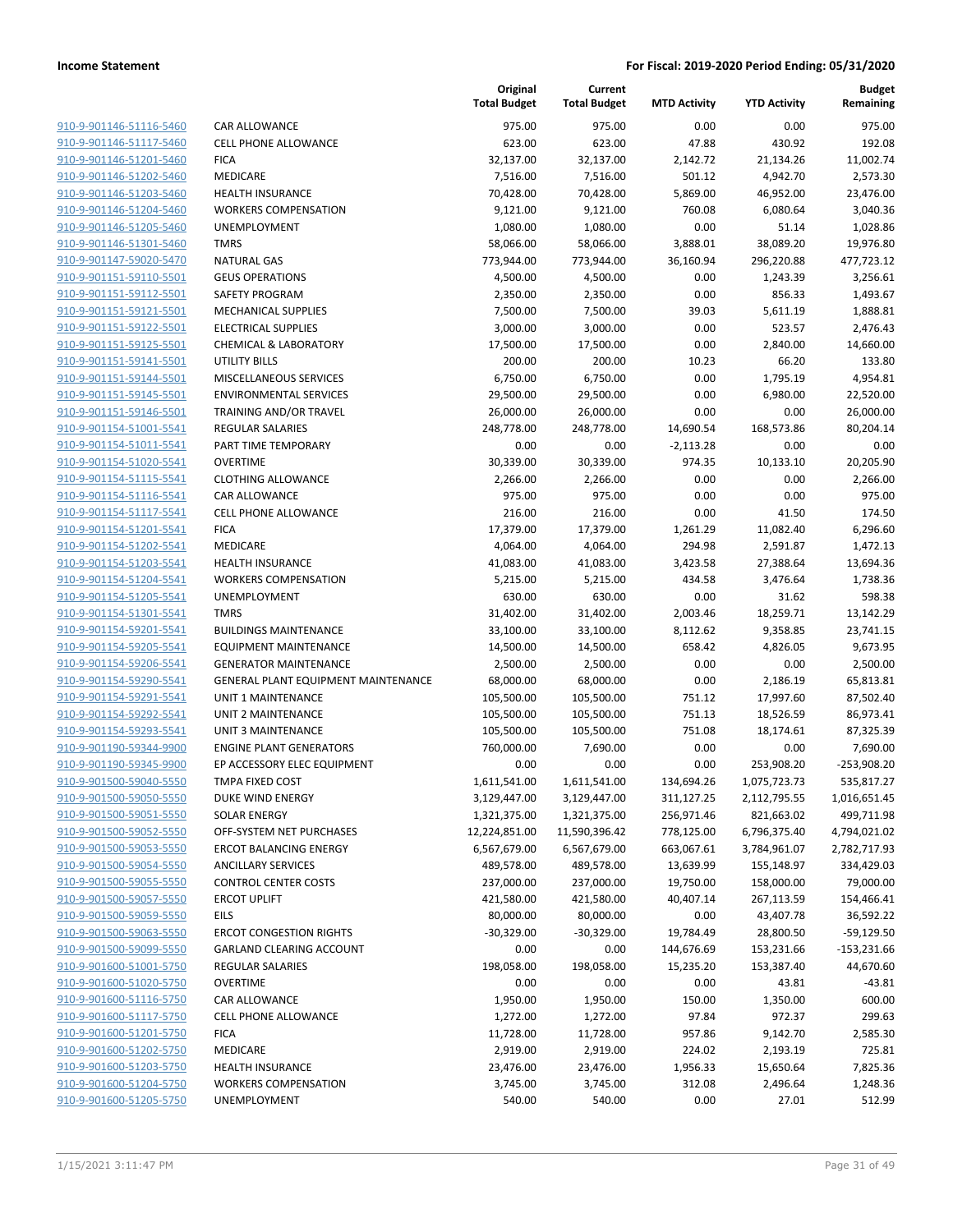| | | Original Total Budget | Current Total Budget | MTD Activity | YTD Activity | Budget Remaining |
|---|---|---|---|---|---|---|
| 910-9-901146-51116-5460 | CAR ALLOWANCE | 975.00 | 975.00 | 0.00 | 0.00 | 975.00 |
| 910-9-901146-51117-5460 | CELL PHONE ALLOWANCE | 623.00 | 623.00 | 47.88 | 430.92 | 192.08 |
| 910-9-901146-51201-5460 | FICA | 32,137.00 | 32,137.00 | 2,142.72 | 21,134.26 | 11,002.74 |
| 910-9-901146-51202-5460 | MEDICARE | 7,516.00 | 7,516.00 | 501.12 | 4,942.70 | 2,573.30 |
| 910-9-901146-51203-5460 | HEALTH INSURANCE | 70,428.00 | 70,428.00 | 5,869.00 | 46,952.00 | 23,476.00 |
| 910-9-901146-51204-5460 | WORKERS COMPENSATION | 9,121.00 | 9,121.00 | 760.08 | 6,080.64 | 3,040.36 |
| 910-9-901146-51205-5460 | UNEMPLOYMENT | 1,080.00 | 1,080.00 | 0.00 | 51.14 | 1,028.86 |
| 910-9-901146-51301-5460 | TMRS | 58,066.00 | 58,066.00 | 3,888.01 | 38,089.20 | 19,976.80 |
| 910-9-901147-59020-5470 | NATURAL GAS | 773,944.00 | 773,944.00 | 36,160.94 | 296,220.88 | 477,723.12 |
| 910-9-901151-59110-5501 | GEUS OPERATIONS | 4,500.00 | 4,500.00 | 0.00 | 1,243.39 | 3,256.61 |
| 910-9-901151-59112-5501 | SAFETY PROGRAM | 2,350.00 | 2,350.00 | 0.00 | 856.33 | 1,493.67 |
| 910-9-901151-59121-5501 | MECHANICAL SUPPLIES | 7,500.00 | 7,500.00 | 39.03 | 5,611.19 | 1,888.81 |
| 910-9-901151-59122-5501 | ELECTRICAL SUPPLIES | 3,000.00 | 3,000.00 | 0.00 | 523.57 | 2,476.43 |
| 910-9-901151-59125-5501 | CHEMICAL & LABORATORY | 17,500.00 | 17,500.00 | 0.00 | 2,840.00 | 14,660.00 |
| 910-9-901151-59141-5501 | UTILITY BILLS | 200.00 | 200.00 | 10.23 | 66.20 | 133.80 |
| 910-9-901151-59144-5501 | MISCELLANEOUS SERVICES | 6,750.00 | 6,750.00 | 0.00 | 1,795.19 | 4,954.81 |
| 910-9-901151-59145-5501 | ENVIRONMENTAL SERVICES | 29,500.00 | 29,500.00 | 0.00 | 6,980.00 | 22,520.00 |
| 910-9-901151-59146-5501 | TRAINING AND/OR TRAVEL | 26,000.00 | 26,000.00 | 0.00 | 0.00 | 26,000.00 |
| 910-9-901154-51001-5541 | REGULAR SALARIES | 248,778.00 | 248,778.00 | 14,690.54 | 168,573.86 | 80,204.14 |
| 910-9-901154-51011-5541 | PART TIME TEMPORARY | 0.00 | 0.00 | -2,113.28 | 0.00 | 0.00 |
| 910-9-901154-51020-5541 | OVERTIME | 30,339.00 | 30,339.00 | 974.35 | 10,133.10 | 20,205.90 |
| 910-9-901154-51115-5541 | CLOTHING ALLOWANCE | 2,266.00 | 2,266.00 | 0.00 | 0.00 | 2,266.00 |
| 910-9-901154-51116-5541 | CAR ALLOWANCE | 975.00 | 975.00 | 0.00 | 0.00 | 975.00 |
| 910-9-901154-51117-5541 | CELL PHONE ALLOWANCE | 216.00 | 216.00 | 0.00 | 41.50 | 174.50 |
| 910-9-901154-51201-5541 | FICA | 17,379.00 | 17,379.00 | 1,261.29 | 11,082.40 | 6,296.60 |
| 910-9-901154-51202-5541 | MEDICARE | 4,064.00 | 4,064.00 | 294.98 | 2,591.87 | 1,472.13 |
| 910-9-901154-51203-5541 | HEALTH INSURANCE | 41,083.00 | 41,083.00 | 3,423.58 | 27,388.64 | 13,694.36 |
| 910-9-901154-51204-5541 | WORKERS COMPENSATION | 5,215.00 | 5,215.00 | 434.58 | 3,476.64 | 1,738.36 |
| 910-9-901154-51205-5541 | UNEMPLOYMENT | 630.00 | 630.00 | 0.00 | 31.62 | 598.38 |
| 910-9-901154-51301-5541 | TMRS | 31,402.00 | 31,402.00 | 2,003.46 | 18,259.71 | 13,142.29 |
| 910-9-901154-59201-5541 | BUILDINGS MAINTENANCE | 33,100.00 | 33,100.00 | 8,112.62 | 9,358.85 | 23,741.15 |
| 910-9-901154-59205-5541 | EQUIPMENT MAINTENANCE | 14,500.00 | 14,500.00 | 658.42 | 4,826.05 | 9,673.95 |
| 910-9-901154-59206-5541 | GENERATOR MAINTENANCE | 2,500.00 | 2,500.00 | 0.00 | 0.00 | 2,500.00 |
| 910-9-901154-59290-5541 | GENERAL PLANT EQUIPMENT MAINTENANCE | 68,000.00 | 68,000.00 | 0.00 | 2,186.19 | 65,813.81 |
| 910-9-901154-59291-5541 | UNIT 1 MAINTENANCE | 105,500.00 | 105,500.00 | 751.12 | 17,997.60 | 87,502.40 |
| 910-9-901154-59292-5541 | UNIT 2 MAINTENANCE | 105,500.00 | 105,500.00 | 751.13 | 18,526.59 | 86,973.41 |
| 910-9-901154-59293-5541 | UNIT 3 MAINTENANCE | 105,500.00 | 105,500.00 | 751.08 | 18,174.61 | 87,325.39 |
| 910-9-901190-59344-9900 | ENGINE PLANT GENERATORS | 760,000.00 | 7,690.00 | 0.00 | 0.00 | 7,690.00 |
| 910-9-901190-59345-9900 | EP ACCESSORY ELEC EQUIPMENT | 0.00 | 0.00 | 0.00 | 253,908.20 | -253,908.20 |
| 910-9-901500-59040-5550 | TMPA FIXED COST | 1,611,541.00 | 1,611,541.00 | 134,694.26 | 1,075,723.73 | 535,817.27 |
| 910-9-901500-59050-5550 | DUKE WIND ENERGY | 3,129,447.00 | 3,129,447.00 | 311,127.25 | 2,112,795.55 | 1,016,651.45 |
| 910-9-901500-59051-5550 | SOLAR ENERGY | 1,321,375.00 | 1,321,375.00 | 256,971.46 | 821,663.02 | 499,711.98 |
| 910-9-901500-59052-5550 | OFF-SYSTEM NET PURCHASES | 12,224,851.00 | 11,590,396.42 | 778,125.00 | 6,796,375.40 | 4,794,021.02 |
| 910-9-901500-59053-5550 | ERCOT BALANCING ENERGY | 6,567,679.00 | 6,567,679.00 | 663,067.61 | 3,784,961.07 | 2,782,717.93 |
| 910-9-901500-59054-5550 | ANCILLARY SERVICES | 489,578.00 | 489,578.00 | 13,639.99 | 155,148.97 | 334,429.03 |
| 910-9-901500-59055-5550 | CONTROL CENTER COSTS | 237,000.00 | 237,000.00 | 19,750.00 | 158,000.00 | 79,000.00 |
| 910-9-901500-59057-5550 | ERCOT UPLIFT | 421,580.00 | 421,580.00 | 40,407.14 | 267,113.59 | 154,466.41 |
| 910-9-901500-59059-5550 | EILS | 80,000.00 | 80,000.00 | 0.00 | 43,407.78 | 36,592.22 |
| 910-9-901500-59063-5550 | ERCOT CONGESTION RIGHTS | -30,329.00 | -30,329.00 | 19,784.49 | 28,800.50 | -59,129.50 |
| 910-9-901500-59099-5550 | GARLAND CLEARING ACCOUNT | 0.00 | 0.00 | 144,676.69 | 153,231.66 | -153,231.66 |
| 910-9-901600-51001-5750 | REGULAR SALARIES | 198,058.00 | 198,058.00 | 15,235.20 | 153,387.40 | 44,670.60 |
| 910-9-901600-51020-5750 | OVERTIME | 0.00 | 0.00 | 0.00 | 43.81 | -43.81 |
| 910-9-901600-51116-5750 | CAR ALLOWANCE | 1,950.00 | 1,950.00 | 150.00 | 1,350.00 | 600.00 |
| 910-9-901600-51117-5750 | CELL PHONE ALLOWANCE | 1,272.00 | 1,272.00 | 97.84 | 972.37 | 299.63 |
| 910-9-901600-51201-5750 | FICA | 11,728.00 | 11,728.00 | 957.86 | 9,142.70 | 2,585.30 |
| 910-9-901600-51202-5750 | MEDICARE | 2,919.00 | 2,919.00 | 224.02 | 2,193.19 | 725.81 |
| 910-9-901600-51203-5750 | HEALTH INSURANCE | 23,476.00 | 23,476.00 | 1,956.33 | 15,650.64 | 7,825.36 |
| 910-9-901600-51204-5750 | WORKERS COMPENSATION | 3,745.00 | 3,745.00 | 312.08 | 2,496.64 | 1,248.36 |
| 910-9-901600-51205-5750 | UNEMPLOYMENT | 540.00 | 540.00 | 0.00 | 27.01 | 512.99 |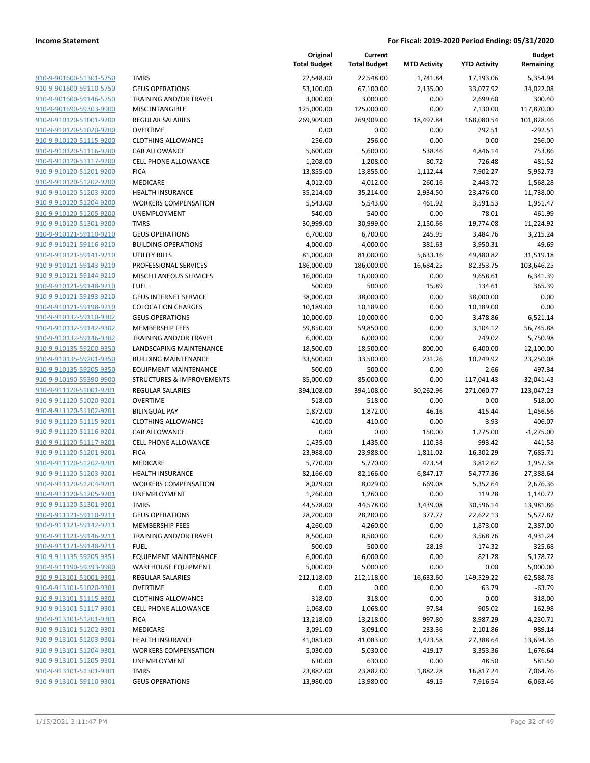**Income Statement** | **For Fiscal: 2019-2020 Period Ending: 05/31/2020**

| | | Original Total Budget | Current Total Budget | MTD Activity | YTD Activity | Budget Remaining |
|---|---|---|---|---|---|---|
| 910-9-901600-51301-5750 | TMRS | 22,548.00 | 22,548.00 | 1,741.84 | 17,193.06 | 5,354.94 |
| 910-9-901600-59110-5750 | GEUS OPERATIONS | 53,100.00 | 67,100.00 | 2,135.00 | 33,077.92 | 34,022.08 |
| 910-9-901600-59146-5750 | TRAINING AND/OR TRAVEL | 3,000.00 | 3,000.00 | 0.00 | 2,699.60 | 300.40 |
| 910-9-901690-59303-9900 | MISC INTANGIBLE | 125,000.00 | 125,000.00 | 0.00 | 7,130.00 | 117,870.00 |
| 910-9-910120-51001-9200 | REGULAR SALARIES | 269,909.00 | 269,909.00 | 18,497.84 | 168,080.54 | 101,828.46 |
| 910-9-910120-51020-9200 | OVERTIME | 0.00 | 0.00 | 0.00 | 292.51 | -292.51 |
| 910-9-910120-51115-9200 | CLOTHING ALLOWANCE | 256.00 | 256.00 | 0.00 | 0.00 | 256.00 |
| 910-9-910120-51116-9200 | CAR ALLOWANCE | 5,600.00 | 5,600.00 | 538.46 | 4,846.14 | 753.86 |
| 910-9-910120-51117-9200 | CELL PHONE ALLOWANCE | 1,208.00 | 1,208.00 | 80.72 | 726.48 | 481.52 |
| 910-9-910120-51201-9200 | FICA | 13,855.00 | 13,855.00 | 1,112.44 | 7,902.27 | 5,952.73 |
| 910-9-910120-51202-9200 | MEDICARE | 4,012.00 | 4,012.00 | 260.16 | 2,443.72 | 1,568.28 |
| 910-9-910120-51203-9200 | HEALTH INSURANCE | 35,214.00 | 35,214.00 | 2,934.50 | 23,476.00 | 11,738.00 |
| 910-9-910120-51204-9200 | WORKERS COMPENSATION | 5,543.00 | 5,543.00 | 461.92 | 3,591.53 | 1,951.47 |
| 910-9-910120-51205-9200 | UNEMPLOYMENT | 540.00 | 540.00 | 0.00 | 78.01 | 461.99 |
| 910-9-910120-51301-9200 | TMRS | 30,999.00 | 30,999.00 | 2,150.66 | 19,774.08 | 11,224.92 |
| 910-9-910121-59110-9210 | GEUS OPERATIONS | 6,700.00 | 6,700.00 | 245.95 | 3,484.76 | 3,215.24 |
| 910-9-910121-59116-9210 | BUILDING OPERATIONS | 4,000.00 | 4,000.00 | 381.63 | 3,950.31 | 49.69 |
| 910-9-910121-59141-9210 | UTILITY BILLS | 81,000.00 | 81,000.00 | 5,633.16 | 49,480.82 | 31,519.18 |
| 910-9-910121-59143-9210 | PROFESSIONAL SERVICES | 186,000.00 | 186,000.00 | 16,684.25 | 82,353.75 | 103,646.25 |
| 910-9-910121-59144-9210 | MISCELLANEOUS SERVICES | 16,000.00 | 16,000.00 | 0.00 | 9,658.61 | 6,341.39 |
| 910-9-910121-59148-9210 | FUEL | 500.00 | 500.00 | 15.89 | 134.61 | 365.39 |
| 910-9-910121-59193-9210 | GEUS INTERNET SERVICE | 38,000.00 | 38,000.00 | 0.00 | 38,000.00 | 0.00 |
| 910-9-910121-59198-9210 | COLOCATION CHARGES | 10,189.00 | 10,189.00 | 0.00 | 10,189.00 | 0.00 |
| 910-9-910132-59110-9302 | GEUS OPERATIONS | 10,000.00 | 10,000.00 | 0.00 | 3,478.86 | 6,521.14 |
| 910-9-910132-59142-9302 | MEMBERSHIP FEES | 59,850.00 | 59,850.00 | 0.00 | 3,104.12 | 56,745.88 |
| 910-9-910132-59146-9302 | TRAINING AND/OR TRAVEL | 6,000.00 | 6,000.00 | 0.00 | 249.02 | 5,750.98 |
| 910-9-910135-59200-9350 | LANDSCAPING MAINTENANCE | 18,500.00 | 18,500.00 | 800.00 | 6,400.00 | 12,100.00 |
| 910-9-910135-59201-9350 | BUILDING MAINTENANCE | 33,500.00 | 33,500.00 | 231.26 | 10,249.92 | 23,250.08 |
| 910-9-910135-59205-9350 | EQUIPMENT MAINTENANCE | 500.00 | 500.00 | 0.00 | 2.66 | 497.34 |
| 910-9-910190-59390-9900 | STRUCTURES & IMPROVEMENTS | 85,000.00 | 85,000.00 | 0.00 | 117,041.43 | -32,041.43 |
| 910-9-911120-51001-9201 | REGULAR SALARIES | 394,108.00 | 394,108.00 | 30,262.96 | 271,060.77 | 123,047.23 |
| 910-9-911120-51020-9201 | OVERTIME | 518.00 | 518.00 | 0.00 | 0.00 | 518.00 |
| 910-9-911120-51102-9201 | BILINGUAL PAY | 1,872.00 | 1,872.00 | 46.16 | 415.44 | 1,456.56 |
| 910-9-911120-51115-9201 | CLOTHING ALLOWANCE | 410.00 | 410.00 | 0.00 | 3.93 | 406.07 |
| 910-9-911120-51116-9201 | CAR ALLOWANCE | 0.00 | 0.00 | 150.00 | 1,275.00 | -1,275.00 |
| 910-9-911120-51117-9201 | CELL PHONE ALLOWANCE | 1,435.00 | 1,435.00 | 110.38 | 993.42 | 441.58 |
| 910-9-911120-51201-9201 | FICA | 23,988.00 | 23,988.00 | 1,811.02 | 16,302.29 | 7,685.71 |
| 910-9-911120-51202-9201 | MEDICARE | 5,770.00 | 5,770.00 | 423.54 | 3,812.62 | 1,957.38 |
| 910-9-911120-51203-9201 | HEALTH INSURANCE | 82,166.00 | 82,166.00 | 6,847.17 | 54,777.36 | 27,388.64 |
| 910-9-911120-51204-9201 | WORKERS COMPENSATION | 8,029.00 | 8,029.00 | 669.08 | 5,352.64 | 2,676.36 |
| 910-9-911120-51205-9201 | UNEMPLOYMENT | 1,260.00 | 1,260.00 | 0.00 | 119.28 | 1,140.72 |
| 910-9-911120-51301-9201 | TMRS | 44,578.00 | 44,578.00 | 3,439.08 | 30,596.14 | 13,981.86 |
| 910-9-911121-59110-9211 | GEUS OPERATIONS | 28,200.00 | 28,200.00 | 377.77 | 22,622.13 | 5,577.87 |
| 910-9-911121-59142-9211 | MEMBERSHIP FEES | 4,260.00 | 4,260.00 | 0.00 | 1,873.00 | 2,387.00 |
| 910-9-911121-59146-9211 | TRAINING AND/OR TRAVEL | 8,500.00 | 8,500.00 | 0.00 | 3,568.76 | 4,931.24 |
| 910-9-911121-59148-9211 | FUEL | 500.00 | 500.00 | 28.19 | 174.32 | 325.68 |
| 910-9-911135-59205-9351 | EQUIPMENT MAINTENANCE | 6,000.00 | 6,000.00 | 0.00 | 821.28 | 5,178.72 |
| 910-9-911190-59393-9900 | WAREHOUSE EQUIPMENT | 5,000.00 | 5,000.00 | 0.00 | 0.00 | 5,000.00 |
| 910-9-913101-51001-9301 | REGULAR SALARIES | 212,118.00 | 212,118.00 | 16,633.60 | 149,529.22 | 62,588.78 |
| 910-9-913101-51020-9301 | OVERTIME | 0.00 | 0.00 | 0.00 | 63.79 | -63.79 |
| 910-9-913101-51115-9301 | CLOTHING ALLOWANCE | 318.00 | 318.00 | 0.00 | 0.00 | 318.00 |
| 910-9-913101-51117-9301 | CELL PHONE ALLOWANCE | 1,068.00 | 1,068.00 | 97.84 | 905.02 | 162.98 |
| 910-9-913101-51201-9301 | FICA | 13,218.00 | 13,218.00 | 997.80 | 8,987.29 | 4,230.71 |
| 910-9-913101-51202-9301 | MEDICARE | 3,091.00 | 3,091.00 | 233.36 | 2,101.86 | 989.14 |
| 910-9-913101-51203-9301 | HEALTH INSURANCE | 41,083.00 | 41,083.00 | 3,423.58 | 27,388.64 | 13,694.36 |
| 910-9-913101-51204-9301 | WORKERS COMPENSATION | 5,030.00 | 5,030.00 | 419.17 | 3,353.36 | 1,676.64 |
| 910-9-913101-51205-9301 | UNEMPLOYMENT | 630.00 | 630.00 | 0.00 | 48.50 | 581.50 |
| 910-9-913101-51301-9301 | TMRS | 23,882.00 | 23,882.00 | 1,882.28 | 16,817.24 | 7,064.76 |
| 910-9-913101-59110-9301 | GEUS OPERATIONS | 13,980.00 | 13,980.00 | 49.15 | 7,916.54 | 6,063.46 |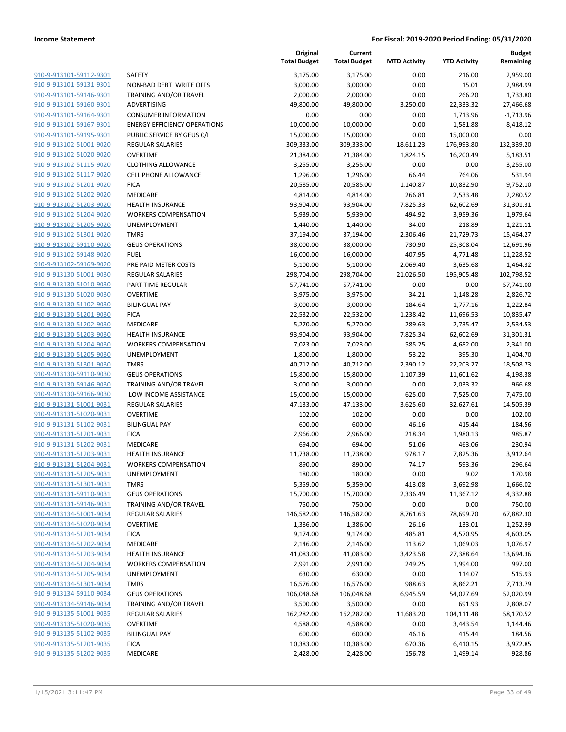| | | Original Total Budget | Current Total Budget | MTD Activity | YTD Activity | Budget Remaining |
|---|---|---|---|---|---|---|
| 910-9-913101-59112-9301 | SAFETY | 3,175.00 | 3,175.00 | 0.00 | 216.00 | 2,959.00 |
| 910-9-913101-59131-9301 | NON-BAD DEBT WRITE OFFS | 3,000.00 | 3,000.00 | 0.00 | 15.01 | 2,984.99 |
| 910-9-913101-59146-9301 | TRAINING AND/OR TRAVEL | 2,000.00 | 2,000.00 | 0.00 | 266.20 | 1,733.80 |
| 910-9-913101-59160-9301 | ADVERTISING | 49,800.00 | 49,800.00 | 3,250.00 | 22,333.32 | 27,466.68 |
| 910-9-913101-59164-9301 | CONSUMER INFORMATION | 0.00 | 0.00 | 0.00 | 1,713.96 | -1,713.96 |
| 910-9-913101-59167-9301 | ENERGY EFFICIENCY OPERATIONS | 10,000.00 | 10,000.00 | 0.00 | 1,581.88 | 8,418.12 |
| 910-9-913101-59195-9301 | PUBLIC SERVICE BY GEUS C/I | 15,000.00 | 15,000.00 | 0.00 | 15,000.00 | 0.00 |
| 910-9-913102-51001-9020 | REGULAR SALARIES | 309,333.00 | 309,333.00 | 18,611.23 | 176,993.80 | 132,339.20 |
| 910-9-913102-51020-9020 | OVERTIME | 21,384.00 | 21,384.00 | 1,824.15 | 16,200.49 | 5,183.51 |
| 910-9-913102-51115-9020 | CLOTHING ALLOWANCE | 3,255.00 | 3,255.00 | 0.00 | 0.00 | 3,255.00 |
| 910-9-913102-51117-9020 | CELL PHONE ALLOWANCE | 1,296.00 | 1,296.00 | 66.44 | 764.06 | 531.94 |
| 910-9-913102-51201-9020 | FICA | 20,585.00 | 20,585.00 | 1,140.87 | 10,832.90 | 9,752.10 |
| 910-9-913102-51202-9020 | MEDICARE | 4,814.00 | 4,814.00 | 266.81 | 2,533.48 | 2,280.52 |
| 910-9-913102-51203-9020 | HEALTH INSURANCE | 93,904.00 | 93,904.00 | 7,825.33 | 62,602.69 | 31,301.31 |
| 910-9-913102-51204-9020 | WORKERS COMPENSATION | 5,939.00 | 5,939.00 | 494.92 | 3,959.36 | 1,979.64 |
| 910-9-913102-51205-9020 | UNEMPLOYMENT | 1,440.00 | 1,440.00 | 34.00 | 218.89 | 1,221.11 |
| 910-9-913102-51301-9020 | TMRS | 37,194.00 | 37,194.00 | 2,306.46 | 21,729.73 | 15,464.27 |
| 910-9-913102-59110-9020 | GEUS OPERATIONS | 38,000.00 | 38,000.00 | 730.90 | 25,308.04 | 12,691.96 |
| 910-9-913102-59148-9020 | FUEL | 16,000.00 | 16,000.00 | 407.95 | 4,771.48 | 11,228.52 |
| 910-9-913102-59169-9020 | PRE PAID METER COSTS | 5,100.00 | 5,100.00 | 2,069.40 | 3,635.68 | 1,464.32 |
| 910-9-913130-51001-9030 | REGULAR SALARIES | 298,704.00 | 298,704.00 | 21,026.50 | 195,905.48 | 102,798.52 |
| 910-9-913130-51010-9030 | PART TIME REGULAR | 57,741.00 | 57,741.00 | 0.00 | 0.00 | 57,741.00 |
| 910-9-913130-51020-9030 | OVERTIME | 3,975.00 | 3,975.00 | 34.21 | 1,148.28 | 2,826.72 |
| 910-9-913130-51102-9030 | BILINGUAL PAY | 3,000.00 | 3,000.00 | 184.64 | 1,777.16 | 1,222.84 |
| 910-9-913130-51201-9030 | FICA | 22,532.00 | 22,532.00 | 1,238.42 | 11,696.53 | 10,835.47 |
| 910-9-913130-51202-9030 | MEDICARE | 5,270.00 | 5,270.00 | 289.63 | 2,735.47 | 2,534.53 |
| 910-9-913130-51203-9030 | HEALTH INSURANCE | 93,904.00 | 93,904.00 | 7,825.34 | 62,602.69 | 31,301.31 |
| 910-9-913130-51204-9030 | WORKERS COMPENSATION | 7,023.00 | 7,023.00 | 585.25 | 4,682.00 | 2,341.00 |
| 910-9-913130-51205-9030 | UNEMPLOYMENT | 1,800.00 | 1,800.00 | 53.22 | 395.30 | 1,404.70 |
| 910-9-913130-51301-9030 | TMRS | 40,712.00 | 40,712.00 | 2,390.12 | 22,203.27 | 18,508.73 |
| 910-9-913130-59110-9030 | GEUS OPERATIONS | 15,800.00 | 15,800.00 | 1,107.39 | 11,601.62 | 4,198.38 |
| 910-9-913130-59146-9030 | TRAINING AND/OR TRAVEL | 3,000.00 | 3,000.00 | 0.00 | 2,033.32 | 966.68 |
| 910-9-913130-59166-9030 | LOW INCOME ASSISTANCE | 15,000.00 | 15,000.00 | 625.00 | 7,525.00 | 7,475.00 |
| 910-9-913131-51001-9031 | REGULAR SALARIES | 47,133.00 | 47,133.00 | 3,625.60 | 32,627.61 | 14,505.39 |
| 910-9-913131-51020-9031 | OVERTIME | 102.00 | 102.00 | 0.00 | 0.00 | 102.00 |
| 910-9-913131-51102-9031 | BILINGUAL PAY | 600.00 | 600.00 | 46.16 | 415.44 | 184.56 |
| 910-9-913131-51201-9031 | FICA | 2,966.00 | 2,966.00 | 218.34 | 1,980.13 | 985.87 |
| 910-9-913131-51202-9031 | MEDICARE | 694.00 | 694.00 | 51.06 | 463.06 | 230.94 |
| 910-9-913131-51203-9031 | HEALTH INSURANCE | 11,738.00 | 11,738.00 | 978.17 | 7,825.36 | 3,912.64 |
| 910-9-913131-51204-9031 | WORKERS COMPENSATION | 890.00 | 890.00 | 74.17 | 593.36 | 296.64 |
| 910-9-913131-51205-9031 | UNEMPLOYMENT | 180.00 | 180.00 | 0.00 | 9.02 | 170.98 |
| 910-9-913131-51301-9031 | TMRS | 5,359.00 | 5,359.00 | 413.08 | 3,692.98 | 1,666.02 |
| 910-9-913131-59110-9031 | GEUS OPERATIONS | 15,700.00 | 15,700.00 | 2,336.49 | 11,367.12 | 4,332.88 |
| 910-9-913131-59146-9031 | TRAINING AND/OR TRAVEL | 750.00 | 750.00 | 0.00 | 0.00 | 750.00 |
| 910-9-913134-51001-9034 | REGULAR SALARIES | 146,582.00 | 146,582.00 | 8,761.63 | 78,699.70 | 67,882.30 |
| 910-9-913134-51020-9034 | OVERTIME | 1,386.00 | 1,386.00 | 26.16 | 133.01 | 1,252.99 |
| 910-9-913134-51201-9034 | FICA | 9,174.00 | 9,174.00 | 485.81 | 4,570.95 | 4,603.05 |
| 910-9-913134-51202-9034 | MEDICARE | 2,146.00 | 2,146.00 | 113.62 | 1,069.03 | 1,076.97 |
| 910-9-913134-51203-9034 | HEALTH INSURANCE | 41,083.00 | 41,083.00 | 3,423.58 | 27,388.64 | 13,694.36 |
| 910-9-913134-51204-9034 | WORKERS COMPENSATION | 2,991.00 | 2,991.00 | 249.25 | 1,994.00 | 997.00 |
| 910-9-913134-51205-9034 | UNEMPLOYMENT | 630.00 | 630.00 | 0.00 | 114.07 | 515.93 |
| 910-9-913134-51301-9034 | TMRS | 16,576.00 | 16,576.00 | 988.63 | 8,862.21 | 7,713.79 |
| 910-9-913134-59110-9034 | GEUS OPERATIONS | 106,048.68 | 106,048.68 | 6,945.59 | 54,027.69 | 52,020.99 |
| 910-9-913134-59146-9034 | TRAINING AND/OR TRAVEL | 3,500.00 | 3,500.00 | 0.00 | 691.93 | 2,808.07 |
| 910-9-913135-51001-9035 | REGULAR SALARIES | 162,282.00 | 162,282.00 | 11,683.20 | 104,111.48 | 58,170.52 |
| 910-9-913135-51020-9035 | OVERTIME | 4,588.00 | 4,588.00 | 0.00 | 3,443.54 | 1,144.46 |
| 910-9-913135-51102-9035 | BILINGUAL PAY | 600.00 | 600.00 | 46.16 | 415.44 | 184.56 |
| 910-9-913135-51201-9035 | FICA | 10,383.00 | 10,383.00 | 670.36 | 6,410.15 | 3,972.85 |
| 910-9-913135-51202-9035 | MEDICARE | 2,428.00 | 2,428.00 | 156.78 | 1,499.14 | 928.86 |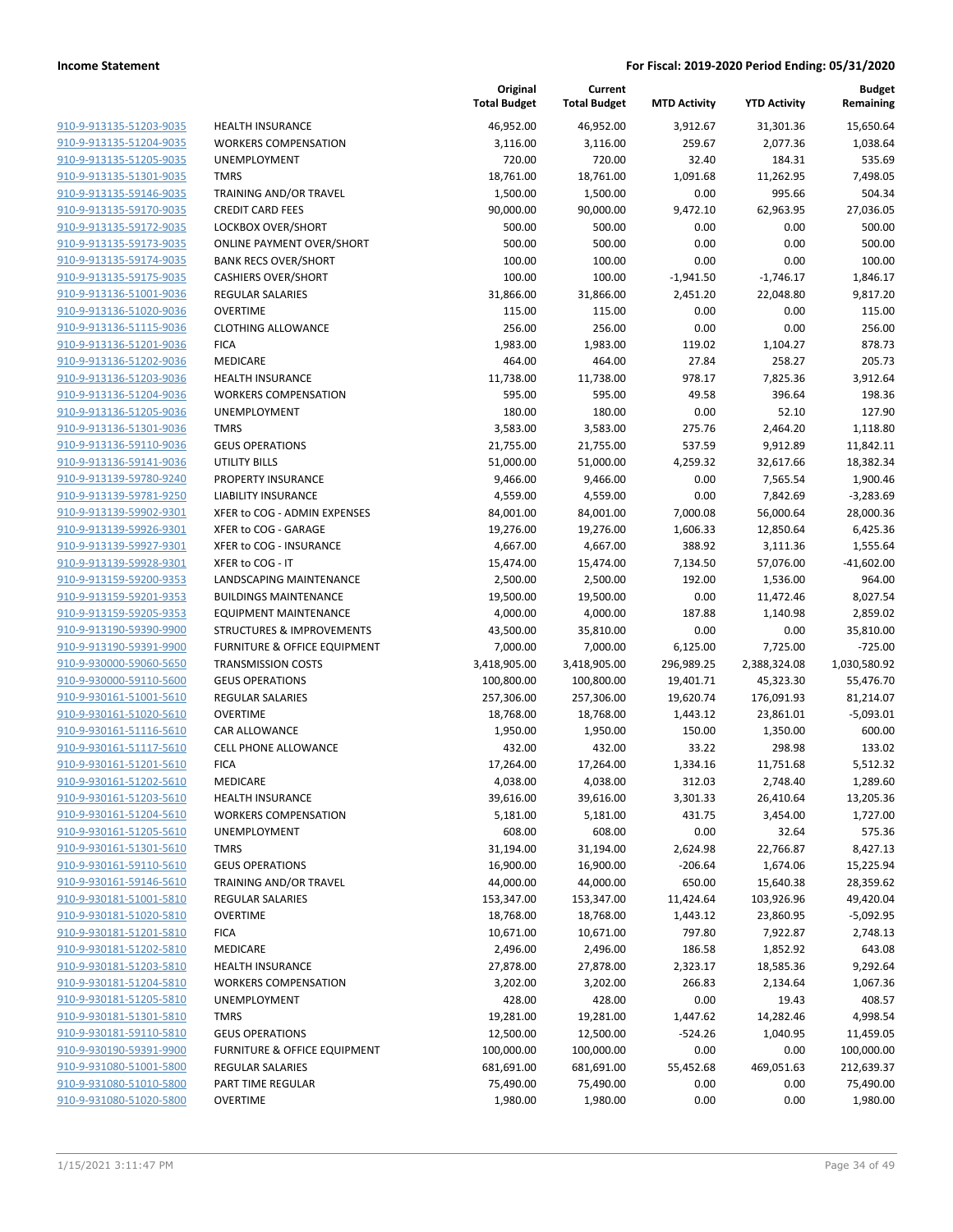| | | Original Total Budget | Current Total Budget | MTD Activity | YTD Activity | Budget Remaining |
|---|---|---|---|---|---|---|
| 910-9-913135-51203-9035 | HEALTH INSURANCE | 46,952.00 | 46,952.00 | 3,912.67 | 31,301.36 | 15,650.64 |
| 910-9-913135-51204-9035 | WORKERS COMPENSATION | 3,116.00 | 3,116.00 | 259.67 | 2,077.36 | 1,038.64 |
| 910-9-913135-51205-9035 | UNEMPLOYMENT | 720.00 | 720.00 | 32.40 | 184.31 | 535.69 |
| 910-9-913135-51301-9035 | TMRS | 18,761.00 | 18,761.00 | 1,091.68 | 11,262.95 | 7,498.05 |
| 910-9-913135-59146-9035 | TRAINING AND/OR TRAVEL | 1,500.00 | 1,500.00 | 0.00 | 995.66 | 504.34 |
| 910-9-913135-59170-9035 | CREDIT CARD FEES | 90,000.00 | 90,000.00 | 9,472.10 | 62,963.95 | 27,036.05 |
| 910-9-913135-59172-9035 | LOCKBOX OVER/SHORT | 500.00 | 500.00 | 0.00 | 0.00 | 500.00 |
| 910-9-913135-59173-9035 | ONLINE PAYMENT OVER/SHORT | 500.00 | 500.00 | 0.00 | 0.00 | 500.00 |
| 910-9-913135-59174-9035 | BANK RECS OVER/SHORT | 100.00 | 100.00 | 0.00 | 0.00 | 100.00 |
| 910-9-913135-59175-9035 | CASHIERS OVER/SHORT | 100.00 | 100.00 | -1,941.50 | -1,746.17 | 1,846.17 |
| 910-9-913136-51001-9036 | REGULAR SALARIES | 31,866.00 | 31,866.00 | 2,451.20 | 22,048.80 | 9,817.20 |
| 910-9-913136-51020-9036 | OVERTIME | 115.00 | 115.00 | 0.00 | 0.00 | 115.00 |
| 910-9-913136-51115-9036 | CLOTHING ALLOWANCE | 256.00 | 256.00 | 0.00 | 0.00 | 256.00 |
| 910-9-913136-51201-9036 | FICA | 1,983.00 | 1,983.00 | 119.02 | 1,104.27 | 878.73 |
| 910-9-913136-51202-9036 | MEDICARE | 464.00 | 464.00 | 27.84 | 258.27 | 205.73 |
| 910-9-913136-51203-9036 | HEALTH INSURANCE | 11,738.00 | 11,738.00 | 978.17 | 7,825.36 | 3,912.64 |
| 910-9-913136-51204-9036 | WORKERS COMPENSATION | 595.00 | 595.00 | 49.58 | 396.64 | 198.36 |
| 910-9-913136-51205-9036 | UNEMPLOYMENT | 180.00 | 180.00 | 0.00 | 52.10 | 127.90 |
| 910-9-913136-51301-9036 | TMRS | 3,583.00 | 3,583.00 | 275.76 | 2,464.20 | 1,118.80 |
| 910-9-913136-59110-9036 | GEUS OPERATIONS | 21,755.00 | 21,755.00 | 537.59 | 9,912.89 | 11,842.11 |
| 910-9-913136-59141-9036 | UTILITY BILLS | 51,000.00 | 51,000.00 | 4,259.32 | 32,617.66 | 18,382.34 |
| 910-9-913139-59780-9240 | PROPERTY INSURANCE | 9,466.00 | 9,466.00 | 0.00 | 7,565.54 | 1,900.46 |
| 910-9-913139-59781-9250 | LIABILITY INSURANCE | 4,559.00 | 4,559.00 | 0.00 | 7,842.69 | -3,283.69 |
| 910-9-913139-59902-9301 | XFER to COG - ADMIN EXPENSES | 84,001.00 | 84,001.00 | 7,000.08 | 56,000.64 | 28,000.36 |
| 910-9-913139-59926-9301 | XFER to COG - GARAGE | 19,276.00 | 19,276.00 | 1,606.33 | 12,850.64 | 6,425.36 |
| 910-9-913139-59927-9301 | XFER to COG - INSURANCE | 4,667.00 | 4,667.00 | 388.92 | 3,111.36 | 1,555.64 |
| 910-9-913139-59928-9301 | XFER to COG - IT | 15,474.00 | 15,474.00 | 7,134.50 | 57,076.00 | -41,602.00 |
| 910-9-913159-59200-9353 | LANDSCAPING MAINTENANCE | 2,500.00 | 2,500.00 | 192.00 | 1,536.00 | 964.00 |
| 910-9-913159-59201-9353 | BUILDINGS MAINTENANCE | 19,500.00 | 19,500.00 | 0.00 | 11,472.46 | 8,027.54 |
| 910-9-913159-59205-9353 | EQUIPMENT MAINTENANCE | 4,000.00 | 4,000.00 | 187.88 | 1,140.98 | 2,859.02 |
| 910-9-913190-59390-9900 | STRUCTURES & IMPROVEMENTS | 43,500.00 | 35,810.00 | 0.00 | 0.00 | 35,810.00 |
| 910-9-913190-59391-9900 | FURNITURE & OFFICE EQUIPMENT | 7,000.00 | 7,000.00 | 6,125.00 | 7,725.00 | -725.00 |
| 910-9-930000-59060-5650 | TRANSMISSION COSTS | 3,418,905.00 | 3,418,905.00 | 296,989.25 | 2,388,324.08 | 1,030,580.92 |
| 910-9-930000-59110-5600 | GEUS OPERATIONS | 100,800.00 | 100,800.00 | 19,401.71 | 45,323.30 | 55,476.70 |
| 910-9-930161-51001-5610 | REGULAR SALARIES | 257,306.00 | 257,306.00 | 19,620.74 | 176,091.93 | 81,214.07 |
| 910-9-930161-51020-5610 | OVERTIME | 18,768.00 | 18,768.00 | 1,443.12 | 23,861.01 | -5,093.01 |
| 910-9-930161-51116-5610 | CAR ALLOWANCE | 1,950.00 | 1,950.00 | 150.00 | 1,350.00 | 600.00 |
| 910-9-930161-51117-5610 | CELL PHONE ALLOWANCE | 432.00 | 432.00 | 33.22 | 298.98 | 133.02 |
| 910-9-930161-51201-5610 | FICA | 17,264.00 | 17,264.00 | 1,334.16 | 11,751.68 | 5,512.32 |
| 910-9-930161-51202-5610 | MEDICARE | 4,038.00 | 4,038.00 | 312.03 | 2,748.40 | 1,289.60 |
| 910-9-930161-51203-5610 | HEALTH INSURANCE | 39,616.00 | 39,616.00 | 3,301.33 | 26,410.64 | 13,205.36 |
| 910-9-930161-51204-5610 | WORKERS COMPENSATION | 5,181.00 | 5,181.00 | 431.75 | 3,454.00 | 1,727.00 |
| 910-9-930161-51205-5610 | UNEMPLOYMENT | 608.00 | 608.00 | 0.00 | 32.64 | 575.36 |
| 910-9-930161-51301-5610 | TMRS | 31,194.00 | 31,194.00 | 2,624.98 | 22,766.87 | 8,427.13 |
| 910-9-930161-59110-5610 | GEUS OPERATIONS | 16,900.00 | 16,900.00 | -206.64 | 1,674.06 | 15,225.94 |
| 910-9-930161-59146-5610 | TRAINING AND/OR TRAVEL | 44,000.00 | 44,000.00 | 650.00 | 15,640.38 | 28,359.62 |
| 910-9-930181-51001-5810 | REGULAR SALARIES | 153,347.00 | 153,347.00 | 11,424.64 | 103,926.96 | 49,420.04 |
| 910-9-930181-51020-5810 | OVERTIME | 18,768.00 | 18,768.00 | 1,443.12 | 23,860.95 | -5,092.95 |
| 910-9-930181-51201-5810 | FICA | 10,671.00 | 10,671.00 | 797.80 | 7,922.87 | 2,748.13 |
| 910-9-930181-51202-5810 | MEDICARE | 2,496.00 | 2,496.00 | 186.58 | 1,852.92 | 643.08 |
| 910-9-930181-51203-5810 | HEALTH INSURANCE | 27,878.00 | 27,878.00 | 2,323.17 | 18,585.36 | 9,292.64 |
| 910-9-930181-51204-5810 | WORKERS COMPENSATION | 3,202.00 | 3,202.00 | 266.83 | 2,134.64 | 1,067.36 |
| 910-9-930181-51205-5810 | UNEMPLOYMENT | 428.00 | 428.00 | 0.00 | 19.43 | 408.57 |
| 910-9-930181-51301-5810 | TMRS | 19,281.00 | 19,281.00 | 1,447.62 | 14,282.46 | 4,998.54 |
| 910-9-930181-59110-5810 | GEUS OPERATIONS | 12,500.00 | 12,500.00 | -524.26 | 1,040.95 | 11,459.05 |
| 910-9-930190-59391-9900 | FURNITURE & OFFICE EQUIPMENT | 100,000.00 | 100,000.00 | 0.00 | 0.00 | 100,000.00 |
| 910-9-931080-51001-5800 | REGULAR SALARIES | 681,691.00 | 681,691.00 | 55,452.68 | 469,051.63 | 212,639.37 |
| 910-9-931080-51010-5800 | PART TIME REGULAR | 75,490.00 | 75,490.00 | 0.00 | 0.00 | 75,490.00 |
| 910-9-931080-51020-5800 | OVERTIME | 1,980.00 | 1,980.00 | 0.00 | 0.00 | 1,980.00 |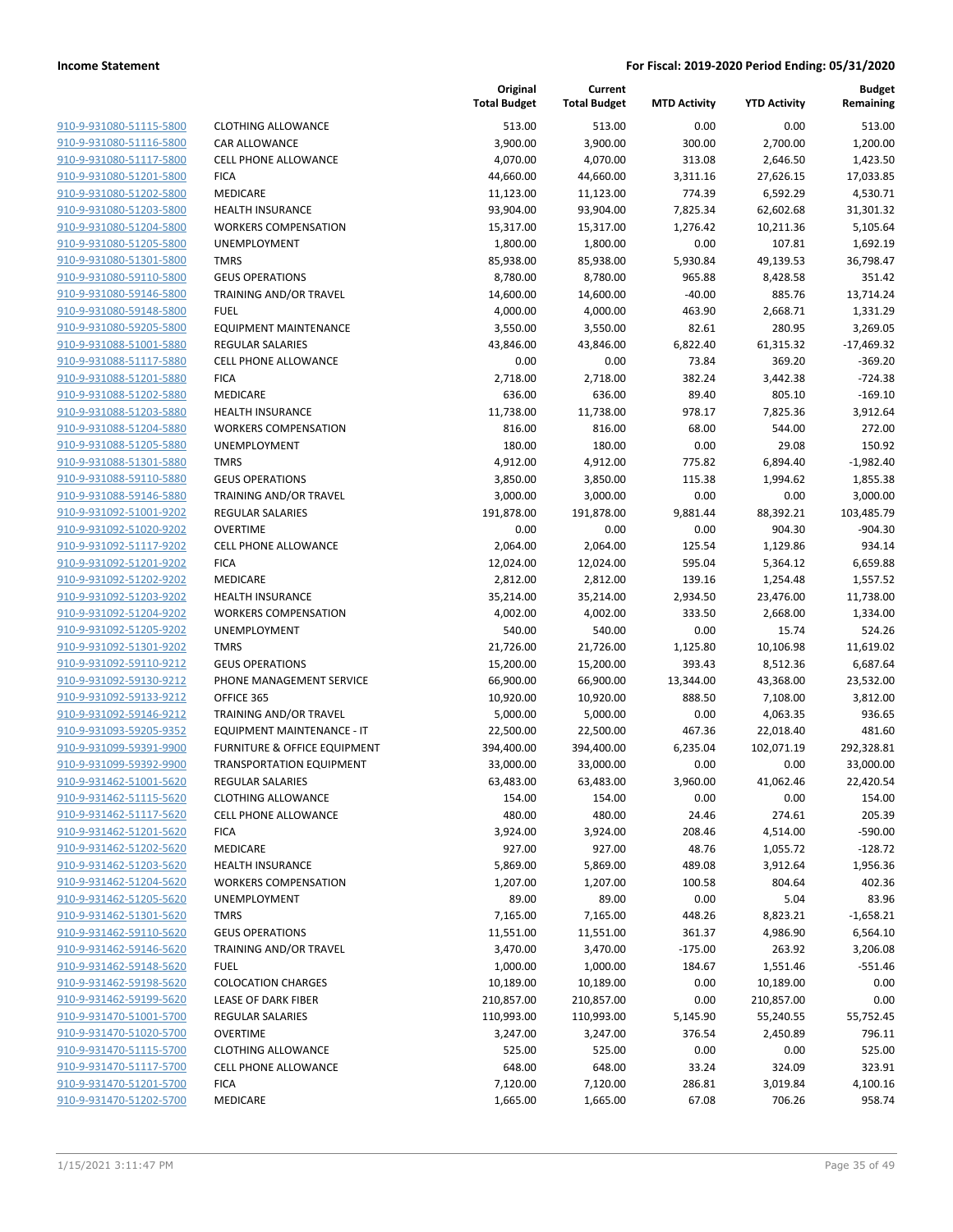| | | Original Total Budget | Current Total Budget | MTD Activity | YTD Activity | Budget Remaining |
|---|---|---|---|---|---|---|
| 910-9-931080-51115-5800 | CLOTHING ALLOWANCE | 513.00 | 513.00 | 0.00 | 0.00 | 513.00 |
| 910-9-931080-51116-5800 | CAR ALLOWANCE | 3,900.00 | 3,900.00 | 300.00 | 2,700.00 | 1,200.00 |
| 910-9-931080-51117-5800 | CELL PHONE ALLOWANCE | 4,070.00 | 4,070.00 | 313.08 | 2,646.50 | 1,423.50 |
| 910-9-931080-51201-5800 | FICA | 44,660.00 | 44,660.00 | 3,311.16 | 27,626.15 | 17,033.85 |
| 910-9-931080-51202-5800 | MEDICARE | 11,123.00 | 11,123.00 | 774.39 | 6,592.29 | 4,530.71 |
| 910-9-931080-51203-5800 | HEALTH INSURANCE | 93,904.00 | 93,904.00 | 7,825.34 | 62,602.68 | 31,301.32 |
| 910-9-931080-51204-5800 | WORKERS COMPENSATION | 15,317.00 | 15,317.00 | 1,276.42 | 10,211.36 | 5,105.64 |
| 910-9-931080-51205-5800 | UNEMPLOYMENT | 1,800.00 | 1,800.00 | 0.00 | 107.81 | 1,692.19 |
| 910-9-931080-51301-5800 | TMRS | 85,938.00 | 85,938.00 | 5,930.84 | 49,139.53 | 36,798.47 |
| 910-9-931080-59110-5800 | GEUS OPERATIONS | 8,780.00 | 8,780.00 | 965.88 | 8,428.58 | 351.42 |
| 910-9-931080-59146-5800 | TRAINING AND/OR TRAVEL | 14,600.00 | 14,600.00 | -40.00 | 885.76 | 13,714.24 |
| 910-9-931080-59148-5800 | FUEL | 4,000.00 | 4,000.00 | 463.90 | 2,668.71 | 1,331.29 |
| 910-9-931080-59205-5800 | EQUIPMENT MAINTENANCE | 3,550.00 | 3,550.00 | 82.61 | 280.95 | 3,269.05 |
| 910-9-931088-51001-5880 | REGULAR SALARIES | 43,846.00 | 43,846.00 | 6,822.40 | 61,315.32 | -17,469.32 |
| 910-9-931088-51117-5880 | CELL PHONE ALLOWANCE | 0.00 | 0.00 | 73.84 | 369.20 | -369.20 |
| 910-9-931088-51201-5880 | FICA | 2,718.00 | 2,718.00 | 382.24 | 3,442.38 | -724.38 |
| 910-9-931088-51202-5880 | MEDICARE | 636.00 | 636.00 | 89.40 | 805.10 | -169.10 |
| 910-9-931088-51203-5880 | HEALTH INSURANCE | 11,738.00 | 11,738.00 | 978.17 | 7,825.36 | 3,912.64 |
| 910-9-931088-51204-5880 | WORKERS COMPENSATION | 816.00 | 816.00 | 68.00 | 544.00 | 272.00 |
| 910-9-931088-51205-5880 | UNEMPLOYMENT | 180.00 | 180.00 | 0.00 | 29.08 | 150.92 |
| 910-9-931088-51301-5880 | TMRS | 4,912.00 | 4,912.00 | 775.82 | 6,894.40 | -1,982.40 |
| 910-9-931088-59110-5880 | GEUS OPERATIONS | 3,850.00 | 3,850.00 | 115.38 | 1,994.62 | 1,855.38 |
| 910-9-931088-59146-5880 | TRAINING AND/OR TRAVEL | 3,000.00 | 3,000.00 | 0.00 | 0.00 | 3,000.00 |
| 910-9-931092-51001-9202 | REGULAR SALARIES | 191,878.00 | 191,878.00 | 9,881.44 | 88,392.21 | 103,485.79 |
| 910-9-931092-51020-9202 | OVERTIME | 0.00 | 0.00 | 0.00 | 904.30 | -904.30 |
| 910-9-931092-51117-9202 | CELL PHONE ALLOWANCE | 2,064.00 | 2,064.00 | 125.54 | 1,129.86 | 934.14 |
| 910-9-931092-51201-9202 | FICA | 12,024.00 | 12,024.00 | 595.04 | 5,364.12 | 6,659.88 |
| 910-9-931092-51202-9202 | MEDICARE | 2,812.00 | 2,812.00 | 139.16 | 1,254.48 | 1,557.52 |
| 910-9-931092-51203-9202 | HEALTH INSURANCE | 35,214.00 | 35,214.00 | 2,934.50 | 23,476.00 | 11,738.00 |
| 910-9-931092-51204-9202 | WORKERS COMPENSATION | 4,002.00 | 4,002.00 | 333.50 | 2,668.00 | 1,334.00 |
| 910-9-931092-51205-9202 | UNEMPLOYMENT | 540.00 | 540.00 | 0.00 | 15.74 | 524.26 |
| 910-9-931092-51301-9202 | TMRS | 21,726.00 | 21,726.00 | 1,125.80 | 10,106.98 | 11,619.02 |
| 910-9-931092-59110-9212 | GEUS OPERATIONS | 15,200.00 | 15,200.00 | 393.43 | 8,512.36 | 6,687.64 |
| 910-9-931092-59130-9212 | PHONE MANAGEMENT SERVICE | 66,900.00 | 66,900.00 | 13,344.00 | 43,368.00 | 23,532.00 |
| 910-9-931092-59133-9212 | OFFICE 365 | 10,920.00 | 10,920.00 | 888.50 | 7,108.00 | 3,812.00 |
| 910-9-931092-59146-9212 | TRAINING AND/OR TRAVEL | 5,000.00 | 5,000.00 | 0.00 | 4,063.35 | 936.65 |
| 910-9-931093-59205-9352 | EQUIPMENT MAINTENANCE - IT | 22,500.00 | 22,500.00 | 467.36 | 22,018.40 | 481.60 |
| 910-9-931099-59391-9900 | FURNITURE & OFFICE EQUIPMENT | 394,400.00 | 394,400.00 | 6,235.04 | 102,071.19 | 292,328.81 |
| 910-9-931099-59392-9900 | TRANSPORTATION EQUIPMENT | 33,000.00 | 33,000.00 | 0.00 | 0.00 | 33,000.00 |
| 910-9-931462-51001-5620 | REGULAR SALARIES | 63,483.00 | 63,483.00 | 3,960.00 | 41,062.46 | 22,420.54 |
| 910-9-931462-51115-5620 | CLOTHING ALLOWANCE | 154.00 | 154.00 | 0.00 | 0.00 | 154.00 |
| 910-9-931462-51117-5620 | CELL PHONE ALLOWANCE | 480.00 | 480.00 | 24.46 | 274.61 | 205.39 |
| 910-9-931462-51201-5620 | FICA | 3,924.00 | 3,924.00 | 208.46 | 4,514.00 | -590.00 |
| 910-9-931462-51202-5620 | MEDICARE | 927.00 | 927.00 | 48.76 | 1,055.72 | -128.72 |
| 910-9-931462-51203-5620 | HEALTH INSURANCE | 5,869.00 | 5,869.00 | 489.08 | 3,912.64 | 1,956.36 |
| 910-9-931462-51204-5620 | WORKERS COMPENSATION | 1,207.00 | 1,207.00 | 100.58 | 804.64 | 402.36 |
| 910-9-931462-51205-5620 | UNEMPLOYMENT | 89.00 | 89.00 | 0.00 | 5.04 | 83.96 |
| 910-9-931462-51301-5620 | TMRS | 7,165.00 | 7,165.00 | 448.26 | 8,823.21 | -1,658.21 |
| 910-9-931462-59110-5620 | GEUS OPERATIONS | 11,551.00 | 11,551.00 | 361.37 | 4,986.90 | 6,564.10 |
| 910-9-931462-59146-5620 | TRAINING AND/OR TRAVEL | 3,470.00 | 3,470.00 | -175.00 | 263.92 | 3,206.08 |
| 910-9-931462-59148-5620 | FUEL | 1,000.00 | 1,000.00 | 184.67 | 1,551.46 | -551.46 |
| 910-9-931462-59198-5620 | COLOCATION CHARGES | 10,189.00 | 10,189.00 | 0.00 | 10,189.00 | 0.00 |
| 910-9-931462-59199-5620 | LEASE OF DARK FIBER | 210,857.00 | 210,857.00 | 0.00 | 210,857.00 | 0.00 |
| 910-9-931470-51001-5700 | REGULAR SALARIES | 110,993.00 | 110,993.00 | 5,145.90 | 55,240.55 | 55,752.45 |
| 910-9-931470-51020-5700 | OVERTIME | 3,247.00 | 3,247.00 | 376.54 | 2,450.89 | 796.11 |
| 910-9-931470-51115-5700 | CLOTHING ALLOWANCE | 525.00 | 525.00 | 0.00 | 0.00 | 525.00 |
| 910-9-931470-51117-5700 | CELL PHONE ALLOWANCE | 648.00 | 648.00 | 33.24 | 324.09 | 323.91 |
| 910-9-931470-51201-5700 | FICA | 7,120.00 | 7,120.00 | 286.81 | 3,019.84 | 4,100.16 |
| 910-9-931470-51202-5700 | MEDICARE | 1,665.00 | 1,665.00 | 67.08 | 706.26 | 958.74 |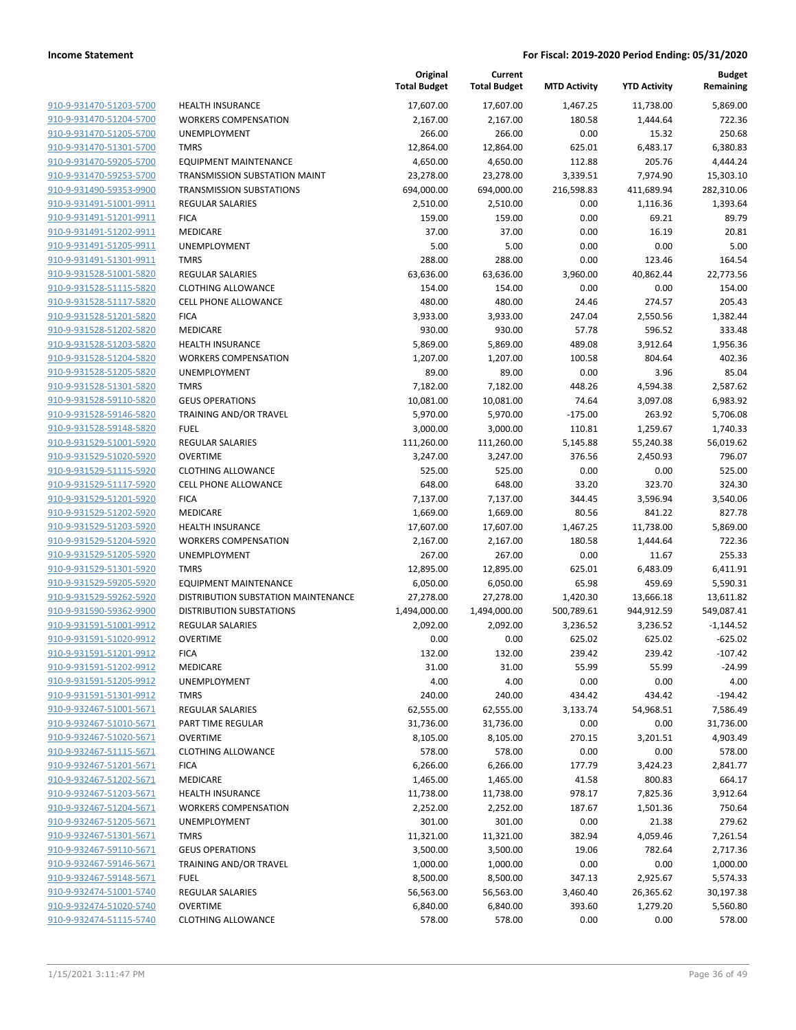| | | Original Total Budget | Current Total Budget | MTD Activity | YTD Activity | Budget Remaining |
|---|---|---|---|---|---|---|
| 910-9-931470-51203-5700 | HEALTH INSURANCE | 17,607.00 | 17,607.00 | 1,467.25 | 11,738.00 | 5,869.00 |
| 910-9-931470-51204-5700 | WORKERS COMPENSATION | 2,167.00 | 2,167.00 | 180.58 | 1,444.64 | 722.36 |
| 910-9-931470-51205-5700 | UNEMPLOYMENT | 266.00 | 266.00 | 0.00 | 15.32 | 250.68 |
| 910-9-931470-51301-5700 | TMRS | 12,864.00 | 12,864.00 | 625.01 | 6,483.17 | 6,380.83 |
| 910-9-931470-59205-5700 | EQUIPMENT MAINTENANCE | 4,650.00 | 4,650.00 | 112.88 | 205.76 | 4,444.24 |
| 910-9-931470-59253-5700 | TRANSMISSION SUBSTATION MAINT | 23,278.00 | 23,278.00 | 3,339.51 | 7,974.90 | 15,303.10 |
| 910-9-931490-59353-9900 | TRANSMISSION SUBSTATIONS | 694,000.00 | 694,000.00 | 216,598.83 | 411,689.94 | 282,310.06 |
| 910-9-931491-51001-9911 | REGULAR SALARIES | 2,510.00 | 2,510.00 | 0.00 | 1,116.36 | 1,393.64 |
| 910-9-931491-51201-9911 | FICA | 159.00 | 159.00 | 0.00 | 69.21 | 89.79 |
| 910-9-931491-51202-9911 | MEDICARE | 37.00 | 37.00 | 0.00 | 16.19 | 20.81 |
| 910-9-931491-51205-9911 | UNEMPLOYMENT | 5.00 | 5.00 | 0.00 | 0.00 | 5.00 |
| 910-9-931491-51301-9911 | TMRS | 288.00 | 288.00 | 0.00 | 123.46 | 164.54 |
| 910-9-931528-51001-5820 | REGULAR SALARIES | 63,636.00 | 63,636.00 | 3,960.00 | 40,862.44 | 22,773.56 |
| 910-9-931528-51115-5820 | CLOTHING ALLOWANCE | 154.00 | 154.00 | 0.00 | 0.00 | 154.00 |
| 910-9-931528-51117-5820 | CELL PHONE ALLOWANCE | 480.00 | 480.00 | 24.46 | 274.57 | 205.43 |
| 910-9-931528-51201-5820 | FICA | 3,933.00 | 3,933.00 | 247.04 | 2,550.56 | 1,382.44 |
| 910-9-931528-51202-5820 | MEDICARE | 930.00 | 930.00 | 57.78 | 596.52 | 333.48 |
| 910-9-931528-51203-5820 | HEALTH INSURANCE | 5,869.00 | 5,869.00 | 489.08 | 3,912.64 | 1,956.36 |
| 910-9-931528-51204-5820 | WORKERS COMPENSATION | 1,207.00 | 1,207.00 | 100.58 | 804.64 | 402.36 |
| 910-9-931528-51205-5820 | UNEMPLOYMENT | 89.00 | 89.00 | 0.00 | 3.96 | 85.04 |
| 910-9-931528-51301-5820 | TMRS | 7,182.00 | 7,182.00 | 448.26 | 4,594.38 | 2,587.62 |
| 910-9-931528-59110-5820 | GEUS OPERATIONS | 10,081.00 | 10,081.00 | 74.64 | 3,097.08 | 6,983.92 |
| 910-9-931528-59146-5820 | TRAINING AND/OR TRAVEL | 5,970.00 | 5,970.00 | -175.00 | 263.92 | 5,706.08 |
| 910-9-931528-59148-5820 | FUEL | 3,000.00 | 3,000.00 | 110.81 | 1,259.67 | 1,740.33 |
| 910-9-931529-51001-5920 | REGULAR SALARIES | 111,260.00 | 111,260.00 | 5,145.88 | 55,240.38 | 56,019.62 |
| 910-9-931529-51020-5920 | OVERTIME | 3,247.00 | 3,247.00 | 376.56 | 2,450.93 | 796.07 |
| 910-9-931529-51115-5920 | CLOTHING ALLOWANCE | 525.00 | 525.00 | 0.00 | 0.00 | 525.00 |
| 910-9-931529-51117-5920 | CELL PHONE ALLOWANCE | 648.00 | 648.00 | 33.20 | 323.70 | 324.30 |
| 910-9-931529-51201-5920 | FICA | 7,137.00 | 7,137.00 | 344.45 | 3,596.94 | 3,540.06 |
| 910-9-931529-51202-5920 | MEDICARE | 1,669.00 | 1,669.00 | 80.56 | 841.22 | 827.78 |
| 910-9-931529-51203-5920 | HEALTH INSURANCE | 17,607.00 | 17,607.00 | 1,467.25 | 11,738.00 | 5,869.00 |
| 910-9-931529-51204-5920 | WORKERS COMPENSATION | 2,167.00 | 2,167.00 | 180.58 | 1,444.64 | 722.36 |
| 910-9-931529-51205-5920 | UNEMPLOYMENT | 267.00 | 267.00 | 0.00 | 11.67 | 255.33 |
| 910-9-931529-51301-5920 | TMRS | 12,895.00 | 12,895.00 | 625.01 | 6,483.09 | 6,411.91 |
| 910-9-931529-59205-5920 | EQUIPMENT MAINTENANCE | 6,050.00 | 6,050.00 | 65.98 | 459.69 | 5,590.31 |
| 910-9-931529-59262-5920 | DISTRIBUTION SUBSTATION MAINTENANCE | 27,278.00 | 27,278.00 | 1,420.30 | 13,666.18 | 13,611.82 |
| 910-9-931590-59362-9900 | DISTRIBUTION SUBSTATIONS | 1,494,000.00 | 1,494,000.00 | 500,789.61 | 944,912.59 | 549,087.41 |
| 910-9-931591-51001-9912 | REGULAR SALARIES | 2,092.00 | 2,092.00 | 3,236.52 | 3,236.52 | -1,144.52 |
| 910-9-931591-51020-9912 | OVERTIME | 0.00 | 0.00 | 625.02 | 625.02 | -625.02 |
| 910-9-931591-51201-9912 | FICA | 132.00 | 132.00 | 239.42 | 239.42 | -107.42 |
| 910-9-931591-51202-9912 | MEDICARE | 31.00 | 31.00 | 55.99 | 55.99 | -24.99 |
| 910-9-931591-51205-9912 | UNEMPLOYMENT | 4.00 | 4.00 | 0.00 | 0.00 | 4.00 |
| 910-9-931591-51301-9912 | TMRS | 240.00 | 240.00 | 434.42 | 434.42 | -194.42 |
| 910-9-932467-51001-5671 | REGULAR SALARIES | 62,555.00 | 62,555.00 | 3,133.74 | 54,968.51 | 7,586.49 |
| 910-9-932467-51010-5671 | PART TIME REGULAR | 31,736.00 | 31,736.00 | 0.00 | 0.00 | 31,736.00 |
| 910-9-932467-51020-5671 | OVERTIME | 8,105.00 | 8,105.00 | 270.15 | 3,201.51 | 4,903.49 |
| 910-9-932467-51115-5671 | CLOTHING ALLOWANCE | 578.00 | 578.00 | 0.00 | 0.00 | 578.00 |
| 910-9-932467-51201-5671 | FICA | 6,266.00 | 6,266.00 | 177.79 | 3,424.23 | 2,841.77 |
| 910-9-932467-51202-5671 | MEDICARE | 1,465.00 | 1,465.00 | 41.58 | 800.83 | 664.17 |
| 910-9-932467-51203-5671 | HEALTH INSURANCE | 11,738.00 | 11,738.00 | 978.17 | 7,825.36 | 3,912.64 |
| 910-9-932467-51204-5671 | WORKERS COMPENSATION | 2,252.00 | 2,252.00 | 187.67 | 1,501.36 | 750.64 |
| 910-9-932467-51205-5671 | UNEMPLOYMENT | 301.00 | 301.00 | 0.00 | 21.38 | 279.62 |
| 910-9-932467-51301-5671 | TMRS | 11,321.00 | 11,321.00 | 382.94 | 4,059.46 | 7,261.54 |
| 910-9-932467-59110-5671 | GEUS OPERATIONS | 3,500.00 | 3,500.00 | 19.06 | 782.64 | 2,717.36 |
| 910-9-932467-59146-5671 | TRAINING AND/OR TRAVEL | 1,000.00 | 1,000.00 | 0.00 | 0.00 | 1,000.00 |
| 910-9-932467-59148-5671 | FUEL | 8,500.00 | 8,500.00 | 347.13 | 2,925.67 | 5,574.33 |
| 910-9-932474-51001-5740 | REGULAR SALARIES | 56,563.00 | 56,563.00 | 3,460.40 | 26,365.62 | 30,197.38 |
| 910-9-932474-51020-5740 | OVERTIME | 6,840.00 | 6,840.00 | 393.60 | 1,279.20 | 5,560.80 |
| 910-9-932474-51115-5740 | CLOTHING ALLOWANCE | 578.00 | 578.00 | 0.00 | 0.00 | 578.00 |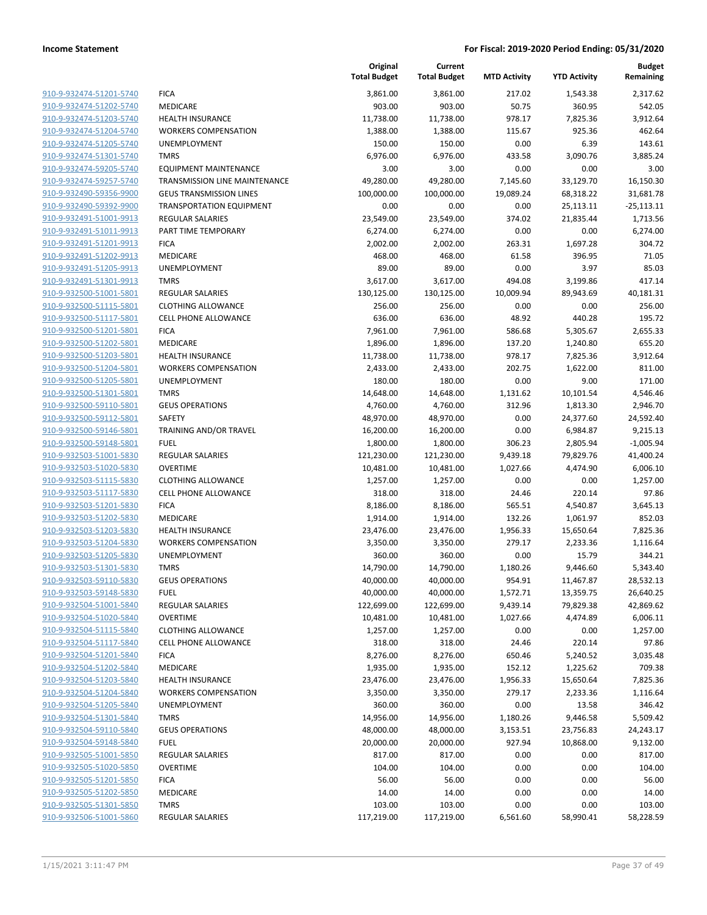|  |  | Original Total Budget | Current Total Budget | MTD Activity | YTD Activity | Budget Remaining |
|---|---|---|---|---|---|---|
| 910-9-932474-51201-5740 | FICA | 3,861.00 | 3,861.00 | 217.02 | 1,543.38 | 2,317.62 |
| 910-9-932474-51202-5740 | MEDICARE | 903.00 | 903.00 | 50.75 | 360.95 | 542.05 |
| 910-9-932474-51203-5740 | HEALTH INSURANCE | 11,738.00 | 11,738.00 | 978.17 | 7,825.36 | 3,912.64 |
| 910-9-932474-51204-5740 | WORKERS COMPENSATION | 1,388.00 | 1,388.00 | 115.67 | 925.36 | 462.64 |
| 910-9-932474-51205-5740 | UNEMPLOYMENT | 150.00 | 150.00 | 0.00 | 6.39 | 143.61 |
| 910-9-932474-51301-5740 | TMRS | 6,976.00 | 6,976.00 | 433.58 | 3,090.76 | 3,885.24 |
| 910-9-932474-59205-5740 | EQUIPMENT MAINTENANCE | 3.00 | 3.00 | 0.00 | 0.00 | 3.00 |
| 910-9-932474-59257-5740 | TRANSMISSION LINE MAINTENANCE | 49,280.00 | 49,280.00 | 7,145.60 | 33,129.70 | 16,150.30 |
| 910-9-932490-59356-9900 | GEUS TRANSMISSION LINES | 100,000.00 | 100,000.00 | 19,089.24 | 68,318.22 | 31,681.78 |
| 910-9-932490-59392-9900 | TRANSPORTATION EQUIPMENT | 0.00 | 0.00 | 0.00 | 25,113.11 | -25,113.11 |
| 910-9-932491-51001-9913 | REGULAR SALARIES | 23,549.00 | 23,549.00 | 374.02 | 21,835.44 | 1,713.56 |
| 910-9-932491-51011-9913 | PART TIME TEMPORARY | 6,274.00 | 6,274.00 | 0.00 | 0.00 | 6,274.00 |
| 910-9-932491-51201-9913 | FICA | 2,002.00 | 2,002.00 | 263.31 | 1,697.28 | 304.72 |
| 910-9-932491-51202-9913 | MEDICARE | 468.00 | 468.00 | 61.58 | 396.95 | 71.05 |
| 910-9-932491-51205-9913 | UNEMPLOYMENT | 89.00 | 89.00 | 0.00 | 3.97 | 85.03 |
| 910-9-932491-51301-9913 | TMRS | 3,617.00 | 3,617.00 | 494.08 | 3,199.86 | 417.14 |
| 910-9-932500-51001-5801 | REGULAR SALARIES | 130,125.00 | 130,125.00 | 10,009.94 | 89,943.69 | 40,181.31 |
| 910-9-932500-51115-5801 | CLOTHING ALLOWANCE | 256.00 | 256.00 | 0.00 | 0.00 | 256.00 |
| 910-9-932500-51117-5801 | CELL PHONE ALLOWANCE | 636.00 | 636.00 | 48.92 | 440.28 | 195.72 |
| 910-9-932500-51201-5801 | FICA | 7,961.00 | 7,961.00 | 586.68 | 5,305.67 | 2,655.33 |
| 910-9-932500-51202-5801 | MEDICARE | 1,896.00 | 1,896.00 | 137.20 | 1,240.80 | 655.20 |
| 910-9-932500-51203-5801 | HEALTH INSURANCE | 11,738.00 | 11,738.00 | 978.17 | 7,825.36 | 3,912.64 |
| 910-9-932500-51204-5801 | WORKERS COMPENSATION | 2,433.00 | 2,433.00 | 202.75 | 1,622.00 | 811.00 |
| 910-9-932500-51205-5801 | UNEMPLOYMENT | 180.00 | 180.00 | 0.00 | 9.00 | 171.00 |
| 910-9-932500-51301-5801 | TMRS | 14,648.00 | 14,648.00 | 1,131.62 | 10,101.54 | 4,546.46 |
| 910-9-932500-59110-5801 | GEUS OPERATIONS | 4,760.00 | 4,760.00 | 312.96 | 1,813.30 | 2,946.70 |
| 910-9-932500-59112-5801 | SAFETY | 48,970.00 | 48,970.00 | 0.00 | 24,377.60 | 24,592.40 |
| 910-9-932500-59146-5801 | TRAINING AND/OR TRAVEL | 16,200.00 | 16,200.00 | 0.00 | 6,984.87 | 9,215.13 |
| 910-9-932500-59148-5801 | FUEL | 1,800.00 | 1,800.00 | 306.23 | 2,805.94 | -1,005.94 |
| 910-9-932503-51001-5830 | REGULAR SALARIES | 121,230.00 | 121,230.00 | 9,439.18 | 79,829.76 | 41,400.24 |
| 910-9-932503-51020-5830 | OVERTIME | 10,481.00 | 10,481.00 | 1,027.66 | 4,474.90 | 6,006.10 |
| 910-9-932503-51115-5830 | CLOTHING ALLOWANCE | 1,257.00 | 1,257.00 | 0.00 | 0.00 | 1,257.00 |
| 910-9-932503-51117-5830 | CELL PHONE ALLOWANCE | 318.00 | 318.00 | 24.46 | 220.14 | 97.86 |
| 910-9-932503-51201-5830 | FICA | 8,186.00 | 8,186.00 | 565.51 | 4,540.87 | 3,645.13 |
| 910-9-932503-51202-5830 | MEDICARE | 1,914.00 | 1,914.00 | 132.26 | 1,061.97 | 852.03 |
| 910-9-932503-51203-5830 | HEALTH INSURANCE | 23,476.00 | 23,476.00 | 1,956.33 | 15,650.64 | 7,825.36 |
| 910-9-932503-51204-5830 | WORKERS COMPENSATION | 3,350.00 | 3,350.00 | 279.17 | 2,233.36 | 1,116.64 |
| 910-9-932503-51205-5830 | UNEMPLOYMENT | 360.00 | 360.00 | 0.00 | 15.79 | 344.21 |
| 910-9-932503-51301-5830 | TMRS | 14,790.00 | 14,790.00 | 1,180.26 | 9,446.60 | 5,343.40 |
| 910-9-932503-59110-5830 | GEUS OPERATIONS | 40,000.00 | 40,000.00 | 954.91 | 11,467.87 | 28,532.13 |
| 910-9-932503-59148-5830 | FUEL | 40,000.00 | 40,000.00 | 1,572.71 | 13,359.75 | 26,640.25 |
| 910-9-932504-51001-5840 | REGULAR SALARIES | 122,699.00 | 122,699.00 | 9,439.14 | 79,829.38 | 42,869.62 |
| 910-9-932504-51020-5840 | OVERTIME | 10,481.00 | 10,481.00 | 1,027.66 | 4,474.89 | 6,006.11 |
| 910-9-932504-51115-5840 | CLOTHING ALLOWANCE | 1,257.00 | 1,257.00 | 0.00 | 0.00 | 1,257.00 |
| 910-9-932504-51117-5840 | CELL PHONE ALLOWANCE | 318.00 | 318.00 | 24.46 | 220.14 | 97.86 |
| 910-9-932504-51201-5840 | FICA | 8,276.00 | 8,276.00 | 650.46 | 5,240.52 | 3,035.48 |
| 910-9-932504-51202-5840 | MEDICARE | 1,935.00 | 1,935.00 | 152.12 | 1,225.62 | 709.38 |
| 910-9-932504-51203-5840 | HEALTH INSURANCE | 23,476.00 | 23,476.00 | 1,956.33 | 15,650.64 | 7,825.36 |
| 910-9-932504-51204-5840 | WORKERS COMPENSATION | 3,350.00 | 3,350.00 | 279.17 | 2,233.36 | 1,116.64 |
| 910-9-932504-51205-5840 | UNEMPLOYMENT | 360.00 | 360.00 | 0.00 | 13.58 | 346.42 |
| 910-9-932504-51301-5840 | TMRS | 14,956.00 | 14,956.00 | 1,180.26 | 9,446.58 | 5,509.42 |
| 910-9-932504-59110-5840 | GEUS OPERATIONS | 48,000.00 | 48,000.00 | 3,153.51 | 23,756.83 | 24,243.17 |
| 910-9-932504-59148-5840 | FUEL | 20,000.00 | 20,000.00 | 927.94 | 10,868.00 | 9,132.00 |
| 910-9-932505-51001-5850 | REGULAR SALARIES | 817.00 | 817.00 | 0.00 | 0.00 | 817.00 |
| 910-9-932505-51020-5850 | OVERTIME | 104.00 | 104.00 | 0.00 | 0.00 | 104.00 |
| 910-9-932505-51201-5850 | FICA | 56.00 | 56.00 | 0.00 | 0.00 | 56.00 |
| 910-9-932505-51202-5850 | MEDICARE | 14.00 | 14.00 | 0.00 | 0.00 | 14.00 |
| 910-9-932505-51301-5850 | TMRS | 103.00 | 103.00 | 0.00 | 0.00 | 103.00 |
| 910-9-932506-51001-5860 | REGULAR SALARIES | 117,219.00 | 117,219.00 | 6,561.60 | 58,990.41 | 58,228.59 |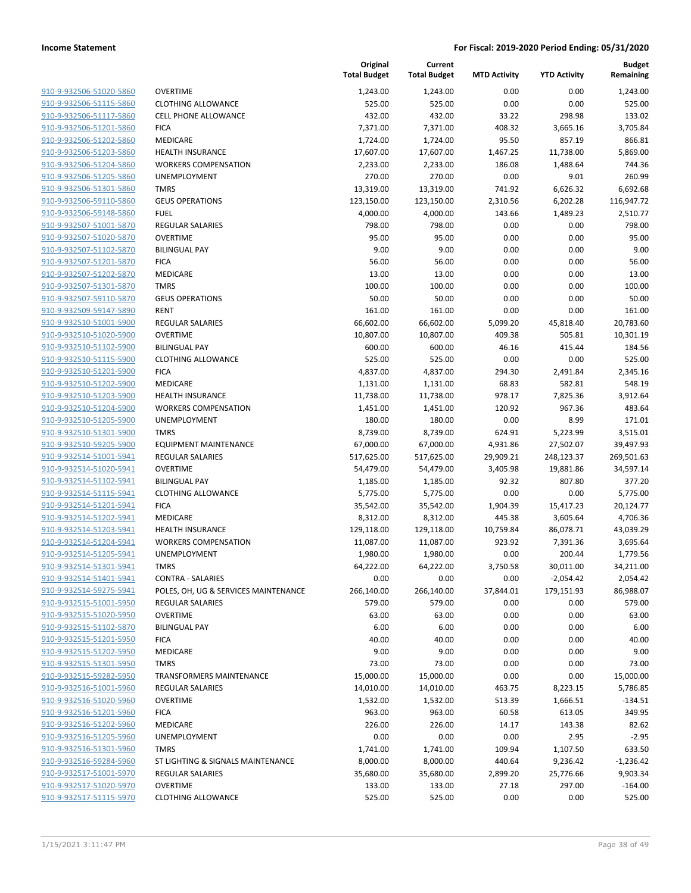**Income Statement** | **For Fiscal: 2019-2020 Period Ending: 05/31/2020**

| | | Original Total Budget | Current Total Budget | MTD Activity | YTD Activity | Budget Remaining |
|---|---|---|---|---|---|---|
| 910-9-932506-51020-5860 | OVERTIME | 1,243.00 | 1,243.00 | 0.00 | 0.00 | 1,243.00 |
| 910-9-932506-51115-5860 | CLOTHING ALLOWANCE | 525.00 | 525.00 | 0.00 | 0.00 | 525.00 |
| 910-9-932506-51117-5860 | CELL PHONE ALLOWANCE | 432.00 | 432.00 | 33.22 | 298.98 | 133.02 |
| 910-9-932506-51201-5860 | FICA | 7,371.00 | 7,371.00 | 408.32 | 3,665.16 | 3,705.84 |
| 910-9-932506-51202-5860 | MEDICARE | 1,724.00 | 1,724.00 | 95.50 | 857.19 | 866.81 |
| 910-9-932506-51203-5860 | HEALTH INSURANCE | 17,607.00 | 17,607.00 | 1,467.25 | 11,738.00 | 5,869.00 |
| 910-9-932506-51204-5860 | WORKERS COMPENSATION | 2,233.00 | 2,233.00 | 186.08 | 1,488.64 | 744.36 |
| 910-9-932506-51205-5860 | UNEMPLOYMENT | 270.00 | 270.00 | 0.00 | 9.01 | 260.99 |
| 910-9-932506-51301-5860 | TMRS | 13,319.00 | 13,319.00 | 741.92 | 6,626.32 | 6,692.68 |
| 910-9-932506-59110-5860 | GEUS OPERATIONS | 123,150.00 | 123,150.00 | 2,310.56 | 6,202.28 | 116,947.72 |
| 910-9-932506-59148-5860 | FUEL | 4,000.00 | 4,000.00 | 143.66 | 1,489.23 | 2,510.77 |
| 910-9-932507-51001-5870 | REGULAR SALARIES | 798.00 | 798.00 | 0.00 | 0.00 | 798.00 |
| 910-9-932507-51020-5870 | OVERTIME | 95.00 | 95.00 | 0.00 | 0.00 | 95.00 |
| 910-9-932507-51102-5870 | BILINGUAL PAY | 9.00 | 9.00 | 0.00 | 0.00 | 9.00 |
| 910-9-932507-51201-5870 | FICA | 56.00 | 56.00 | 0.00 | 0.00 | 56.00 |
| 910-9-932507-51202-5870 | MEDICARE | 13.00 | 13.00 | 0.00 | 0.00 | 13.00 |
| 910-9-932507-51301-5870 | TMRS | 100.00 | 100.00 | 0.00 | 0.00 | 100.00 |
| 910-9-932507-59110-5870 | GEUS OPERATIONS | 50.00 | 50.00 | 0.00 | 0.00 | 50.00 |
| 910-9-932509-59147-5890 | RENT | 161.00 | 161.00 | 0.00 | 0.00 | 161.00 |
| 910-9-932510-51001-5900 | REGULAR SALARIES | 66,602.00 | 66,602.00 | 5,099.20 | 45,818.40 | 20,783.60 |
| 910-9-932510-51020-5900 | OVERTIME | 10,807.00 | 10,807.00 | 409.38 | 505.81 | 10,301.19 |
| 910-9-932510-51102-5900 | BILINGUAL PAY | 600.00 | 600.00 | 46.16 | 415.44 | 184.56 |
| 910-9-932510-51115-5900 | CLOTHING ALLOWANCE | 525.00 | 525.00 | 0.00 | 0.00 | 525.00 |
| 910-9-932510-51201-5900 | FICA | 4,837.00 | 4,837.00 | 294.30 | 2,491.84 | 2,345.16 |
| 910-9-932510-51202-5900 | MEDICARE | 1,131.00 | 1,131.00 | 68.83 | 582.81 | 548.19 |
| 910-9-932510-51203-5900 | HEALTH INSURANCE | 11,738.00 | 11,738.00 | 978.17 | 7,825.36 | 3,912.64 |
| 910-9-932510-51204-5900 | WORKERS COMPENSATION | 1,451.00 | 1,451.00 | 120.92 | 967.36 | 483.64 |
| 910-9-932510-51205-5900 | UNEMPLOYMENT | 180.00 | 180.00 | 0.00 | 8.99 | 171.01 |
| 910-9-932510-51301-5900 | TMRS | 8,739.00 | 8,739.00 | 624.91 | 5,223.99 | 3,515.01 |
| 910-9-932510-59205-5900 | EQUIPMENT MAINTENANCE | 67,000.00 | 67,000.00 | 4,931.86 | 27,502.07 | 39,497.93 |
| 910-9-932514-51001-5941 | REGULAR SALARIES | 517,625.00 | 517,625.00 | 29,909.21 | 248,123.37 | 269,501.63 |
| 910-9-932514-51020-5941 | OVERTIME | 54,479.00 | 54,479.00 | 3,405.98 | 19,881.86 | 34,597.14 |
| 910-9-932514-51102-5941 | BILINGUAL PAY | 1,185.00 | 1,185.00 | 92.32 | 807.80 | 377.20 |
| 910-9-932514-51115-5941 | CLOTHING ALLOWANCE | 5,775.00 | 5,775.00 | 0.00 | 0.00 | 5,775.00 |
| 910-9-932514-51201-5941 | FICA | 35,542.00 | 35,542.00 | 1,904.39 | 15,417.23 | 20,124.77 |
| 910-9-932514-51202-5941 | MEDICARE | 8,312.00 | 8,312.00 | 445.38 | 3,605.64 | 4,706.36 |
| 910-9-932514-51203-5941 | HEALTH INSURANCE | 129,118.00 | 129,118.00 | 10,759.84 | 86,078.71 | 43,039.29 |
| 910-9-932514-51204-5941 | WORKERS COMPENSATION | 11,087.00 | 11,087.00 | 923.92 | 7,391.36 | 3,695.64 |
| 910-9-932514-51205-5941 | UNEMPLOYMENT | 1,980.00 | 1,980.00 | 0.00 | 200.44 | 1,779.56 |
| 910-9-932514-51301-5941 | TMRS | 64,222.00 | 64,222.00 | 3,750.58 | 30,011.00 | 34,211.00 |
| 910-9-932514-51401-5941 | CONTRA - SALARIES | 0.00 | 0.00 | 0.00 | -2,054.42 | 2,054.42 |
| 910-9-932514-59275-5941 | POLES, OH, UG & SERVICES MAINTENANCE | 266,140.00 | 266,140.00 | 37,844.01 | 179,151.93 | 86,988.07 |
| 910-9-932515-51001-5950 | REGULAR SALARIES | 579.00 | 579.00 | 0.00 | 0.00 | 579.00 |
| 910-9-932515-51020-5950 | OVERTIME | 63.00 | 63.00 | 0.00 | 0.00 | 63.00 |
| 910-9-932515-51102-5870 | BILINGUAL PAY | 6.00 | 6.00 | 0.00 | 0.00 | 6.00 |
| 910-9-932515-51201-5950 | FICA | 40.00 | 40.00 | 0.00 | 0.00 | 40.00 |
| 910-9-932515-51202-5950 | MEDICARE | 9.00 | 9.00 | 0.00 | 0.00 | 9.00 |
| 910-9-932515-51301-5950 | TMRS | 73.00 | 73.00 | 0.00 | 0.00 | 73.00 |
| 910-9-932515-59282-5950 | TRANSFORMERS MAINTENANCE | 15,000.00 | 15,000.00 | 0.00 | 0.00 | 15,000.00 |
| 910-9-932516-51001-5960 | REGULAR SALARIES | 14,010.00 | 14,010.00 | 463.75 | 8,223.15 | 5,786.85 |
| 910-9-932516-51020-5960 | OVERTIME | 1,532.00 | 1,532.00 | 513.39 | 1,666.51 | -134.51 |
| 910-9-932516-51201-5960 | FICA | 963.00 | 963.00 | 60.58 | 613.05 | 349.95 |
| 910-9-932516-51202-5960 | MEDICARE | 226.00 | 226.00 | 14.17 | 143.38 | 82.62 |
| 910-9-932516-51205-5960 | UNEMPLOYMENT | 0.00 | 0.00 | 0.00 | 2.95 | -2.95 |
| 910-9-932516-51301-5960 | TMRS | 1,741.00 | 1,741.00 | 109.94 | 1,107.50 | 633.50 |
| 910-9-932516-59284-5960 | ST LIGHTING & SIGNALS MAINTENANCE | 8,000.00 | 8,000.00 | 440.64 | 9,236.42 | -1,236.42 |
| 910-9-932517-51001-5970 | REGULAR SALARIES | 35,680.00 | 35,680.00 | 2,899.20 | 25,776.66 | 9,903.34 |
| 910-9-932517-51020-5970 | OVERTIME | 133.00 | 133.00 | 27.18 | 297.00 | -164.00 |
| 910-9-932517-51115-5970 | CLOTHING ALLOWANCE | 525.00 | 525.00 | 0.00 | 0.00 | 525.00 |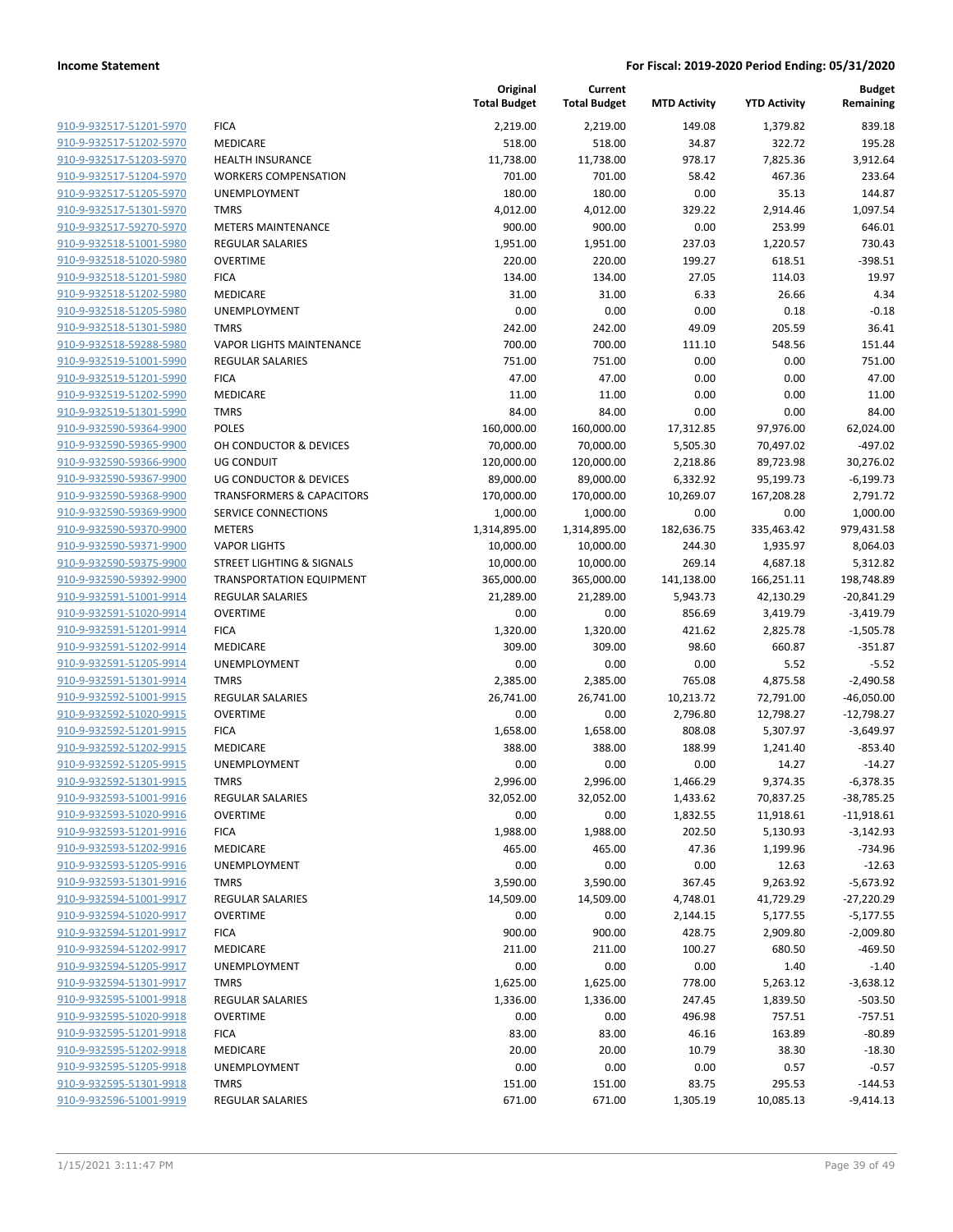| | | Original Total Budget | Current Total Budget | MTD Activity | YTD Activity | Budget Remaining |
|---|---|---|---|---|---|---|
| 910-9-932517-51201-5970 | FICA | 2,219.00 | 2,219.00 | 149.08 | 1,379.82 | 839.18 |
| 910-9-932517-51202-5970 | MEDICARE | 518.00 | 518.00 | 34.87 | 322.72 | 195.28 |
| 910-9-932517-51203-5970 | HEALTH INSURANCE | 11,738.00 | 11,738.00 | 978.17 | 7,825.36 | 3,912.64 |
| 910-9-932517-51204-5970 | WORKERS COMPENSATION | 701.00 | 701.00 | 58.42 | 467.36 | 233.64 |
| 910-9-932517-51205-5970 | UNEMPLOYMENT | 180.00 | 180.00 | 0.00 | 35.13 | 144.87 |
| 910-9-932517-51301-5970 | TMRS | 4,012.00 | 4,012.00 | 329.22 | 2,914.46 | 1,097.54 |
| 910-9-932517-59270-5970 | METERS MAINTENANCE | 900.00 | 900.00 | 0.00 | 253.99 | 646.01 |
| 910-9-932518-51001-5980 | REGULAR SALARIES | 1,951.00 | 1,951.00 | 237.03 | 1,220.57 | 730.43 |
| 910-9-932518-51020-5980 | OVERTIME | 220.00 | 220.00 | 199.27 | 618.51 | -398.51 |
| 910-9-932518-51201-5980 | FICA | 134.00 | 134.00 | 27.05 | 114.03 | 19.97 |
| 910-9-932518-51202-5980 | MEDICARE | 31.00 | 31.00 | 6.33 | 26.66 | 4.34 |
| 910-9-932518-51205-5980 | UNEMPLOYMENT | 0.00 | 0.00 | 0.00 | 0.18 | -0.18 |
| 910-9-932518-51301-5980 | TMRS | 242.00 | 242.00 | 49.09 | 205.59 | 36.41 |
| 910-9-932518-59288-5980 | VAPOR LIGHTS MAINTENANCE | 700.00 | 700.00 | 111.10 | 548.56 | 151.44 |
| 910-9-932519-51001-5990 | REGULAR SALARIES | 751.00 | 751.00 | 0.00 | 0.00 | 751.00 |
| 910-9-932519-51201-5990 | FICA | 47.00 | 47.00 | 0.00 | 0.00 | 47.00 |
| 910-9-932519-51202-5990 | MEDICARE | 11.00 | 11.00 | 0.00 | 0.00 | 11.00 |
| 910-9-932519-51301-5990 | TMRS | 84.00 | 84.00 | 0.00 | 0.00 | 84.00 |
| 910-9-932590-59364-9900 | POLES | 160,000.00 | 160,000.00 | 17,312.85 | 97,976.00 | 62,024.00 |
| 910-9-932590-59365-9900 | OH CONDUCTOR & DEVICES | 70,000.00 | 70,000.00 | 5,505.30 | 70,497.02 | -497.02 |
| 910-9-932590-59366-9900 | UG CONDUIT | 120,000.00 | 120,000.00 | 2,218.86 | 89,723.98 | 30,276.02 |
| 910-9-932590-59367-9900 | UG CONDUCTOR & DEVICES | 89,000.00 | 89,000.00 | 6,332.92 | 95,199.73 | -6,199.73 |
| 910-9-932590-59368-9900 | TRANSFORMERS & CAPACITORS | 170,000.00 | 170,000.00 | 10,269.07 | 167,208.28 | 2,791.72 |
| 910-9-932590-59369-9900 | SERVICE CONNECTIONS | 1,000.00 | 1,000.00 | 0.00 | 0.00 | 1,000.00 |
| 910-9-932590-59370-9900 | METERS | 1,314,895.00 | 1,314,895.00 | 182,636.75 | 335,463.42 | 979,431.58 |
| 910-9-932590-59371-9900 | VAPOR LIGHTS | 10,000.00 | 10,000.00 | 244.30 | 1,935.97 | 8,064.03 |
| 910-9-932590-59375-9900 | STREET LIGHTING & SIGNALS | 10,000.00 | 10,000.00 | 269.14 | 4,687.18 | 5,312.82 |
| 910-9-932590-59392-9900 | TRANSPORTATION EQUIPMENT | 365,000.00 | 365,000.00 | 141,138.00 | 166,251.11 | 198,748.89 |
| 910-9-932591-51001-9914 | REGULAR SALARIES | 21,289.00 | 21,289.00 | 5,943.73 | 42,130.29 | -20,841.29 |
| 910-9-932591-51020-9914 | OVERTIME | 0.00 | 0.00 | 856.69 | 3,419.79 | -3,419.79 |
| 910-9-932591-51201-9914 | FICA | 1,320.00 | 1,320.00 | 421.62 | 2,825.78 | -1,505.78 |
| 910-9-932591-51202-9914 | MEDICARE | 309.00 | 309.00 | 98.60 | 660.87 | -351.87 |
| 910-9-932591-51205-9914 | UNEMPLOYMENT | 0.00 | 0.00 | 0.00 | 5.52 | -5.52 |
| 910-9-932591-51301-9914 | TMRS | 2,385.00 | 2,385.00 | 765.08 | 4,875.58 | -2,490.58 |
| 910-9-932592-51001-9915 | REGULAR SALARIES | 26,741.00 | 26,741.00 | 10,213.72 | 72,791.00 | -46,050.00 |
| 910-9-932592-51020-9915 | OVERTIME | 0.00 | 0.00 | 2,796.80 | 12,798.27 | -12,798.27 |
| 910-9-932592-51201-9915 | FICA | 1,658.00 | 1,658.00 | 808.08 | 5,307.97 | -3,649.97 |
| 910-9-932592-51202-9915 | MEDICARE | 388.00 | 388.00 | 188.99 | 1,241.40 | -853.40 |
| 910-9-932592-51205-9915 | UNEMPLOYMENT | 0.00 | 0.00 | 0.00 | 14.27 | -14.27 |
| 910-9-932592-51301-9915 | TMRS | 2,996.00 | 2,996.00 | 1,466.29 | 9,374.35 | -6,378.35 |
| 910-9-932593-51001-9916 | REGULAR SALARIES | 32,052.00 | 32,052.00 | 1,433.62 | 70,837.25 | -38,785.25 |
| 910-9-932593-51020-9916 | OVERTIME | 0.00 | 0.00 | 1,832.55 | 11,918.61 | -11,918.61 |
| 910-9-932593-51201-9916 | FICA | 1,988.00 | 1,988.00 | 202.50 | 5,130.93 | -3,142.93 |
| 910-9-932593-51202-9916 | MEDICARE | 465.00 | 465.00 | 47.36 | 1,199.96 | -734.96 |
| 910-9-932593-51205-9916 | UNEMPLOYMENT | 0.00 | 0.00 | 0.00 | 12.63 | -12.63 |
| 910-9-932593-51301-9916 | TMRS | 3,590.00 | 3,590.00 | 367.45 | 9,263.92 | -5,673.92 |
| 910-9-932594-51001-9917 | REGULAR SALARIES | 14,509.00 | 14,509.00 | 4,748.01 | 41,729.29 | -27,220.29 |
| 910-9-932594-51020-9917 | OVERTIME | 0.00 | 0.00 | 2,144.15 | 5,177.55 | -5,177.55 |
| 910-9-932594-51201-9917 | FICA | 900.00 | 900.00 | 428.75 | 2,909.80 | -2,009.80 |
| 910-9-932594-51202-9917 | MEDICARE | 211.00 | 211.00 | 100.27 | 680.50 | -469.50 |
| 910-9-932594-51205-9917 | UNEMPLOYMENT | 0.00 | 0.00 | 0.00 | 1.40 | -1.40 |
| 910-9-932594-51301-9917 | TMRS | 1,625.00 | 1,625.00 | 778.00 | 5,263.12 | -3,638.12 |
| 910-9-932595-51001-9918 | REGULAR SALARIES | 1,336.00 | 1,336.00 | 247.45 | 1,839.50 | -503.50 |
| 910-9-932595-51020-9918 | OVERTIME | 0.00 | 0.00 | 496.98 | 757.51 | -757.51 |
| 910-9-932595-51201-9918 | FICA | 83.00 | 83.00 | 46.16 | 163.89 | -80.89 |
| 910-9-932595-51202-9918 | MEDICARE | 20.00 | 20.00 | 10.79 | 38.30 | -18.30 |
| 910-9-932595-51205-9918 | UNEMPLOYMENT | 0.00 | 0.00 | 0.00 | 0.57 | -0.57 |
| 910-9-932595-51301-9918 | TMRS | 151.00 | 151.00 | 83.75 | 295.53 | -144.53 |
| 910-9-932596-51001-9919 | REGULAR SALARIES | 671.00 | 671.00 | 1,305.19 | 10,085.13 | -9,414.13 |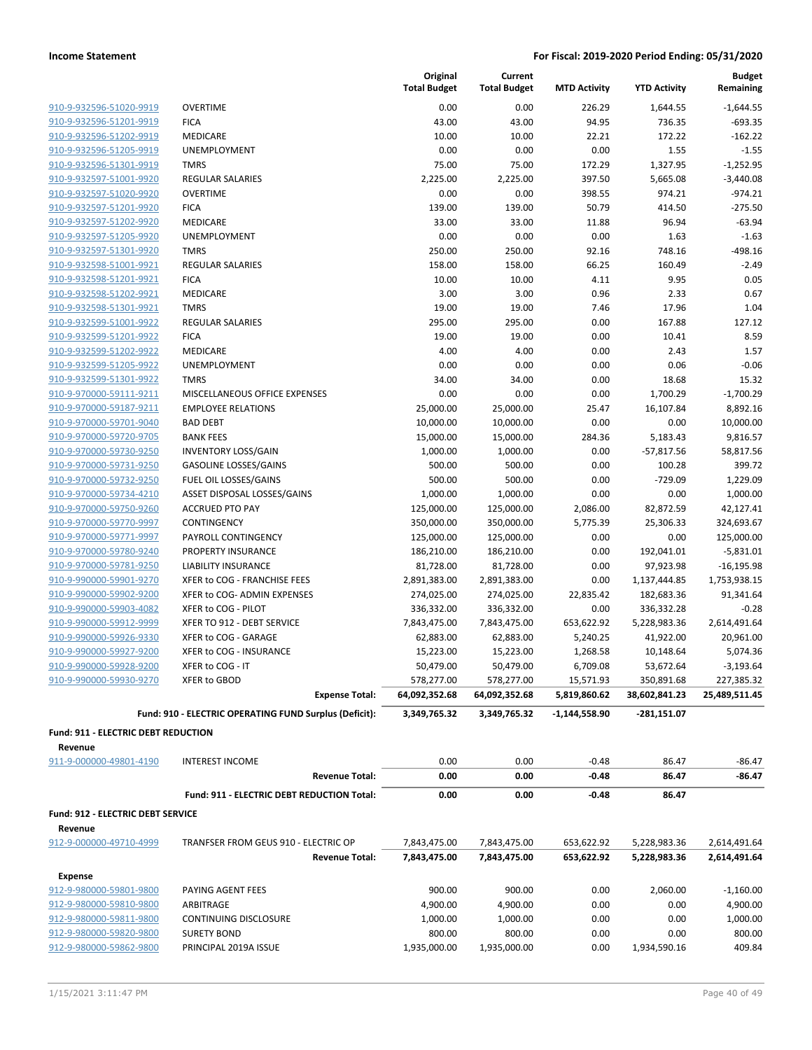| | | Original Total Budget | Current Total Budget | MTD Activity | YTD Activity | Budget Remaining |
|---|---|---|---|---|---|---|
| 910-9-932596-51020-9919 | OVERTIME | 0.00 | 0.00 | 226.29 | 1,644.55 | -1,644.55 |
| 910-9-932596-51201-9919 | FICA | 43.00 | 43.00 | 94.95 | 736.35 | -693.35 |
| 910-9-932596-51202-9919 | MEDICARE | 10.00 | 10.00 | 22.21 | 172.22 | -162.22 |
| 910-9-932596-51205-9919 | UNEMPLOYMENT | 0.00 | 0.00 | 0.00 | 1.55 | -1.55 |
| 910-9-932596-51301-9919 | TMRS | 75.00 | 75.00 | 172.29 | 1,327.95 | -1,252.95 |
| 910-9-932597-51001-9920 | REGULAR SALARIES | 2,225.00 | 2,225.00 | 397.50 | 5,665.08 | -3,440.08 |
| 910-9-932597-51020-9920 | OVERTIME | 0.00 | 0.00 | 398.55 | 974.21 | -974.21 |
| 910-9-932597-51201-9920 | FICA | 139.00 | 139.00 | 50.79 | 414.50 | -275.50 |
| 910-9-932597-51202-9920 | MEDICARE | 33.00 | 33.00 | 11.88 | 96.94 | -63.94 |
| 910-9-932597-51205-9920 | UNEMPLOYMENT | 0.00 | 0.00 | 0.00 | 1.63 | -1.63 |
| 910-9-932597-51301-9920 | TMRS | 250.00 | 250.00 | 92.16 | 748.16 | -498.16 |
| 910-9-932598-51001-9921 | REGULAR SALARIES | 158.00 | 158.00 | 66.25 | 160.49 | -2.49 |
| 910-9-932598-51201-9921 | FICA | 10.00 | 10.00 | 4.11 | 9.95 | 0.05 |
| 910-9-932598-51202-9921 | MEDICARE | 3.00 | 3.00 | 0.96 | 2.33 | 0.67 |
| 910-9-932598-51301-9921 | TMRS | 19.00 | 19.00 | 7.46 | 17.96 | 1.04 |
| 910-9-932599-51001-9922 | REGULAR SALARIES | 295.00 | 295.00 | 0.00 | 167.88 | 127.12 |
| 910-9-932599-51201-9922 | FICA | 19.00 | 19.00 | 0.00 | 10.41 | 8.59 |
| 910-9-932599-51202-9922 | MEDICARE | 4.00 | 4.00 | 0.00 | 2.43 | 1.57 |
| 910-9-932599-51205-9922 | UNEMPLOYMENT | 0.00 | 0.00 | 0.00 | 0.06 | -0.06 |
| 910-9-932599-51301-9922 | TMRS | 34.00 | 34.00 | 0.00 | 18.68 | 15.32 |
| 910-9-970000-59111-9211 | MISCELLANEOUS OFFICE EXPENSES | 0.00 | 0.00 | 0.00 | 1,700.29 | -1,700.29 |
| 910-9-970000-59187-9211 | EMPLOYEE RELATIONS | 25,000.00 | 25,000.00 | 25.47 | 16,107.84 | 8,892.16 |
| 910-9-970000-59701-9040 | BAD DEBT | 10,000.00 | 10,000.00 | 0.00 | 0.00 | 10,000.00 |
| 910-9-970000-59720-9705 | BANK FEES | 15,000.00 | 15,000.00 | 284.36 | 5,183.43 | 9,816.57 |
| 910-9-970000-59730-9250 | INVENTORY LOSS/GAIN | 1,000.00 | 1,000.00 | 0.00 | -57,817.56 | 58,817.56 |
| 910-9-970000-59731-9250 | GASOLINE LOSSES/GAINS | 500.00 | 500.00 | 0.00 | 100.28 | 399.72 |
| 910-9-970000-59732-9250 | FUEL OIL LOSSES/GAINS | 500.00 | 500.00 | 0.00 | -729.09 | 1,229.09 |
| 910-9-970000-59734-4210 | ASSET DISPOSAL LOSSES/GAINS | 1,000.00 | 1,000.00 | 0.00 | 0.00 | 1,000.00 |
| 910-9-970000-59750-9260 | ACCRUED PTO PAY | 125,000.00 | 125,000.00 | 2,086.00 | 82,872.59 | 42,127.41 |
| 910-9-970000-59770-9997 | CONTINGENCY | 350,000.00 | 350,000.00 | 5,775.39 | 25,306.33 | 324,693.67 |
| 910-9-970000-59771-9997 | PAYROLL CONTINGENCY | 125,000.00 | 125,000.00 | 0.00 | 0.00 | 125,000.00 |
| 910-9-970000-59780-9240 | PROPERTY INSURANCE | 186,210.00 | 186,210.00 | 0.00 | 192,041.01 | -5,831.01 |
| 910-9-970000-59781-9250 | LIABILITY INSURANCE | 81,728.00 | 81,728.00 | 0.00 | 97,923.98 | -16,195.98 |
| 910-9-990000-59901-9270 | XFER to COG - FRANCHISE FEES | 2,891,383.00 | 2,891,383.00 | 0.00 | 1,137,444.85 | 1,753,938.15 |
| 910-9-990000-59902-9200 | XFER to COG- ADMIN EXPENSES | 274,025.00 | 274,025.00 | 22,835.42 | 182,683.36 | 91,341.64 |
| 910-9-990000-59903-4082 | XFER to COG - PILOT | 336,332.00 | 336,332.00 | 0.00 | 336,332.28 | -0.28 |
| 910-9-990000-59912-9999 | XFER TO 912 - DEBT SERVICE | 7,843,475.00 | 7,843,475.00 | 653,622.92 | 5,228,983.36 | 2,614,491.64 |
| 910-9-990000-59926-9330 | XFER to COG - GARAGE | 62,883.00 | 62,883.00 | 5,240.25 | 41,922.00 | 20,961.00 |
| 910-9-990000-59927-9200 | XFER to COG - INSURANCE | 15,223.00 | 15,223.00 | 1,268.58 | 10,148.64 | 5,074.36 |
| 910-9-990000-59928-9200 | XFER to COG - IT | 50,479.00 | 50,479.00 | 6,709.08 | 53,672.64 | -3,193.64 |
| 910-9-990000-59930-9270 | XFER to GBOD | 578,277.00 | 578,277.00 | 15,571.93 | 350,891.68 | 227,385.32 |
| | **Expense Total:** | **64,092,352.68** | **64,092,352.68** | **5,819,860.62** | **38,602,841.23** | **25,489,511.45** |
| | **Fund: 910 - ELECTRIC OPERATING FUND Surplus (Deficit):** | **3,349,765.32** | **3,349,765.32** | **-1,144,558.90** | **-281,151.07** | |

**Fund: 911 - ELECTRIC DEBT REDUCTION**

**Revenue**

| | | Original Total Budget | Current Total Budget | MTD Activity | YTD Activity | Budget Remaining |
|---|---|---|---|---|---|---|
| 911-9-000000-49801-4190 | INTEREST INCOME | 0.00 | 0.00 | -0.48 | 86.47 | -86.47 |
| | **Revenue Total:** | **0.00** | **0.00** | **-0.48** | **86.47** | **-86.47** |
| | **Fund: 911 - ELECTRIC DEBT REDUCTION Total:** | **0.00** | **0.00** | **-0.48** | **86.47** | |

**Fund: 912 - ELECTRIC DEBT SERVICE**

**Revenue**

| | | Original Total Budget | Current Total Budget | MTD Activity | YTD Activity | Budget Remaining |
|---|---|---|---|---|---|---|
| 912-9-000000-49710-4999 | TRANFSER FROM GEUS 910 - ELECTRIC OP | 7,843,475.00 | 7,843,475.00 | 653,622.92 | 5,228,983.36 | 2,614,491.64 |
| | **Revenue Total:** | **7,843,475.00** | **7,843,475.00** | **653,622.92** | **5,228,983.36** | **2,614,491.64** |

**Expense**

| | | Original Total Budget | Current Total Budget | MTD Activity | YTD Activity | Budget Remaining |
|---|---|---|---|---|---|---|
| 912-9-980000-59801-9800 | PAYING AGENT FEES | 900.00 | 900.00 | 0.00 | 2,060.00 | -1,160.00 |
| 912-9-980000-59810-9800 | ARBITRAGE | 4,900.00 | 4,900.00 | 0.00 | 0.00 | 4,900.00 |
| 912-9-980000-59811-9800 | CONTINUING DISCLOSURE | 1,000.00 | 1,000.00 | 0.00 | 0.00 | 1,000.00 |
| 912-9-980000-59820-9800 | SURETY BOND | 800.00 | 800.00 | 0.00 | 0.00 | 800.00 |
| 912-9-980000-59862-9800 | PRINCIPAL 2019A ISSUE | 1,935,000.00 | 1,935,000.00 | 0.00 | 1,934,590.16 | 409.84 |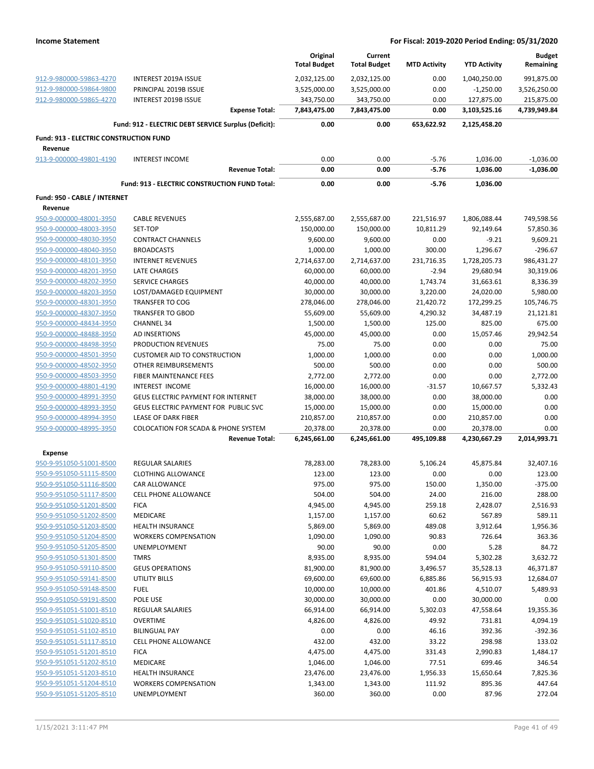| | | Original Total Budget | Current Total Budget | MTD Activity | YTD Activity | Budget Remaining |
|---|---|---|---|---|---|---|
| 912-9-980000-59863-4270 | INTEREST 2019A ISSUE | 2,032,125.00 | 2,032,125.00 | 0.00 | 1,040,250.00 | 991,875.00 |
| 912-9-980000-59864-9800 | PRINCIPAL 2019B ISSUE | 3,525,000.00 | 3,525,000.00 | 0.00 | -1,250.00 | 3,526,250.00 |
| 912-9-980000-59865-4270 | INTEREST 2019B ISSUE | 343,750.00 | 343,750.00 | 0.00 | 127,875.00 | 215,875.00 |
| | **Expense Total:** | **7,843,475.00** | **7,843,475.00** | **0.00** | **3,103,525.16** | **4,739,949.84** |
| | **Fund: 912 - ELECTRIC DEBT SERVICE Surplus (Deficit):** | **0.00** | **0.00** | **653,622.92** | **2,125,458.20** | |
| **Fund: 913 - ELECTRIC CONSTRUCTION FUND** | | | | | | |
| **Revenue** | | | | | | |
| 913-9-000000-49801-4190 | INTEREST INCOME | 0.00 | 0.00 | -5.76 | 1,036.00 | -1,036.00 |
| | **Revenue Total:** | **0.00** | **0.00** | **-5.76** | **1,036.00** | **-1,036.00** |
| | **Fund: 913 - ELECTRIC CONSTRUCTION FUND Total:** | **0.00** | **0.00** | **-5.76** | **1,036.00** | |
| **Fund: 950 - CABLE / INTERNET** | | | | | | |
| **Revenue** | | | | | | |
| 950-9-000000-48001-3950 | CABLE REVENUES | 2,555,687.00 | 2,555,687.00 | 221,516.97 | 1,806,088.44 | 749,598.56 |
| 950-9-000000-48003-3950 | SET-TOP | 150,000.00 | 150,000.00 | 10,811.29 | 92,149.64 | 57,850.36 |
| 950-9-000000-48030-3950 | CONTRACT CHANNELS | 9,600.00 | 9,600.00 | 0.00 | -9.21 | 9,609.21 |
| 950-9-000000-48040-3950 | BROADCASTS | 1,000.00 | 1,000.00 | 300.00 | 1,296.67 | -296.67 |
| 950-9-000000-48101-3950 | INTERNET REVENUES | 2,714,637.00 | 2,714,637.00 | 231,716.35 | 1,728,205.73 | 986,431.27 |
| 950-9-000000-48201-3950 | LATE CHARGES | 60,000.00 | 60,000.00 | -2.94 | 29,680.94 | 30,319.06 |
| 950-9-000000-48202-3950 | SERVICE CHARGES | 40,000.00 | 40,000.00 | 1,743.74 | 31,663.61 | 8,336.39 |
| 950-9-000000-48203-3950 | LOST/DAMAGED EQUIPMENT | 30,000.00 | 30,000.00 | 3,220.00 | 24,020.00 | 5,980.00 |
| 950-9-000000-48301-3950 | TRANSFER TO COG | 278,046.00 | 278,046.00 | 21,420.72 | 172,299.25 | 105,746.75 |
| 950-9-000000-48307-3950 | TRANSFER TO GBOD | 55,609.00 | 55,609.00 | 4,290.32 | 34,487.19 | 21,121.81 |
| 950-9-000000-48434-3950 | CHANNEL 34 | 1,500.00 | 1,500.00 | 125.00 | 825.00 | 675.00 |
| 950-9-000000-48488-3950 | AD INSERTIONS | 45,000.00 | 45,000.00 | 0.00 | 15,057.46 | 29,942.54 |
| 950-9-000000-48498-3950 | PRODUCTION REVENUES | 75.00 | 75.00 | 0.00 | 0.00 | 75.00 |
| 950-9-000000-48501-3950 | CUSTOMER AID TO CONSTRUCTION | 1,000.00 | 1,000.00 | 0.00 | 0.00 | 1,000.00 |
| 950-9-000000-48502-3950 | OTHER REIMBURSEMENTS | 500.00 | 500.00 | 0.00 | 0.00 | 500.00 |
| 950-9-000000-48503-3950 | FIBER MAINTENANCE FEES | 2,772.00 | 2,772.00 | 0.00 | 0.00 | 2,772.00 |
| 950-9-000000-48801-4190 | INTEREST INCOME | 16,000.00 | 16,000.00 | -31.57 | 10,667.57 | 5,332.43 |
| 950-9-000000-48991-3950 | GEUS ELECTRIC PAYMENT FOR INTERNET | 38,000.00 | 38,000.00 | 0.00 | 38,000.00 | 0.00 |
| 950-9-000000-48993-3950 | GEUS ELECTRIC PAYMENT FOR PUBLIC SVC | 15,000.00 | 15,000.00 | 0.00 | 15,000.00 | 0.00 |
| 950-9-000000-48994-3950 | LEASE OF DARK FIBER | 210,857.00 | 210,857.00 | 0.00 | 210,857.00 | 0.00 |
| 950-9-000000-48995-3950 | COLOCATION FOR SCADA & PHONE SYSTEM | 20,378.00 | 20,378.00 | 0.00 | 20,378.00 | 0.00 |
| | **Revenue Total:** | **6,245,661.00** | **6,245,661.00** | **495,109.88** | **4,230,667.29** | **2,014,993.71** |
| **Expense** | | | | | | |
| 950-9-951050-51001-8500 | REGULAR SALARIES | 78,283.00 | 78,283.00 | 5,106.24 | 45,875.84 | 32,407.16 |
| 950-9-951050-51115-8500 | CLOTHING ALLOWANCE | 123.00 | 123.00 | 0.00 | 0.00 | 123.00 |
| 950-9-951050-51116-8500 | CAR ALLOWANCE | 975.00 | 975.00 | 150.00 | 1,350.00 | -375.00 |
| 950-9-951050-51117-8500 | CELL PHONE ALLOWANCE | 504.00 | 504.00 | 24.00 | 216.00 | 288.00 |
| 950-9-951050-51201-8500 | FICA | 4,945.00 | 4,945.00 | 259.18 | 2,428.07 | 2,516.93 |
| 950-9-951050-51202-8500 | MEDICARE | 1,157.00 | 1,157.00 | 60.62 | 567.89 | 589.11 |
| 950-9-951050-51203-8500 | HEALTH INSURANCE | 5,869.00 | 5,869.00 | 489.08 | 3,912.64 | 1,956.36 |
| 950-9-951050-51204-8500 | WORKERS COMPENSATION | 1,090.00 | 1,090.00 | 90.83 | 726.64 | 363.36 |
| 950-9-951050-51205-8500 | UNEMPLOYMENT | 90.00 | 90.00 | 0.00 | 5.28 | 84.72 |
| 950-9-951050-51301-8500 | TMRS | 8,935.00 | 8,935.00 | 594.04 | 5,302.28 | 3,632.72 |
| 950-9-951050-59110-8500 | GEUS OPERATIONS | 81,900.00 | 81,900.00 | 3,496.57 | 35,528.13 | 46,371.87 |
| 950-9-951050-59141-8500 | UTILITY BILLS | 69,600.00 | 69,600.00 | 6,885.86 | 56,915.93 | 12,684.07 |
| 950-9-951050-59148-8500 | FUEL | 10,000.00 | 10,000.00 | 401.86 | 4,510.07 | 5,489.93 |
| 950-9-951050-59191-8500 | POLE USE | 30,000.00 | 30,000.00 | 0.00 | 30,000.00 | 0.00 |
| 950-9-951051-51001-8510 | REGULAR SALARIES | 66,914.00 | 66,914.00 | 5,302.03 | 47,558.64 | 19,355.36 |
| 950-9-951051-51020-8510 | OVERTIME | 4,826.00 | 4,826.00 | 49.92 | 731.81 | 4,094.19 |
| 950-9-951051-51102-8510 | BILINGUAL PAY | 0.00 | 0.00 | 46.16 | 392.36 | -392.36 |
| 950-9-951051-51117-8510 | CELL PHONE ALLOWANCE | 432.00 | 432.00 | 33.22 | 298.98 | 133.02 |
| 950-9-951051-51201-8510 | FICA | 4,475.00 | 4,475.00 | 331.43 | 2,990.83 | 1,484.17 |
| 950-9-951051-51202-8510 | MEDICARE | 1,046.00 | 1,046.00 | 77.51 | 699.46 | 346.54 |
| 950-9-951051-51203-8510 | HEALTH INSURANCE | 23,476.00 | 23,476.00 | 1,956.33 | 15,650.64 | 7,825.36 |
| 950-9-951051-51204-8510 | WORKERS COMPENSATION | 1,343.00 | 1,343.00 | 111.92 | 895.36 | 447.64 |
| 950-9-951051-51205-8510 | UNEMPLOYMENT | 360.00 | 360.00 | 0.00 | 87.96 | 272.04 |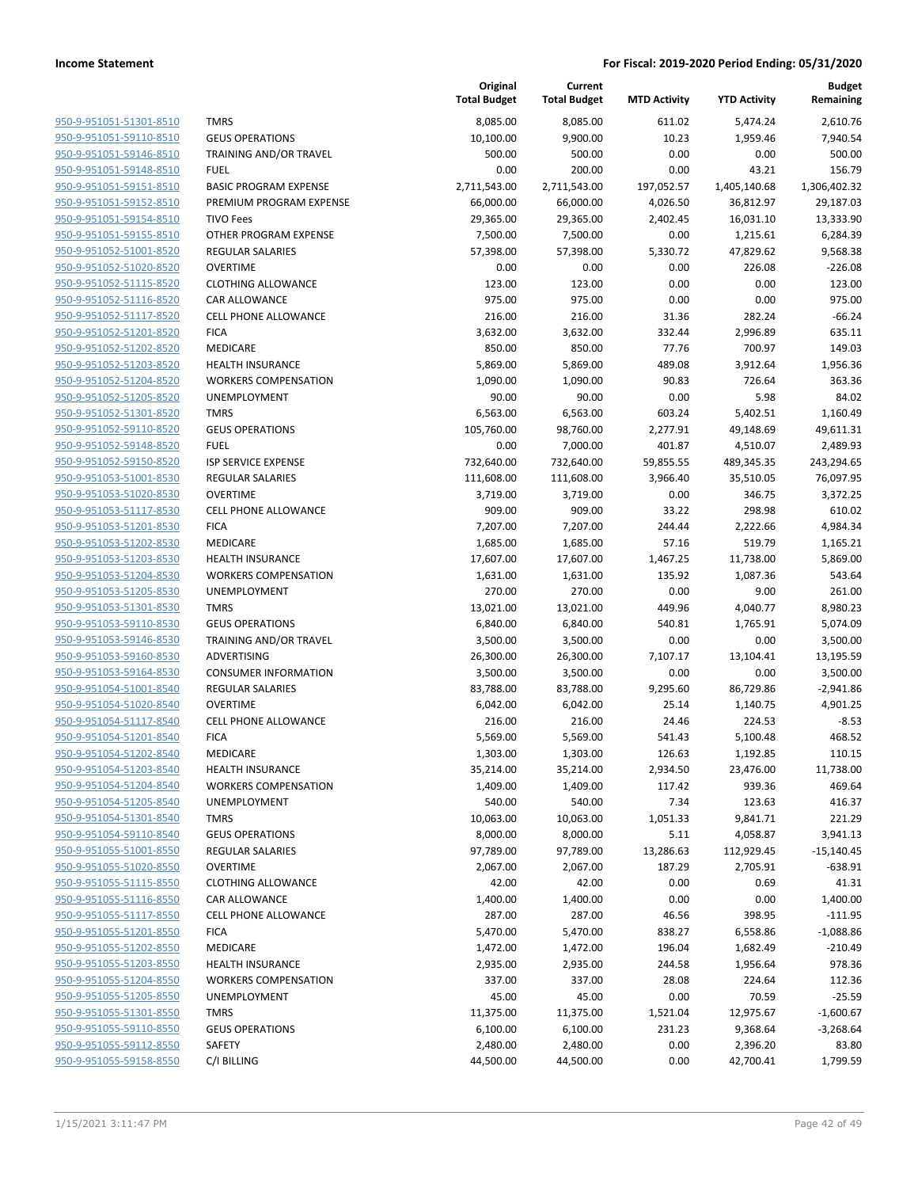| | | Original Total Budget | Current Total Budget | MTD Activity | YTD Activity | Budget Remaining |
|---|---|---|---|---|---|---|
| 950-9-951051-51301-8510 | TMRS | 8,085.00 | 8,085.00 | 611.02 | 5,474.24 | 2,610.76 |
| 950-9-951051-59110-8510 | GEUS OPERATIONS | 10,100.00 | 9,900.00 | 10.23 | 1,959.46 | 7,940.54 |
| 950-9-951051-59146-8510 | TRAINING AND/OR TRAVEL | 500.00 | 500.00 | 0.00 | 0.00 | 500.00 |
| 950-9-951051-59148-8510 | FUEL | 0.00 | 200.00 | 0.00 | 43.21 | 156.79 |
| 950-9-951051-59151-8510 | BASIC PROGRAM EXPENSE | 2,711,543.00 | 2,711,543.00 | 197,052.57 | 1,405,140.68 | 1,306,402.32 |
| 950-9-951051-59152-8510 | PREMIUM PROGRAM EXPENSE | 66,000.00 | 66,000.00 | 4,026.50 | 36,812.97 | 29,187.03 |
| 950-9-951051-59154-8510 | TIVO Fees | 29,365.00 | 29,365.00 | 2,402.45 | 16,031.10 | 13,333.90 |
| 950-9-951051-59155-8510 | OTHER PROGRAM EXPENSE | 7,500.00 | 7,500.00 | 0.00 | 1,215.61 | 6,284.39 |
| 950-9-951052-51001-8520 | REGULAR SALARIES | 57,398.00 | 57,398.00 | 5,330.72 | 47,829.62 | 9,568.38 |
| 950-9-951052-51020-8520 | OVERTIME | 0.00 | 0.00 | 0.00 | 226.08 | -226.08 |
| 950-9-951052-51115-8520 | CLOTHING ALLOWANCE | 123.00 | 123.00 | 0.00 | 0.00 | 123.00 |
| 950-9-951052-51116-8520 | CAR ALLOWANCE | 975.00 | 975.00 | 0.00 | 0.00 | 975.00 |
| 950-9-951052-51117-8520 | CELL PHONE ALLOWANCE | 216.00 | 216.00 | 31.36 | 282.24 | -66.24 |
| 950-9-951052-51201-8520 | FICA | 3,632.00 | 3,632.00 | 332.44 | 2,996.89 | 635.11 |
| 950-9-951052-51202-8520 | MEDICARE | 850.00 | 850.00 | 77.76 | 700.97 | 149.03 |
| 950-9-951052-51203-8520 | HEALTH INSURANCE | 5,869.00 | 5,869.00 | 489.08 | 3,912.64 | 1,956.36 |
| 950-9-951052-51204-8520 | WORKERS COMPENSATION | 1,090.00 | 1,090.00 | 90.83 | 726.64 | 363.36 |
| 950-9-951052-51205-8520 | UNEMPLOYMENT | 90.00 | 90.00 | 0.00 | 5.98 | 84.02 |
| 950-9-951052-51301-8520 | TMRS | 6,563.00 | 6,563.00 | 603.24 | 5,402.51 | 1,160.49 |
| 950-9-951052-59110-8520 | GEUS OPERATIONS | 105,760.00 | 98,760.00 | 2,277.91 | 49,148.69 | 49,611.31 |
| 950-9-951052-59148-8520 | FUEL | 0.00 | 7,000.00 | 401.87 | 4,510.07 | 2,489.93 |
| 950-9-951052-59150-8520 | ISP SERVICE EXPENSE | 732,640.00 | 732,640.00 | 59,855.55 | 489,345.35 | 243,294.65 |
| 950-9-951053-51001-8530 | REGULAR SALARIES | 111,608.00 | 111,608.00 | 3,966.40 | 35,510.05 | 76,097.95 |
| 950-9-951053-51020-8530 | OVERTIME | 3,719.00 | 3,719.00 | 0.00 | 346.75 | 3,372.25 |
| 950-9-951053-51117-8530 | CELL PHONE ALLOWANCE | 909.00 | 909.00 | 33.22 | 298.98 | 610.02 |
| 950-9-951053-51201-8530 | FICA | 7,207.00 | 7,207.00 | 244.44 | 2,222.66 | 4,984.34 |
| 950-9-951053-51202-8530 | MEDICARE | 1,685.00 | 1,685.00 | 57.16 | 519.79 | 1,165.21 |
| 950-9-951053-51203-8530 | HEALTH INSURANCE | 17,607.00 | 17,607.00 | 1,467.25 | 11,738.00 | 5,869.00 |
| 950-9-951053-51204-8530 | WORKERS COMPENSATION | 1,631.00 | 1,631.00 | 135.92 | 1,087.36 | 543.64 |
| 950-9-951053-51205-8530 | UNEMPLOYMENT | 270.00 | 270.00 | 0.00 | 9.00 | 261.00 |
| 950-9-951053-51301-8530 | TMRS | 13,021.00 | 13,021.00 | 449.96 | 4,040.77 | 8,980.23 |
| 950-9-951053-59110-8530 | GEUS OPERATIONS | 6,840.00 | 6,840.00 | 540.81 | 1,765.91 | 5,074.09 |
| 950-9-951053-59146-8530 | TRAINING AND/OR TRAVEL | 3,500.00 | 3,500.00 | 0.00 | 0.00 | 3,500.00 |
| 950-9-951053-59160-8530 | ADVERTISING | 26,300.00 | 26,300.00 | 7,107.17 | 13,104.41 | 13,195.59 |
| 950-9-951053-59164-8530 | CONSUMER INFORMATION | 3,500.00 | 3,500.00 | 0.00 | 0.00 | 3,500.00 |
| 950-9-951054-51001-8540 | REGULAR SALARIES | 83,788.00 | 83,788.00 | 9,295.60 | 86,729.86 | -2,941.86 |
| 950-9-951054-51020-8540 | OVERTIME | 6,042.00 | 6,042.00 | 25.14 | 1,140.75 | 4,901.25 |
| 950-9-951054-51117-8540 | CELL PHONE ALLOWANCE | 216.00 | 216.00 | 24.46 | 224.53 | -8.53 |
| 950-9-951054-51201-8540 | FICA | 5,569.00 | 5,569.00 | 541.43 | 5,100.48 | 468.52 |
| 950-9-951054-51202-8540 | MEDICARE | 1,303.00 | 1,303.00 | 126.63 | 1,192.85 | 110.15 |
| 950-9-951054-51203-8540 | HEALTH INSURANCE | 35,214.00 | 35,214.00 | 2,934.50 | 23,476.00 | 11,738.00 |
| 950-9-951054-51204-8540 | WORKERS COMPENSATION | 1,409.00 | 1,409.00 | 117.42 | 939.36 | 469.64 |
| 950-9-951054-51205-8540 | UNEMPLOYMENT | 540.00 | 540.00 | 7.34 | 123.63 | 416.37 |
| 950-9-951054-51301-8540 | TMRS | 10,063.00 | 10,063.00 | 1,051.33 | 9,841.71 | 221.29 |
| 950-9-951054-59110-8540 | GEUS OPERATIONS | 8,000.00 | 8,000.00 | 5.11 | 4,058.87 | 3,941.13 |
| 950-9-951055-51001-8550 | REGULAR SALARIES | 97,789.00 | 97,789.00 | 13,286.63 | 112,929.45 | -15,140.45 |
| 950-9-951055-51020-8550 | OVERTIME | 2,067.00 | 2,067.00 | 187.29 | 2,705.91 | -638.91 |
| 950-9-951055-51115-8550 | CLOTHING ALLOWANCE | 42.00 | 42.00 | 0.00 | 0.69 | 41.31 |
| 950-9-951055-51116-8550 | CAR ALLOWANCE | 1,400.00 | 1,400.00 | 0.00 | 0.00 | 1,400.00 |
| 950-9-951055-51117-8550 | CELL PHONE ALLOWANCE | 287.00 | 287.00 | 46.56 | 398.95 | -111.95 |
| 950-9-951055-51201-8550 | FICA | 5,470.00 | 5,470.00 | 838.27 | 6,558.86 | -1,088.86 |
| 950-9-951055-51202-8550 | MEDICARE | 1,472.00 | 1,472.00 | 196.04 | 1,682.49 | -210.49 |
| 950-9-951055-51203-8550 | HEALTH INSURANCE | 2,935.00 | 2,935.00 | 244.58 | 1,956.64 | 978.36 |
| 950-9-951055-51204-8550 | WORKERS COMPENSATION | 337.00 | 337.00 | 28.08 | 224.64 | 112.36 |
| 950-9-951055-51205-8550 | UNEMPLOYMENT | 45.00 | 45.00 | 0.00 | 70.59 | -25.59 |
| 950-9-951055-51301-8550 | TMRS | 11,375.00 | 11,375.00 | 1,521.04 | 12,975.67 | -1,600.67 |
| 950-9-951055-59110-8550 | GEUS OPERATIONS | 6,100.00 | 6,100.00 | 231.23 | 9,368.64 | -3,268.64 |
| 950-9-951055-59112-8550 | SAFETY | 2,480.00 | 2,480.00 | 0.00 | 2,396.20 | 83.80 |
| 950-9-951055-59158-8550 | C/I BILLING | 44,500.00 | 44,500.00 | 0.00 | 42,700.41 | 1,799.59 |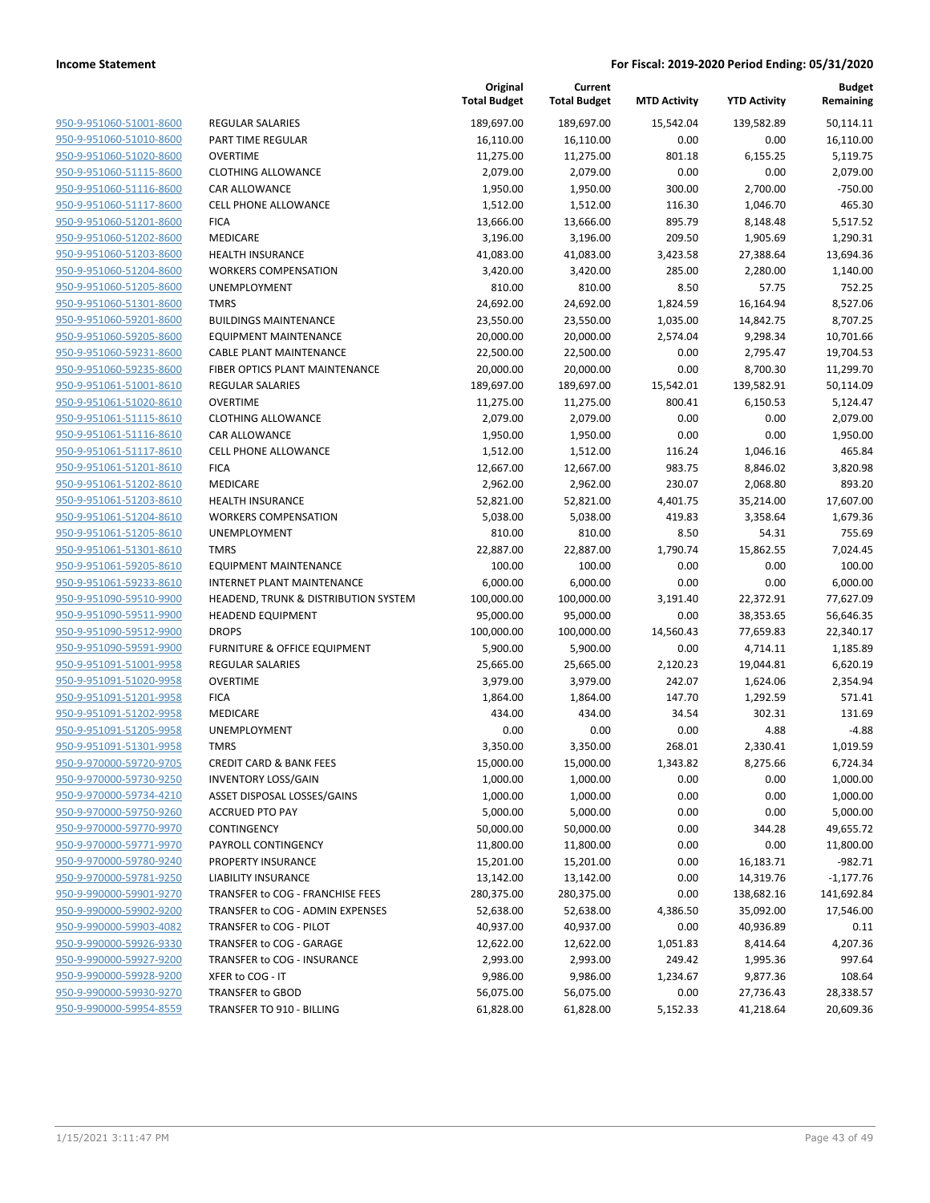**Income Statement** | **For Fiscal: 2019-2020 Period Ending: 05/31/2020**

| | | Original Total Budget | Current Total Budget | MTD Activity | YTD Activity | Budget Remaining |
|---|---|---|---|---|---|---|
| 950-9-951060-51001-8600 | REGULAR SALARIES | 189,697.00 | 189,697.00 | 15,542.04 | 139,582.89 | 50,114.11 |
| 950-9-951060-51010-8600 | PART TIME REGULAR | 16,110.00 | 16,110.00 | 0.00 | 0.00 | 16,110.00 |
| 950-9-951060-51020-8600 | OVERTIME | 11,275.00 | 11,275.00 | 801.18 | 6,155.25 | 5,119.75 |
| 950-9-951060-51115-8600 | CLOTHING ALLOWANCE | 2,079.00 | 2,079.00 | 0.00 | 0.00 | 2,079.00 |
| 950-9-951060-51116-8600 | CAR ALLOWANCE | 1,950.00 | 1,950.00 | 300.00 | 2,700.00 | -750.00 |
| 950-9-951060-51117-8600 | CELL PHONE ALLOWANCE | 1,512.00 | 1,512.00 | 116.30 | 1,046.70 | 465.30 |
| 950-9-951060-51201-8600 | FICA | 13,666.00 | 13,666.00 | 895.79 | 8,148.48 | 5,517.52 |
| 950-9-951060-51202-8600 | MEDICARE | 3,196.00 | 3,196.00 | 209.50 | 1,905.69 | 1,290.31 |
| 950-9-951060-51203-8600 | HEALTH INSURANCE | 41,083.00 | 41,083.00 | 3,423.58 | 27,388.64 | 13,694.36 |
| 950-9-951060-51204-8600 | WORKERS COMPENSATION | 3,420.00 | 3,420.00 | 285.00 | 2,280.00 | 1,140.00 |
| 950-9-951060-51205-8600 | UNEMPLOYMENT | 810.00 | 810.00 | 8.50 | 57.75 | 752.25 |
| 950-9-951060-51301-8600 | TMRS | 24,692.00 | 24,692.00 | 1,824.59 | 16,164.94 | 8,527.06 |
| 950-9-951060-59201-8600 | BUILDINGS MAINTENANCE | 23,550.00 | 23,550.00 | 1,035.00 | 14,842.75 | 8,707.25 |
| 950-9-951060-59205-8600 | EQUIPMENT MAINTENANCE | 20,000.00 | 20,000.00 | 2,574.04 | 9,298.34 | 10,701.66 |
| 950-9-951060-59231-8600 | CABLE PLANT MAINTENANCE | 22,500.00 | 22,500.00 | 0.00 | 2,795.47 | 19,704.53 |
| 950-9-951060-59235-8600 | FIBER OPTICS PLANT MAINTENANCE | 20,000.00 | 20,000.00 | 0.00 | 8,700.30 | 11,299.70 |
| 950-9-951061-51001-8610 | REGULAR SALARIES | 189,697.00 | 189,697.00 | 15,542.01 | 139,582.91 | 50,114.09 |
| 950-9-951061-51020-8610 | OVERTIME | 11,275.00 | 11,275.00 | 800.41 | 6,150.53 | 5,124.47 |
| 950-9-951061-51115-8610 | CLOTHING ALLOWANCE | 2,079.00 | 2,079.00 | 0.00 | 0.00 | 2,079.00 |
| 950-9-951061-51116-8610 | CAR ALLOWANCE | 1,950.00 | 1,950.00 | 0.00 | 0.00 | 1,950.00 |
| 950-9-951061-51117-8610 | CELL PHONE ALLOWANCE | 1,512.00 | 1,512.00 | 116.24 | 1,046.16 | 465.84 |
| 950-9-951061-51201-8610 | FICA | 12,667.00 | 12,667.00 | 983.75 | 8,846.02 | 3,820.98 |
| 950-9-951061-51202-8610 | MEDICARE | 2,962.00 | 2,962.00 | 230.07 | 2,068.80 | 893.20 |
| 950-9-951061-51203-8610 | HEALTH INSURANCE | 52,821.00 | 52,821.00 | 4,401.75 | 35,214.00 | 17,607.00 |
| 950-9-951061-51204-8610 | WORKERS COMPENSATION | 5,038.00 | 5,038.00 | 419.83 | 3,358.64 | 1,679.36 |
| 950-9-951061-51205-8610 | UNEMPLOYMENT | 810.00 | 810.00 | 8.50 | 54.31 | 755.69 |
| 950-9-951061-51301-8610 | TMRS | 22,887.00 | 22,887.00 | 1,790.74 | 15,862.55 | 7,024.45 |
| 950-9-951061-59205-8610 | EQUIPMENT MAINTENANCE | 100.00 | 100.00 | 0.00 | 0.00 | 100.00 |
| 950-9-951061-59233-8610 | INTERNET PLANT MAINTENANCE | 6,000.00 | 6,000.00 | 0.00 | 0.00 | 6,000.00 |
| 950-9-951090-59510-9900 | HEADEND, TRUNK & DISTRIBUTION SYSTEM | 100,000.00 | 100,000.00 | 3,191.40 | 22,372.91 | 77,627.09 |
| 950-9-951090-59511-9900 | HEADEND EQUIPMENT | 95,000.00 | 95,000.00 | 0.00 | 38,353.65 | 56,646.35 |
| 950-9-951090-59512-9900 | DROPS | 100,000.00 | 100,000.00 | 14,560.43 | 77,659.83 | 22,340.17 |
| 950-9-951090-59591-9900 | FURNITURE & OFFICE EQUIPMENT | 5,900.00 | 5,900.00 | 0.00 | 4,714.11 | 1,185.89 |
| 950-9-951091-51001-9958 | REGULAR SALARIES | 25,665.00 | 25,665.00 | 2,120.23 | 19,044.81 | 6,620.19 |
| 950-9-951091-51020-9958 | OVERTIME | 3,979.00 | 3,979.00 | 242.07 | 1,624.06 | 2,354.94 |
| 950-9-951091-51201-9958 | FICA | 1,864.00 | 1,864.00 | 147.70 | 1,292.59 | 571.41 |
| 950-9-951091-51202-9958 | MEDICARE | 434.00 | 434.00 | 34.54 | 302.31 | 131.69 |
| 950-9-951091-51205-9958 | UNEMPLOYMENT | 0.00 | 0.00 | 0.00 | 4.88 | -4.88 |
| 950-9-951091-51301-9958 | TMRS | 3,350.00 | 3,350.00 | 268.01 | 2,330.41 | 1,019.59 |
| 950-9-970000-59720-9705 | CREDIT CARD & BANK FEES | 15,000.00 | 15,000.00 | 1,343.82 | 8,275.66 | 6,724.34 |
| 950-9-970000-59730-9250 | INVENTORY LOSS/GAIN | 1,000.00 | 1,000.00 | 0.00 | 0.00 | 1,000.00 |
| 950-9-970000-59734-4210 | ASSET DISPOSAL LOSSES/GAINS | 1,000.00 | 1,000.00 | 0.00 | 0.00 | 1,000.00 |
| 950-9-970000-59750-9260 | ACCRUED PTO PAY | 5,000.00 | 5,000.00 | 0.00 | 0.00 | 5,000.00 |
| 950-9-970000-59770-9970 | CONTINGENCY | 50,000.00 | 50,000.00 | 0.00 | 344.28 | 49,655.72 |
| 950-9-970000-59771-9970 | PAYROLL CONTINGENCY | 11,800.00 | 11,800.00 | 0.00 | 0.00 | 11,800.00 |
| 950-9-970000-59780-9240 | PROPERTY INSURANCE | 15,201.00 | 15,201.00 | 0.00 | 16,183.71 | -982.71 |
| 950-9-970000-59781-9250 | LIABILITY INSURANCE | 13,142.00 | 13,142.00 | 0.00 | 14,319.76 | -1,177.76 |
| 950-9-990000-59901-9270 | TRANSFER to COG - FRANCHISE FEES | 280,375.00 | 280,375.00 | 0.00 | 138,682.16 | 141,692.84 |
| 950-9-990000-59902-9200 | TRANSFER to COG - ADMIN EXPENSES | 52,638.00 | 52,638.00 | 4,386.50 | 35,092.00 | 17,546.00 |
| 950-9-990000-59903-4082 | TRANSFER to COG - PILOT | 40,937.00 | 40,937.00 | 0.00 | 40,936.89 | 0.11 |
| 950-9-990000-59926-9330 | TRANSFER to COG - GARAGE | 12,622.00 | 12,622.00 | 1,051.83 | 8,414.64 | 4,207.36 |
| 950-9-990000-59927-9200 | TRANSFER to COG - INSURANCE | 2,993.00 | 2,993.00 | 249.42 | 1,995.36 | 997.64 |
| 950-9-990000-59928-9200 | XFER to COG - IT | 9,986.00 | 9,986.00 | 1,234.67 | 9,877.36 | 108.64 |
| 950-9-990000-59930-9270 | TRANSFER to GBOD | 56,075.00 | 56,075.00 | 0.00 | 27,736.43 | 28,338.57 |
| 950-9-990000-59954-8559 | TRANSFER TO 910 - BILLING | 61,828.00 | 61,828.00 | 5,152.33 | 41,218.64 | 20,609.36 |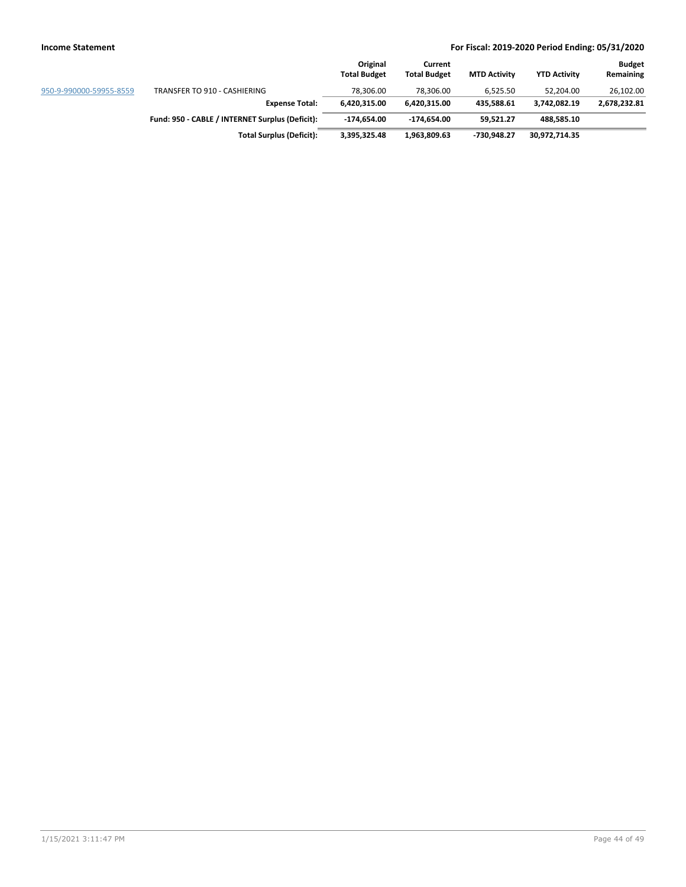| | | Original Total Budget | Current Total Budget | MTD Activity | YTD Activity | Budget Remaining |
|---|---|---|---|---|---|---|
| 950-9-990000-59955-8559 | TRANSFER TO 910 - CASHIERING | 78,306.00 | 78,306.00 | 6,525.50 | 52,204.00 | 26,102.00 |
| | **Expense Total:** | **6,420,315.00** | **6,420,315.00** | **435,588.61** | **3,742,082.19** | **2,678,232.81** |
| | **Fund: 950 - CABLE / INTERNET Surplus (Deficit):** | **-174,654.00** | **-174,654.00** | **59,521.27** | **488,585.10** | |
| | **Total Surplus (Deficit):** | **3,395,325.48** | **1,963,809.63** | **-730,948.27** | **30,972,714.35** | |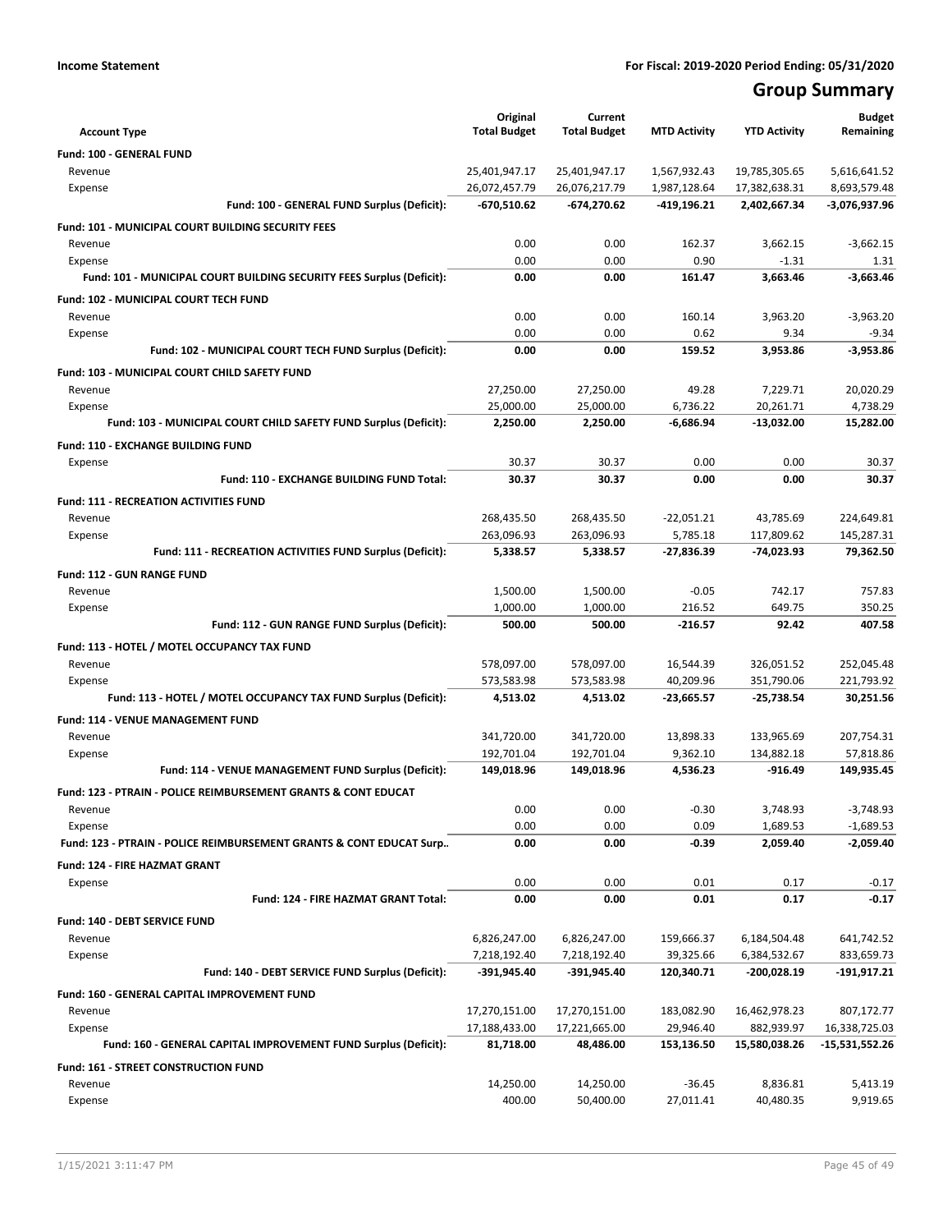**Income Statement** | **For Fiscal: 2019-2020 Period Ending: 05/31/2020**

# Group Summary

| Account Type | Original Total Budget | Current Total Budget | MTD Activity | YTD Activity | Budget Remaining |
|---|---|---|---|---|---|
| **Fund: 100 - GENERAL FUND** | | | | | |
| Revenue | 25,401,947.17 | 25,401,947.17 | 1,567,932.43 | 19,785,305.65 | 5,616,641.52 |
| Expense | 26,072,457.79 | 26,076,217.79 | 1,987,128.64 | 17,382,638.31 | 8,693,579.48 |
| **Fund: 100 - GENERAL FUND Surplus (Deficit):** | **-670,510.62** | **-674,270.62** | **-419,196.21** | **2,402,667.34** | **-3,076,937.96** |
| **Fund: 101 - MUNICIPAL COURT BUILDING SECURITY FEES** | | | | | |
| Revenue | 0.00 | 0.00 | 162.37 | 3,662.15 | -3,662.15 |
| Expense | 0.00 | 0.00 | 0.90 | -1.31 | 1.31 |
| **Fund: 101 - MUNICIPAL COURT BUILDING SECURITY FEES Surplus (Deficit):** | **0.00** | **0.00** | **161.47** | **3,663.46** | **-3,663.46** |
| **Fund: 102 - MUNICIPAL COURT TECH FUND** | | | | | |
| Revenue | 0.00 | 0.00 | 160.14 | 3,963.20 | -3,963.20 |
| Expense | 0.00 | 0.00 | 0.62 | 9.34 | -9.34 |
| **Fund: 102 - MUNICIPAL COURT TECH FUND Surplus (Deficit):** | **0.00** | **0.00** | **159.52** | **3,953.86** | **-3,953.86** |
| **Fund: 103 - MUNICIPAL COURT CHILD SAFETY FUND** | | | | | |
| Revenue | 27,250.00 | 27,250.00 | 49.28 | 7,229.71 | 20,020.29 |
| Expense | 25,000.00 | 25,000.00 | 6,736.22 | 20,261.71 | 4,738.29 |
| **Fund: 103 - MUNICIPAL COURT CHILD SAFETY FUND Surplus (Deficit):** | **2,250.00** | **2,250.00** | **-6,686.94** | **-13,032.00** | **15,282.00** |
| **Fund: 110 - EXCHANGE BUILDING FUND** | | | | | |
| Expense | 30.37 | 30.37 | 0.00 | 0.00 | 30.37 |
| **Fund: 110 - EXCHANGE BUILDING FUND Total:** | **30.37** | **30.37** | **0.00** | **0.00** | **30.37** |
| **Fund: 111 - RECREATION ACTIVITIES FUND** | | | | | |
| Revenue | 268,435.50 | 268,435.50 | -22,051.21 | 43,785.69 | 224,649.81 |
| Expense | 263,096.93 | 263,096.93 | 5,785.18 | 117,809.62 | 145,287.31 |
| **Fund: 111 - RECREATION ACTIVITIES FUND Surplus (Deficit):** | **5,338.57** | **5,338.57** | **-27,836.39** | **-74,023.93** | **79,362.50** |
| **Fund: 112 - GUN RANGE FUND** | | | | | |
| Revenue | 1,500.00 | 1,500.00 | -0.05 | 742.17 | 757.83 |
| Expense | 1,000.00 | 1,000.00 | 216.52 | 649.75 | 350.25 |
| **Fund: 112 - GUN RANGE FUND Surplus (Deficit):** | **500.00** | **500.00** | **-216.57** | **92.42** | **407.58** |
| **Fund: 113 - HOTEL / MOTEL OCCUPANCY TAX FUND** | | | | | |
| Revenue | 578,097.00 | 578,097.00 | 16,544.39 | 326,051.52 | 252,045.48 |
| Expense | 573,583.98 | 573,583.98 | 40,209.96 | 351,790.06 | 221,793.92 |
| **Fund: 113 - HOTEL / MOTEL OCCUPANCY TAX FUND Surplus (Deficit):** | **4,513.02** | **4,513.02** | **-23,665.57** | **-25,738.54** | **30,251.56** |
| **Fund: 114 - VENUE MANAGEMENT FUND** | | | | | |
| Revenue | 341,720.00 | 341,720.00 | 13,898.33 | 133,965.69 | 207,754.31 |
| Expense | 192,701.04 | 192,701.04 | 9,362.10 | 134,882.18 | 57,818.86 |
| **Fund: 114 - VENUE MANAGEMENT FUND Surplus (Deficit):** | **149,018.96** | **149,018.96** | **4,536.23** | **-916.49** | **149,935.45** |
| **Fund: 123 - PTRAIN - POLICE REIMBURSEMENT GRANTS & CONT EDUCAT** | | | | | |
| Revenue | 0.00 | 0.00 | -0.30 | 3,748.93 | -3,748.93 |
| Expense | 0.00 | 0.00 | 0.09 | 1,689.53 | -1,689.53 |
| **Fund: 123 - PTRAIN - POLICE REIMBURSEMENT GRANTS & CONT EDUCAT Surp..** | **0.00** | **0.00** | **-0.39** | **2,059.40** | **-2,059.40** |
| **Fund: 124 - FIRE HAZMAT GRANT** | | | | | |
| Expense | 0.00 | 0.00 | 0.01 | 0.17 | -0.17 |
| **Fund: 124 - FIRE HAZMAT GRANT Total:** | **0.00** | **0.00** | **0.01** | **0.17** | **-0.17** |
| **Fund: 140 - DEBT SERVICE FUND** | | | | | |
| Revenue | 6,826,247.00 | 6,826,247.00 | 159,666.37 | 6,184,504.48 | 641,742.52 |
| Expense | 7,218,192.40 | 7,218,192.40 | 39,325.66 | 6,384,532.67 | 833,659.73 |
| **Fund: 140 - DEBT SERVICE FUND Surplus (Deficit):** | **-391,945.40** | **-391,945.40** | **120,340.71** | **-200,028.19** | **-191,917.21** |
| **Fund: 160 - GENERAL CAPITAL IMPROVEMENT FUND** | | | | | |
| Revenue | 17,270,151.00 | 17,270,151.00 | 183,082.90 | 16,462,978.23 | 807,172.77 |
| Expense | 17,188,433.00 | 17,221,665.00 | 29,946.40 | 882,939.97 | 16,338,725.03 |
| **Fund: 160 - GENERAL CAPITAL IMPROVEMENT FUND Surplus (Deficit):** | **81,718.00** | **48,486.00** | **153,136.50** | **15,580,038.26** | **-15,531,552.26** |
| **Fund: 161 - STREET CONSTRUCTION FUND** | | | | | |
| Revenue | 14,250.00 | 14,250.00 | -36.45 | 8,836.81 | 5,413.19 |
| Expense | 400.00 | 50,400.00 | 27,011.41 | 40,480.35 | 9,919.65 |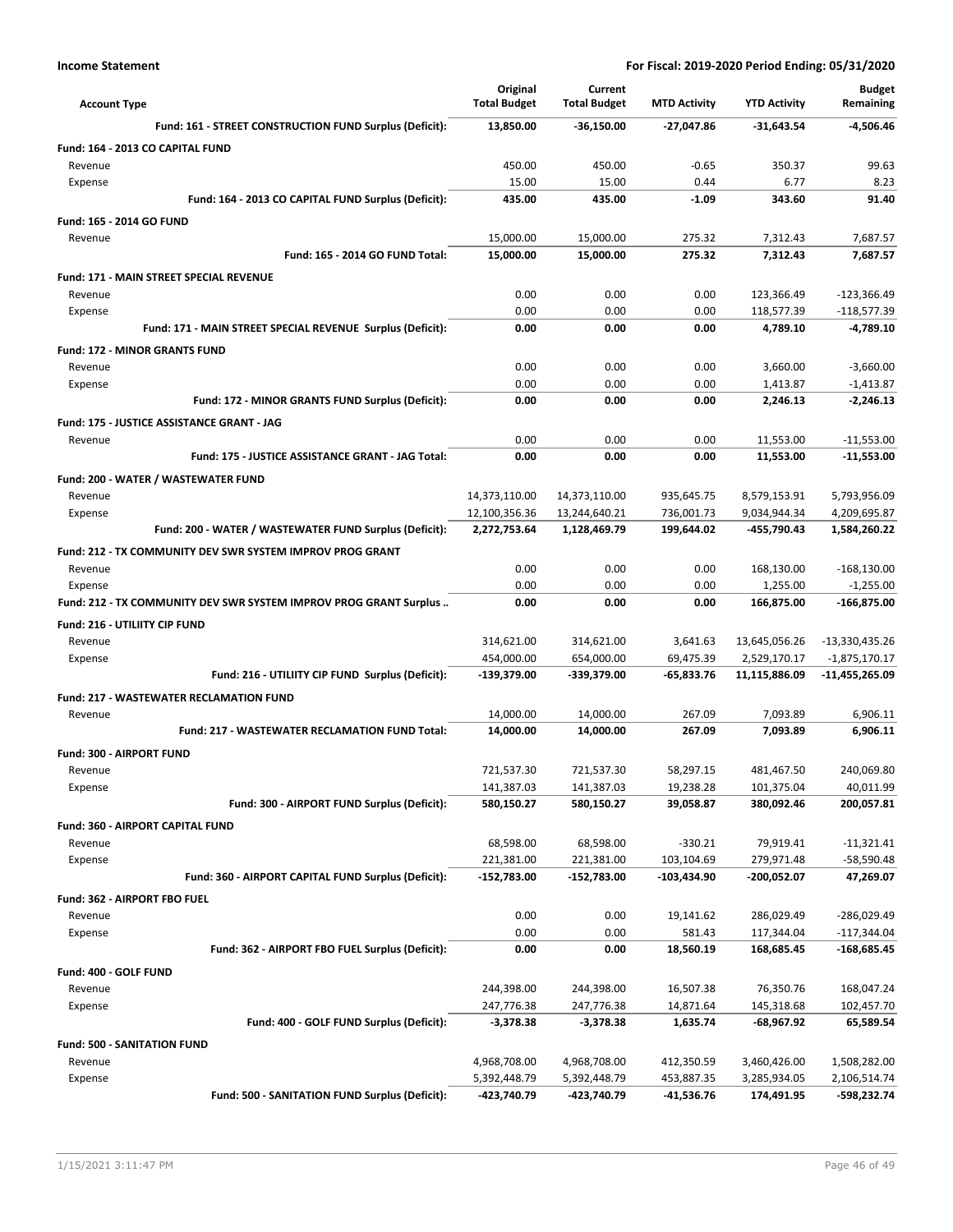**Income Statement** | **For Fiscal: 2019-2020 Period Ending: 05/31/2020**

| Account Type | Original Total Budget | Current Total Budget | MTD Activity | YTD Activity | Budget Remaining |
|---|---|---|---|---|---|
| **Fund: 161 - STREET CONSTRUCTION FUND Surplus (Deficit):** | **13,850.00** | **-36,150.00** | **-27,047.86** | **-31,643.54** | **-4,506.46** |
| **Fund: 164 - 2013 CO CAPITAL FUND** | | | | | |
| Revenue | 450.00 | 450.00 | -0.65 | 350.37 | 99.63 |
| Expense | 15.00 | 15.00 | 0.44 | 6.77 | 8.23 |
| **Fund: 164 - 2013 CO CAPITAL FUND Surplus (Deficit):** | **435.00** | **435.00** | **-1.09** | **343.60** | **91.40** |
| **Fund: 165 - 2014 GO FUND** | | | | | |
| Revenue | 15,000.00 | 15,000.00 | 275.32 | 7,312.43 | 7,687.57 |
| **Fund: 165 - 2014 GO FUND Total:** | **15,000.00** | **15,000.00** | **275.32** | **7,312.43** | **7,687.57** |
| **Fund: 171 - MAIN STREET SPECIAL REVENUE** | | | | | |
| Revenue | 0.00 | 0.00 | 0.00 | 123,366.49 | -123,366.49 |
| Expense | 0.00 | 0.00 | 0.00 | 118,577.39 | -118,577.39 |
| **Fund: 171 - MAIN STREET SPECIAL REVENUE Surplus (Deficit):** | **0.00** | **0.00** | **0.00** | **4,789.10** | **-4,789.10** |
| **Fund: 172 - MINOR GRANTS FUND** | | | | | |
| Revenue | 0.00 | 0.00 | 0.00 | 3,660.00 | -3,660.00 |
| Expense | 0.00 | 0.00 | 0.00 | 1,413.87 | -1,413.87 |
| **Fund: 172 - MINOR GRANTS FUND Surplus (Deficit):** | **0.00** | **0.00** | **0.00** | **2,246.13** | **-2,246.13** |
| **Fund: 175 - JUSTICE ASSISTANCE GRANT - JAG** | | | | | |
| Revenue | 0.00 | 0.00 | 0.00 | 11,553.00 | -11,553.00 |
| **Fund: 175 - JUSTICE ASSISTANCE GRANT - JAG Total:** | **0.00** | **0.00** | **0.00** | **11,553.00** | **-11,553.00** |
| **Fund: 200 - WATER / WASTEWATER FUND** | | | | | |
| Revenue | 14,373,110.00 | 14,373,110.00 | 935,645.75 | 8,579,153.91 | 5,793,956.09 |
| Expense | 12,100,356.36 | 13,244,640.21 | 736,001.73 | 9,034,944.34 | 4,209,695.87 |
| **Fund: 200 - WATER / WASTEWATER FUND Surplus (Deficit):** | **2,272,753.64** | **1,128,469.79** | **199,644.02** | **-455,790.43** | **1,584,260.22** |
| **Fund: 212 - TX COMMUNITY DEV SWR SYSTEM IMPROV PROG GRANT** | | | | | |
| Revenue | 0.00 | 0.00 | 0.00 | 168,130.00 | -168,130.00 |
| Expense | 0.00 | 0.00 | 0.00 | 1,255.00 | -1,255.00 |
| **Fund: 212 - TX COMMUNITY DEV SWR SYSTEM IMPROV PROG GRANT Surplus ..** | **0.00** | **0.00** | **0.00** | **166,875.00** | **-166,875.00** |
| **Fund: 216 - UTILIITY CIP FUND** | | | | | |
| Revenue | 314,621.00 | 314,621.00 | 3,641.63 | 13,645,056.26 | -13,330,435.26 |
| Expense | 454,000.00 | 654,000.00 | 69,475.39 | 2,529,170.17 | -1,875,170.17 |
| **Fund: 216 - UTILIITY CIP FUND Surplus (Deficit):** | **-139,379.00** | **-339,379.00** | **-65,833.76** | **11,115,886.09** | **-11,455,265.09** |
| **Fund: 217 - WASTEWATER RECLAMATION FUND** | | | | | |
| Revenue | 14,000.00 | 14,000.00 | 267.09 | 7,093.89 | 6,906.11 |
| **Fund: 217 - WASTEWATER RECLAMATION FUND Total:** | **14,000.00** | **14,000.00** | **267.09** | **7,093.89** | **6,906.11** |
| **Fund: 300 - AIRPORT FUND** | | | | | |
| Revenue | 721,537.30 | 721,537.30 | 58,297.15 | 481,467.50 | 240,069.80 |
| Expense | 141,387.03 | 141,387.03 | 19,238.28 | 101,375.04 | 40,011.99 |
| **Fund: 300 - AIRPORT FUND Surplus (Deficit):** | **580,150.27** | **580,150.27** | **39,058.87** | **380,092.46** | **200,057.81** |
| **Fund: 360 - AIRPORT CAPITAL FUND** | | | | | |
| Revenue | 68,598.00 | 68,598.00 | -330.21 | 79,919.41 | -11,321.41 |
| Expense | 221,381.00 | 221,381.00 | 103,104.69 | 279,971.48 | -58,590.48 |
| **Fund: 360 - AIRPORT CAPITAL FUND Surplus (Deficit):** | **-152,783.00** | **-152,783.00** | **-103,434.90** | **-200,052.07** | **47,269.07** |
| **Fund: 362 - AIRPORT FBO FUEL** | | | | | |
| Revenue | 0.00 | 0.00 | 19,141.62 | 286,029.49 | -286,029.49 |
| Expense | 0.00 | 0.00 | 581.43 | 117,344.04 | -117,344.04 |
| **Fund: 362 - AIRPORT FBO FUEL Surplus (Deficit):** | **0.00** | **0.00** | **18,560.19** | **168,685.45** | **-168,685.45** |
| **Fund: 400 - GOLF FUND** | | | | | |
| Revenue | 244,398.00 | 244,398.00 | 16,507.38 | 76,350.76 | 168,047.24 |
| Expense | 247,776.38 | 247,776.38 | 14,871.64 | 145,318.68 | 102,457.70 |
| **Fund: 400 - GOLF FUND Surplus (Deficit):** | **-3,378.38** | **-3,378.38** | **1,635.74** | **-68,967.92** | **65,589.54** |
| **Fund: 500 - SANITATION FUND** | | | | | |
| Revenue | 4,968,708.00 | 4,968,708.00 | 412,350.59 | 3,460,426.00 | 1,508,282.00 |
| Expense | 5,392,448.79 | 5,392,448.79 | 453,887.35 | 3,285,934.05 | 2,106,514.74 |
| **Fund: 500 - SANITATION FUND Surplus (Deficit):** | **-423,740.79** | **-423,740.79** | **-41,536.76** | **174,491.95** | **-598,232.74** |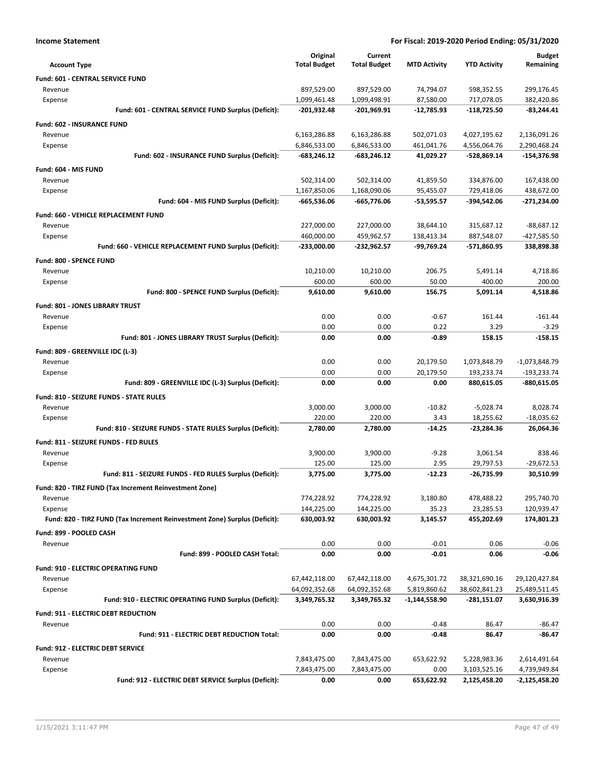**Income Statement** | **For Fiscal: 2019-2020 Period Ending: 05/31/2020**

| Account Type | Original Total Budget | Current Total Budget | MTD Activity | YTD Activity | Budget Remaining |
|---|---|---|---|---|---|
| **Fund: 601 - CENTRAL SERVICE FUND** | | | | | |
| Revenue | 897,529.00 | 897,529.00 | 74,794.07 | 598,352.55 | 299,176.45 |
| Expense | 1,099,461.48 | 1,099,498.91 | 87,580.00 | 717,078.05 | 382,420.86 |
| **Fund: 601 - CENTRAL SERVICE FUND Surplus (Deficit):** | **-201,932.48** | **-201,969.91** | **-12,785.93** | **-118,725.50** | **-83,244.41** |
| **Fund: 602 - INSURANCE FUND** | | | | | |
| Revenue | 6,163,286.88 | 6,163,286.88 | 502,071.03 | 4,027,195.62 | 2,136,091.26 |
| Expense | 6,846,533.00 | 6,846,533.00 | 461,041.76 | 4,556,064.76 | 2,290,468.24 |
| **Fund: 602 - INSURANCE FUND Surplus (Deficit):** | **-683,246.12** | **-683,246.12** | **41,029.27** | **-528,869.14** | **-154,376.98** |
| **Fund: 604 - MIS FUND** | | | | | |
| Revenue | 502,314.00 | 502,314.00 | 41,859.50 | 334,876.00 | 167,438.00 |
| Expense | 1,167,850.06 | 1,168,090.06 | 95,455.07 | 729,418.06 | 438,672.00 |
| **Fund: 604 - MIS FUND Surplus (Deficit):** | **-665,536.06** | **-665,776.06** | **-53,595.57** | **-394,542.06** | **-271,234.00** |
| **Fund: 660 - VEHICLE REPLACEMENT FUND** | | | | | |
| Revenue | 227,000.00 | 227,000.00 | 38,644.10 | 315,687.12 | -88,687.12 |
| Expense | 460,000.00 | 459,962.57 | 138,413.34 | 887,548.07 | -427,585.50 |
| **Fund: 660 - VEHICLE REPLACEMENT FUND Surplus (Deficit):** | **-233,000.00** | **-232,962.57** | **-99,769.24** | **-571,860.95** | **338,898.38** |
| **Fund: 800 - SPENCE FUND** | | | | | |
| Revenue | 10,210.00 | 10,210.00 | 206.75 | 5,491.14 | 4,718.86 |
| Expense | 600.00 | 600.00 | 50.00 | 400.00 | 200.00 |
| **Fund: 800 - SPENCE FUND Surplus (Deficit):** | **9,610.00** | **9,610.00** | **156.75** | **5,091.14** | **4,518.86** |
| **Fund: 801 - JONES LIBRARY TRUST** | | | | | |
| Revenue | 0.00 | 0.00 | -0.67 | 161.44 | -161.44 |
| Expense | 0.00 | 0.00 | 0.22 | 3.29 | -3.29 |
| **Fund: 801 - JONES LIBRARY TRUST Surplus (Deficit):** | **0.00** | **0.00** | **-0.89** | **158.15** | **-158.15** |
| **Fund: 809 - GREENVILLE IDC (L-3)** | | | | | |
| Revenue | 0.00 | 0.00 | 20,179.50 | 1,073,848.79 | -1,073,848.79 |
| Expense | 0.00 | 0.00 | 20,179.50 | 193,233.74 | -193,233.74 |
| **Fund: 809 - GREENVILLE IDC (L-3) Surplus (Deficit):** | **0.00** | **0.00** | **0.00** | **880,615.05** | **-880,615.05** |
| **Fund: 810 - SEIZURE FUNDS - STATE RULES** | | | | | |
| Revenue | 3,000.00 | 3,000.00 | -10.82 | -5,028.74 | 8,028.74 |
| Expense | 220.00 | 220.00 | 3.43 | 18,255.62 | -18,035.62 |
| **Fund: 810 - SEIZURE FUNDS - STATE RULES Surplus (Deficit):** | **2,780.00** | **2,780.00** | **-14.25** | **-23,284.36** | **26,064.36** |
| **Fund: 811 - SEIZURE FUNDS - FED RULES** | | | | | |
| Revenue | 3,900.00 | 3,900.00 | -9.28 | 3,061.54 | 838.46 |
| Expense | 125.00 | 125.00 | 2.95 | 29,797.53 | -29,672.53 |
| **Fund: 811 - SEIZURE FUNDS - FED RULES Surplus (Deficit):** | **3,775.00** | **3,775.00** | **-12.23** | **-26,735.99** | **30,510.99** |
| **Fund: 820 - TIRZ FUND (Tax Increment Reinvestment Zone)** | | | | | |
| Revenue | 774,228.92 | 774,228.92 | 3,180.80 | 478,488.22 | 295,740.70 |
| Expense | 144,225.00 | 144,225.00 | 35.23 | 23,285.53 | 120,939.47 |
| **Fund: 820 - TIRZ FUND (Tax Increment Reinvestment Zone) Surplus (Deficit):** | **630,003.92** | **630,003.92** | **3,145.57** | **455,202.69** | **174,801.23** |
| **Fund: 899 - POOLED CASH** | | | | | |
| Revenue | 0.00 | 0.00 | -0.01 | 0.06 | -0.06 |
| **Fund: 899 - POOLED CASH Total:** | **0.00** | **0.00** | **-0.01** | **0.06** | **-0.06** |
| **Fund: 910 - ELECTRIC OPERATING FUND** | | | | | |
| Revenue | 67,442,118.00 | 67,442,118.00 | 4,675,301.72 | 38,321,690.16 | 29,120,427.84 |
| Expense | 64,092,352.68 | 64,092,352.68 | 5,819,860.62 | 38,602,841.23 | 25,489,511.45 |
| **Fund: 910 - ELECTRIC OPERATING FUND Surplus (Deficit):** | **3,349,765.32** | **3,349,765.32** | **-1,144,558.90** | **-281,151.07** | **3,630,916.39** |
| **Fund: 911 - ELECTRIC DEBT REDUCTION** | | | | | |
| Revenue | 0.00 | 0.00 | -0.48 | 86.47 | -86.47 |
| **Fund: 911 - ELECTRIC DEBT REDUCTION Total:** | **0.00** | **0.00** | **-0.48** | **86.47** | **-86.47** |
| **Fund: 912 - ELECTRIC DEBT SERVICE** | | | | | |
| Revenue | 7,843,475.00 | 7,843,475.00 | 653,622.92 | 5,228,983.36 | 2,614,491.64 |
| Expense | 7,843,475.00 | 7,843,475.00 | 0.00 | 3,103,525.16 | 4,739,949.84 |
| **Fund: 912 - ELECTRIC DEBT SERVICE Surplus (Deficit):** | **0.00** | **0.00** | **653,622.92** | **2,125,458.20** | **-2,125,458.20** |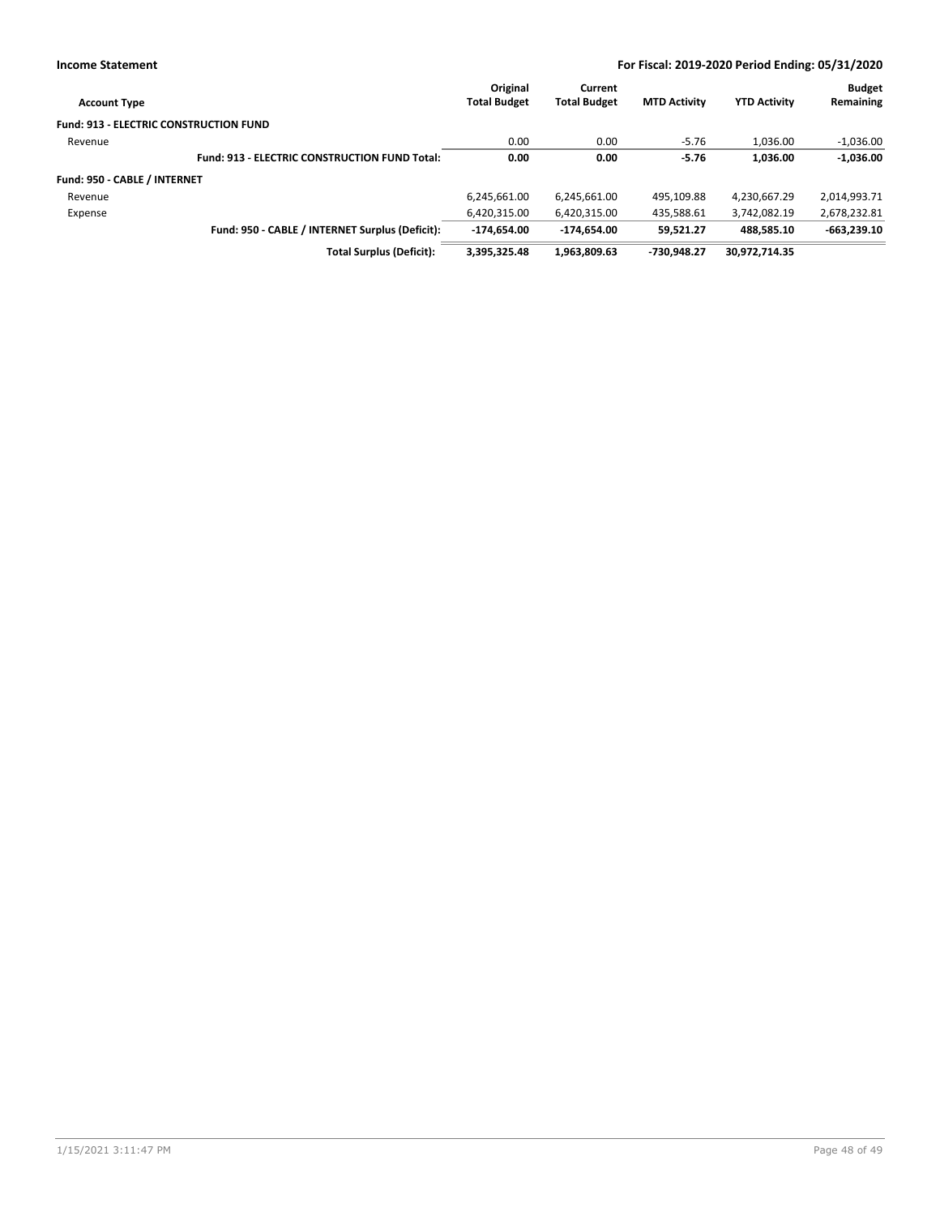**Income Statement** **For Fiscal: 2019-2020 Period Ending: 05/31/2020**

| Account Type | Original Total Budget | Current Total Budget | MTD Activity | YTD Activity | Budget Remaining |
|---|---|---|---|---|---|
| **Fund: 913 - ELECTRIC CONSTRUCTION FUND** | | | | | |
| Revenue | 0.00 | 0.00 | -5.76 | 1,036.00 | -1,036.00 |
| **Fund: 913 - ELECTRIC CONSTRUCTION FUND Total:** | **0.00** | **0.00** | **-5.76** | **1,036.00** | **-1,036.00** |
| **Fund: 950 - CABLE / INTERNET** | | | | | |
| Revenue | 6,245,661.00 | 6,245,661.00 | 495,109.88 | 4,230,667.29 | 2,014,993.71 |
| Expense | 6,420,315.00 | 6,420,315.00 | 435,588.61 | 3,742,082.19 | 2,678,232.81 |
| **Fund: 950 - CABLE / INTERNET Surplus (Deficit):** | **-174,654.00** | **-174,654.00** | **59,521.27** | **488,585.10** | **-663,239.10** |
| **Total Surplus (Deficit):** | **3,395,325.48** | **1,963,809.63** | **-730,948.27** | **30,972,714.35** | |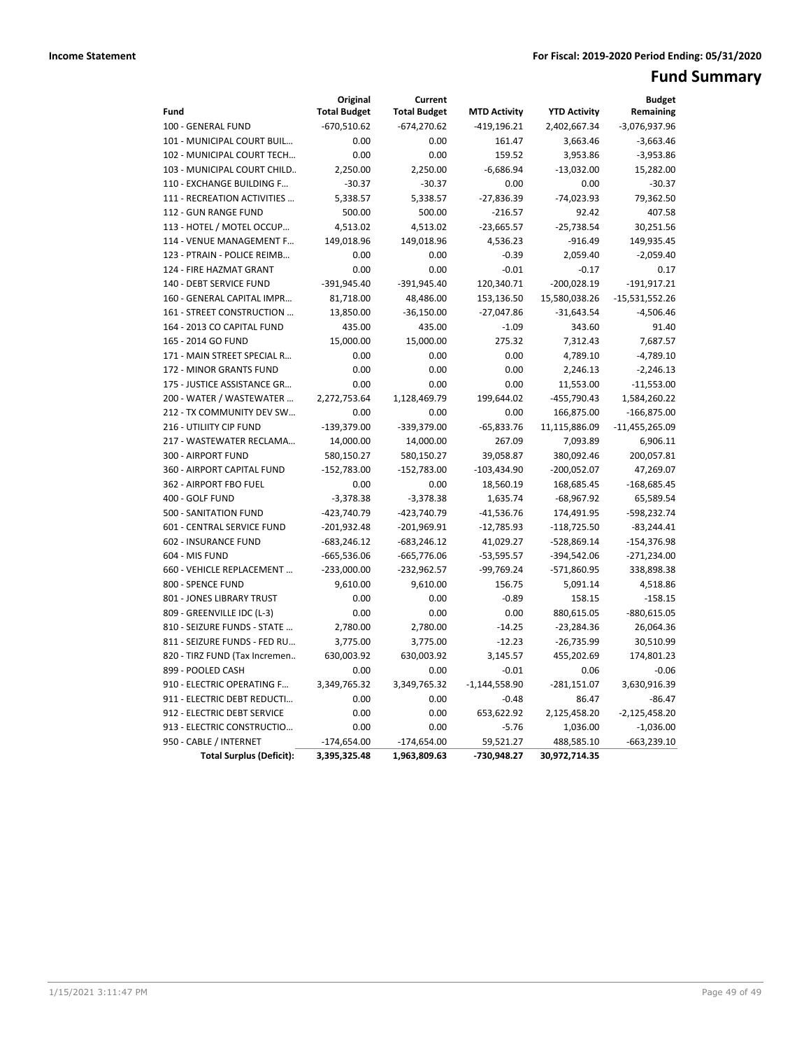**Income Statement** **For Fiscal: 2019-2020 Period Ending: 05/31/2020**

# Fund Summary

| Fund | Original Total Budget | Current Total Budget | MTD Activity | YTD Activity | Budget Remaining |
|---|---|---|---|---|---|
| 100 - GENERAL FUND | -670,510.62 | -674,270.62 | -419,196.21 | 2,402,667.34 | -3,076,937.96 |
| 101 - MUNICIPAL COURT BUIL… | 0.00 | 0.00 | 161.47 | 3,663.46 | -3,663.46 |
| 102 - MUNICIPAL COURT TECH… | 0.00 | 0.00 | 159.52 | 3,953.86 | -3,953.86 |
| 103 - MUNICIPAL COURT CHILD.. | 2,250.00 | 2,250.00 | -6,686.94 | -13,032.00 | 15,282.00 |
| 110 - EXCHANGE BUILDING F… | -30.37 | -30.37 | 0.00 | 0.00 | -30.37 |
| 111 - RECREATION ACTIVITIES … | 5,338.57 | 5,338.57 | -27,836.39 | -74,023.93 | 79,362.50 |
| 112 - GUN RANGE FUND | 500.00 | 500.00 | -216.57 | 92.42 | 407.58 |
| 113 - HOTEL / MOTEL OCCUP… | 4,513.02 | 4,513.02 | -23,665.57 | -25,738.54 | 30,251.56 |
| 114 - VENUE MANAGEMENT F… | 149,018.96 | 149,018.96 | 4,536.23 | -916.49 | 149,935.45 |
| 123 - PTRAIN - POLICE REIMB… | 0.00 | 0.00 | -0.39 | 2,059.40 | -2,059.40 |
| 124 - FIRE HAZMAT GRANT | 0.00 | 0.00 | -0.01 | -0.17 | 0.17 |
| 140 - DEBT SERVICE FUND | -391,945.40 | -391,945.40 | 120,340.71 | -200,028.19 | -191,917.21 |
| 160 - GENERAL CAPITAL IMPR… | 81,718.00 | 48,486.00 | 153,136.50 | 15,580,038.26 | -15,531,552.26 |
| 161 - STREET CONSTRUCTION … | 13,850.00 | -36,150.00 | -27,047.86 | -31,643.54 | -4,506.46 |
| 164 - 2013 CO CAPITAL FUND | 435.00 | 435.00 | -1.09 | 343.60 | 91.40 |
| 165 - 2014 GO FUND | 15,000.00 | 15,000.00 | 275.32 | 7,312.43 | 7,687.57 |
| 171 - MAIN STREET SPECIAL R… | 0.00 | 0.00 | 0.00 | 4,789.10 | -4,789.10 |
| 172 - MINOR GRANTS FUND | 0.00 | 0.00 | 0.00 | 2,246.13 | -2,246.13 |
| 175 - JUSTICE ASSISTANCE GR… | 0.00 | 0.00 | 0.00 | 11,553.00 | -11,553.00 |
| 200 - WATER / WASTEWATER … | 2,272,753.64 | 1,128,469.79 | 199,644.02 | -455,790.43 | 1,584,260.22 |
| 212 - TX COMMUNITY DEV SW… | 0.00 | 0.00 | 0.00 | 166,875.00 | -166,875.00 |
| 216 - UTILIITY CIP FUND | -139,379.00 | -339,379.00 | -65,833.76 | 11,115,886.09 | -11,455,265.09 |
| 217 - WASTEWATER RECLAMA… | 14,000.00 | 14,000.00 | 267.09 | 7,093.89 | 6,906.11 |
| 300 - AIRPORT FUND | 580,150.27 | 580,150.27 | 39,058.87 | 380,092.46 | 200,057.81 |
| 360 - AIRPORT CAPITAL FUND | -152,783.00 | -152,783.00 | -103,434.90 | -200,052.07 | 47,269.07 |
| 362 - AIRPORT FBO FUEL | 0.00 | 0.00 | 18,560.19 | 168,685.45 | -168,685.45 |
| 400 - GOLF FUND | -3,378.38 | -3,378.38 | 1,635.74 | -68,967.92 | 65,589.54 |
| 500 - SANITATION FUND | -423,740.79 | -423,740.79 | -41,536.76 | 174,491.95 | -598,232.74 |
| 601 - CENTRAL SERVICE FUND | -201,932.48 | -201,969.91 | -12,785.93 | -118,725.50 | -83,244.41 |
| 602 - INSURANCE FUND | -683,246.12 | -683,246.12 | 41,029.27 | -528,869.14 | -154,376.98 |
| 604 - MIS FUND | -665,536.06 | -665,776.06 | -53,595.57 | -394,542.06 | -271,234.00 |
| 660 - VEHICLE REPLACEMENT … | -233,000.00 | -232,962.57 | -99,769.24 | -571,860.95 | 338,898.38 |
| 800 - SPENCE FUND | 9,610.00 | 9,610.00 | 156.75 | 5,091.14 | 4,518.86 |
| 801 - JONES LIBRARY TRUST | 0.00 | 0.00 | -0.89 | 158.15 | -158.15 |
| 809 - GREENVILLE IDC (L-3) | 0.00 | 0.00 | 0.00 | 880,615.05 | -880,615.05 |
| 810 - SEIZURE FUNDS - STATE … | 2,780.00 | 2,780.00 | -14.25 | -23,284.36 | 26,064.36 |
| 811 - SEIZURE FUNDS - FED RU… | 3,775.00 | 3,775.00 | -12.23 | -26,735.99 | 30,510.99 |
| 820 - TIRZ FUND (Tax Incremen.. | 630,003.92 | 630,003.92 | 3,145.57 | 455,202.69 | 174,801.23 |
| 899 - POOLED CASH | 0.00 | 0.00 | -0.01 | 0.06 | -0.06 |
| 910 - ELECTRIC OPERATING F… | 3,349,765.32 | 3,349,765.32 | -1,144,558.90 | -281,151.07 | 3,630,916.39 |
| 911 - ELECTRIC DEBT REDUCTI… | 0.00 | 0.00 | -0.48 | 86.47 | -86.47 |
| 912 - ELECTRIC DEBT SERVICE | 0.00 | 0.00 | 653,622.92 | 2,125,458.20 | -2,125,458.20 |
| 913 - ELECTRIC CONSTRUCTIO… | 0.00 | 0.00 | -5.76 | 1,036.00 | -1,036.00 |
| 950 - CABLE / INTERNET | -174,654.00 | -174,654.00 | 59,521.27 | 488,585.10 | -663,239.10 |
| **Total Surplus (Deficit):** | **3,395,325.48** | **1,963,809.63** | **-730,948.27** | **30,972,714.35** | |